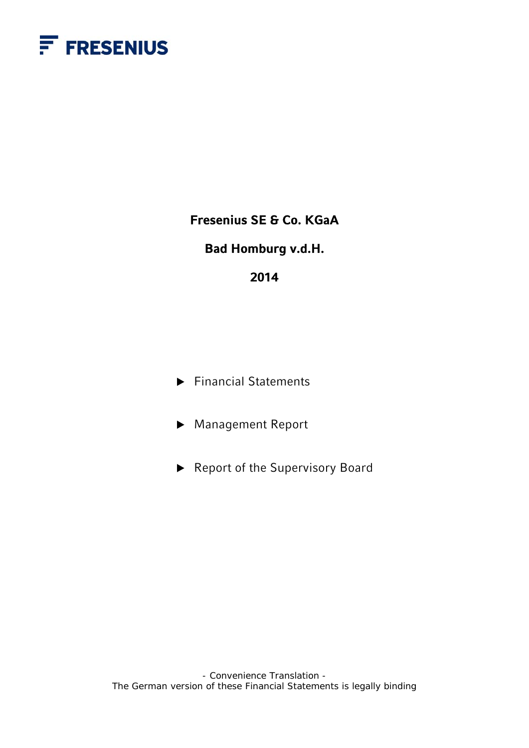FRESENIUS

# Fresenius SE & Co. KGaA

## Bad Homburg v.d.H.

## 2014

- ▶ Financial Statements
- ▶ Management Report
- ▶ Report of the Supervisory Board

- Convenience Translation -
The German version of these Financial Statements is legally binding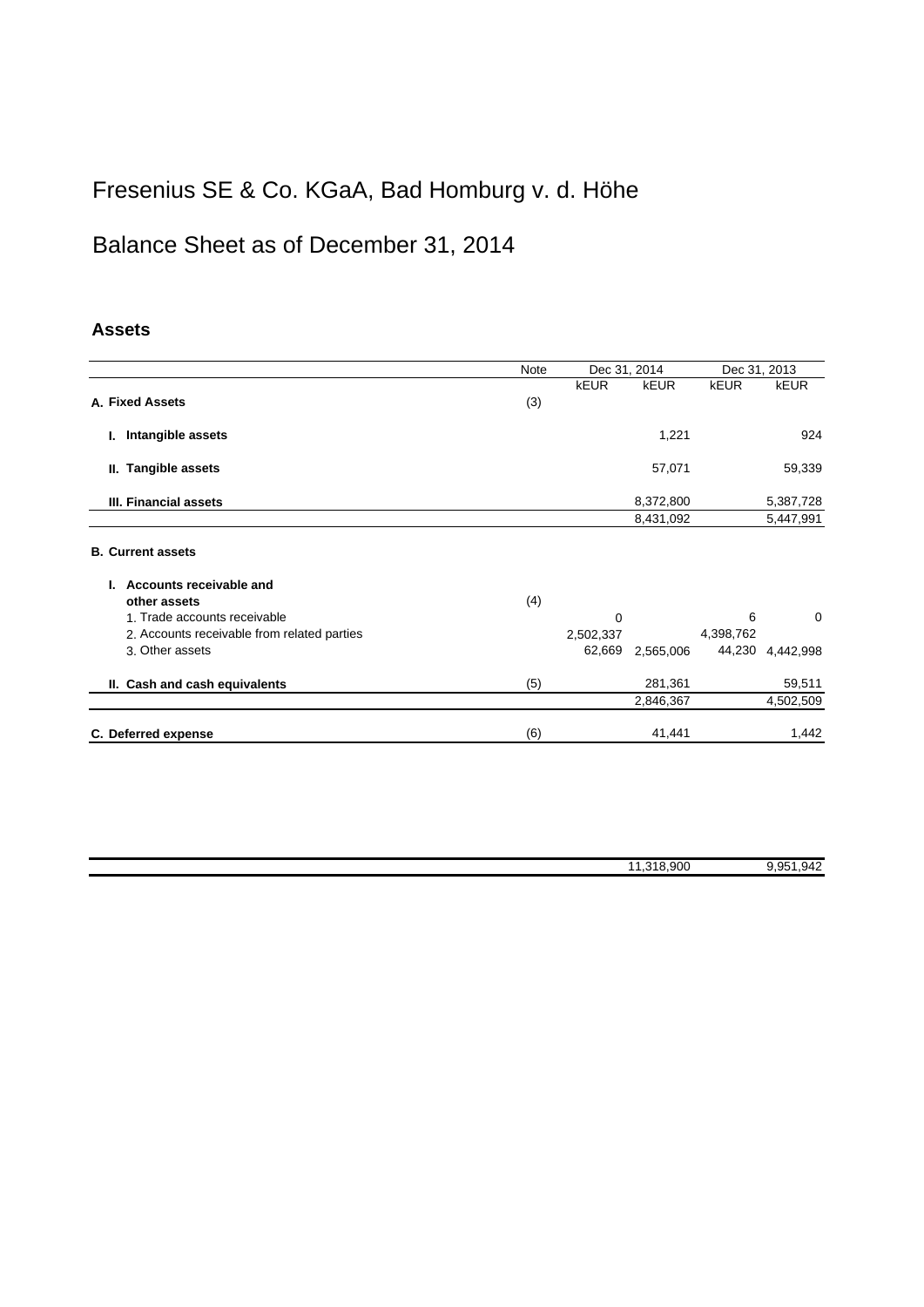# Fresenius SE & Co. KGaA, Bad Homburg v. d. Höhe

## Balance Sheet as of December 31, 2014

### Assets

| | Note | Dec 31, 2014 | | Dec 31, 2013 | |
|---|---|---|---|---|---|
| | | kEUR | kEUR | kEUR | kEUR |
| **A. Fixed Assets** | (3) | | | | |
| **I. Intangible assets** | | | 1,221 | | 924 |
| **II. Tangible assets** | | | 57,071 | | 59,339 |
| **III. Financial assets** | | | 8,372,800 | | 5,387,728 |
| | | | 8,431,092 | | 5,447,991 |
| **B. Current assets** | | | | | |
| **I. Accounts receivable and other assets** | (4) | | | | |
| 1. Trade accounts receivable | | 0 | | 6 | 0 |
| 2. Accounts receivable from related parties | | 2,502,337 | | 4,398,762 | |
| 3. Other assets | | 62,669 | 2,565,006 | 44,230 | 4,442,998 |
| **II. Cash and cash equivalents** | (5) | | 281,361 | | 59,511 |
| | | | 2,846,367 | | 4,502,509 |
| **C. Deferred expense** | (6) | | 41,441 | | 1,442 |
| | | | 11,318,900 | | 9,951,942 |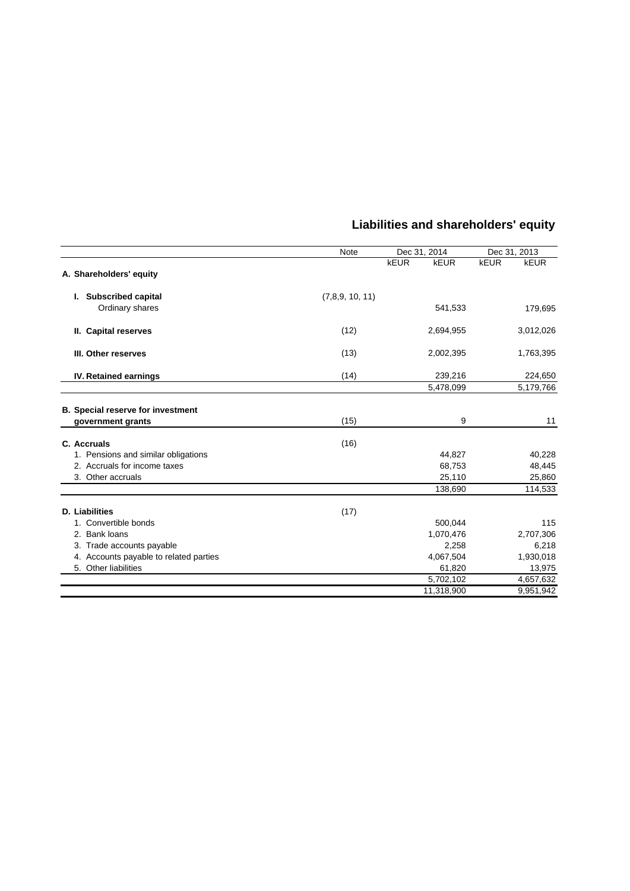## Liabilities and shareholders' equity

| | Note | Dec 31, 2014 | | Dec 31, 2013 | |
|---|---|---|---|---|---|
| | | kEUR | kEUR | kEUR | kEUR |
| **A. Shareholders' equity** | | | | | |
| **I. Subscribed capital** | (7,8,9, 10, 11) | | | | |
| Ordinary shares | | | 541,533 | | 179,695 |
| **II. Capital reserves** | (12) | | 2,694,955 | | 3,012,026 |
| **III. Other reserves** | (13) | | 2,002,395 | | 1,763,395 |
| **IV. Retained earnings** | (14) | | 239,216 | | 224,650 |
| | | | 5,478,099 | | 5,179,766 |
| **B. Special reserve for investment government grants** | (15) | | 9 | | 11 |
| **C. Accruals** | (16) | | | | |
| 1. Pensions and similar obligations | | | 44,827 | | 40,228 |
| 2. Accruals for income taxes | | | 68,753 | | 48,445 |
| 3. Other accruals | | | 25,110 | | 25,860 |
| | | | 138,690 | | 114,533 |
| **D. Liabilities** | (17) | | | | |
| 1. Convertible bonds | | | 500,044 | | 115 |
| 2. Bank loans | | | 1,070,476 | | 2,707,306 |
| 3. Trade accounts payable | | | 2,258 | | 6,218 |
| 4. Accounts payable to related parties | | | 4,067,504 | | 1,930,018 |
| 5. Other liabilities | | | 61,820 | | 13,975 |
| | | | 5,702,102 | | 4,657,632 |
| | | | 11,318,900 | | 9,951,942 |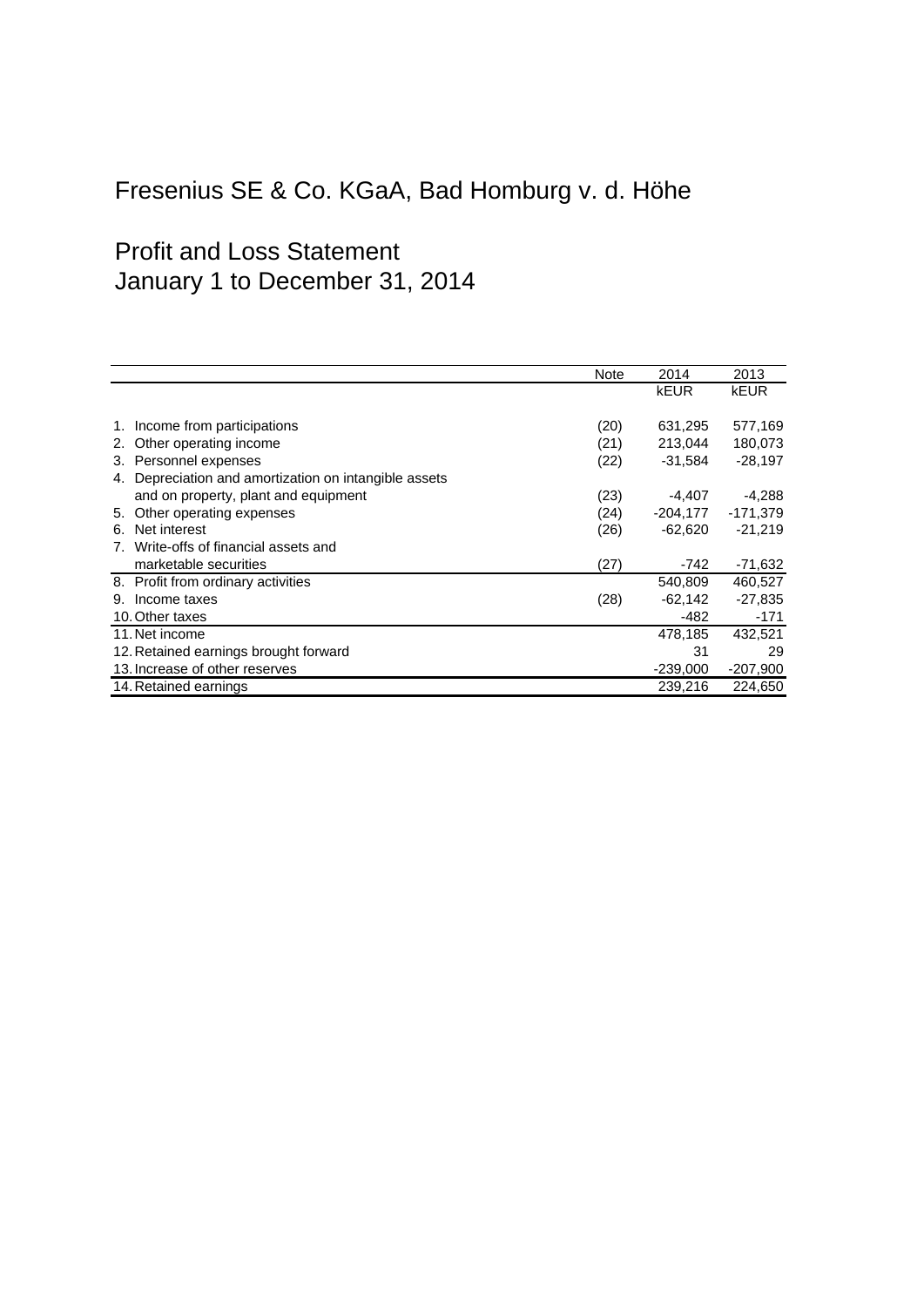# Fresenius SE & Co. KGaA, Bad Homburg v. d. Höhe

## Profit and Loss Statement
## January 1 to December 31, 2014

| | Note | 2014 | 2013 |
|---|---|---|---|
| | | kEUR | kEUR |
| 1. Income from participations | (20) | 631,295 | 577,169 |
| 2. Other operating income | (21) | 213,044 | 180,073 |
| 3. Personnel expenses | (22) | -31,584 | -28,197 |
| 4. Depreciation and amortization on intangible assets and on property, plant and equipment | (23) | -4,407 | -4,288 |
| 5. Other operating expenses | (24) | -204,177 | -171,379 |
| 6. Net interest | (26) | -62,620 | -21,219 |
| 7. Write-offs of financial assets and marketable securities | (27) | -742 | -71,632 |
| 8. Profit from ordinary activities | | 540,809 | 460,527 |
| 9. Income taxes | (28) | -62,142 | -27,835 |
| 10. Other taxes | | -482 | -171 |
| 11. Net income | | 478,185 | 432,521 |
| 12. Retained earnings brought forward | | 31 | 29 |
| 13. Increase of other reserves | | -239,000 | -207,900 |
| 14. Retained earnings | | 239,216 | 224,650 |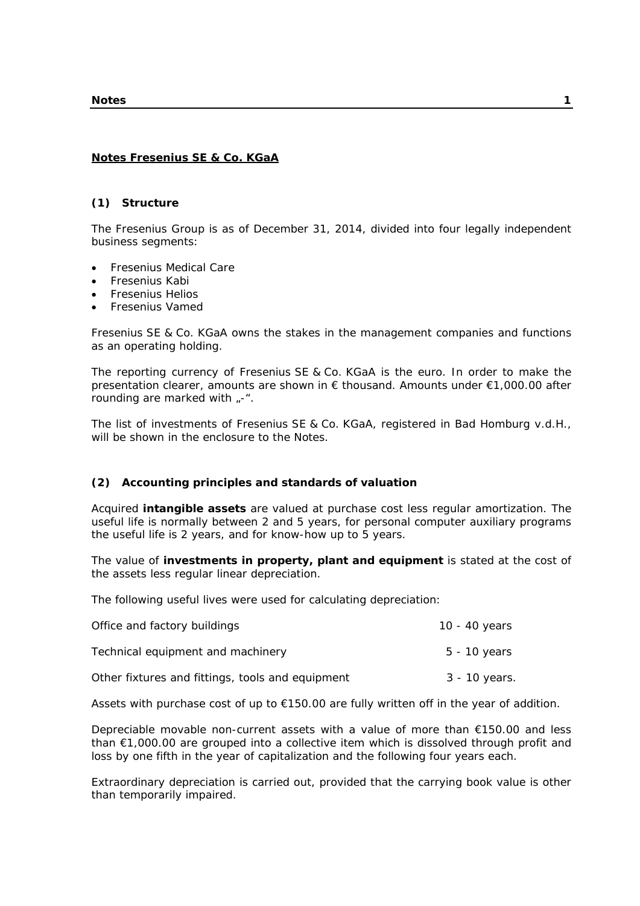## Notes Fresenius SE & Co. KGaA

### (1) Structure

The Fresenius Group is as of December 31, 2014, divided into four legally independent business segments:

- Fresenius Medical Care
- Fresenius Kabi
- Fresenius Helios
- Fresenius Vamed

Fresenius SE & Co. KGaA owns the stakes in the management companies and functions as an operating holding.

The reporting currency of Fresenius SE & Co. KGaA is the euro. In order to make the presentation clearer, amounts are shown in € thousand. Amounts under €1,000.00 after rounding are marked with „-".

The list of investments of Fresenius SE & Co. KGaA, registered in Bad Homburg v.d.H., will be shown in the enclosure to the Notes.

### (2) Accounting principles and standards of valuation

Acquired **intangible assets** are valued at purchase cost less regular amortization. The useful life is normally between 2 and 5 years, for personal computer auxiliary programs the useful life is 2 years, and for know-how up to 5 years.

The value of **investments in property, plant and equipment** is stated at the cost of the assets less regular linear depreciation.

The following useful lives were used for calculating depreciation:

| | |
|---|---|
| Office and factory buildings | 10 - 40 years |
| Technical equipment and machinery | 5 - 10 years |
| Other fixtures and fittings, tools and equipment | 3 - 10 years. |

Assets with purchase cost of up to €150.00 are fully written off in the year of addition.

Depreciable movable non-current assets with a value of more than €150.00 and less than €1,000.00 are grouped into a collective item which is dissolved through profit and loss by one fifth in the year of capitalization and the following four years each.

Extraordinary depreciation is carried out, provided that the carrying book value is other than temporarily impaired.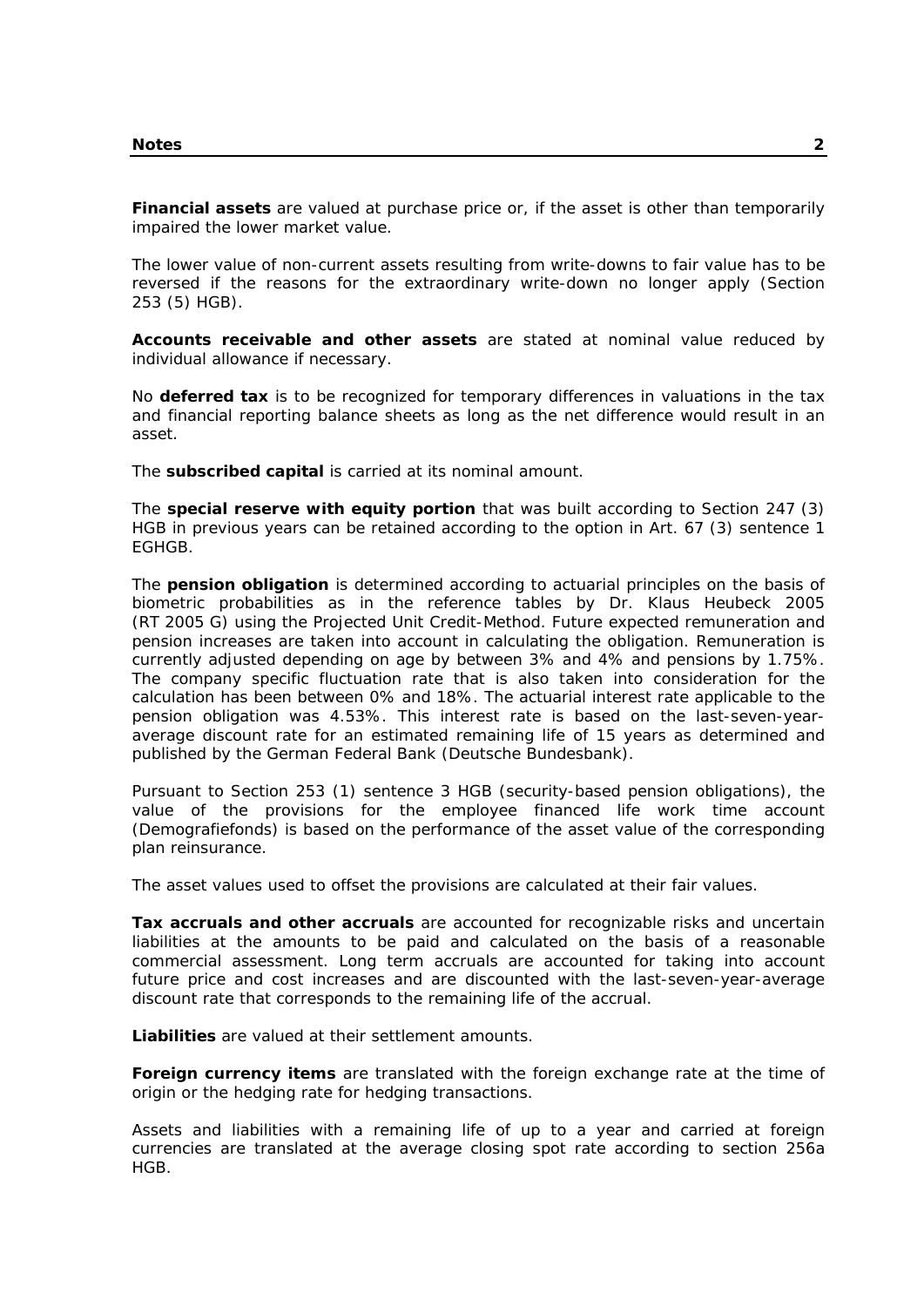**Financial assets** are valued at purchase price or, if the asset is other than temporarily impaired the lower market value.

The lower value of non-current assets resulting from write-downs to fair value has to be reversed if the reasons for the extraordinary write-down no longer apply (Section 253 (5) HGB).

**Accounts receivable and other assets** are stated at nominal value reduced by individual allowance if necessary.

No **deferred tax** is to be recognized for temporary differences in valuations in the tax and financial reporting balance sheets as long as the net difference would result in an asset.

The **subscribed capital** is carried at its nominal amount.

The **special reserve with equity portion** that was built according to Section 247 (3) HGB in previous years can be retained according to the option in Art. 67 (3) sentence 1 EGHGB.

The **pension obligation** is determined according to actuarial principles on the basis of biometric probabilities as in the reference tables by Dr. Klaus Heubeck 2005 (RT 2005 G) using the Projected Unit Credit-Method. Future expected remuneration and pension increases are taken into account in calculating the obligation. Remuneration is currently adjusted depending on age by between 3% and 4% and pensions by 1.75%. The company specific fluctuation rate that is also taken into consideration for the calculation has been between 0% and 18%. The actuarial interest rate applicable to the pension obligation was 4.53%. This interest rate is based on the last-seven-year-average discount rate for an estimated remaining life of 15 years as determined and published by the German Federal Bank (Deutsche Bundesbank).

Pursuant to Section 253 (1) sentence 3 HGB (security-based pension obligations), the value of the provisions for the employee financed life work time account (Demografiefonds) is based on the performance of the asset value of the corresponding plan reinsurance.

The asset values used to offset the provisions are calculated at their fair values.

**Tax accruals and other accruals** are accounted for recognizable risks and uncertain liabilities at the amounts to be paid and calculated on the basis of a reasonable commercial assessment. Long term accruals are accounted for taking into account future price and cost increases and are discounted with the last-seven-year-average discount rate that corresponds to the remaining life of the accrual.

**Liabilities** are valued at their settlement amounts.

**Foreign currency items** are translated with the foreign exchange rate at the time of origin or the hedging rate for hedging transactions.

Assets and liabilities with a remaining life of up to a year and carried at foreign currencies are translated at the average closing spot rate according to section 256a HGB.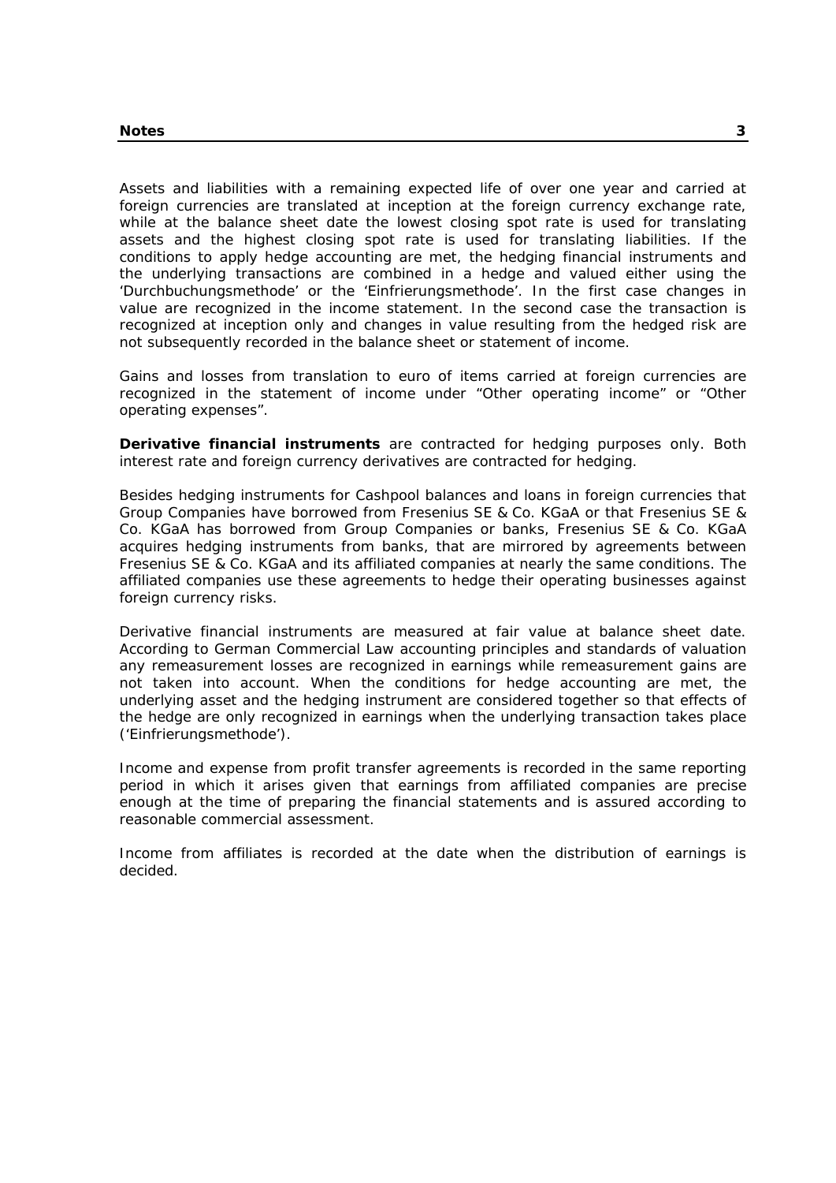Assets and liabilities with a remaining expected life of over one year and carried at foreign currencies are translated at inception at the foreign currency exchange rate, while at the balance sheet date the lowest closing spot rate is used for translating assets and the highest closing spot rate is used for translating liabilities. If the conditions to apply hedge accounting are met, the hedging financial instruments and the underlying transactions are combined in a hedge and valued either using the 'Durchbuchungsmethode' or the 'Einfrierungsmethode'. In the first case changes in value are recognized in the income statement. In the second case the transaction is recognized at inception only and changes in value resulting from the hedged risk are not subsequently recorded in the balance sheet or statement of income.

Gains and losses from translation to euro of items carried at foreign currencies are recognized in the statement of income under "Other operating income" or "Other operating expenses".

**Derivative financial instruments** are contracted for hedging purposes only. Both interest rate and foreign currency derivatives are contracted for hedging.

Besides hedging instruments for Cashpool balances and loans in foreign currencies that Group Companies have borrowed from Fresenius SE & Co. KGaA or that Fresenius SE & Co. KGaA has borrowed from Group Companies or banks, Fresenius SE & Co. KGaA acquires hedging instruments from banks, that are mirrored by agreements between Fresenius SE & Co. KGaA and its affiliated companies at nearly the same conditions. The affiliated companies use these agreements to hedge their operating businesses against foreign currency risks.

Derivative financial instruments are measured at fair value at balance sheet date. According to German Commercial Law accounting principles and standards of valuation any remeasurement losses are recognized in earnings while remeasurement gains are not taken into account. When the conditions for hedge accounting are met, the underlying asset and the hedging instrument are considered together so that effects of the hedge are only recognized in earnings when the underlying transaction takes place ('Einfrierungsmethode').

Income and expense from profit transfer agreements is recorded in the same reporting period in which it arises given that earnings from affiliated companies are precise enough at the time of preparing the financial statements and is assured according to reasonable commercial assessment.

Income from affiliates is recorded at the date when the distribution of earnings is decided.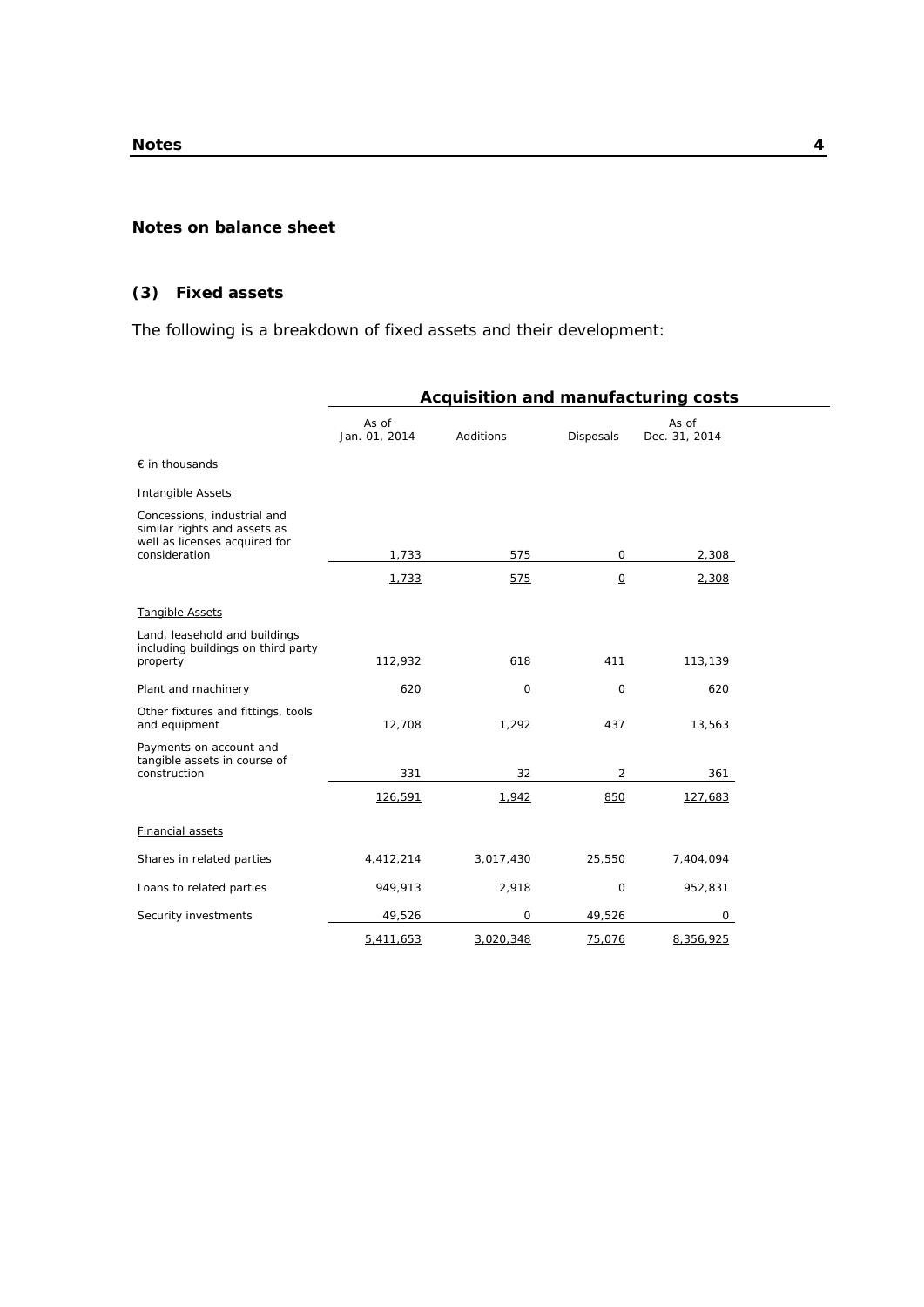## Notes on balance sheet

### (3) Fixed assets

The following is a breakdown of fixed assets and their development:

| | Acquisition and manufacturing costs | | | |
|---|---|---|---|---|
| | As of Jan. 01, 2014 | Additions | Disposals | As of Dec. 31, 2014 |
| € in thousands | | | | |
| Intangible Assets | | | | |
| Concessions, industrial and similar rights and assets as well as licenses acquired for consideration | 1,733 | 575 | 0 | 2,308 |
| | 1,733 | 575 | 0 | 2,308 |
| Tangible Assets | | | | |
| Land, leasehold and buildings including buildings on third party property | 112,932 | 618 | 411 | 113,139 |
| Plant and machinery | 620 | 0 | 0 | 620 |
| Other fixtures and fittings, tools and equipment | 12,708 | 1,292 | 437 | 13,563 |
| Payments on account and tangible assets in course of construction | 331 | 32 | 2 | 361 |
| | 126,591 | 1,942 | 850 | 127,683 |
| Financial assets | | | | |
| Shares in related parties | 4,412,214 | 3,017,430 | 25,550 | 7,404,094 |
| Loans to related parties | 949,913 | 2,918 | 0 | 952,831 |
| Security investments | 49,526 | 0 | 49,526 | 0 |
| | 5,411,653 | 3,020,348 | 75,076 | 8,356,925 |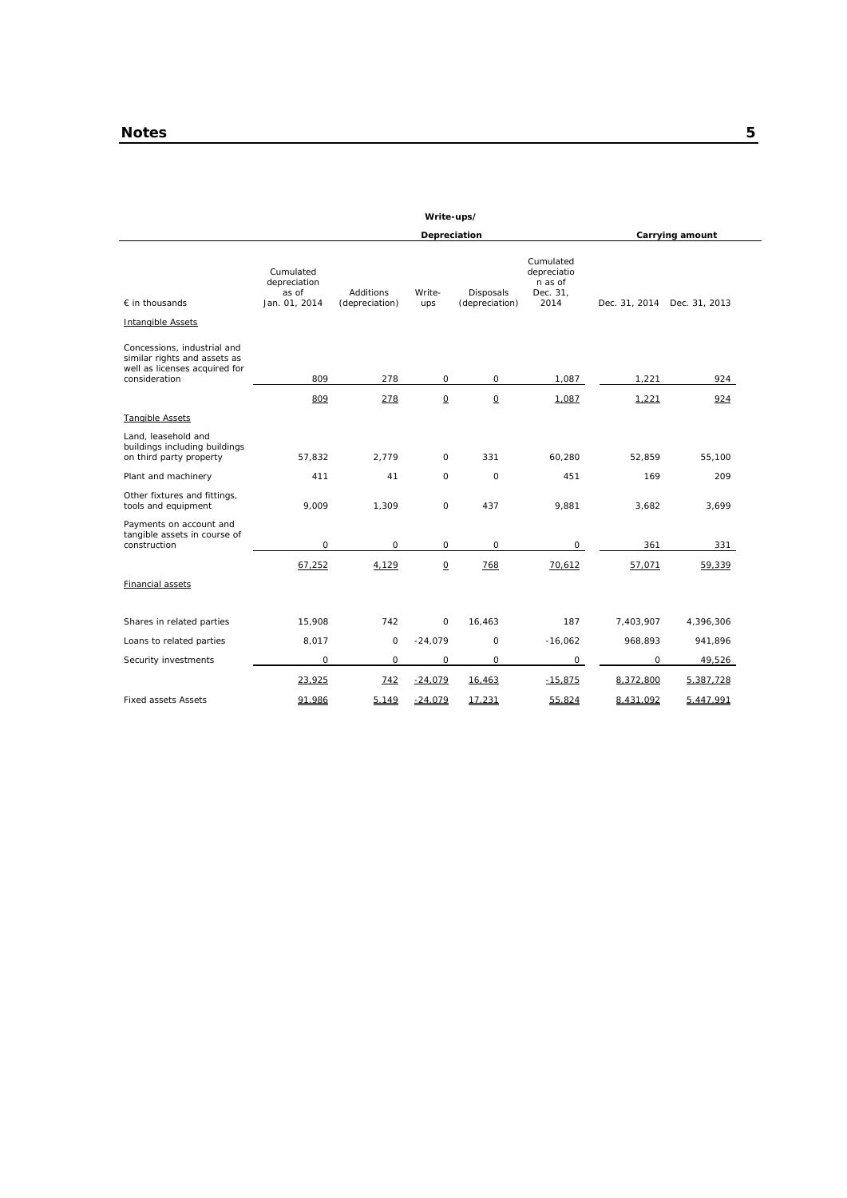| € in thousands | Write-ups/ Depreciation | | | | | Carrying amount | |
|---|---|---|---|---|---|---|---|
| | Cumulated depreciation as of Jan. 01, 2014 | Additions (depreciation) | Write-ups | Disposals (depreciation) | Cumulated depreciation as of Dec. 31, 2014 | Dec. 31, 2014 | Dec. 31, 2013 |
| Intangible Assets | | | | | | | |
| Concessions, industrial and similar rights and assets as well as licenses acquired for consideration | 809 | 278 | 0 | 0 | 1,087 | 1,221 | 924 |
| | 809 | 278 | 0 | 0 | 1,087 | 1,221 | 924 |
| Tangible Assets | | | | | | | |
| Land, leasehold and buildings including buildings on third party property | 57,832 | 2,779 | 0 | 331 | 60,280 | 52,859 | 55,100 |
| Plant and machinery | 411 | 41 | 0 | 0 | 451 | 169 | 209 |
| Other fixtures and fittings, tools and equipment | 9,009 | 1,309 | 0 | 437 | 9,881 | 3,682 | 3,699 |
| Payments on account and tangible assets in course of construction | 0 | 0 | 0 | 0 | 0 | 361 | 331 |
| | 67,252 | 4,129 | 0 | 768 | 70,612 | 57,071 | 59,339 |
| Financial assets | | | | | | | |
| Shares in related parties | 15,908 | 742 | 0 | 16,463 | 187 | 7,403,907 | 4,396,306 |
| Loans to related parties | 8,017 | 0 | -24,079 | 0 | -16,062 | 968,893 | 941,896 |
| Security investments | 0 | 0 | 0 | 0 | 0 | 0 | 49,526 |
| | 23,925 | 742 | -24,079 | 16,463 | -15,875 | 8,372,800 | 5,387,728 |
| Fixed assets Assets | 91,986 | 5,149 | -24,079 | 17,231 | 55,824 | 8,431,092 | 5,447,991 |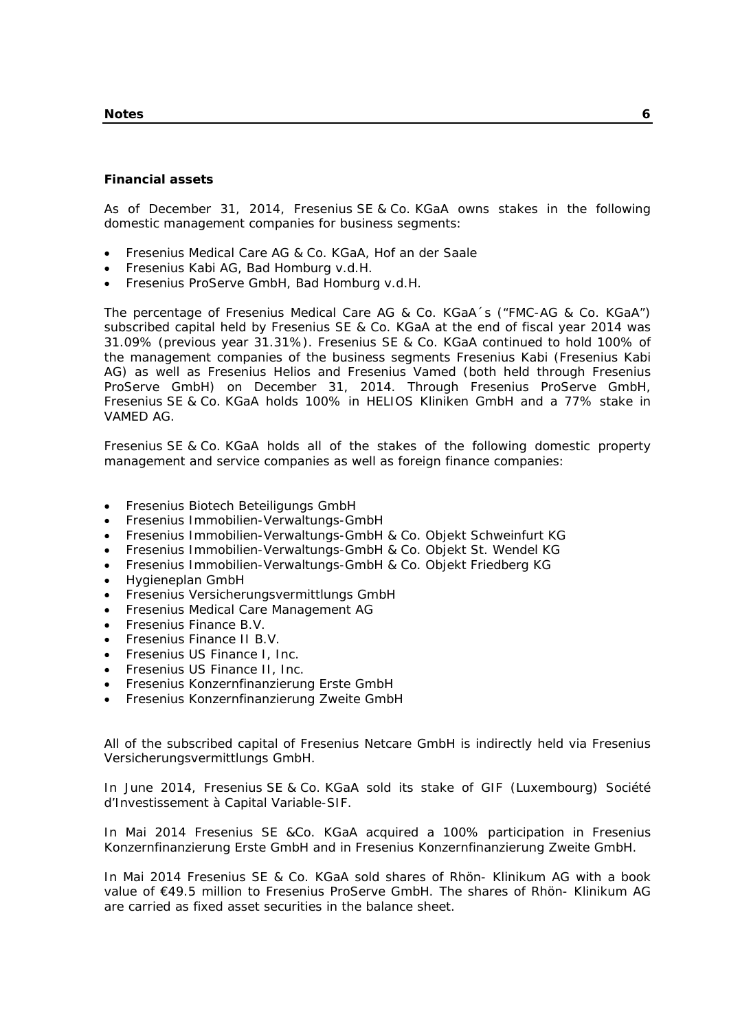## Financial assets

As of December 31, 2014, Fresenius SE & Co. KGaA owns stakes in the following domestic management companies for business segments:

- Fresenius Medical Care AG & Co. KGaA, Hof an der Saale
- Fresenius Kabi AG, Bad Homburg v.d.H.
- Fresenius ProServe GmbH, Bad Homburg v.d.H.

The percentage of Fresenius Medical Care AG & Co. KGaA´s ("FMC-AG & Co. KGaA") subscribed capital held by Fresenius SE & Co. KGaA at the end of fiscal year 2014 was 31.09% (previous year 31.31%). Fresenius SE & Co. KGaA continued to hold 100% of the management companies of the business segments Fresenius Kabi (Fresenius Kabi AG) as well as Fresenius Helios and Fresenius Vamed (both held through Fresenius ProServe GmbH) on December 31, 2014. Through Fresenius ProServe GmbH, Fresenius SE & Co. KGaA holds 100% in HELIOS Kliniken GmbH and a 77% stake in VAMED AG.

Fresenius SE & Co. KGaA holds all of the stakes of the following domestic property management and service companies as well as foreign finance companies:

- Fresenius Biotech Beteiligungs GmbH
- Fresenius Immobilien-Verwaltungs-GmbH
- Fresenius Immobilien-Verwaltungs-GmbH & Co. Objekt Schweinfurt KG
- Fresenius Immobilien-Verwaltungs-GmbH & Co. Objekt St. Wendel KG
- Fresenius Immobilien-Verwaltungs-GmbH & Co. Objekt Friedberg KG
- Hygieneplan GmbH
- Fresenius Versicherungsvermittlungs GmbH
- Fresenius Medical Care Management AG
- Fresenius Finance B.V.
- Fresenius Finance II B.V.
- Fresenius US Finance I, Inc.
- Fresenius US Finance II, Inc.
- Fresenius Konzernfinanzierung Erste GmbH
- Fresenius Konzernfinanzierung Zweite GmbH

All of the subscribed capital of Fresenius Netcare GmbH is indirectly held via Fresenius Versicherungsvermittlungs GmbH.

In June 2014, Fresenius SE & Co. KGaA sold its stake of GIF (Luxembourg) Société d'Investissement à Capital Variable-SIF.

In Mai 2014 Fresenius SE &Co. KGaA acquired a 100% participation in Fresenius Konzernfinanzierung Erste GmbH and in Fresenius Konzernfinanzierung Zweite GmbH.

In Mai 2014 Fresenius SE & Co. KGaA sold shares of Rhön- Klinikum AG with a book value of €49.5 million to Fresenius ProServe GmbH. The shares of Rhön- Klinikum AG are carried as fixed asset securities in the balance sheet.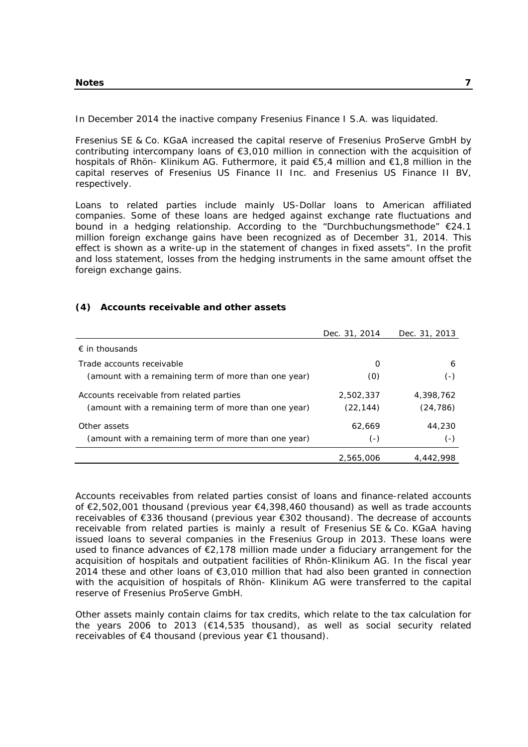In December 2014 the inactive company Fresenius Finance I S.A. was liquidated.

Fresenius SE & Co. KGaA increased the capital reserve of Fresenius ProServe GmbH by contributing intercompany loans of €3,010 million in connection with the acquisition of hospitals of Rhön- Klinikum AG. Futhermore, it paid €5,4 million and €1,8 million in the capital reserves of Fresenius US Finance II Inc. and Fresenius US Finance II BV, respectively.

Loans to related parties include mainly US-Dollar loans to American affiliated companies. Some of these loans are hedged against exchange rate fluctuations and bound in a hedging relationship. According to the "Durchbuchungsmethode" €24.1 million foreign exchange gains have been recognized as of December 31, 2014. This effect is shown as a write-up in the statement of changes in fixed assets". In the profit and loss statement, losses from the hedging instruments in the same amount offset the foreign exchange gains.

## (4) Accounts receivable and other assets

| | Dec. 31, 2014 | Dec. 31, 2013 |
|---|---|---|
| € in thousands | | |
| Trade accounts receivable | 0 | 6 |
| (amount with a remaining term of more than one year) | (0) | (-) |
| Accounts receivable from related parties | 2,502,337 | 4,398,762 |
| (amount with a remaining term of more than one year) | (22,144) | (24,786) |
| Other assets | 62,669 | 44,230 |
| (amount with a remaining term of more than one year) | (-) | (-) |
| | 2,565,006 | 4,442,998 |

Accounts receivables from related parties consist of loans and finance-related accounts of €2,502,001 thousand (previous year €4,398,460 thousand) as well as trade accounts receivables of €336 thousand (previous year €302 thousand). The decrease of accounts receivable from related parties is mainly a result of Fresenius SE & Co. KGaA having issued loans to several companies in the Fresenius Group in 2013. These loans were used to finance advances of €2,178 million made under a fiduciary arrangement for the acquisition of hospitals and outpatient facilities of Rhön-Klinikum AG. In the fiscal year 2014 these and other loans of €3,010 million that had also been granted in connection with the acquisition of hospitals of Rhön- Klinikum AG were transferred to the capital reserve of Fresenius ProServe GmbH.

Other assets mainly contain claims for tax credits, which relate to the tax calculation for the years 2006 to 2013 (€14,535 thousand), as well as social security related receivables of €4 thousand (previous year €1 thousand).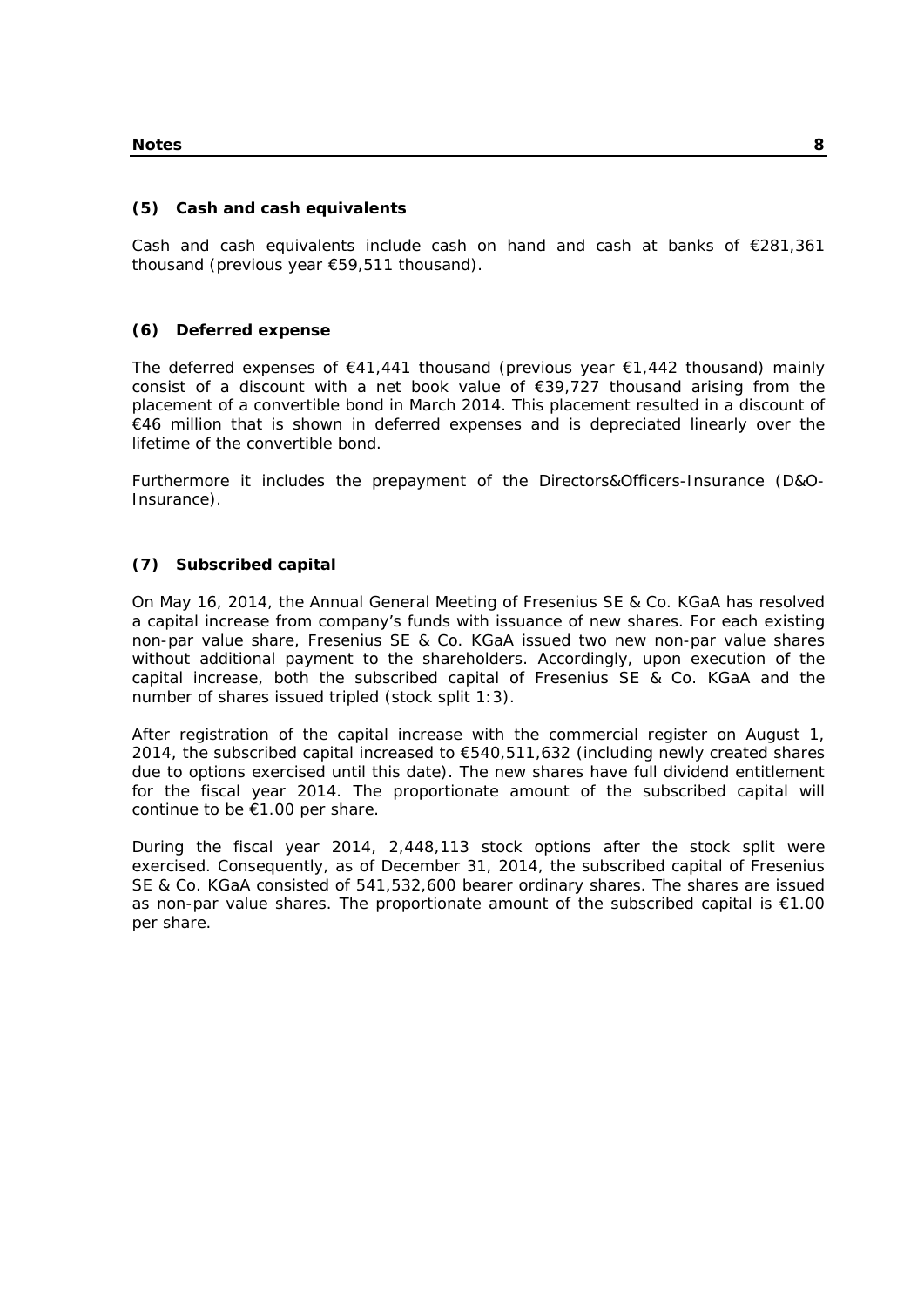### (5) Cash and cash equivalents

Cash and cash equivalents include cash on hand and cash at banks of €281,361 thousand (previous year €59,511 thousand).

### (6) Deferred expense

The deferred expenses of €41,441 thousand (previous year €1,442 thousand) mainly consist of a discount with a net book value of €39,727 thousand arising from the placement of a convertible bond in March 2014. This placement resulted in a discount of €46 million that is shown in deferred expenses and is depreciated linearly over the lifetime of the convertible bond.

Furthermore it includes the prepayment of the Directors&Officers-Insurance (D&O-Insurance).

### (7) Subscribed capital

On May 16, 2014, the Annual General Meeting of Fresenius SE & Co. KGaA has resolved a capital increase from company's funds with issuance of new shares. For each existing non-par value share, Fresenius SE & Co. KGaA issued two new non-par value shares without additional payment to the shareholders. Accordingly, upon execution of the capital increase, both the subscribed capital of Fresenius SE & Co. KGaA and the number of shares issued tripled (stock split 1:3).

After registration of the capital increase with the commercial register on August 1, 2014, the subscribed capital increased to €540,511,632 (including newly created shares due to options exercised until this date). The new shares have full dividend entitlement for the fiscal year 2014. The proportionate amount of the subscribed capital will continue to be €1.00 per share.

During the fiscal year 2014, 2,448,113 stock options after the stock split were exercised. Consequently, as of December 31, 2014, the subscribed capital of Fresenius SE & Co. KGaA consisted of 541,532,600 bearer ordinary shares. The shares are issued as non-par value shares. The proportionate amount of the subscribed capital is €1.00 per share.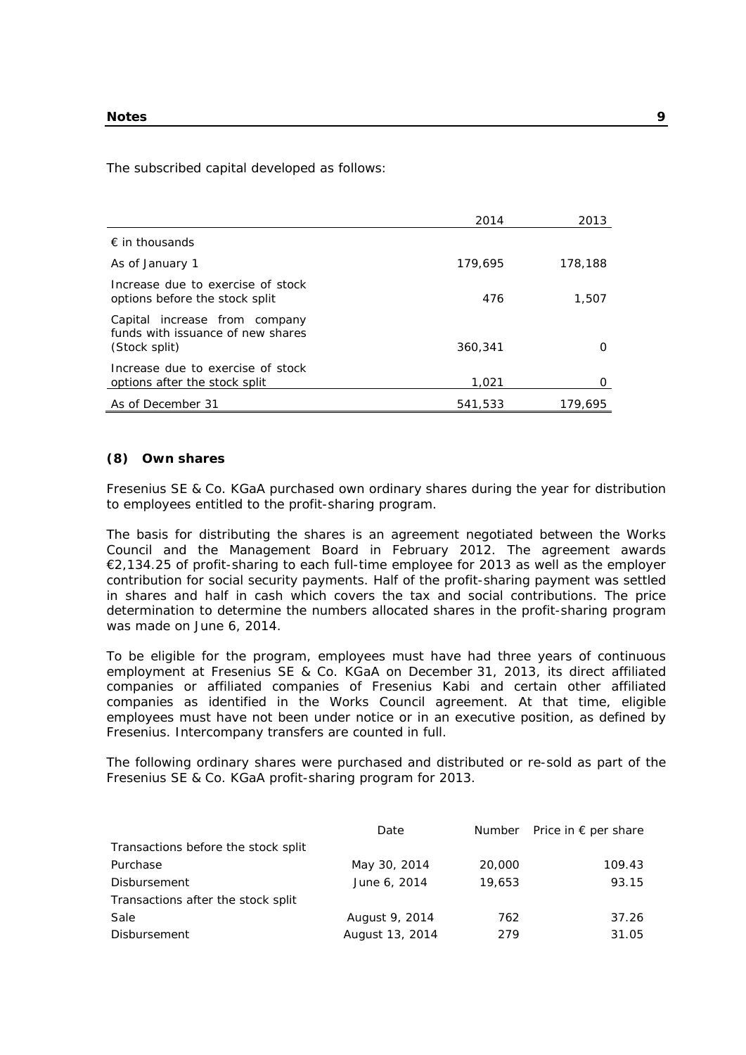The subscribed capital developed as follows:

| | 2014 | 2013 |
|---|---|---|
| € in thousands | | |
| As of January 1 | 179,695 | 178,188 |
| Increase due to exercise of stock options before the stock split | 476 | 1,507 |
| Capital increase from company funds with issuance of new shares (Stock split) | 360,341 | 0 |
| Increase due to exercise of stock options after the stock split | 1,021 | 0 |
| As of December 31 | 541,533 | 179,695 |

### (8) Own shares

Fresenius SE & Co. KGaA purchased own ordinary shares during the year for distribution to employees entitled to the profit-sharing program.

The basis for distributing the shares is an agreement negotiated between the Works Council and the Management Board in February 2012. The agreement awards €2,134.25 of profit-sharing to each full-time employee for 2013 as well as the employer contribution for social security payments. Half of the profit-sharing payment was settled in shares and half in cash which covers the tax and social contributions. The price determination to determine the numbers allocated shares in the profit-sharing program was made on June 6, 2014.

To be eligible for the program, employees must have had three years of continuous employment at Fresenius SE & Co. KGaA on December 31, 2013, its direct affiliated companies or affiliated companies of Fresenius Kabi and certain other affiliated companies as identified in the Works Council agreement. At that time, eligible employees must have not been under notice or in an executive position, as defined by Fresenius. Intercompany transfers are counted in full.

The following ordinary shares were purchased and distributed or re-sold as part of the Fresenius SE & Co. KGaA profit-sharing program for 2013.

| | Date | Number | Price in € per share |
|---|---|---|---|
| Transactions before the stock split | | | |
| Purchase | May 30, 2014 | 20,000 | 109.43 |
| Disbursement | June 6, 2014 | 19,653 | 93.15 |
| Transactions after the stock split | | | |
| Sale | August 9, 2014 | 762 | 37.26 |
| Disbursement | August 13, 2014 | 279 | 31.05 |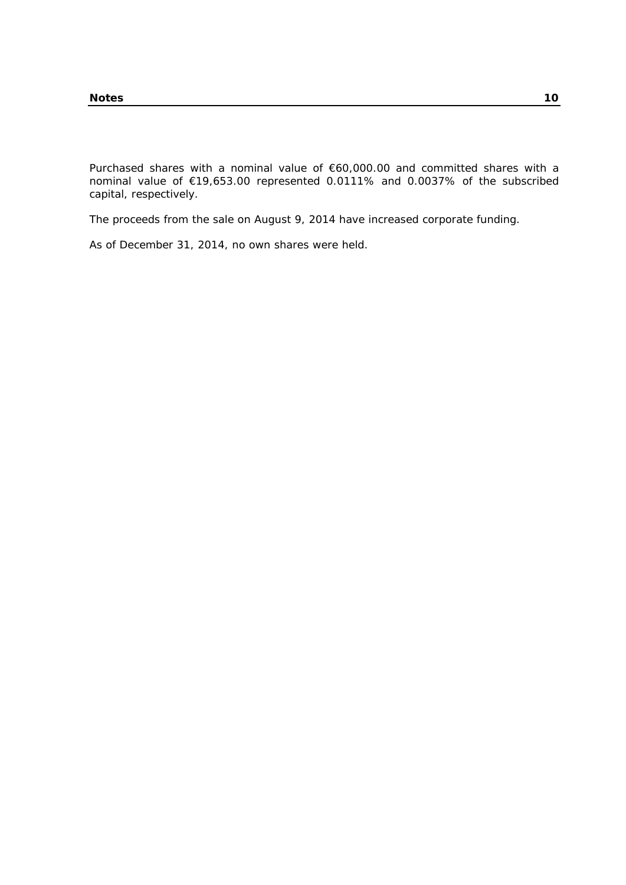Purchased shares with a nominal value of €60,000.00 and committed shares with a nominal value of €19,653.00 represented 0.0111% and 0.0037% of the subscribed capital, respectively.

The proceeds from the sale on August 9, 2014 have increased corporate funding.

As of December 31, 2014, no own shares were held.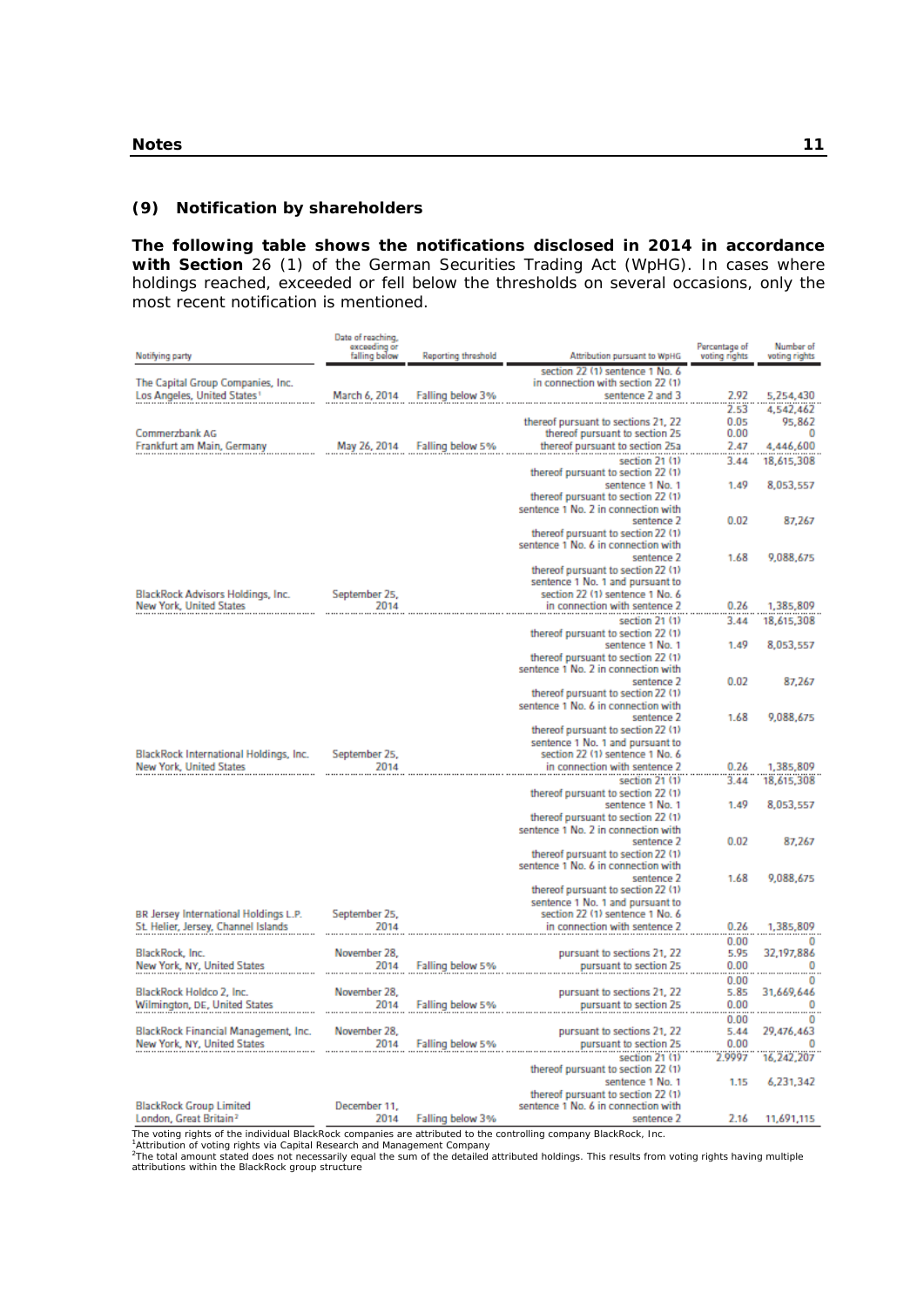### (9) Notification by shareholders

**The following table shows the notifications disclosed in 2014 in accordance with Section** 26 (1) of the German Securities Trading Act (WpHG). In cases where holdings reached, exceeded or fell below the thresholds on several occasions, only the most recent notification is mentioned.

| Notifying party | Date of reaching, exceeding or falling below | Reporting threshold | Attribution pursuant to WpHG | Percentage of voting rights | Number of voting rights |
|---|---|---|---|---|---|
| The Capital Group Companies, Inc. Los Angeles, United States[1] | March 6, 2014 | Falling below 3% | section 22 (1) sentence 1 No. 6 in connection with section 22 (1) sentence 2 and 3 | 2.92 | 5,254,430 |
| Commerzbank AG Frankfurt am Main, Germany | May 26, 2014 | Falling below 5% | | 2.53 | 4,542,462 |
| | | | thereof pursuant to sections 21, 22 | 0.05 | 95,862 |
| | | | thereof pursuant to section 25 | 0.00 | 0 |
| | | | thereof pursuant to section 25a | 2.47 | 4,446,600 |
| BlackRock Advisors Holdings, Inc. New York, United States | September 25, 2014 | | section 21 (1) | 3.44 | 18,615,308 |
| | | | thereof pursuant to section 22 (1) sentence 1 No. 1 | 1.49 | 8,053,557 |
| | | | thereof pursuant to section 22 (1) sentence 1 No. 2 in connection with sentence 2 | 0.02 | 87,267 |
| | | | thereof pursuant to section 22 (1) sentence 1 No. 6 in connection with sentence 2 | 1.68 | 9,088,675 |
| | | | thereof pursuant to section 22 (1) sentence 1 No. 1 and pursuant to section 22 (1) sentence 1 No. 6 in connection with sentence 2 | 0.26 | 1,385,809 |
| BlackRock International Holdings, Inc. New York, United States | September 25, 2014 | | section 21 (1) | 3.44 | 18,615,308 |
| | | | thereof pursuant to section 22 (1) sentence 1 No. 1 | 1.49 | 8,053,557 |
| | | | thereof pursuant to section 22 (1) sentence 1 No. 2 in connection with sentence 2 | 0.02 | 87,267 |
| | | | thereof pursuant to section 22 (1) sentence 1 No. 6 in connection with sentence 2 | 1.68 | 9,088,675 |
| | | | thereof pursuant to section 22 (1) sentence 1 No. 1 and pursuant to section 22 (1) sentence 1 No. 6 in connection with sentence 2 | 0.26 | 1,385,809 |
| BR Jersey International Holdings L.P. St. Helier, Jersey, Channel Islands | September 25, 2014 | | section 21 (1) | 3.44 | 18,615,308 |
| | | | thereof pursuant to section 22 (1) sentence 1 No. 1 | 1.49 | 8,053,557 |
| | | | thereof pursuant to section 22 (1) sentence 1 No. 2 in connection with sentence 2 | 0.02 | 87,267 |
| | | | thereof pursuant to section 22 (1) sentence 1 No. 6 in connection with sentence 2 | 1.68 | 9,088,675 |
| | | | thereof pursuant to section 22 (1) sentence 1 No. 1 and pursuant to section 22 (1) sentence 1 No. 6 in connection with sentence 2 | 0.26 | 1,385,809 |
| BlackRock, Inc. New York, NY, United States | November 28, 2014 | Falling below 5% | | 0.00 | 0 |
| | | | pursuant to sections 21, 22 | 5.95 | 32,197,886 |
| | | | pursuant to section 25 | 0.00 | 0 |
| BlackRock Holdco 2, Inc. Wilmington, DE, United States | November 28, 2014 | Falling below 5% | | 0.00 | 0 |
| | | | pursuant to sections 21, 22 | 5.85 | 31,669,646 |
| | | | pursuant to section 25 | 0.00 | 0 |
| BlackRock Financial Management, Inc. New York, NY, United States | November 28, 2014 | Falling below 5% | | 0.00 | 0 |
| | | | pursuant to sections 21, 22 | 5.44 | 29,476,463 |
| | | | pursuant to section 25 | 0.00 | 0 |
| BlackRock Group Limited London, Great Britain[2] | December 11, 2014 | Falling below 3% | section 21 (1) | 2.9997 | 16,242,207 |
| | | | thereof pursuant to section 22 (1) sentence 1 No. 1 | 1.15 | 6,231,342 |
| | | | thereof pursuant to section 22 (1) sentence 1 No. 6 in connection with sentence 2 | 2.16 | 11,691,115 |

The voting rights of the individual BlackRock companies are attributed to the controlling company BlackRock, Inc.
[1]Attribution of voting rights via Capital Research and Management Company
[2]The total amount stated does not necessarily equal the sum of the detailed attributed holdings. This results from voting rights having multiple attributions within the BlackRock group structure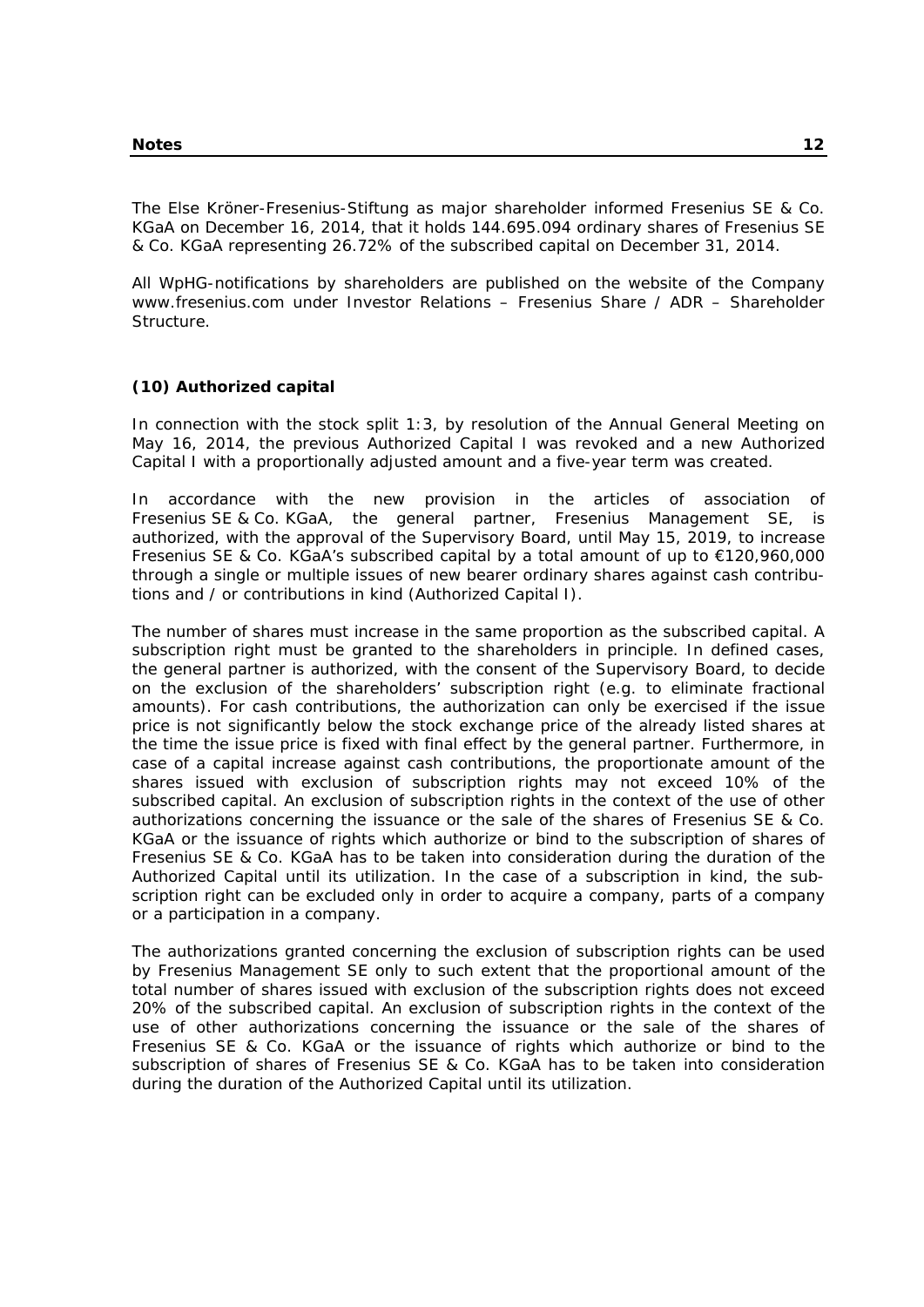The Else Kröner-Fresenius-Stiftung as major shareholder informed Fresenius SE & Co. KGaA on December 16, 2014, that it holds 144.695.094 ordinary shares of Fresenius SE & Co. KGaA representing 26.72% of the subscribed capital on December 31, 2014.

All WpHG-notifications by shareholders are published on the website of the Company www.fresenius.com under Investor Relations – Fresenius Share / ADR – Shareholder Structure.

### (10) Authorized capital

In connection with the stock split 1:3, by resolution of the Annual General Meeting on May 16, 2014, the previous Authorized Capital I was revoked and a new Authorized Capital I with a proportionally adjusted amount and a five-year term was created.

In accordance with the new provision in the articles of association of Fresenius SE & Co. KGaA, the general partner, Fresenius Management SE, is authorized, with the approval of the Supervisory Board, until May 15, 2019, to increase Fresenius SE & Co. KGaA's subscribed capital by a total amount of up to €120,960,000 through a single or multiple issues of new bearer ordinary shares against cash contributions and / or contributions in kind (Authorized Capital I).

The number of shares must increase in the same proportion as the subscribed capital. A subscription right must be granted to the shareholders in principle. In defined cases, the general partner is authorized, with the consent of the Supervisory Board, to decide on the exclusion of the shareholders' subscription right (e.g. to eliminate fractional amounts). For cash contributions, the authorization can only be exercised if the issue price is not significantly below the stock exchange price of the already listed shares at the time the issue price is fixed with final effect by the general partner. Furthermore, in case of a capital increase against cash contributions, the proportionate amount of the shares issued with exclusion of subscription rights may not exceed 10% of the subscribed capital. An exclusion of subscription rights in the context of the use of other authorizations concerning the issuance or the sale of the shares of Fresenius SE & Co. KGaA or the issuance of rights which authorize or bind to the subscription of shares of Fresenius SE & Co. KGaA has to be taken into consideration during the duration of the Authorized Capital until its utilization. In the case of a subscription in kind, the subscription right can be excluded only in order to acquire a company, parts of a company or a participation in a company.

The authorizations granted concerning the exclusion of subscription rights can be used by Fresenius Management SE only to such extent that the proportional amount of the total number of shares issued with exclusion of the subscription rights does not exceed 20% of the subscribed capital. An exclusion of subscription rights in the context of the use of other authorizations concerning the issuance or the sale of the shares of Fresenius SE & Co. KGaA or the issuance of rights which authorize or bind to the subscription of shares of Fresenius SE & Co. KGaA has to be taken into consideration during the duration of the Authorized Capital until its utilization.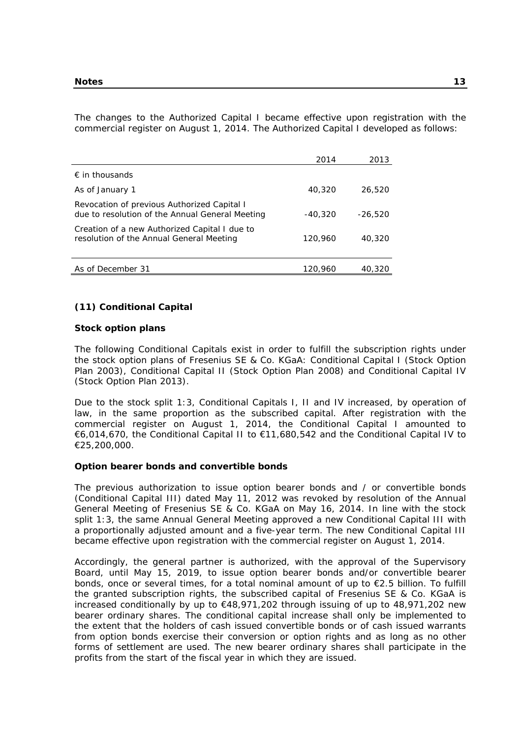The changes to the Authorized Capital I became effective upon registration with the commercial register on August 1, 2014. The Authorized Capital I developed as follows:

| | 2014 | 2013 |
|---|---|---|
| € in thousands | | |
| As of January 1 | 40,320 | 26,520 |
| Revocation of previous Authorized Capital I due to resolution of the Annual General Meeting | -40,320 | -26,520 |
| Creation of a new Authorized Capital I due to resolution of the Annual General Meeting | 120,960 | 40,320 |
| As of December 31 | 120,960 | 40,320 |

## (11) Conditional Capital

### Stock option plans

The following Conditional Capitals exist in order to fulfill the subscription rights under the stock option plans of Fresenius SE & Co. KGaA: Conditional Capital I (Stock Option Plan 2003), Conditional Capital II (Stock Option Plan 2008) and Conditional Capital IV (Stock Option Plan 2013).

Due to the stock split 1:3, Conditional Capitals I, II and IV increased, by operation of law, in the same proportion as the subscribed capital. After registration with the commercial register on August 1, 2014, the Conditional Capital I amounted to €6,014,670, the Conditional Capital II to €11,680,542 and the Conditional Capital IV to €25,200,000.

### Option bearer bonds and convertible bonds

The previous authorization to issue option bearer bonds and / or convertible bonds (Conditional Capital III) dated May 11, 2012 was revoked by resolution of the Annual General Meeting of Fresenius SE & Co. KGaA on May 16, 2014. In line with the stock split 1:3, the same Annual General Meeting approved a new Conditional Capital III with a proportionally adjusted amount and a five-year term. The new Conditional Capital III became effective upon registration with the commercial register on August 1, 2014.

Accordingly, the general partner is authorized, with the approval of the Supervisory Board, until May 15, 2019, to issue option bearer bonds and/or convertible bearer bonds, once or several times, for a total nominal amount of up to €2.5 billion. To fulfill the granted subscription rights, the subscribed capital of Fresenius SE & Co. KGaA is increased conditionally by up to €48,971,202 through issuing of up to 48,971,202 new bearer ordinary shares. The conditional capital increase shall only be implemented to the extent that the holders of cash issued convertible bonds or of cash issued warrants from option bonds exercise their conversion or option rights and as long as no other forms of settlement are used. The new bearer ordinary shares shall participate in the profits from the start of the fiscal year in which they are issued.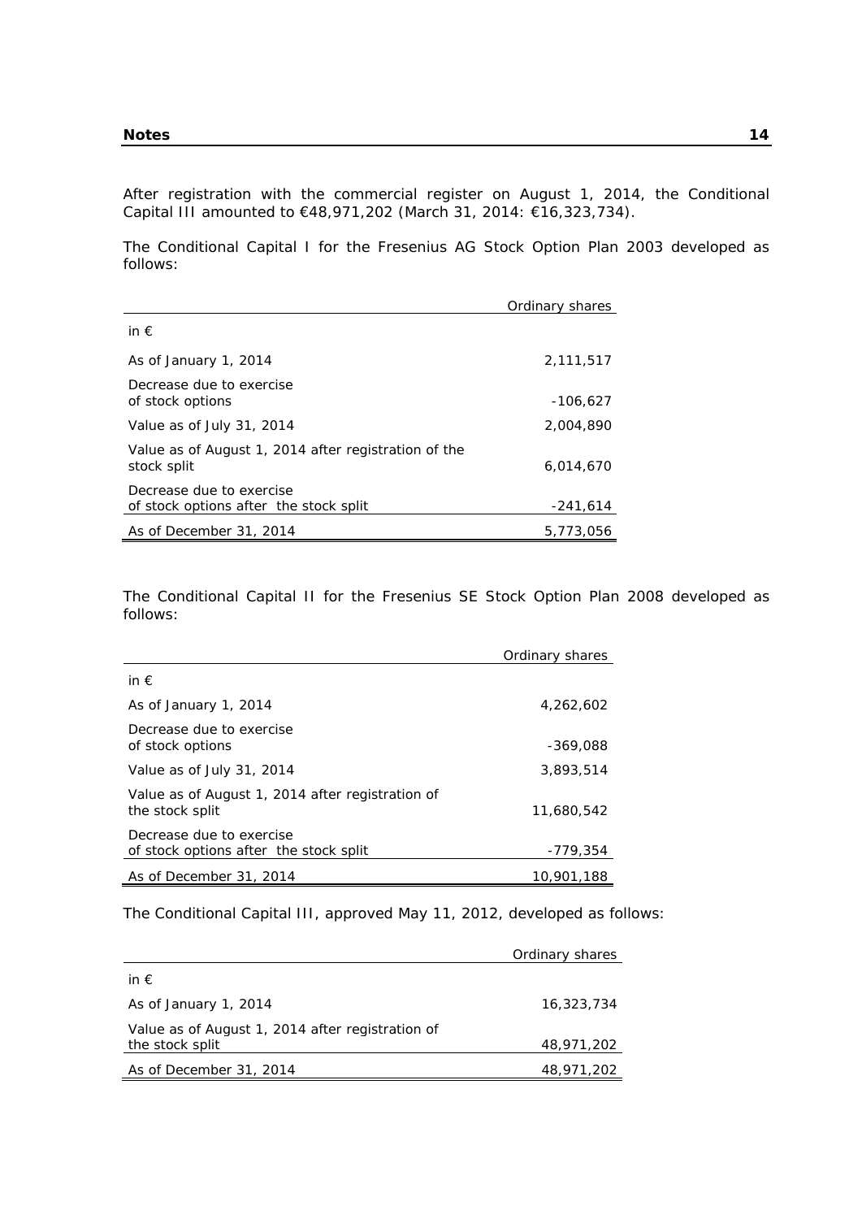After registration with the commercial register on August 1, 2014, the Conditional Capital III amounted to €48,971,202 (March 31, 2014: €16,323,734).

The Conditional Capital I for the Fresenius AG Stock Option Plan 2003 developed as follows:

| | Ordinary shares |
|---|---|
| in € | |
| As of January 1, 2014 | 2,111,517 |
| Decrease due to exercise of stock options | -106,627 |
| Value as of July 31, 2014 | 2,004,890 |
| Value as of August 1, 2014 after registration of the stock split | 6,014,670 |
| Decrease due to exercise of stock options after the stock split | -241,614 |
| As of December 31, 2014 | 5,773,056 |

The Conditional Capital II for the Fresenius SE Stock Option Plan 2008 developed as follows:

| | Ordinary shares |
|---|---|
| in € | |
| As of January 1, 2014 | 4,262,602 |
| Decrease due to exercise of stock options | -369,088 |
| Value as of July 31, 2014 | 3,893,514 |
| Value as of August 1, 2014 after registration of the stock split | 11,680,542 |
| Decrease due to exercise of stock options after the stock split | -779,354 |
| As of December 31, 2014 | 10,901,188 |

The Conditional Capital III, approved May 11, 2012, developed as follows:

| | Ordinary shares |
|---|---|
| in € | |
| As of January 1, 2014 | 16,323,734 |
| Value as of August 1, 2014 after registration of the stock split | 48,971,202 |
| As of December 31, 2014 | 48,971,202 |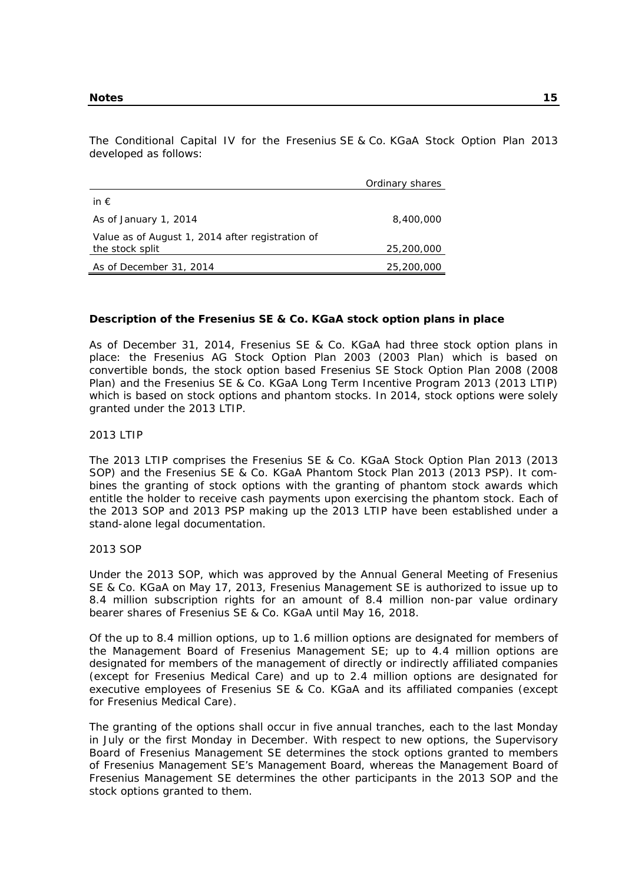The Conditional Capital IV for the Fresenius SE & Co. KGaA Stock Option Plan 2013 developed as follows:

| | Ordinary shares |
|---|---|
| in € | |
| As of January 1, 2014 | 8,400,000 |
| Value as of August 1, 2014 after registration of the stock split | 25,200,000 |
| As of December 31, 2014 | 25,200,000 |

**Description of the Fresenius SE & Co. KGaA stock option plans in place**

As of December 31, 2014, Fresenius SE & Co. KGaA had three stock option plans in place: the Fresenius AG Stock Option Plan 2003 (2003 Plan) which is based on convertible bonds, the stock option based Fresenius SE Stock Option Plan 2008 (2008 Plan) and the Fresenius SE & Co. KGaA Long Term Incentive Program 2013 (2013 LTIP) which is based on stock options and phantom stocks. In 2014, stock options were solely granted under the 2013 LTIP.

2013 LTIP

The 2013 LTIP comprises the Fresenius SE & Co. KGaA Stock Option Plan 2013 (2013 SOP) and the Fresenius SE & Co. KGaA Phantom Stock Plan 2013 (2013 PSP). It combines the granting of stock options with the granting of phantom stock awards which entitle the holder to receive cash payments upon exercising the phantom stock. Each of the 2013 SOP and 2013 PSP making up the 2013 LTIP have been established under a stand-alone legal documentation.

2013 SOP

Under the 2013 SOP, which was approved by the Annual General Meeting of Fresenius SE & Co. KGaA on May 17, 2013, Fresenius Management SE is authorized to issue up to 8.4 million subscription rights for an amount of 8.4 million non-par value ordinary bearer shares of Fresenius SE & Co. KGaA until May 16, 2018.

Of the up to 8.4 million options, up to 1.6 million options are designated for members of the Management Board of Fresenius Management SE; up to 4.4 million options are designated for members of the management of directly or indirectly affiliated companies (except for Fresenius Medical Care) and up to 2.4 million options are designated for executive employees of Fresenius SE & Co. KGaA and its affiliated companies (except for Fresenius Medical Care).

The granting of the options shall occur in five annual tranches, each to the last Monday in July or the first Monday in December. With respect to new options, the Supervisory Board of Fresenius Management SE determines the stock options granted to members of Fresenius Management SE's Management Board, whereas the Management Board of Fresenius Management SE determines the other participants in the 2013 SOP and the stock options granted to them.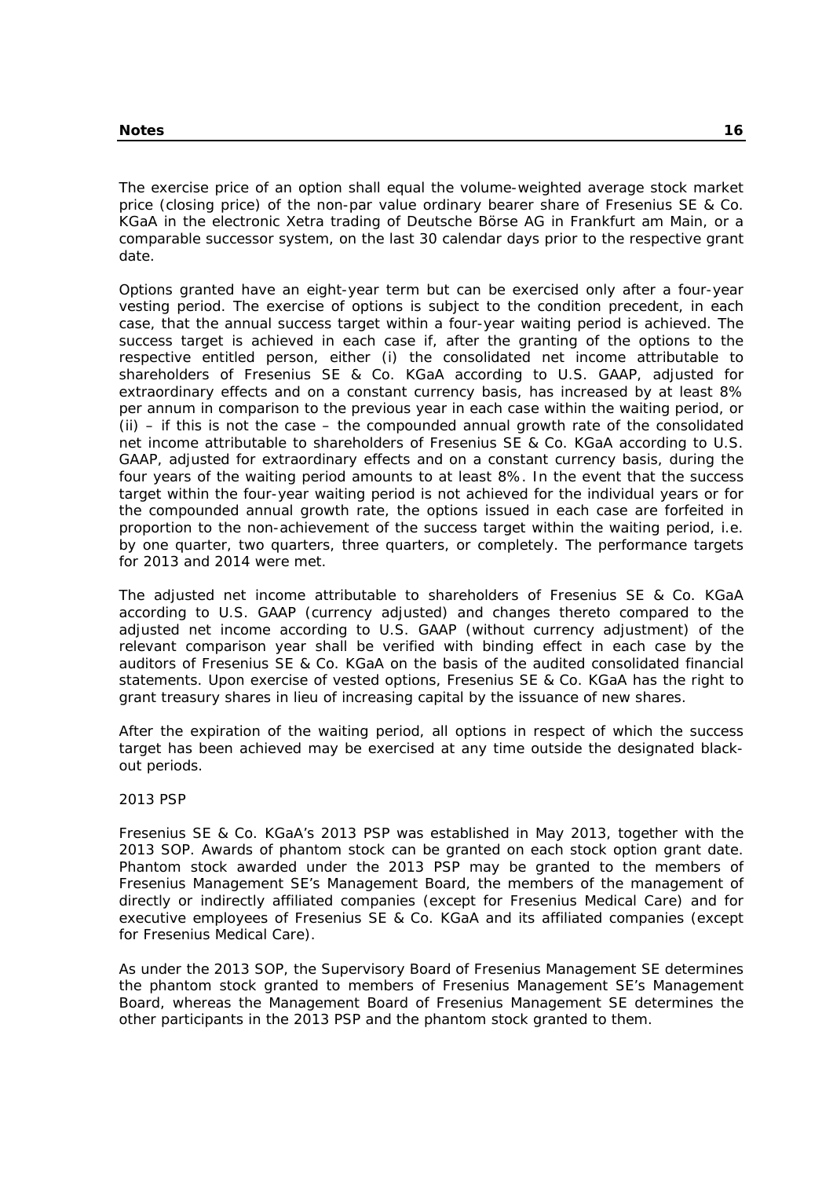The exercise price of an option shall equal the volume-weighted average stock market price (closing price) of the non-par value ordinary bearer share of Fresenius SE & Co. KGaA in the electronic Xetra trading of Deutsche Börse AG in Frankfurt am Main, or a comparable successor system, on the last 30 calendar days prior to the respective grant date.

Options granted have an eight-year term but can be exercised only after a four-year vesting period. The exercise of options is subject to the condition precedent, in each case, that the annual success target within a four-year waiting period is achieved. The success target is achieved in each case if, after the granting of the options to the respective entitled person, either (i) the consolidated net income attributable to shareholders of Fresenius SE & Co. KGaA according to U.S. GAAP, adjusted for extraordinary effects and on a constant currency basis, has increased by at least 8% per annum in comparison to the previous year in each case within the waiting period, or (ii) – if this is not the case – the compounded annual growth rate of the consolidated net income attributable to shareholders of Fresenius SE & Co. KGaA according to U.S. GAAP, adjusted for extraordinary effects and on a constant currency basis, during the four years of the waiting period amounts to at least 8%. In the event that the success target within the four-year waiting period is not achieved for the individual years or for the compounded annual growth rate, the options issued in each case are forfeited in proportion to the non-achievement of the success target within the waiting period, i.e. by one quarter, two quarters, three quarters, or completely. The performance targets for 2013 and 2014 were met.

The adjusted net income attributable to shareholders of Fresenius SE & Co. KGaA according to U.S. GAAP (currency adjusted) and changes thereto compared to the adjusted net income according to U.S. GAAP (without currency adjustment) of the relevant comparison year shall be verified with binding effect in each case by the auditors of Fresenius SE & Co. KGaA on the basis of the audited consolidated financial statements. Upon exercise of vested options, Fresenius SE & Co. KGaA has the right to grant treasury shares in lieu of increasing capital by the issuance of new shares.

After the expiration of the waiting period, all options in respect of which the success target has been achieved may be exercised at any time outside the designated black-out periods.

2013 PSP

Fresenius SE & Co. KGaA's 2013 PSP was established in May 2013, together with the 2013 SOP. Awards of phantom stock can be granted on each stock option grant date. Phantom stock awarded under the 2013 PSP may be granted to the members of Fresenius Management SE's Management Board, the members of the management of directly or indirectly affiliated companies (except for Fresenius Medical Care) and for executive employees of Fresenius SE & Co. KGaA and its affiliated companies (except for Fresenius Medical Care).

As under the 2013 SOP, the Supervisory Board of Fresenius Management SE determines the phantom stock granted to members of Fresenius Management SE's Management Board, whereas the Management Board of Fresenius Management SE determines the other participants in the 2013 PSP and the phantom stock granted to them.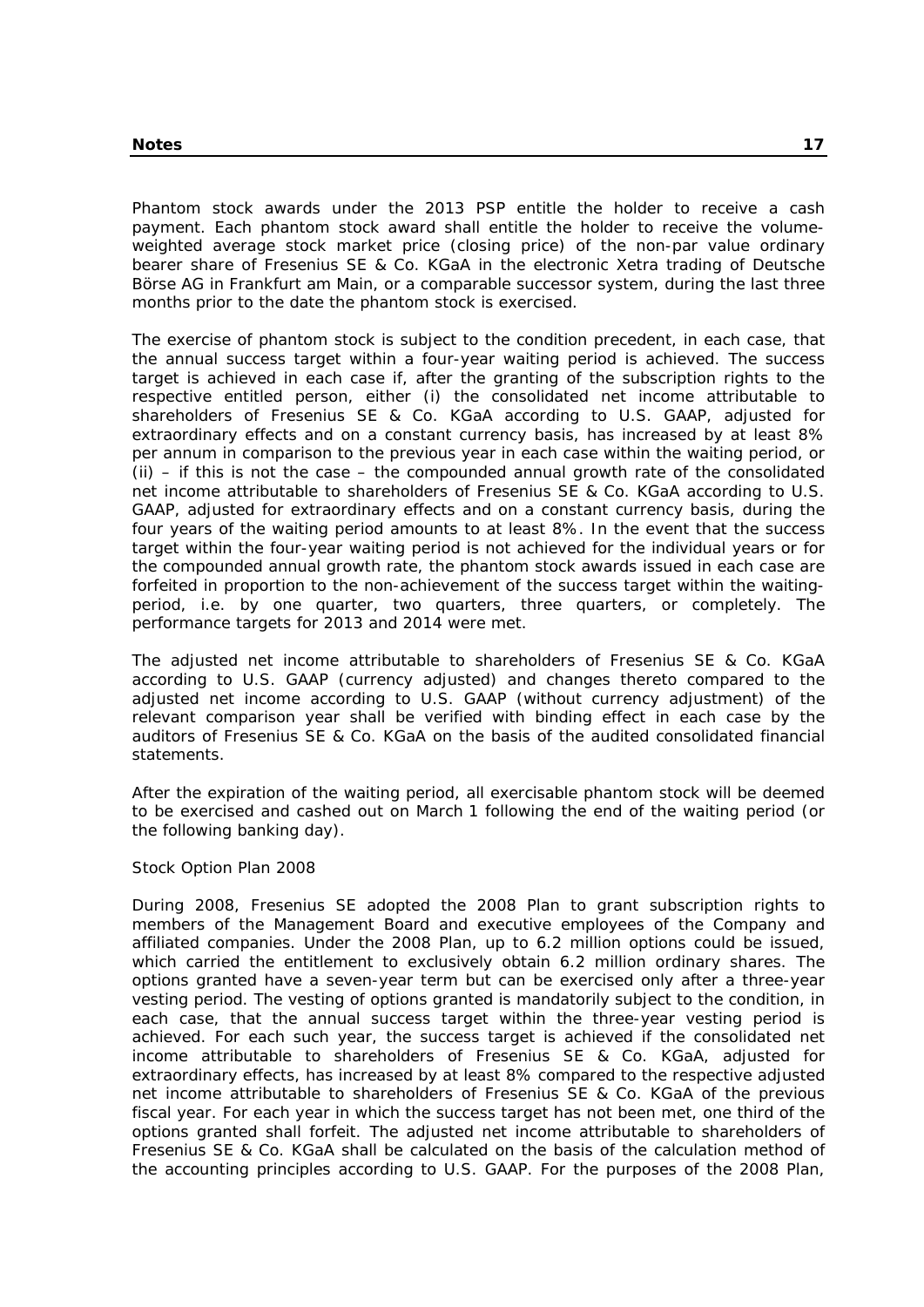Phantom stock awards under the 2013 PSP entitle the holder to receive a cash payment. Each phantom stock award shall entitle the holder to receive the volume-weighted average stock market price (closing price) of the non-par value ordinary bearer share of Fresenius SE & Co. KGaA in the electronic Xetra trading of Deutsche Börse AG in Frankfurt am Main, or a comparable successor system, during the last three months prior to the date the phantom stock is exercised.

The exercise of phantom stock is subject to the condition precedent, in each case, that the annual success target within a four-year waiting period is achieved. The success target is achieved in each case if, after the granting of the subscription rights to the respective entitled person, either (i) the consolidated net income attributable to shareholders of Fresenius SE & Co. KGaA according to U.S. GAAP, adjusted for extraordinary effects and on a constant currency basis, has increased by at least 8% per annum in comparison to the previous year in each case within the waiting period, or (ii) – if this is not the case – the compounded annual growth rate of the consolidated net income attributable to shareholders of Fresenius SE & Co. KGaA according to U.S. GAAP, adjusted for extraordinary effects and on a constant currency basis, during the four years of the waiting period amounts to at least 8%. In the event that the success target within the four-year waiting period is not achieved for the individual years or for the compounded annual growth rate, the phantom stock awards issued in each case are forfeited in proportion to the non-achievement of the success target within the waiting-period, i.e. by one quarter, two quarters, three quarters, or completely. The performance targets for 2013 and 2014 were met.

The adjusted net income attributable to shareholders of Fresenius SE & Co. KGaA according to U.S. GAAP (currency adjusted) and changes thereto compared to the adjusted net income according to U.S. GAAP (without currency adjustment) of the relevant comparison year shall be verified with binding effect in each case by the auditors of Fresenius SE & Co. KGaA on the basis of the audited consolidated financial statements.

After the expiration of the waiting period, all exercisable phantom stock will be deemed to be exercised and cashed out on March 1 following the end of the waiting period (or the following banking day).

*Stock Option Plan 2008*

During 2008, Fresenius SE adopted the 2008 Plan to grant subscription rights to members of the Management Board and executive employees of the Company and affiliated companies. Under the 2008 Plan, up to 6.2 million options could be issued, which carried the entitlement to exclusively obtain 6.2 million ordinary shares. The options granted have a seven-year term but can be exercised only after a three-year vesting period. The vesting of options granted is mandatorily subject to the condition, in each case, that the annual success target within the three-year vesting period is achieved. For each such year, the success target is achieved if the consolidated net income attributable to shareholders of Fresenius SE & Co. KGaA, adjusted for extraordinary effects, has increased by at least 8% compared to the respective adjusted net income attributable to shareholders of Fresenius SE & Co. KGaA of the previous fiscal year. For each year in which the success target has not been met, one third of the options granted shall forfeit. The adjusted net income attributable to shareholders of Fresenius SE & Co. KGaA shall be calculated on the basis of the calculation method of the accounting principles according to U.S. GAAP. For the purposes of the 2008 Plan,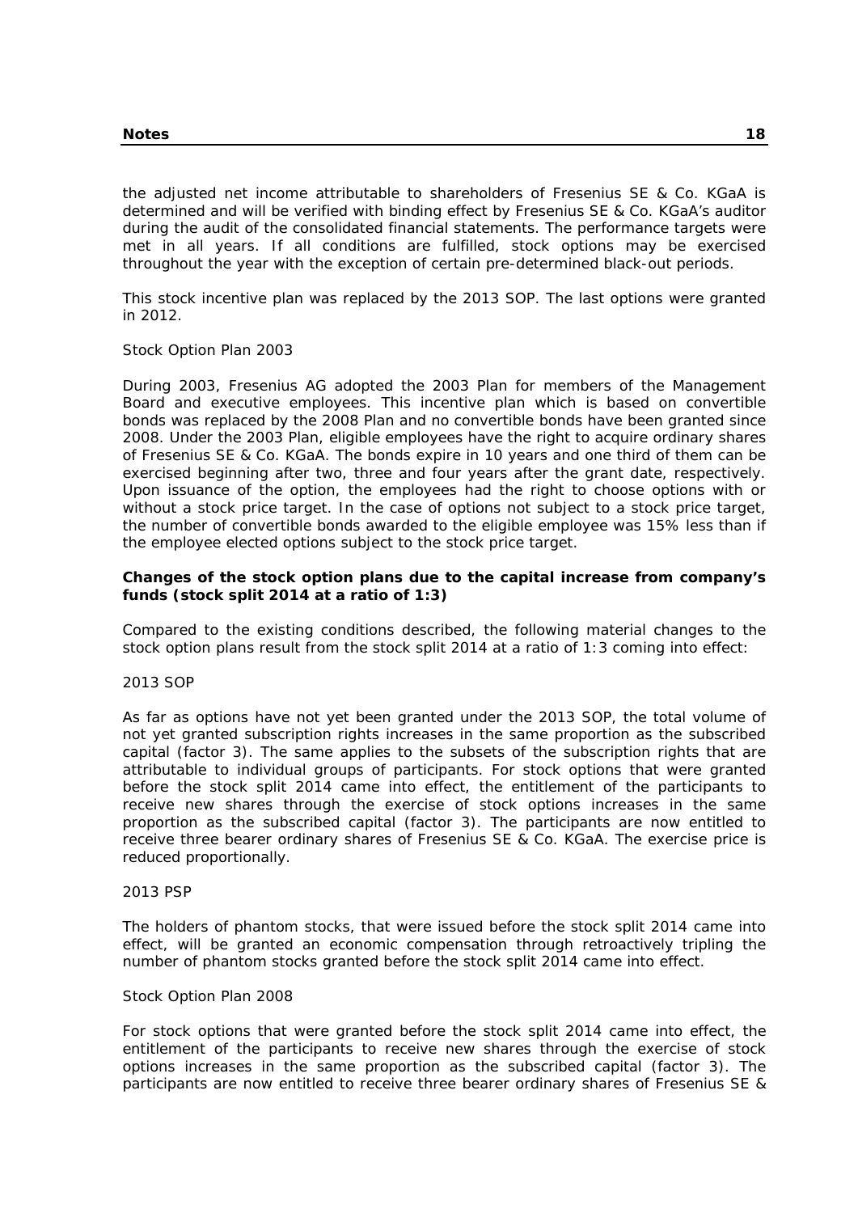the adjusted net income attributable to shareholders of Fresenius SE & Co. KGaA is determined and will be verified with binding effect by Fresenius SE & Co. KGaA's auditor during the audit of the consolidated financial statements. The performance targets were met in all years. If all conditions are fulfilled, stock options may be exercised throughout the year with the exception of certain pre-determined black-out periods.

This stock incentive plan was replaced by the 2013 SOP. The last options were granted in 2012.

Stock Option Plan 2003

During 2003, Fresenius AG adopted the 2003 Plan for members of the Management Board and executive employees. This incentive plan which is based on convertible bonds was replaced by the 2008 Plan and no convertible bonds have been granted since 2008. Under the 2003 Plan, eligible employees have the right to acquire ordinary shares of Fresenius SE & Co. KGaA. The bonds expire in 10 years and one third of them can be exercised beginning after two, three and four years after the grant date, respectively. Upon issuance of the option, the employees had the right to choose options with or without a stock price target. In the case of options not subject to a stock price target, the number of convertible bonds awarded to the eligible employee was 15% less than if the employee elected options subject to the stock price target.

**Changes of the stock option plans due to the capital increase from company's funds (stock split 2014 at a ratio of 1:3)**

Compared to the existing conditions described, the following material changes to the stock option plans result from the stock split 2014 at a ratio of 1:3 coming into effect:

2013 SOP

As far as options have not yet been granted under the 2013 SOP, the total volume of not yet granted subscription rights increases in the same proportion as the subscribed capital (factor 3). The same applies to the subsets of the subscription rights that are attributable to individual groups of participants. For stock options that were granted before the stock split 2014 came into effect, the entitlement of the participants to receive new shares through the exercise of stock options increases in the same proportion as the subscribed capital (factor 3). The participants are now entitled to receive three bearer ordinary shares of Fresenius SE & Co. KGaA. The exercise price is reduced proportionally.

2013 PSP

The holders of phantom stocks, that were issued before the stock split 2014 came into effect, will be granted an economic compensation through retroactively tripling the number of phantom stocks granted before the stock split 2014 came into effect.

Stock Option Plan 2008

For stock options that were granted before the stock split 2014 came into effect, the entitlement of the participants to receive new shares through the exercise of stock options increases in the same proportion as the subscribed capital (factor 3). The participants are now entitled to receive three bearer ordinary shares of Fresenius SE &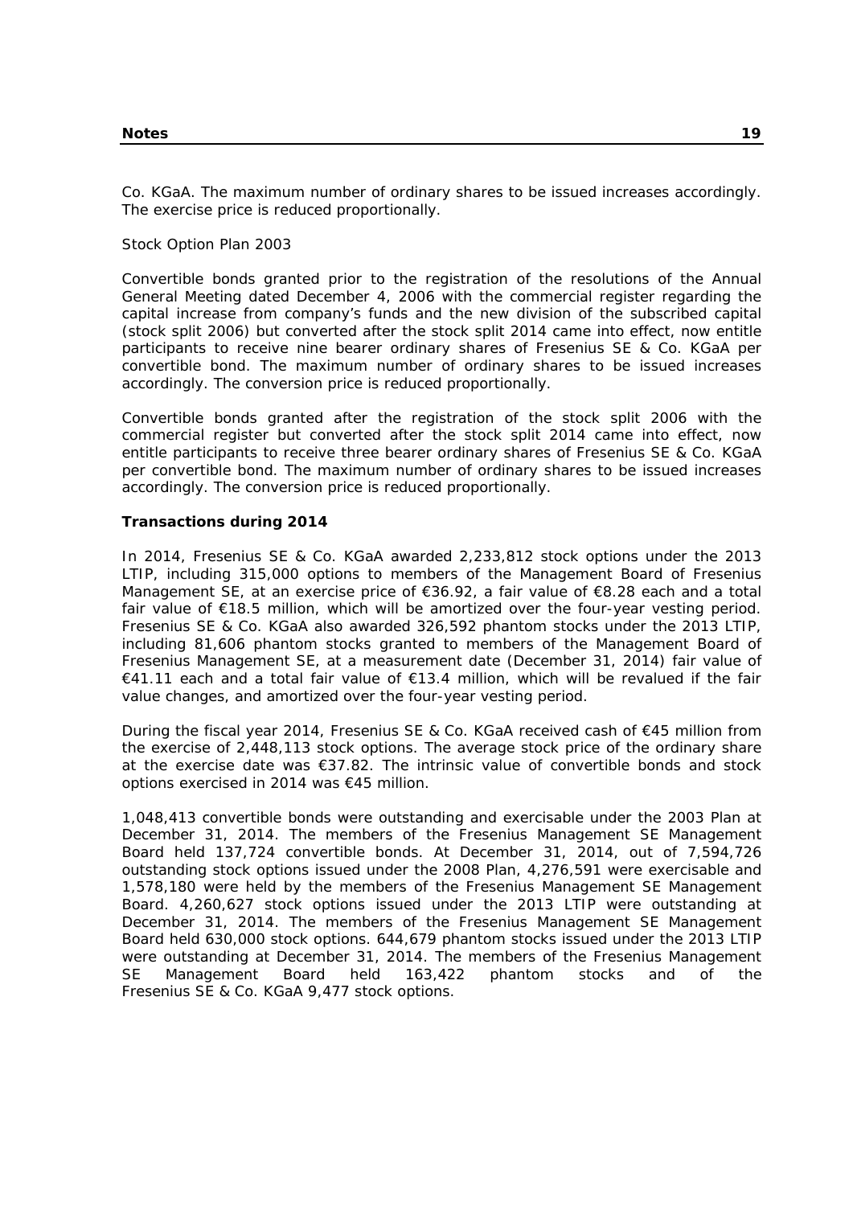Co. KGaA. The maximum number of ordinary shares to be issued increases accordingly. The exercise price is reduced proportionally.

Stock Option Plan 2003

Convertible bonds granted prior to the registration of the resolutions of the Annual General Meeting dated December 4, 2006 with the commercial register regarding the capital increase from company's funds and the new division of the subscribed capital (stock split 2006) but converted after the stock split 2014 came into effect, now entitle participants to receive nine bearer ordinary shares of Fresenius SE & Co. KGaA per convertible bond. The maximum number of ordinary shares to be issued increases accordingly. The conversion price is reduced proportionally.

Convertible bonds granted after the registration of the stock split 2006 with the commercial register but converted after the stock split 2014 came into effect, now entitle participants to receive three bearer ordinary shares of Fresenius SE & Co. KGaA per convertible bond. The maximum number of ordinary shares to be issued increases accordingly. The conversion price is reduced proportionally.

**Transactions during 2014**

In 2014, Fresenius SE & Co. KGaA awarded 2,233,812 stock options under the 2013 LTIP, including 315,000 options to members of the Management Board of Fresenius Management SE, at an exercise price of €36.92, a fair value of €8.28 each and a total fair value of €18.5 million, which will be amortized over the four-year vesting period. Fresenius SE & Co. KGaA also awarded 326,592 phantom stocks under the 2013 LTIP, including 81,606 phantom stocks granted to members of the Management Board of Fresenius Management SE, at a measurement date (December 31, 2014) fair value of €41.11 each and a total fair value of €13.4 million, which will be revalued if the fair value changes, and amortized over the four-year vesting period.

During the fiscal year 2014, Fresenius SE & Co. KGaA received cash of €45 million from the exercise of 2,448,113 stock options. The average stock price of the ordinary share at the exercise date was €37.82. The intrinsic value of convertible bonds and stock options exercised in 2014 was €45 million.

1,048,413 convertible bonds were outstanding and exercisable under the 2003 Plan at December 31, 2014. The members of the Fresenius Management SE Management Board held 137,724 convertible bonds. At December 31, 2014, out of 7,594,726 outstanding stock options issued under the 2008 Plan, 4,276,591 were exercisable and 1,578,180 were held by the members of the Fresenius Management SE Management Board. 4,260,627 stock options issued under the 2013 LTIP were outstanding at December 31, 2014. The members of the Fresenius Management SE Management Board held 630,000 stock options. 644,679 phantom stocks issued under the 2013 LTIP were outstanding at December 31, 2014. The members of the Fresenius Management SE Management Board held 163,422 phantom stocks and of the Fresenius SE & Co. KGaA 9,477 stock options.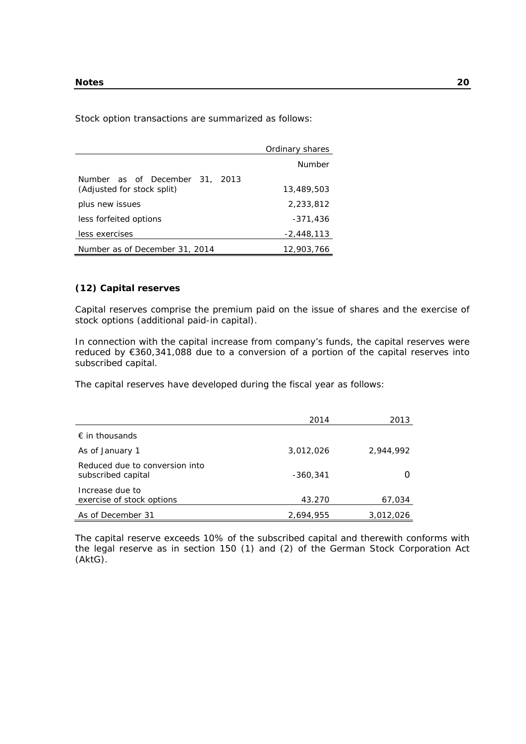Stock option transactions are summarized as follows:

| | Ordinary shares |
|---|---|
| | Number |
| Number as of December 31, 2013 (Adjusted for stock split) | 13,489,503 |
| plus new issues | 2,233,812 |
| less forfeited options | -371,436 |
| less exercises | -2,448,113 |
| Number as of December 31, 2014 | 12,903,766 |

### (12) Capital reserves

Capital reserves comprise the premium paid on the issue of shares and the exercise of stock options (additional paid-in capital).

In connection with the capital increase from company's funds, the capital reserves were reduced by €360,341,088 due to a conversion of a portion of the capital reserves into subscribed capital.

The capital reserves have developed during the fiscal year as follows:

| | 2014 | 2013 |
|---|---|---|
| € in thousands | | |
| As of January 1 | 3,012,026 | 2,944,992 |
| Reduced due to conversion into subscribed capital | -360,341 | 0 |
| Increase due to exercise of stock options | 43.270 | 67,034 |
| As of December 31 | 2,694,955 | 3,012,026 |

The capital reserve exceeds 10% of the subscribed capital and therewith conforms with the legal reserve as in section 150 (1) and (2) of the German Stock Corporation Act (AktG).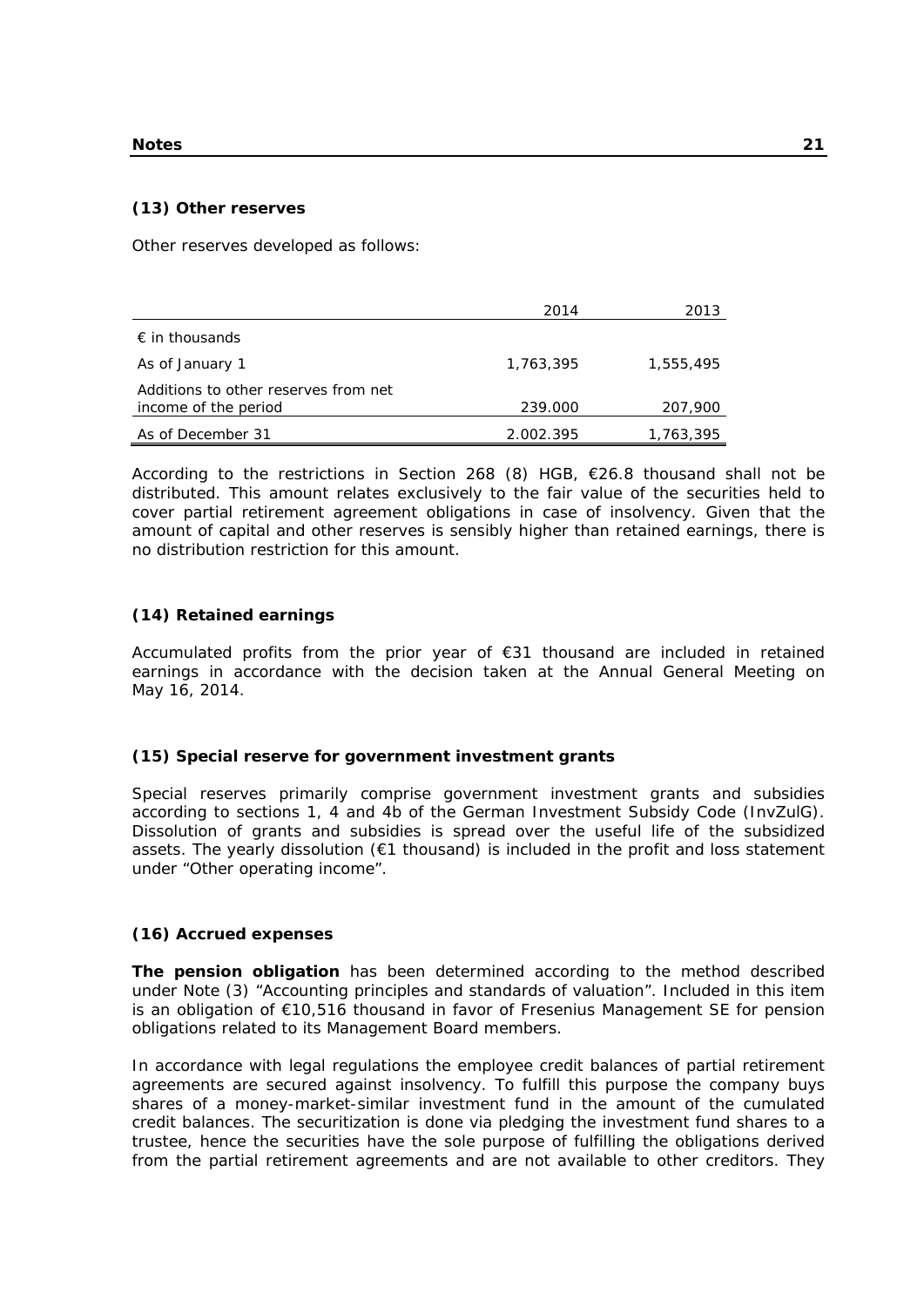### (13) Other reserves

Other reserves developed as follows:

| | 2014 | 2013 |
|---|---|---|
| € in thousands | | |
| As of January 1 | 1,763,395 | 1,555,495 |
| Additions to other reserves from net income of the period | 239.000 | 207,900 |
| As of December 31 | 2.002.395 | 1,763,395 |

According to the restrictions in Section 268 (8) HGB, €26.8 thousand shall not be distributed. This amount relates exclusively to the fair value of the securities held to cover partial retirement agreement obligations in case of insolvency. Given that the amount of capital and other reserves is sensibly higher than retained earnings, there is no distribution restriction for this amount.

### (14) Retained earnings

Accumulated profits from the prior year of €31 thousand are included in retained earnings in accordance with the decision taken at the Annual General Meeting on May 16, 2014.

### (15) Special reserve for government investment grants

Special reserves primarily comprise government investment grants and subsidies according to sections 1, 4 and 4b of the German Investment Subsidy Code (InvZulG). Dissolution of grants and subsidies is spread over the useful life of the subsidized assets. The yearly dissolution (€1 thousand) is included in the profit and loss statement under "Other operating income".

### (16) Accrued expenses

**The pension obligation** has been determined according to the method described under Note (3) "Accounting principles and standards of valuation". Included in this item is an obligation of €10,516 thousand in favor of Fresenius Management SE for pension obligations related to its Management Board members.

In accordance with legal regulations the employee credit balances of partial retirement agreements are secured against insolvency. To fulfill this purpose the company buys shares of a money-market-similar investment fund in the amount of the cumulated credit balances. The securitization is done via pledging the investment fund shares to a trustee, hence the securities have the sole purpose of fulfilling the obligations derived from the partial retirement agreements and are not available to other creditors. They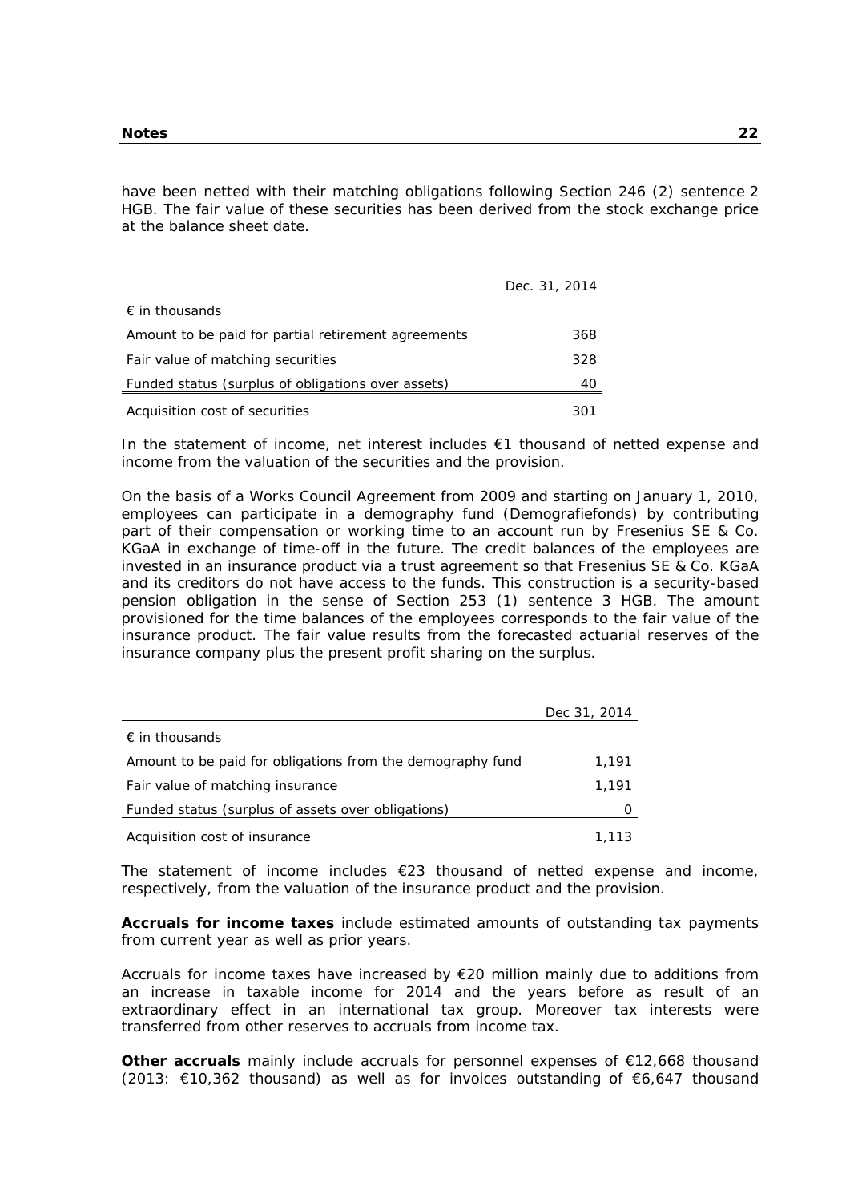have been netted with their matching obligations following Section 246 (2) sentence 2 HGB. The fair value of these securities has been derived from the stock exchange price at the balance sheet date.

| | Dec. 31, 2014 |
|---|---|
| € in thousands | |
| Amount to be paid for partial retirement agreements | 368 |
| Fair value of matching securities | 328 |
| Funded status (surplus of obligations over assets) | 40 |
| Acquisition cost of securities | 301 |

In the statement of income, net interest includes €1 thousand of netted expense and income from the valuation of the securities and the provision.

On the basis of a Works Council Agreement from 2009 and starting on January 1, 2010, employees can participate in a demography fund (Demografiefonds) by contributing part of their compensation or working time to an account run by Fresenius SE & Co. KGaA in exchange of time-off in the future. The credit balances of the employees are invested in an insurance product via a trust agreement so that Fresenius SE & Co. KGaA and its creditors do not have access to the funds. This construction is a security-based pension obligation in the sense of Section 253 (1) sentence 3 HGB. The amount provisioned for the time balances of the employees corresponds to the fair value of the insurance product. The fair value results from the forecasted actuarial reserves of the insurance company plus the present profit sharing on the surplus.

| | Dec 31, 2014 |
|---|---|
| € in thousands | |
| Amount to be paid for obligations from the demography fund | 1,191 |
| Fair value of matching insurance | 1,191 |
| Funded status (surplus of assets over obligations) | 0 |
| Acquisition cost of insurance | 1,113 |

The statement of income includes €23 thousand of netted expense and income, respectively, from the valuation of the insurance product and the provision.

**Accruals for income taxes** include estimated amounts of outstanding tax payments from current year as well as prior years.

Accruals for income taxes have increased by €20 million mainly due to additions from an increase in taxable income for 2014 and the years before as result of an extraordinary effect in an international tax group. Moreover tax interests were transferred from other reserves to accruals from income tax.

**Other accruals** mainly include accruals for personnel expenses of €12,668 thousand (2013: €10,362 thousand) as well as for invoices outstanding of €6,647 thousand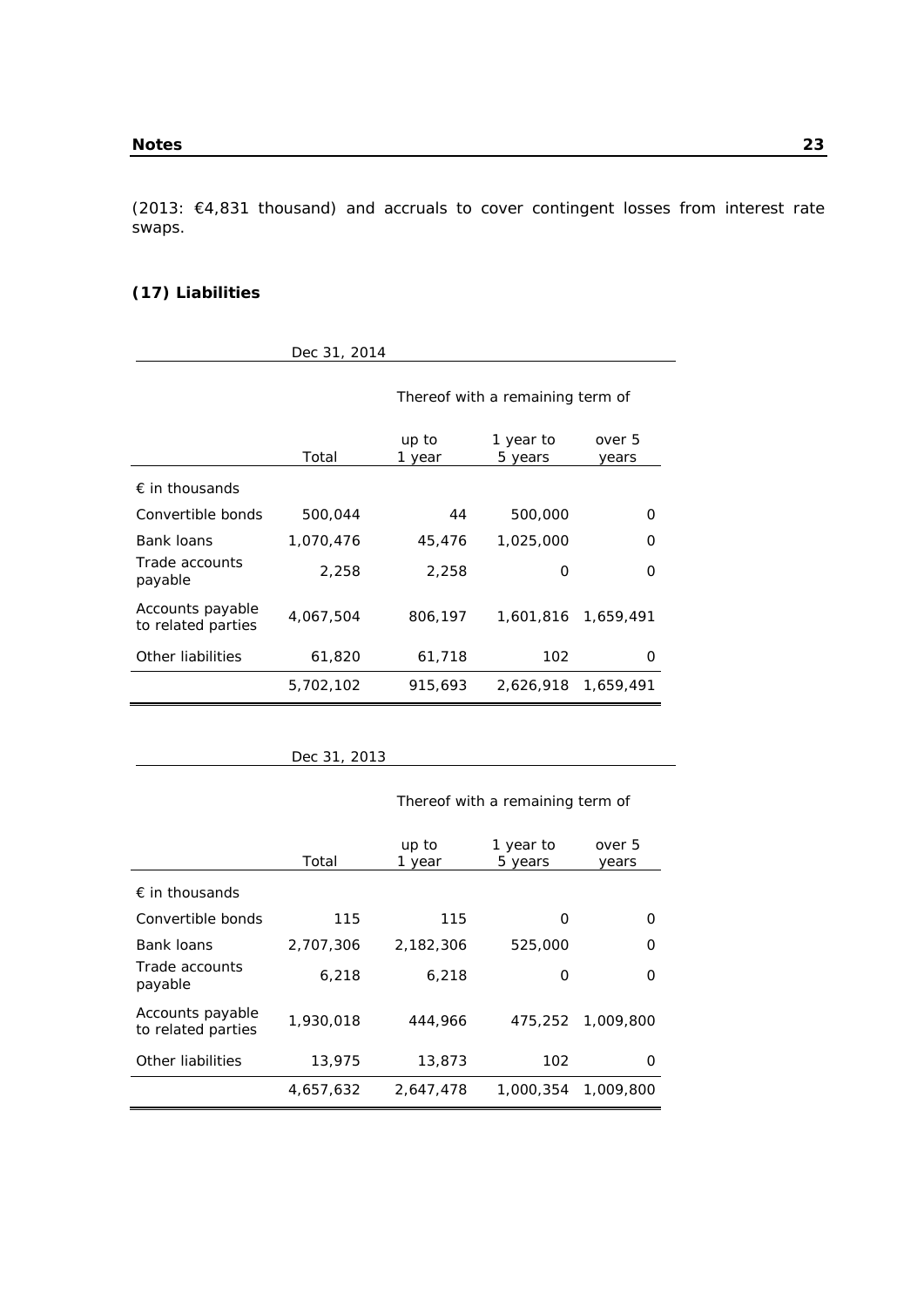(2013: €4,831 thousand) and accruals to cover contingent losses from interest rate swaps.

### (17) Liabilities

| Dec 31, 2014 | | | | |
|---|---|---|---|---|
| | | Thereof with a remaining term of | | |
| | Total | up to 1 year | 1 year to 5 years | over 5 years |
| € in thousands | | | | |
| Convertible bonds | 500,044 | 44 | 500,000 | 0 |
| Bank loans | 1,070,476 | 45,476 | 1,025,000 | 0 |
| Trade accounts payable | 2,258 | 2,258 | 0 | 0 |
| Accounts payable to related parties | 4,067,504 | 806,197 | 1,601,816 | 1,659,491 |
| Other liabilities | 61,820 | 61,718 | 102 | 0 |
| | 5,702,102 | 915,693 | 2,626,918 | 1,659,491 |

| Dec 31, 2013 | | | | |
|---|---|---|---|---|
| | | Thereof with a remaining term of | | |
| | Total | up to 1 year | 1 year to 5 years | over 5 years |
| € in thousands | | | | |
| Convertible bonds | 115 | 115 | 0 | 0 |
| Bank loans | 2,707,306 | 2,182,306 | 525,000 | 0 |
| Trade accounts payable | 6,218 | 6,218 | 0 | 0 |
| Accounts payable to related parties | 1,930,018 | 444,966 | 475,252 | 1,009,800 |
| Other liabilities | 13,975 | 13,873 | 102 | 0 |
| | 4,657,632 | 2,647,478 | 1,000,354 | 1,009,800 |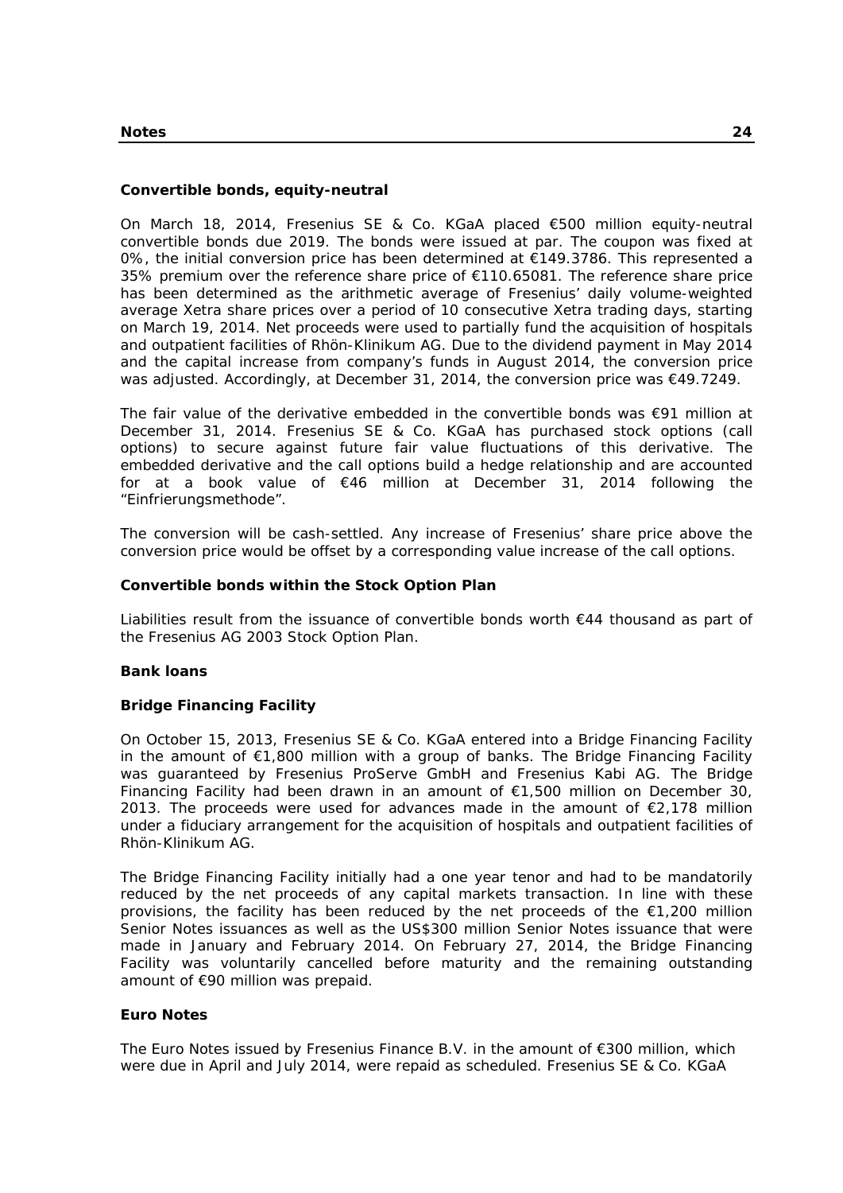**Convertible bonds, equity-neutral**

On March 18, 2014, Fresenius SE & Co. KGaA placed €500 million equity-neutral convertible bonds due 2019. The bonds were issued at par. The coupon was fixed at 0%, the initial conversion price has been determined at €149.3786. This represented a 35% premium over the reference share price of €110.65081. The reference share price has been determined as the arithmetic average of Fresenius' daily volume-weighted average Xetra share prices over a period of 10 consecutive Xetra trading days, starting on March 19, 2014. Net proceeds were used to partially fund the acquisition of hospitals and outpatient facilities of Rhön-Klinikum AG. Due to the dividend payment in May 2014 and the capital increase from company's funds in August 2014, the conversion price was adjusted. Accordingly, at December 31, 2014, the conversion price was €49.7249.

The fair value of the derivative embedded in the convertible bonds was €91 million at December 31, 2014. Fresenius SE & Co. KGaA has purchased stock options (call options) to secure against future fair value fluctuations of this derivative. The embedded derivative and the call options build a hedge relationship and are accounted for at a book value of €46 million at December 31, 2014 following the "Einfrierungsmethode".

The conversion will be cash-settled. Any increase of Fresenius' share price above the conversion price would be offset by a corresponding value increase of the call options.

**Convertible bonds within the Stock Option Plan**

Liabilities result from the issuance of convertible bonds worth €44 thousand as part of the Fresenius AG 2003 Stock Option Plan.

**Bank loans**

**Bridge Financing Facility**

On October 15, 2013, Fresenius SE & Co. KGaA entered into a Bridge Financing Facility in the amount of €1,800 million with a group of banks. The Bridge Financing Facility was guaranteed by Fresenius ProServe GmbH and Fresenius Kabi AG. The Bridge Financing Facility had been drawn in an amount of €1,500 million on December 30, 2013. The proceeds were used for advances made in the amount of €2,178 million under a fiduciary arrangement for the acquisition of hospitals and outpatient facilities of Rhön-Klinikum AG.

The Bridge Financing Facility initially had a one year tenor and had to be mandatorily reduced by the net proceeds of any capital markets transaction. In line with these provisions, the facility has been reduced by the net proceeds of the €1,200 million Senior Notes issuances as well as the US$300 million Senior Notes issuance that were made in January and February 2014. On February 27, 2014, the Bridge Financing Facility was voluntarily cancelled before maturity and the remaining outstanding amount of €90 million was prepaid.

**Euro Notes**

The Euro Notes issued by Fresenius Finance B.V. in the amount of €300 million, which were due in April and July 2014, were repaid as scheduled. Fresenius SE & Co. KGaA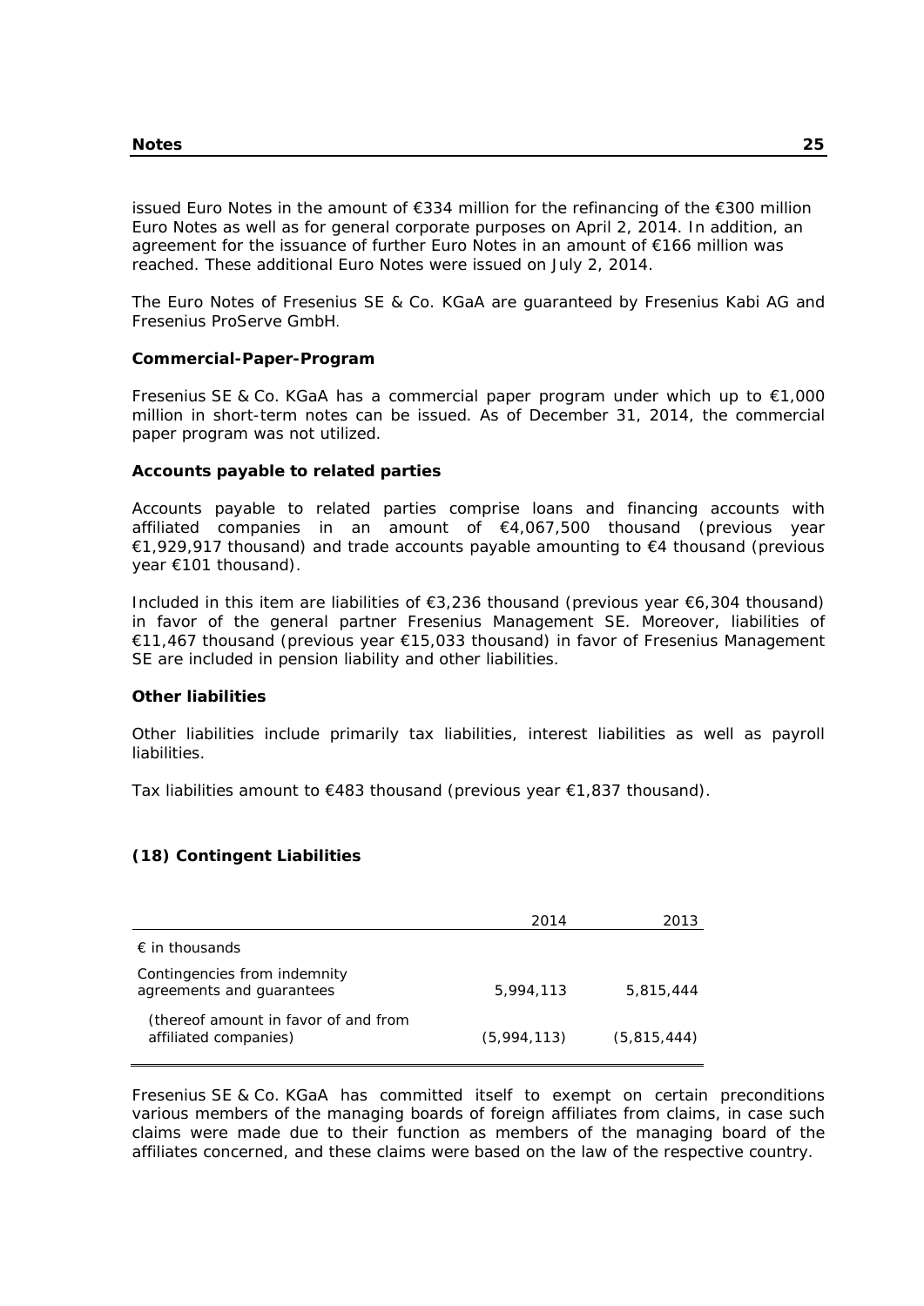issued Euro Notes in the amount of €334 million for the refinancing of the €300 million Euro Notes as well as for general corporate purposes on April 2, 2014. In addition, an agreement for the issuance of further Euro Notes in an amount of €166 million was reached. These additional Euro Notes were issued on July 2, 2014.

The Euro Notes of Fresenius SE & Co. KGaA are guaranteed by Fresenius Kabi AG and Fresenius ProServe GmbH.

**Commercial-Paper-Program**

Fresenius SE & Co. KGaA has a commercial paper program under which up to €1,000 million in short-term notes can be issued. As of December 31, 2014, the commercial paper program was not utilized.

**Accounts payable to related parties**

Accounts payable to related parties comprise loans and financing accounts with affiliated companies in an amount of €4,067,500 thousand (previous year €1,929,917 thousand) and trade accounts payable amounting to €4 thousand (previous year €101 thousand).

Included in this item are liabilities of €3,236 thousand (previous year €6,304 thousand) in favor of the general partner Fresenius Management SE. Moreover, liabilities of €11,467 thousand (previous year €15,033 thousand) in favor of Fresenius Management SE are included in pension liability and other liabilities.

**Other liabilities**

Other liabilities include primarily tax liabilities, interest liabilities as well as payroll liabilities.

Tax liabilities amount to €483 thousand (previous year €1,837 thousand).

## (18) Contingent Liabilities

| | 2014 | 2013 |
|---|---|---|
| € in thousands | | |
| Contingencies from indemnity agreements and guarantees | 5,994,113 | 5,815,444 |
| (thereof amount in favor of and from affiliated companies) | (5,994,113) | (5,815,444) |

Fresenius SE & Co. KGaA has committed itself to exempt on certain preconditions various members of the managing boards of foreign affiliates from claims, in case such claims were made due to their function as members of the managing board of the affiliates concerned, and these claims were based on the law of the respective country.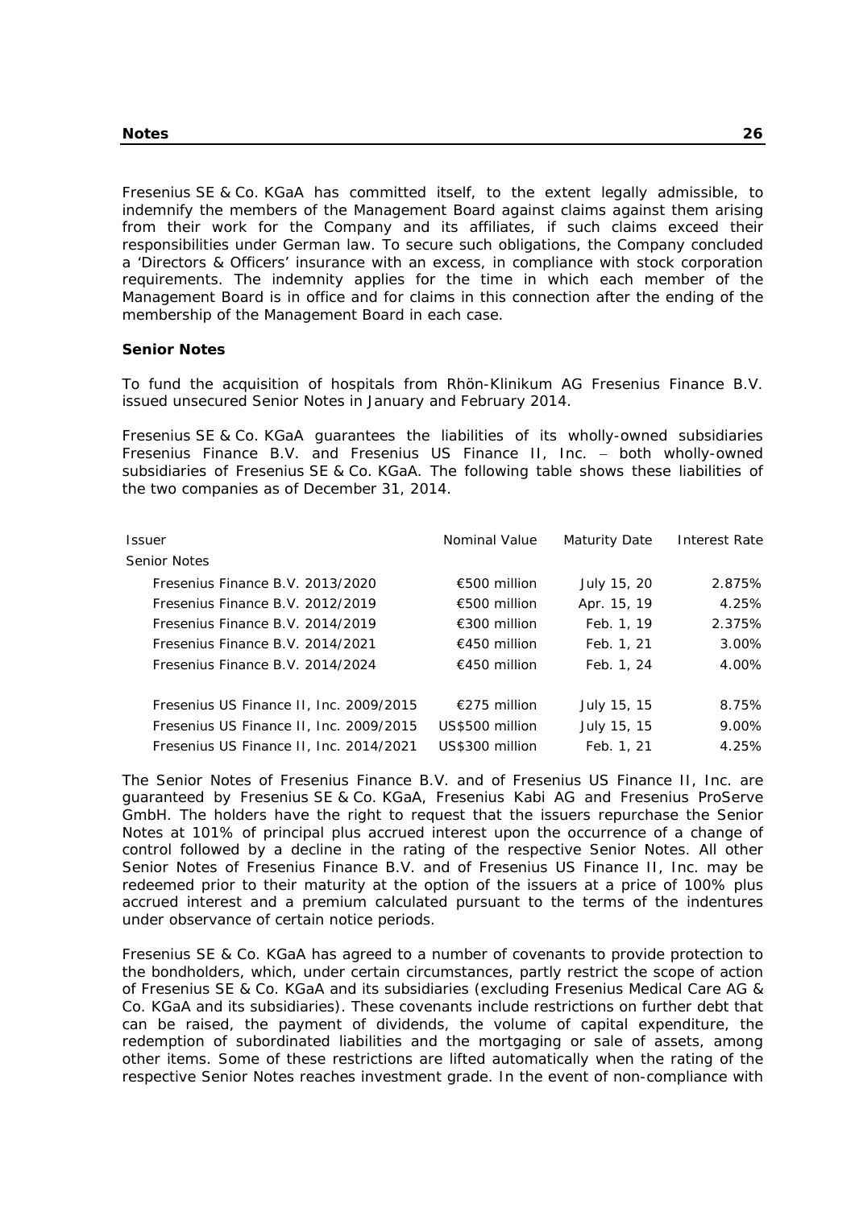Fresenius SE & Co. KGaA has committed itself, to the extent legally admissible, to indemnify the members of the Management Board against claims against them arising from their work for the Company and its affiliates, if such claims exceed their responsibilities under German law. To secure such obligations, the Company concluded a 'Directors & Officers' insurance with an excess, in compliance with stock corporation requirements. The indemnity applies for the time in which each member of the Management Board is in office and for claims in this connection after the ending of the membership of the Management Board in each case.

**Senior Notes**

To fund the acquisition of hospitals from Rhön-Klinikum AG Fresenius Finance B.V. issued unsecured Senior Notes in January and February 2014.

Fresenius SE & Co. KGaA guarantees the liabilities of its wholly-owned subsidiaries Fresenius Finance B.V. and Fresenius US Finance II, Inc. – both wholly-owned subsidiaries of Fresenius SE & Co. KGaA. The following table shows these liabilities of the two companies as of December 31, 2014.

| Issuer | Nominal Value | Maturity Date | Interest Rate |
|---|---|---|---|
| Senior Notes | | | |
| Fresenius Finance B.V. 2013/2020 | €500 million | July 15, 20 | 2.875% |
| Fresenius Finance B.V. 2012/2019 | €500 million | Apr. 15, 19 | 4.25% |
| Fresenius Finance B.V. 2014/2019 | €300 million | Feb. 1, 19 | 2.375% |
| Fresenius Finance B.V. 2014/2021 | €450 million | Feb. 1, 21 | 3.00% |
| Fresenius Finance B.V. 2014/2024 | €450 million | Feb. 1, 24 | 4.00% |
| Fresenius US Finance II, Inc. 2009/2015 | €275 million | July 15, 15 | 8.75% |
| Fresenius US Finance II, Inc. 2009/2015 | US$500 million | July 15, 15 | 9.00% |
| Fresenius US Finance II, Inc. 2014/2021 | US$300 million | Feb. 1, 21 | 4.25% |

The Senior Notes of Fresenius Finance B.V. and of Fresenius US Finance II, Inc. are guaranteed by Fresenius SE & Co. KGaA, Fresenius Kabi AG and Fresenius ProServe GmbH. The holders have the right to request that the issuers repurchase the Senior Notes at 101% of principal plus accrued interest upon the occurrence of a change of control followed by a decline in the rating of the respective Senior Notes. All other Senior Notes of Fresenius Finance B.V. and of Fresenius US Finance II, Inc. may be redeemed prior to their maturity at the option of the issuers at a price of 100% plus accrued interest and a premium calculated pursuant to the terms of the indentures under observance of certain notice periods.

Fresenius SE & Co. KGaA has agreed to a number of covenants to provide protection to the bondholders, which, under certain circumstances, partly restrict the scope of action of Fresenius SE & Co. KGaA and its subsidiaries (excluding Fresenius Medical Care AG & Co. KGaA and its subsidiaries). These covenants include restrictions on further debt that can be raised, the payment of dividends, the volume of capital expenditure, the redemption of subordinated liabilities and the mortgaging or sale of assets, among other items. Some of these restrictions are lifted automatically when the rating of the respective Senior Notes reaches investment grade. In the event of non-compliance with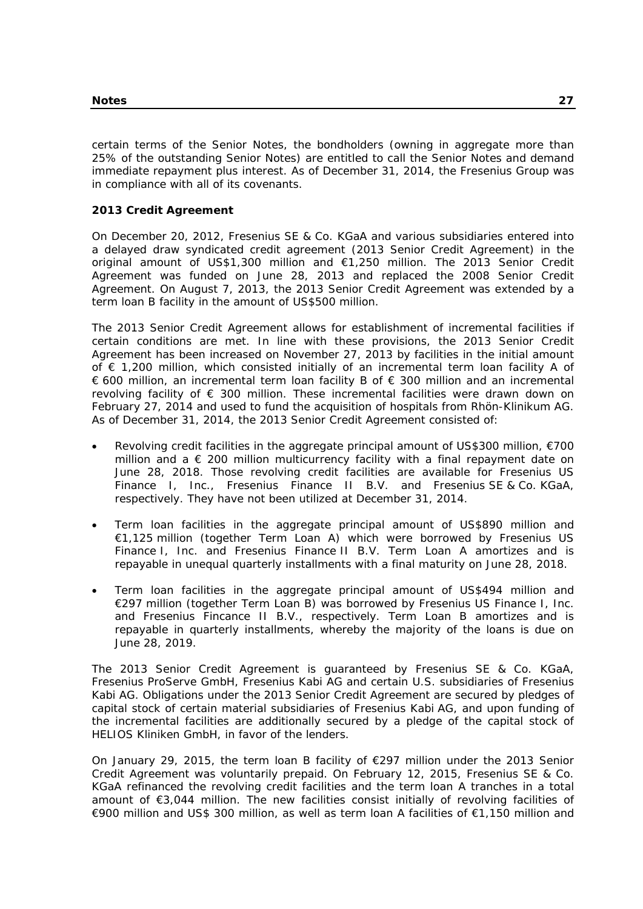certain terms of the Senior Notes, the bondholders (owning in aggregate more than 25% of the outstanding Senior Notes) are entitled to call the Senior Notes and demand immediate repayment plus interest. As of December 31, 2014, the Fresenius Group was in compliance with all of its covenants.

**2013 Credit Agreement**

On December 20, 2012, Fresenius SE & Co. KGaA and various subsidiaries entered into a delayed draw syndicated credit agreement (2013 Senior Credit Agreement) in the original amount of US$1,300 million and €1,250 million. The 2013 Senior Credit Agreement was funded on June 28, 2013 and replaced the 2008 Senior Credit Agreement. On August 7, 2013, the 2013 Senior Credit Agreement was extended by a term loan B facility in the amount of US$500 million.

The 2013 Senior Credit Agreement allows for establishment of incremental facilities if certain conditions are met. In line with these provisions, the 2013 Senior Credit Agreement has been increased on November 27, 2013 by facilities in the initial amount of € 1,200 million, which consisted initially of an incremental term loan facility A of € 600 million, an incremental term loan facility B of € 300 million and an incremental revolving facility of € 300 million. These incremental facilities were drawn down on February 27, 2014 and used to fund the acquisition of hospitals from Rhön-Klinikum AG. As of December 31, 2014, the 2013 Senior Credit Agreement consisted of:

- Revolving credit facilities in the aggregate principal amount of US$300 million, €700 million and a € 200 million multicurrency facility with a final repayment date on June 28, 2018. Those revolving credit facilities are available for Fresenius US Finance I, Inc., Fresenius Finance II B.V. and Fresenius SE & Co. KGaA, respectively. They have not been utilized at December 31, 2014.
- Term loan facilities in the aggregate principal amount of US$890 million and €1,125 million (together Term Loan A) which were borrowed by Fresenius US Finance I, Inc. and Fresenius Finance II B.V. Term Loan A amortizes and is repayable in unequal quarterly installments with a final maturity on June 28, 2018.
- Term loan facilities in the aggregate principal amount of US$494 million and €297 million (together Term Loan B) was borrowed by Fresenius US Finance I, Inc. and Fresenius Fincance II B.V., respectively. Term Loan B amortizes and is repayable in quarterly installments, whereby the majority of the loans is due on June 28, 2019.

The 2013 Senior Credit Agreement is guaranteed by Fresenius SE & Co. KGaA, Fresenius ProServe GmbH, Fresenius Kabi AG and certain U.S. subsidiaries of Fresenius Kabi AG. Obligations under the 2013 Senior Credit Agreement are secured by pledges of capital stock of certain material subsidiaries of Fresenius Kabi AG, and upon funding of the incremental facilities are additionally secured by a pledge of the capital stock of HELIOS Kliniken GmbH, in favor of the lenders.

On January 29, 2015, the term loan B facility of €297 million under the 2013 Senior Credit Agreement was voluntarily prepaid. On February 12, 2015, Fresenius SE & Co. KGaA refinanced the revolving credit facilities and the term loan A tranches in a total amount of €3,044 million. The new facilities consist initially of revolving facilities of €900 million and US$ 300 million, as well as term loan A facilities of €1,150 million and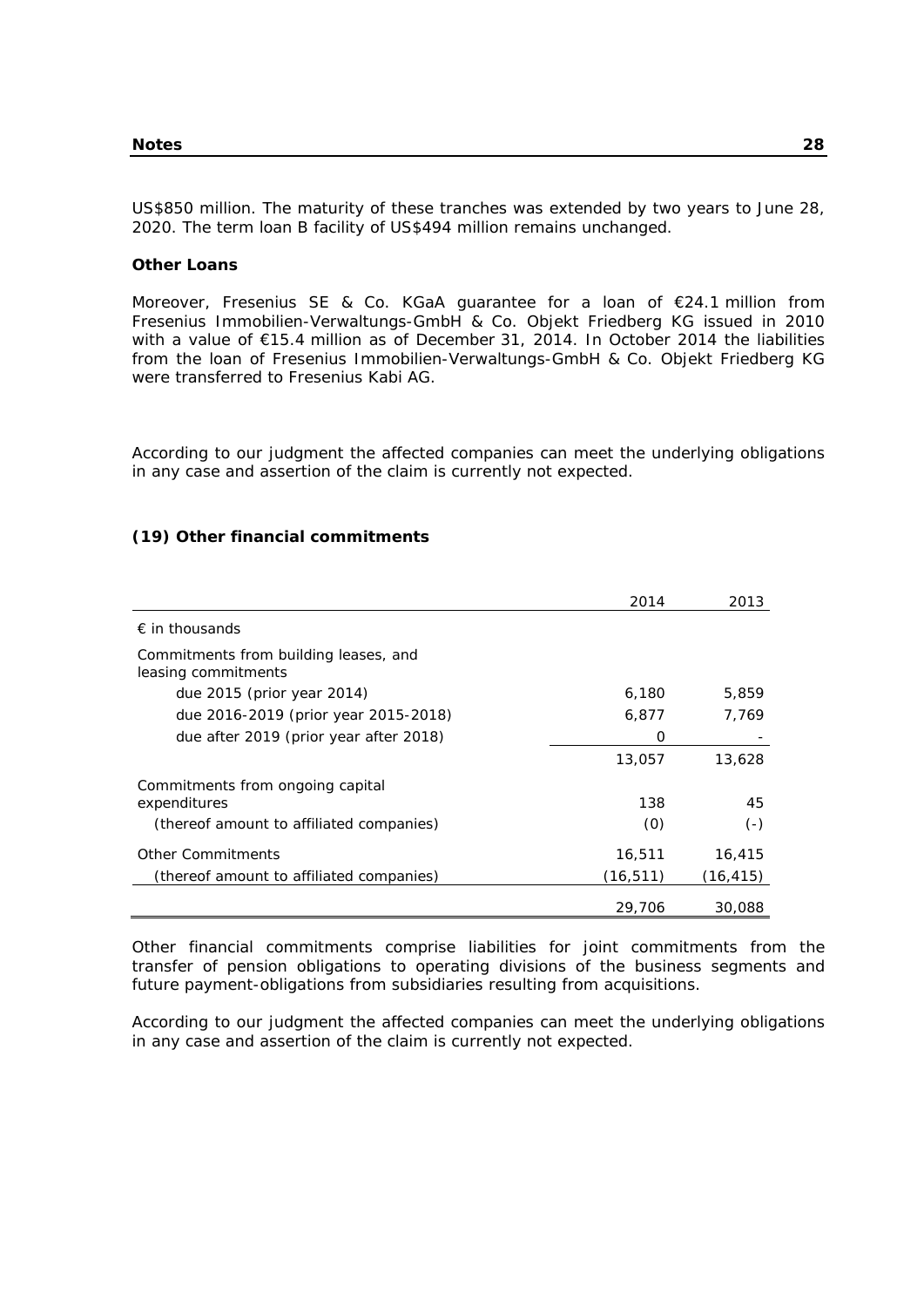US$850 million. The maturity of these tranches was extended by two years to June 28, 2020. The term loan B facility of US$494 million remains unchanged.

**Other Loans**

Moreover, Fresenius SE & Co. KGaA guarantee for a loan of €24.1 million from Fresenius Immobilien-Verwaltungs-GmbH & Co. Objekt Friedberg KG issued in 2010 with a value of €15.4 million as of December 31, 2014. In October 2014 the liabilities from the loan of Fresenius Immobilien-Verwaltungs-GmbH & Co. Objekt Friedberg KG were transferred to Fresenius Kabi AG.

According to our judgment the affected companies can meet the underlying obligations in any case and assertion of the claim is currently not expected.

## (19) Other financial commitments

| | 2014 | 2013 |
|---|---|---|
| € in thousands | | |
| Commitments from building leases, and leasing commitments | | |
| due 2015 (prior year 2014) | 6,180 | 5,859 |
| due 2016-2019 (prior year 2015-2018) | 6,877 | 7,769 |
| due after 2019 (prior year after 2018) | 0 | - |
| | 13,057 | 13,628 |
| Commitments from ongoing capital expenditures | 138 | 45 |
| (thereof amount to affiliated companies) | (0) | (-) |
| Other Commitments | 16,511 | 16,415 |
| (thereof amount to affiliated companies) | (16,511) | (16,415) |
| | 29,706 | 30,088 |

Other financial commitments comprise liabilities for joint commitments from the transfer of pension obligations to operating divisions of the business segments and future payment-obligations from subsidiaries resulting from acquisitions.

According to our judgment the affected companies can meet the underlying obligations in any case and assertion of the claim is currently not expected.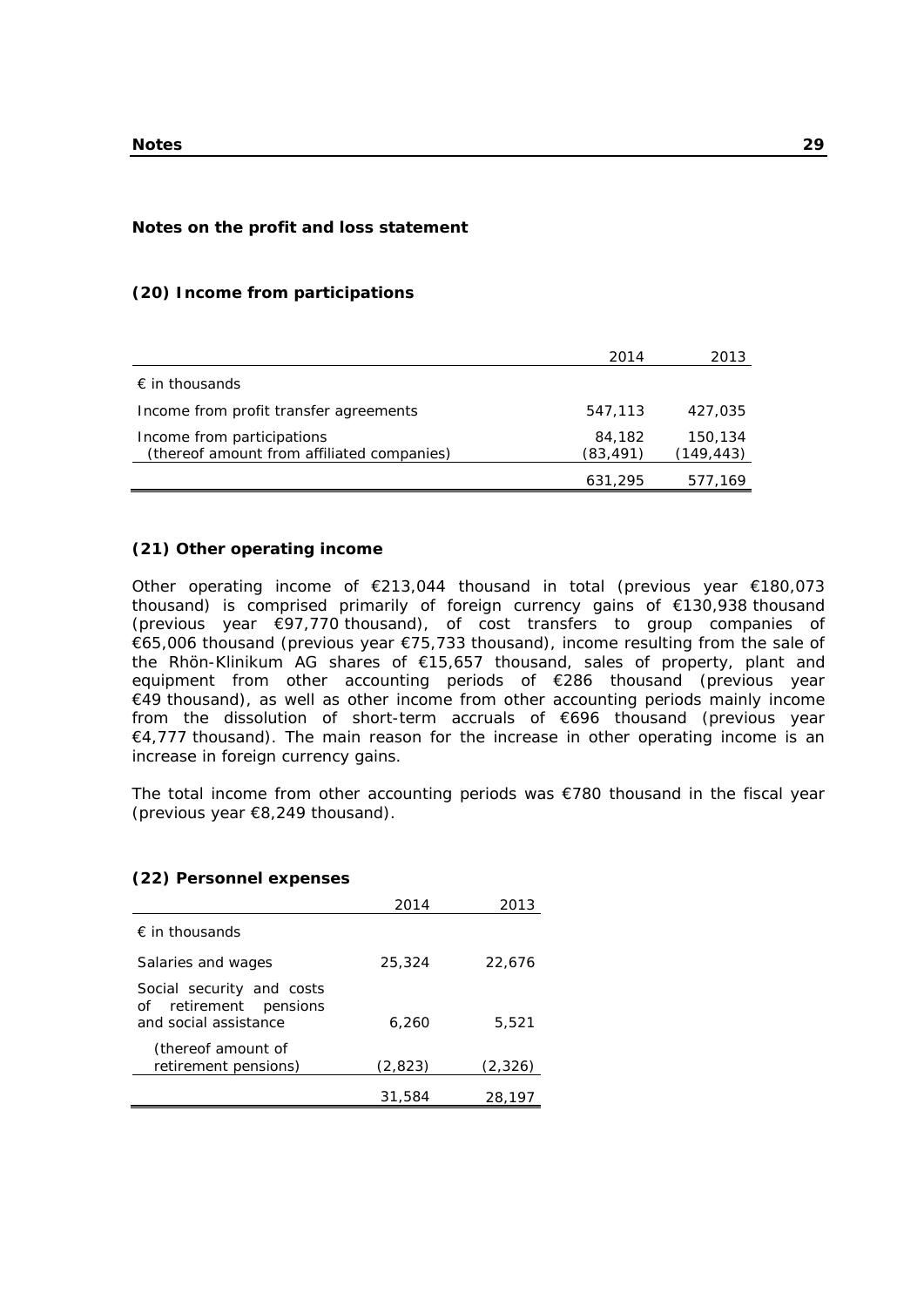## Notes on the profit and loss statement

### (20) Income from participations

| | 2014 | 2013 |
|---|---|---|
| € in thousands | | |
| Income from profit transfer agreements | 547,113 | 427,035 |
| Income from participations<br>(thereof amount from affiliated companies) | 84,182<br>(83,491) | 150,134<br>(149,443) |
| | 631,295 | 577,169 |

### (21) Other operating income

Other operating income of €213,044 thousand in total (previous year €180,073 thousand) is comprised primarily of foreign currency gains of €130,938 thousand (previous year €97,770 thousand), of cost transfers to group companies of €65,006 thousand (previous year €75,733 thousand), income resulting from the sale of the Rhön-Klinikum AG shares of €15,657 thousand, sales of property, plant and equipment from other accounting periods of €286 thousand (previous year €49 thousand), as well as other income from other accounting periods mainly income from the dissolution of short-term accruals of €696 thousand (previous year €4,777 thousand). The main reason for the increase in other operating income is an increase in foreign currency gains.

The total income from other accounting periods was €780 thousand in the fiscal year (previous year €8,249 thousand).

### (22) Personnel expenses

| | 2014 | 2013 |
|---|---|---|
| € in thousands | | |
| Salaries and wages | 25,324 | 22,676 |
| Social security and costs of retirement pensions and social assistance | 6,260 | 5,521 |
| (thereof amount of retirement pensions) | (2,823) | (2,326) |
| | 31,584 | 28,197 |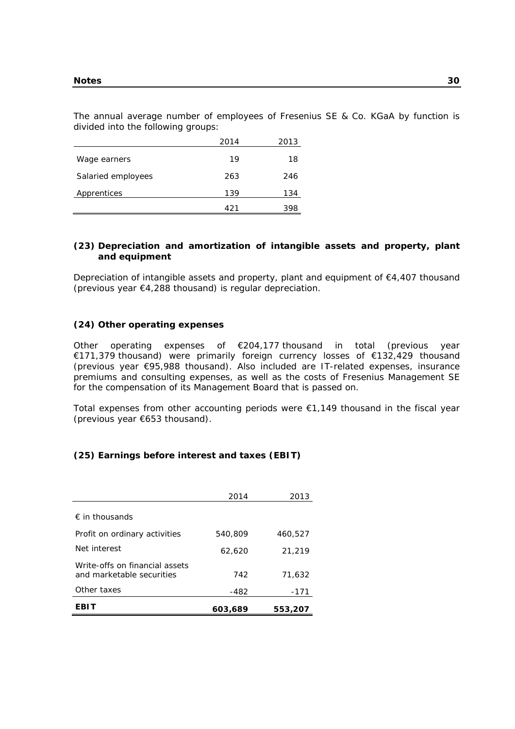The annual average number of employees of Fresenius SE & Co. KGaA by function is divided into the following groups:

| | 2014 | 2013 |
|---|---|---|
| Wage earners | 19 | 18 |
| Salaried employees | 263 | 246 |
| Apprentices | 139 | 134 |
| | 421 | 398 |

### (23) Depreciation and amortization of intangible assets and property, plant and equipment

Depreciation of intangible assets and property, plant and equipment of €4,407 thousand (previous year €4,288 thousand) is regular depreciation.

### (24) Other operating expenses

Other operating expenses of €204,177 thousand in total (previous year €171,379 thousand) were primarily foreign currency losses of €132,429 thousand (previous year €95,988 thousand). Also included are IT-related expenses, insurance premiums and consulting expenses, as well as the costs of Fresenius Management SE for the compensation of its Management Board that is passed on.

Total expenses from other accounting periods were €1,149 thousand in the fiscal year (previous year €653 thousand).

### (25) Earnings before interest and taxes (EBIT)

| | 2014 | 2013 |
|---|---|---|
| € in thousands | | |
| Profit on ordinary activities | 540,809 | 460,527 |
| Net interest | 62,620 | 21,219 |
| Write-offs on financial assets and marketable securities | 742 | 71,632 |
| Other taxes | -482 | -171 |
| **EBIT** | **603,689** | **553,207** |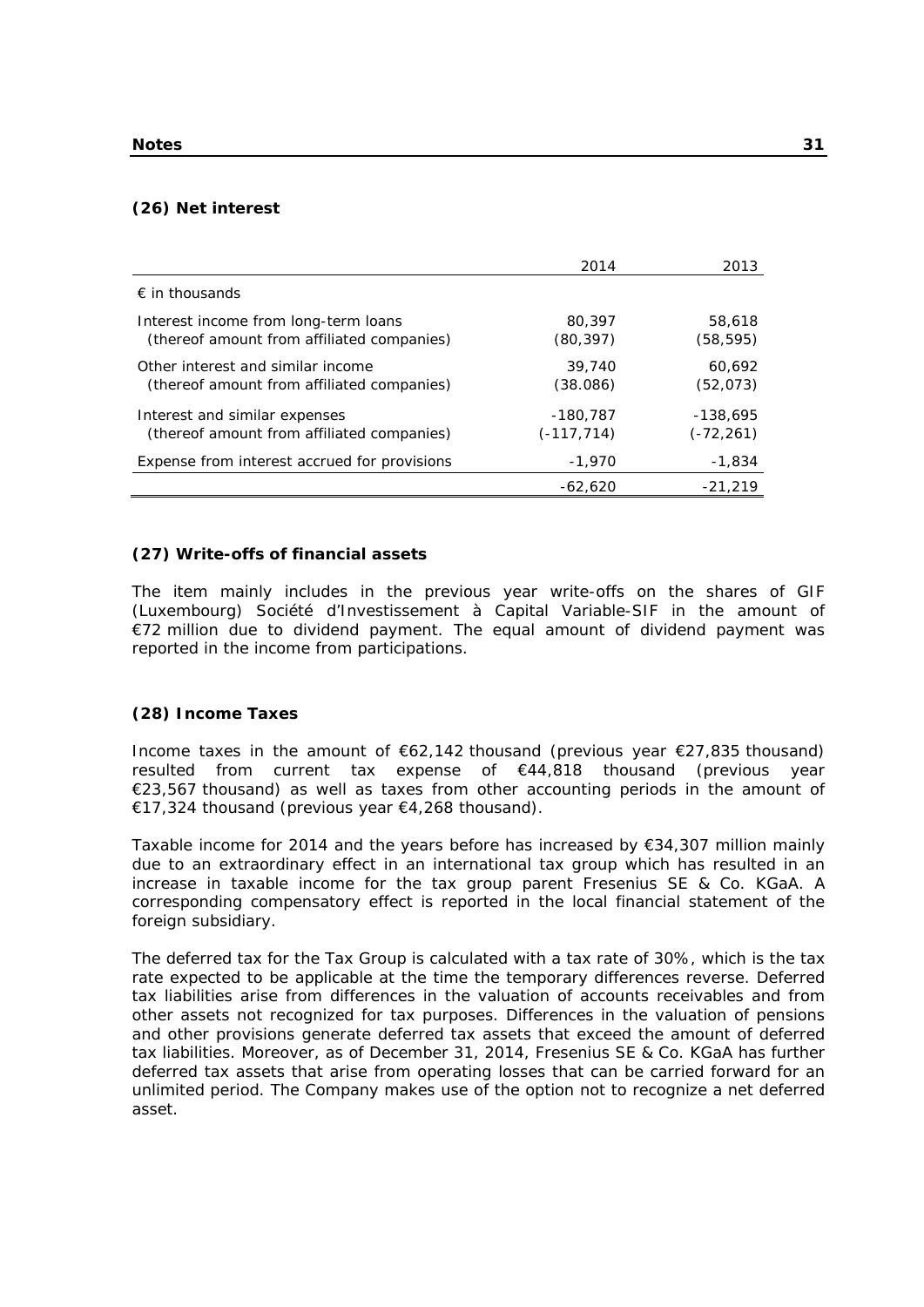## (26) Net interest

| | 2014 | 2013 |
|---|---|---|
| € in thousands | | |
| Interest income from long-term loans<br>(thereof amount from affiliated companies) | 80,397<br>(80,397) | 58,618<br>(58,595) |
| Other interest and similar income<br>(thereof amount from affiliated companies) | 39,740<br>(38.086) | 60,692<br>(52,073) |
| Interest and similar expenses<br>(thereof amount from affiliated companies) | -180,787<br>(-117,714) | -138,695<br>(-72,261) |
| Expense from interest accrued for provisions | -1,970 | -1,834 |
| | -62,620 | -21,219 |

## (27) Write-offs of financial assets

The item mainly includes in the previous year write-offs on the shares of GIF (Luxembourg) Société d'Investissement à Capital Variable-SIF in the amount of €72 million due to dividend payment. The equal amount of dividend payment was reported in the income from participations.

## (28) Income Taxes

Income taxes in the amount of €62,142 thousand (previous year €27,835 thousand) resulted from current tax expense of €44,818 thousand (previous year €23,567 thousand) as well as taxes from other accounting periods in the amount of €17,324 thousand (previous year €4,268 thousand).

Taxable income for 2014 and the years before has increased by €34,307 million mainly due to an extraordinary effect in an international tax group which has resulted in an increase in taxable income for the tax group parent Fresenius SE & Co. KGaA. A corresponding compensatory effect is reported in the local financial statement of the foreign subsidiary.

The deferred tax for the Tax Group is calculated with a tax rate of 30%, which is the tax rate expected to be applicable at the time the temporary differences reverse. Deferred tax liabilities arise from differences in the valuation of accounts receivables and from other assets not recognized for tax purposes. Differences in the valuation of pensions and other provisions generate deferred tax assets that exceed the amount of deferred tax liabilities. Moreover, as of December 31, 2014, Fresenius SE & Co. KGaA has further deferred tax assets that arise from operating losses that can be carried forward for an unlimited period. The Company makes use of the option not to recognize a net deferred asset.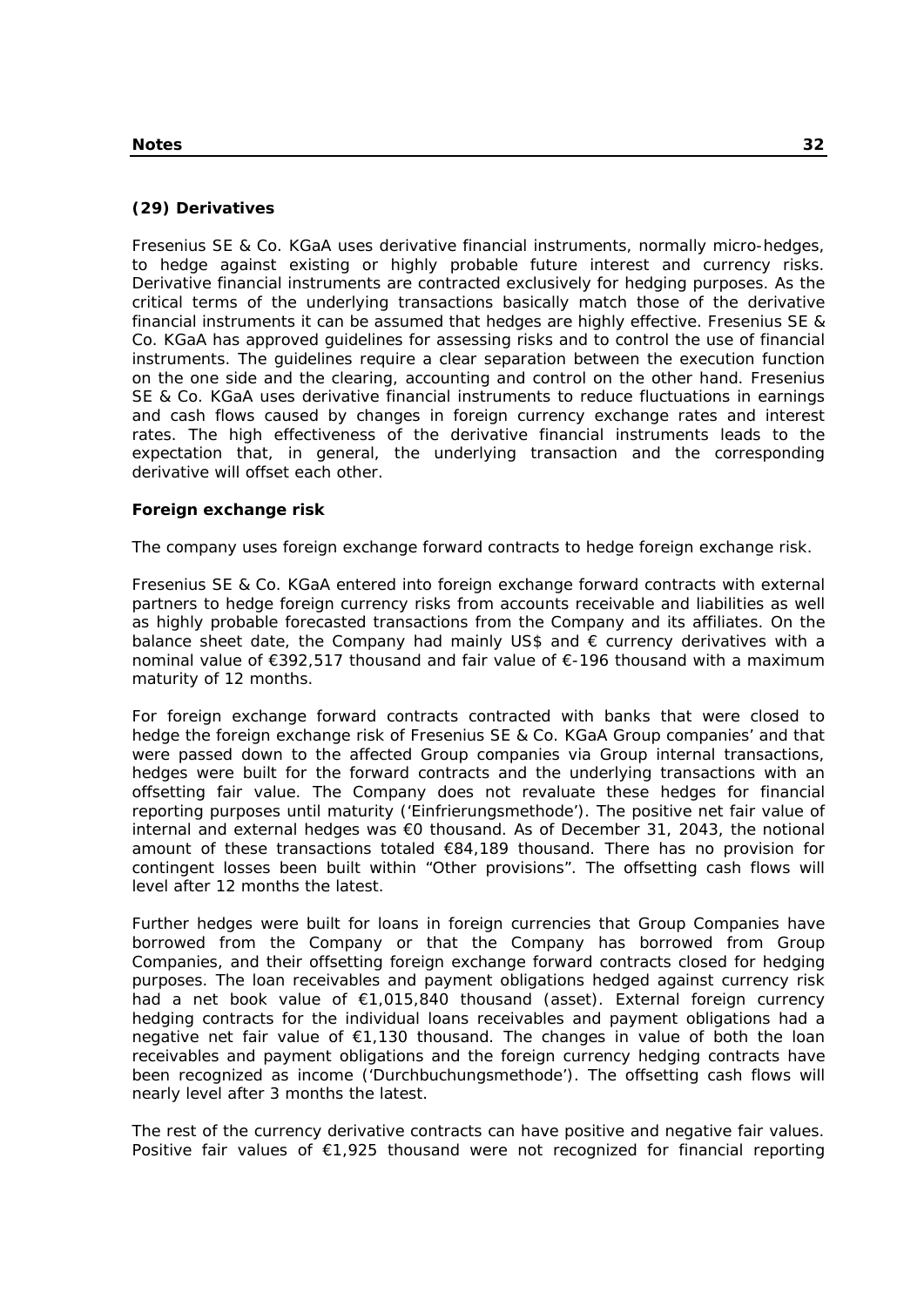## (29) Derivatives

Fresenius SE & Co. KGaA uses derivative financial instruments, normally micro-hedges, to hedge against existing or highly probable future interest and currency risks. Derivative financial instruments are contracted exclusively for hedging purposes. As the critical terms of the underlying transactions basically match those of the derivative financial instruments it can be assumed that hedges are highly effective. Fresenius SE & Co. KGaA has approved guidelines for assessing risks and to control the use of financial instruments. The guidelines require a clear separation between the execution function on the one side and the clearing, accounting and control on the other hand. Fresenius SE & Co. KGaA uses derivative financial instruments to reduce fluctuations in earnings and cash flows caused by changes in foreign currency exchange rates and interest rates. The high effectiveness of the derivative financial instruments leads to the expectation that, in general, the underlying transaction and the corresponding derivative will offset each other.

### Foreign exchange risk

The company uses foreign exchange forward contracts to hedge foreign exchange risk.

Fresenius SE & Co. KGaA entered into foreign exchange forward contracts with external partners to hedge foreign currency risks from accounts receivable and liabilities as well as highly probable forecasted transactions from the Company and its affiliates. On the balance sheet date, the Company had mainly US$ and € currency derivatives with a nominal value of €392,517 thousand and fair value of €-196 thousand with a maximum maturity of 12 months.

For foreign exchange forward contracts contracted with banks that were closed to hedge the foreign exchange risk of Fresenius SE & Co. KGaA Group companies' and that were passed down to the affected Group companies via Group internal transactions, hedges were built for the forward contracts and the underlying transactions with an offsetting fair value. The Company does not revaluate these hedges for financial reporting purposes until maturity ('Einfrierungsmethode'). The positive net fair value of internal and external hedges was €0 thousand. As of December 31, 2043, the notional amount of these transactions totaled €84,189 thousand. There has no provision for contingent losses been built within "Other provisions". The offsetting cash flows will level after 12 months the latest.

Further hedges were built for loans in foreign currencies that Group Companies have borrowed from the Company or that the Company has borrowed from Group Companies, and their offsetting foreign exchange forward contracts closed for hedging purposes. The loan receivables and payment obligations hedged against currency risk had a net book value of €1,015,840 thousand (asset). External foreign currency hedging contracts for the individual loans receivables and payment obligations had a negative net fair value of €1,130 thousand. The changes in value of both the loan receivables and payment obligations and the foreign currency hedging contracts have been recognized as income ('Durchbuchungsmethode'). The offsetting cash flows will nearly level after 3 months the latest.

The rest of the currency derivative contracts can have positive and negative fair values. Positive fair values of €1,925 thousand were not recognized for financial reporting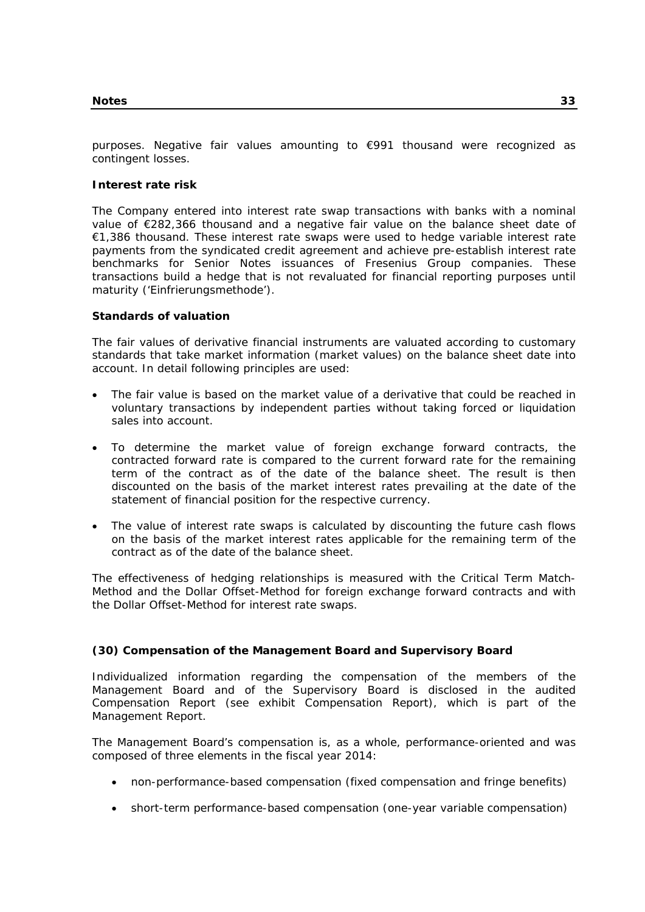purposes. Negative fair values amounting to €991 thousand were recognized as contingent losses.

**Interest rate risk**

The Company entered into interest rate swap transactions with banks with a nominal value of €282,366 thousand and a negative fair value on the balance sheet date of €1,386 thousand. These interest rate swaps were used to hedge variable interest rate payments from the syndicated credit agreement and achieve pre-establish interest rate benchmarks for Senior Notes issuances of Fresenius Group companies. These transactions build a hedge that is not revaluated for financial reporting purposes until maturity ('Einfrierungsmethode').

**Standards of valuation**

The fair values of derivative financial instruments are valuated according to customary standards that take market information (market values) on the balance sheet date into account. In detail following principles are used:

- The fair value is based on the market value of a derivative that could be reached in voluntary transactions by independent parties without taking forced or liquidation sales into account.
- To determine the market value of foreign exchange forward contracts, the contracted forward rate is compared to the current forward rate for the remaining term of the contract as of the date of the balance sheet. The result is then discounted on the basis of the market interest rates prevailing at the date of the statement of financial position for the respective currency.
- The value of interest rate swaps is calculated by discounting the future cash flows on the basis of the market interest rates applicable for the remaining term of the contract as of the date of the balance sheet.

The effectiveness of hedging relationships is measured with the Critical Term Match-Method and the Dollar Offset-Method for foreign exchange forward contracts and with the Dollar Offset-Method for interest rate swaps.

**(30) Compensation of the Management Board and Supervisory Board**

Individualized information regarding the compensation of the members of the Management Board and of the Supervisory Board is disclosed in the audited Compensation Report (see exhibit Compensation Report), which is part of the Management Report.

The Management Board's compensation is, as a whole, performance-oriented and was composed of three elements in the fiscal year 2014:

- non-performance-based compensation (fixed compensation and fringe benefits)
- short-term performance-based compensation (one-year variable compensation)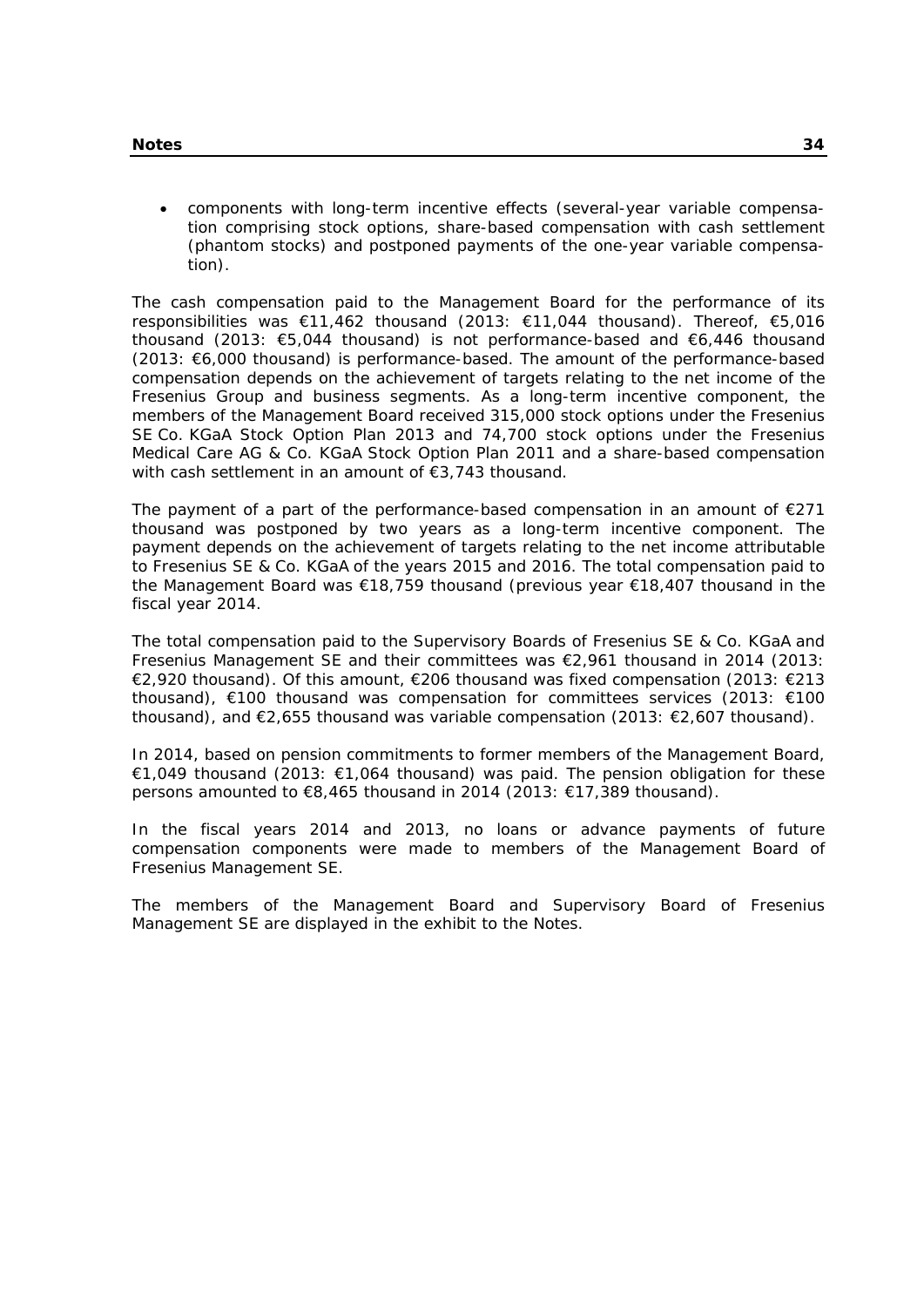- components with long-term incentive effects (several-year variable compensation comprising stock options, share-based compensation with cash settlement (phantom stocks) and postponed payments of the one-year variable compensation).

The cash compensation paid to the Management Board for the performance of its responsibilities was €11,462 thousand (2013: €11,044 thousand). Thereof, €5,016 thousand (2013: €5,044 thousand) is not performance-based and €6,446 thousand (2013: €6,000 thousand) is performance-based. The amount of the performance-based compensation depends on the achievement of targets relating to the net income of the Fresenius Group and business segments. As a long-term incentive component, the members of the Management Board received 315,000 stock options under the Fresenius SE Co. KGaA Stock Option Plan 2013 and 74,700 stock options under the Fresenius Medical Care AG & Co. KGaA Stock Option Plan 2011 and a share-based compensation with cash settlement in an amount of €3,743 thousand.

The payment of a part of the performance-based compensation in an amount of €271 thousand was postponed by two years as a long-term incentive component. The payment depends on the achievement of targets relating to the net income attributable to Fresenius SE & Co. KGaA of the years 2015 and 2016. The total compensation paid to the Management Board was €18,759 thousand (previous year €18,407 thousand in the fiscal year 2014.

The total compensation paid to the Supervisory Boards of Fresenius SE & Co. KGaA and Fresenius Management SE and their committees was €2,961 thousand in 2014 (2013: €2,920 thousand). Of this amount, €206 thousand was fixed compensation (2013: €213 thousand), €100 thousand was compensation for committees services (2013: €100 thousand), and €2,655 thousand was variable compensation (2013: €2,607 thousand).

In 2014, based on pension commitments to former members of the Management Board, €1,049 thousand (2013: €1,064 thousand) was paid. The pension obligation for these persons amounted to €8,465 thousand in 2014 (2013: €17,389 thousand).

In the fiscal years 2014 and 2013, no loans or advance payments of future compensation components were made to members of the Management Board of Fresenius Management SE.

The members of the Management Board and Supervisory Board of Fresenius Management SE are displayed in the exhibit to the Notes.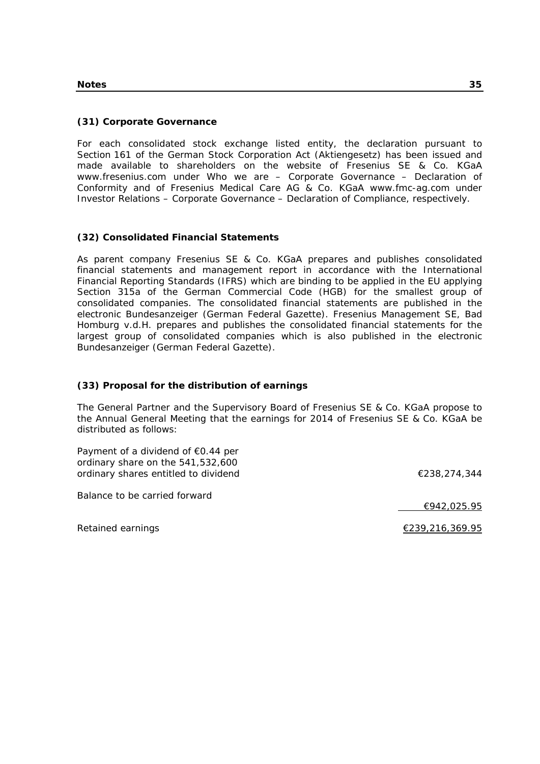### (31) Corporate Governance

For each consolidated stock exchange listed entity, the declaration pursuant to Section 161 of the German Stock Corporation Act (Aktiengesetz) has been issued and made available to shareholders on the website of Fresenius SE & Co. KGaA www.fresenius.com under Who we are – Corporate Governance – Declaration of Conformity and of Fresenius Medical Care AG & Co. KGaA www.fmc-ag.com under Investor Relations – Corporate Governance – Declaration of Compliance, respectively.

### (32) Consolidated Financial Statements

As parent company Fresenius SE & Co. KGaA prepares and publishes consolidated financial statements and management report in accordance with the International Financial Reporting Standards (IFRS) which are binding to be applied in the EU applying Section 315a of the German Commercial Code (HGB) for the smallest group of consolidated companies. The consolidated financial statements are published in the electronic Bundesanzeiger (German Federal Gazette). Fresenius Management SE, Bad Homburg v.d.H. prepares and publishes the consolidated financial statements for the largest group of consolidated companies which is also published in the electronic Bundesanzeiger (German Federal Gazette).

### (33) Proposal for the distribution of earnings

The General Partner and the Supervisory Board of Fresenius SE & Co. KGaA propose to the Annual General Meeting that the earnings for 2014 of Fresenius SE & Co. KGaA be distributed as follows:

| | |
|---|---|
| Payment of a dividend of €0.44 per ordinary share on the 541,532,600 ordinary shares entitled to dividend | €238,274,344 |
| Balance to be carried forward | €942,025.95 |
| Retained earnings | €239,216,369.95 |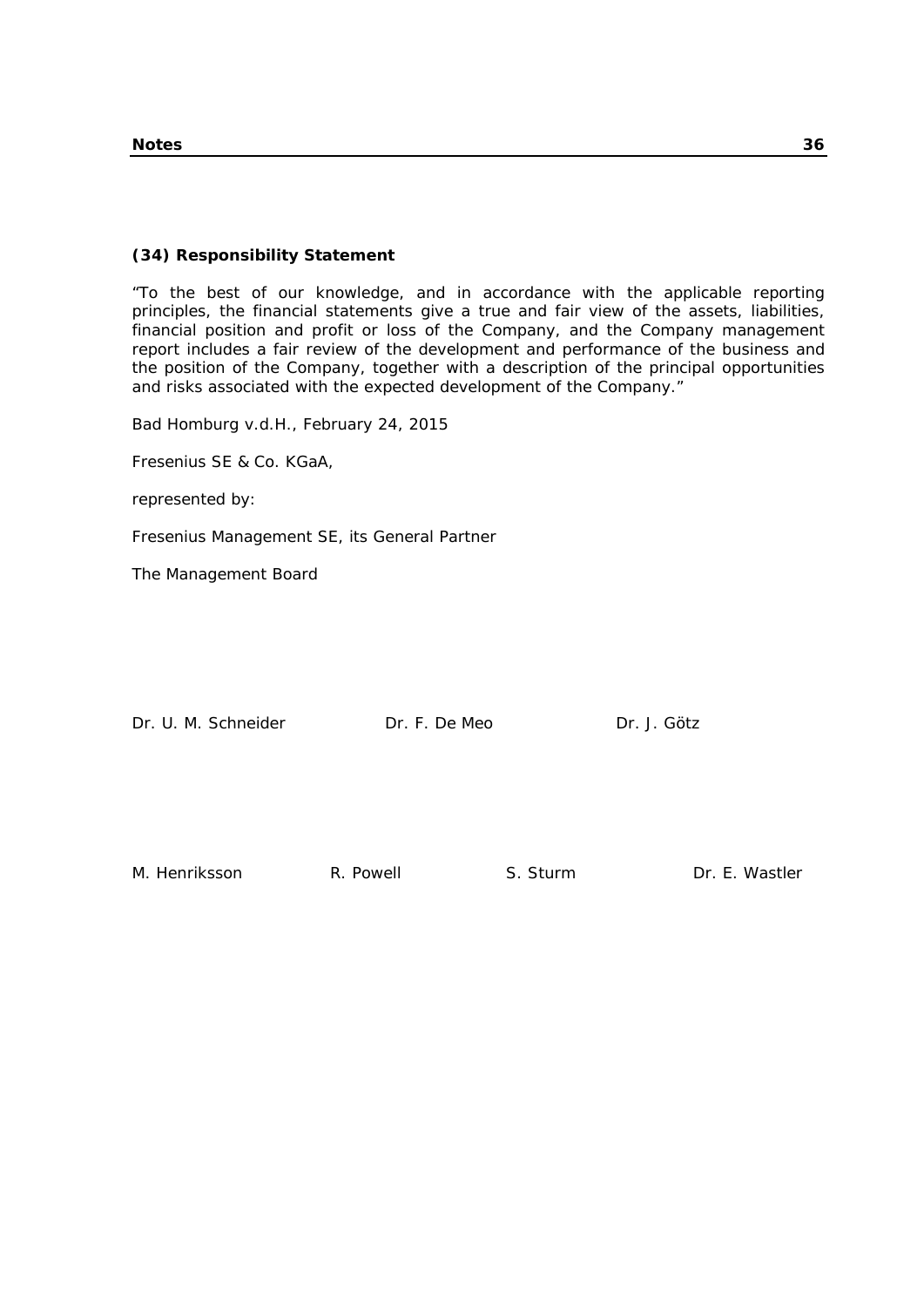### (34) Responsibility Statement

"To the best of our knowledge, and in accordance with the applicable reporting principles, the financial statements give a true and fair view of the assets, liabilities, financial position and profit or loss of the Company, and the Company management report includes a fair review of the development and performance of the business and the position of the Company, together with a description of the principal opportunities and risks associated with the expected development of the Company."

Bad Homburg v.d.H., February 24, 2015

Fresenius SE & Co. KGaA,

represented by:

Fresenius Management SE, its General Partner

The Management Board

Dr. U. M. Schneider Dr. F. De Meo Dr. J. Götz

M. Henriksson R. Powell S. Sturm Dr. E. Wastler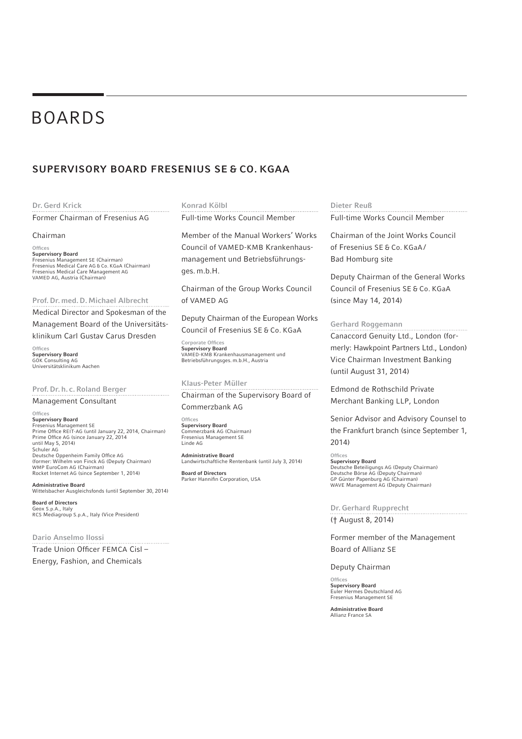# BOARDS

## SUPERVISORY BOARD FRESENIUS SE & CO. KGAA

### Dr. Gerd Krick

Former Chairman of Fresenius AG

Chairman

Offices
**Supervisory Board**
Fresenius Management SE (Chairman)
Fresenius Medical Care AG & Co. KGaA (Chairman)
Fresenius Medical Care Management AG
VAMED AG, Austria (Chairman)

### Prof. Dr. med. D. Michael Albrecht

Medical Director and Spokesman of the Management Board of the Universitätsklinikum Carl Gustav Carus Dresden

Offices
**Supervisory Board**
GÖK Consulting AG
Universitätsklinikum Aachen

### Prof. Dr. h. c. Roland Berger

Management Consultant

Offices
**Supervisory Board**
Fresenius Management SE
Prime Office REIT-AG (until January 22, 2014, Chairman)
Prime Office AG (since January 22, 2014 until May 5, 2014)
Schuler AG
Deutsche Oppenheim Family Office AG (former: Wilhelm von Finck AG (Deputy Chairman)
WMP EuroCom AG (Chairman)
Rocket Internet AG (since September 1, 2014)

**Administrative Board**
Wittelsbacher Ausgleichsfonds (until September 30, 2014)

**Board of Directors**
Geox S.p.A., Italy
RCS Mediagroup S.p.A., Italy (Vice President)

### Dario Anselmo Ilossi

Trade Union Officer FEMCA Cisl – Energy, Fashion, and Chemicals

### Konrad Kölbl

Full-time Works Council Member

Member of the Manual Workers' Works Council of VAMED-KMB Krankenhausmanagement und Betriebsführungsges. m.b.H.

Chairman of the Group Works Council of VAMED AG

Deputy Chairman of the European Works Council of Fresenius SE & Co. KGaA

Corporate Offices
**Supervisory Board**
VAMED-KMB Krankenhausmanagement und Betriebsführungsges. m.b.H., Austria

### Klaus-Peter Müller

Chairman of the Supervisory Board of Commerzbank AG

Offices
**Supervisory Board**
Commerzbank AG (Chairman)
Fresenius Management SE
Linde AG

**Administrative Board**
Landwirtschaftliche Rentenbank (until July 3, 2014)

**Board of Directors**
Parker Hannifin Corporation, USA

### Dieter Reuß

Full-time Works Council Member

Chairman of the Joint Works Council of Fresenius SE & Co. KGaA / Bad Homburg site

Deputy Chairman of the General Works Council of Fresenius SE & Co. KGaA (since May 14, 2014)

### Gerhard Roggemann

Canaccord Genuity Ltd., London (formerly: Hawkpoint Partners Ltd., London) Vice Chairman Investment Banking (until August 31, 2014)

Edmond de Rothschild Private Merchant Banking LLP, London

Senior Advisor and Advisory Counsel to the Frankfurt branch (since September 1, 2014)

Offices
**Supervisory Board**
Deutsche Beteiligungs AG (Deputy Chairman)
Deutsche Börse AG (Deputy Chairman)
GP Günter Papenburg AG (Chairman)
WAVE Management AG (Deputy Chairman)

### Dr. Gerhard Rupprecht

(† August 8, 2014)

Former member of the Management Board of Allianz SE

Deputy Chairman

Offices
**Supervisory Board**
Euler Hermes Deutschland AG
Fresenius Management SE

**Administrative Board**
Allianz France SA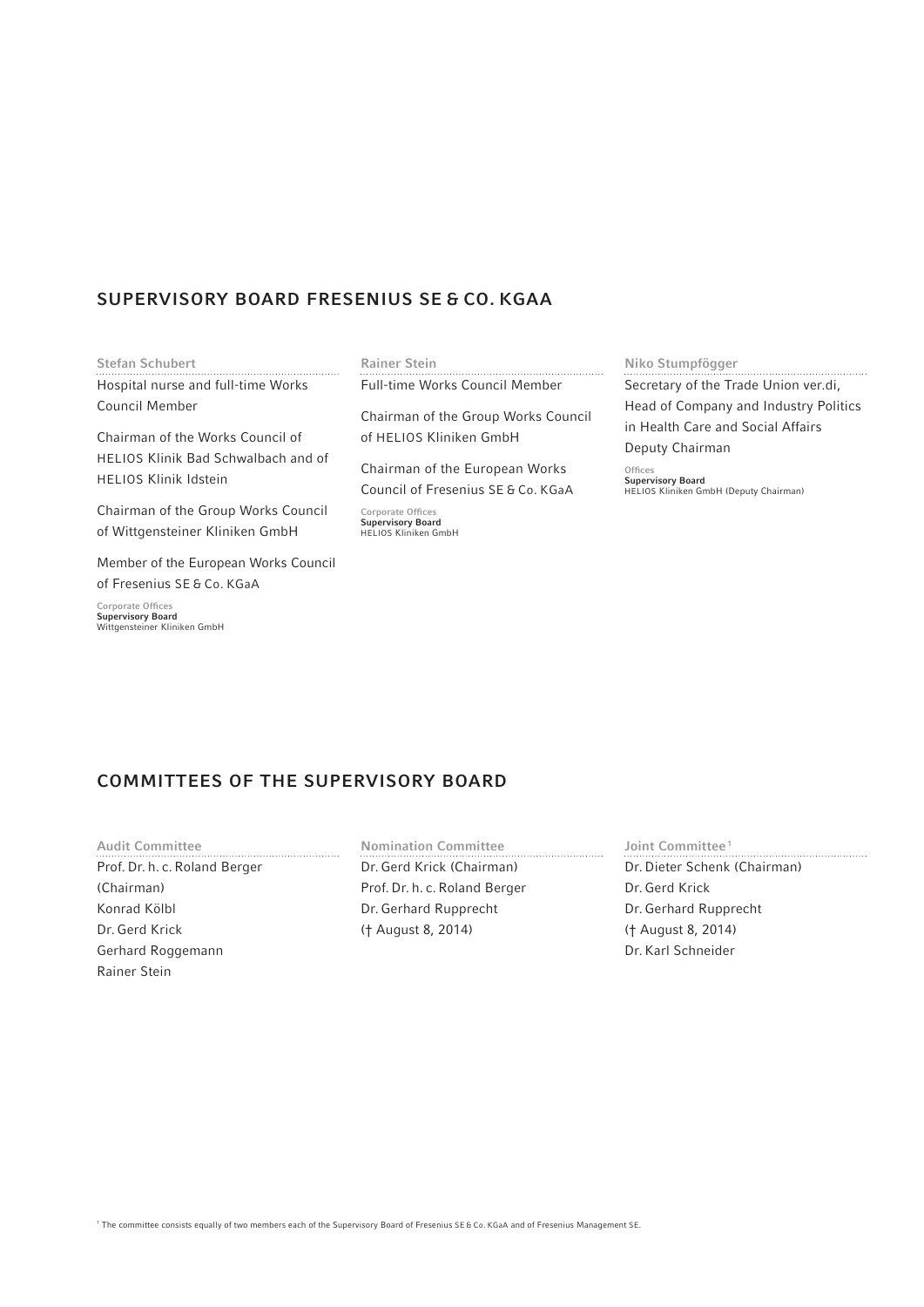## SUPERVISORY BOARD FRESENIUS SE & CO. KGAA

**Stefan Schubert**

Hospital nurse and full-time Works Council Member

Chairman of the Works Council of HELIOS Klinik Bad Schwalbach and of HELIOS Klinik Idstein

Chairman of the Group Works Council of Wittgensteiner Kliniken GmbH

Member of the European Works Council of Fresenius SE & Co. KGaA

Corporate Offices
**Supervisory Board**
Wittgensteiner Kliniken GmbH

**Rainer Stein**

Full-time Works Council Member

Chairman of the Group Works Council of HELIOS Kliniken GmbH

Chairman of the European Works Council of Fresenius SE & Co. KGaA

Corporate Offices
**Supervisory Board**
HELIOS Kliniken GmbH

**Niko Stumpfögger**

Secretary of the Trade Union ver.di, Head of Company and Industry Politics in Health Care and Social Affairs
Deputy Chairman

Offices
**Supervisory Board**
HELIOS Kliniken GmbH (Deputy Chairman)

## COMMITTEES OF THE SUPERVISORY BOARD

**Audit Committee**

Prof. Dr. h. c. Roland Berger (Chairman)
Konrad Kölbl
Dr. Gerd Krick
Gerhard Roggemann
Rainer Stein

**Nomination Committee**

Dr. Gerd Krick (Chairman)
Prof. Dr. h. c. Roland Berger
Dr. Gerhard Rupprecht († August 8, 2014)

**Joint Committee[1]**

Dr. Dieter Schenk (Chairman)
Dr. Gerd Krick
Dr. Gerhard Rupprecht († August 8, 2014)
Dr. Karl Schneider

[1] The committee consists equally of two members each of the Supervisory Board of Fresenius SE & Co. KGaA and of Fresenius Management SE.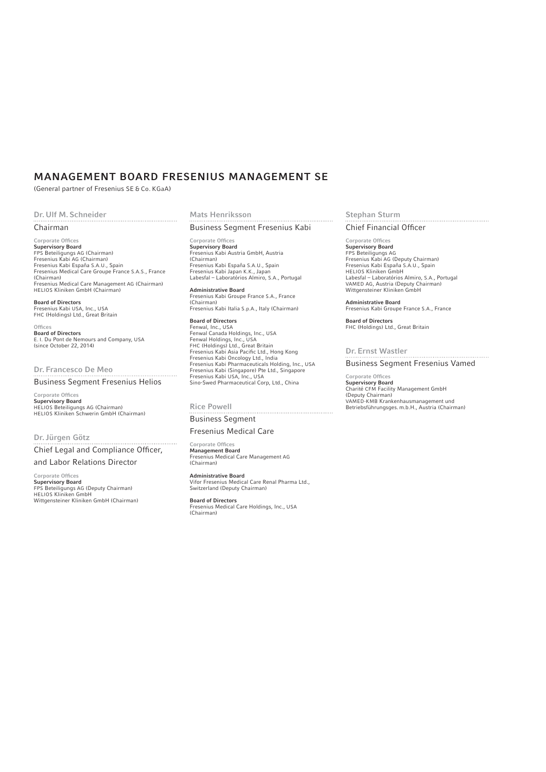# MANAGEMENT BOARD FRESENIUS MANAGEMENT SE

(General partner of Fresenius SE & Co. KGaA)

## Dr. Ulf M. Schneider

### Chairman

Corporate Offices

**Supervisory Board**

FPS Beteiligungs AG (Chairman)
Fresenius Kabi AG (Chairman)
Fresenius Kabi España S.A.U., Spain
Fresenius Medical Care Groupe France S.A.S., France (Chairman)
Fresenius Medical Care Management AG (Chairman)
HELIOS Kliniken GmbH (Chairman)

**Board of Directors**

Fresenius Kabi USA, Inc., USA
FHC (Holdings) Ltd., Great Britain

Offices

**Board of Directors**

E. I. Du Pont de Nemours and Company, USA (since October 22, 2014)

## Dr. Francesco De Meo

### Business Segment Fresenius Helios

Corporate Offices

**Supervisory Board**

HELIOS Beteiligungs AG (Chairman)
HELIOS Kliniken Schwerin GmbH (Chairman)

## Dr. Jürgen Götz

### Chief Legal and Compliance Officer, and Labor Relations Director

Corporate Offices

**Supervisory Board**

FPS Beteiligungs AG (Deputy Chairman)
HELIOS Kliniken GmbH
Wittgensteiner Kliniken GmbH (Chairman)

## Mats Henriksson

### Business Segment Fresenius Kabi

Corporate Offices

**Supervisory Board**

Fresenius Kabi Austria GmbH, Austria (Chairman)
Fresenius Kabi España S.A.U., Spain
Fresenius Kabi Japan K.K., Japan
Labesfal – Laboratórios Almiro, S.A., Portugal

**Administrative Board**

Fresenius Kabi Groupe France S.A., France (Chairman)
Fresenius Kabi Italia S.p.A., Italy (Chairman)

**Board of Directors**

Fenwal, Inc., USA
Fenwal Canada Holdings, Inc., USA
Fenwal Holdings, Inc., USA
FHC (Holdings) Ltd., Great Britain
Fresenius Kabi Asia Pacific Ltd., Hong Kong
Fresenius Kabi Oncology Ltd., India
Fresenius Kabi Pharmaceuticals Holding, Inc., USA
Fresenius Kabi (Singapore) Pte Ltd., Singapore
Fresenius Kabi USA, Inc., USA
Sino-Swed Pharmaceutical Corp, Ltd., China

## Rice Powell

### Business Segment Fresenius Medical Care

Corporate Offices

**Management Board**

Fresenius Medical Care Management AG (Chairman)

**Administrative Board**

Vifor Fresenius Medical Care Renal Pharma Ltd., Switzerland (Deputy Chairman)

**Board of Directors**

Fresenius Medical Care Holdings, Inc., USA (Chairman)

## Stephan Sturm

### Chief Financial Officer

Corporate Offices

**Supervisory Board**

FPS Beteiligungs AG
Fresenius Kabi AG (Deputy Chairman)
Fresenius Kabi España S.A.U., Spain
HELIOS Kliniken GmbH
Labesfal – Laboratórios Almiro, S.A., Portugal
VAMED AG, Austria (Deputy Chairman)
Wittgensteiner Kliniken GmbH

**Administrative Board**

Fresenius Kabi Groupe France S.A., France

**Board of Directors**

FHC (Holdings) Ltd., Great Britain

## Dr. Ernst Wastler

### Business Segment Fresenius Vamed

Corporate Offices

**Supervisory Board**

Charité CFM Facility Management GmbH (Deputy Chairman)
VAMED-KMB Krankenhausmanagement und Betriebsführungsges. m.b.H., Austria (Chairman)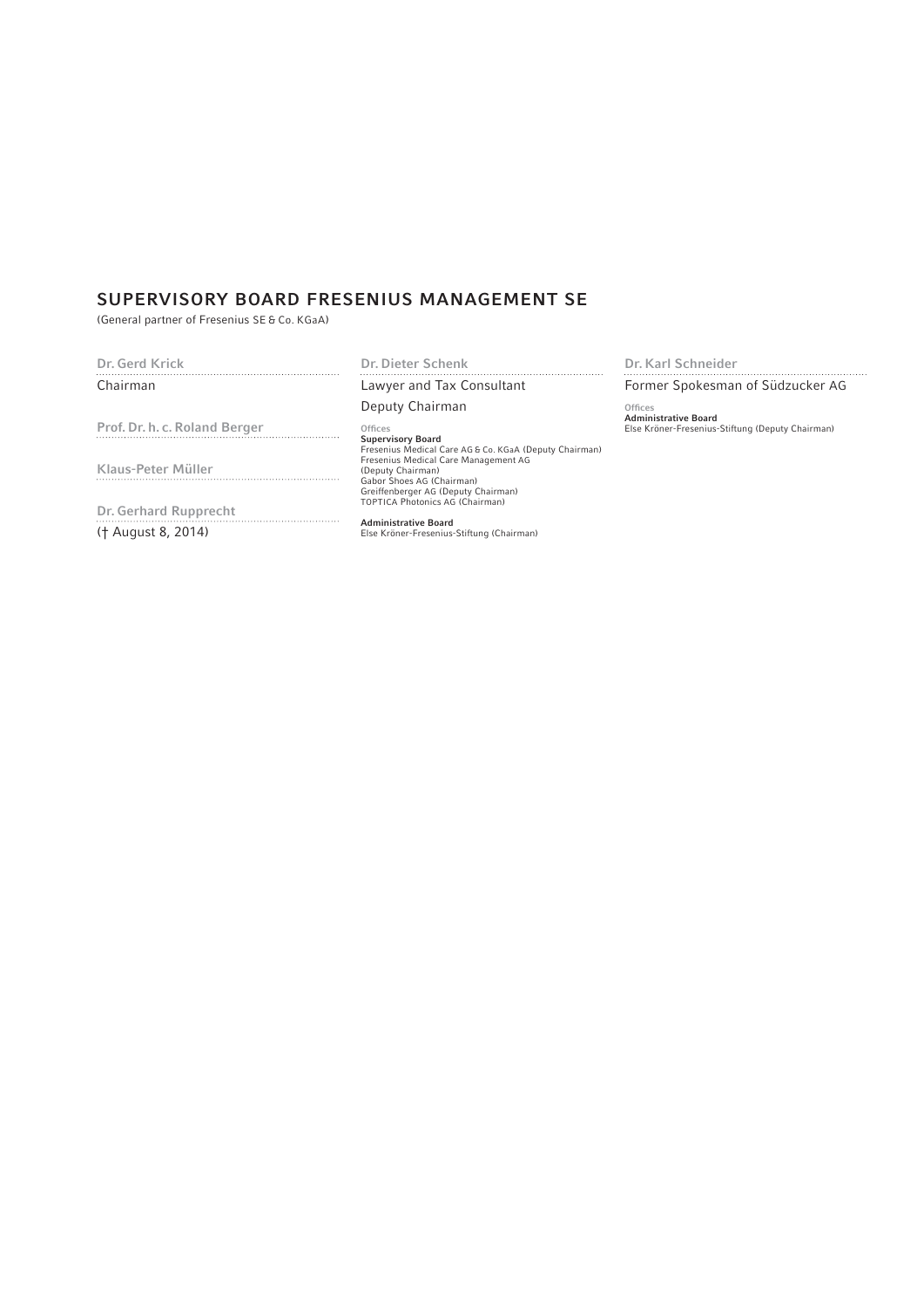## SUPERVISORY BOARD FRESENIUS MANAGEMENT SE

(General partner of Fresenius SE & Co. KGaA)

**Dr. Gerd Krick**

Chairman

**Prof. Dr. h. c. Roland Berger**

**Klaus-Peter Müller**

**Dr. Gerhard Rupprecht**

(† August 8, 2014)

**Dr. Dieter Schenk**

Lawyer and Tax Consultant

Deputy Chairman

Offices

**Supervisory Board**

Fresenius Medical Care AG & Co. KGaA (Deputy Chairman)
Fresenius Medical Care Management AG (Deputy Chairman)
Gabor Shoes AG (Chairman)
Greiffenberger AG (Deputy Chairman)
TOPTICA Photonics AG (Chairman)

**Administrative Board**

Else Kröner-Fresenius-Stiftung (Chairman)

**Dr. Karl Schneider**

Former Spokesman of Südzucker AG

Offices

**Administrative Board**

Else Kröner-Fresenius-Stiftung (Deputy Chairman)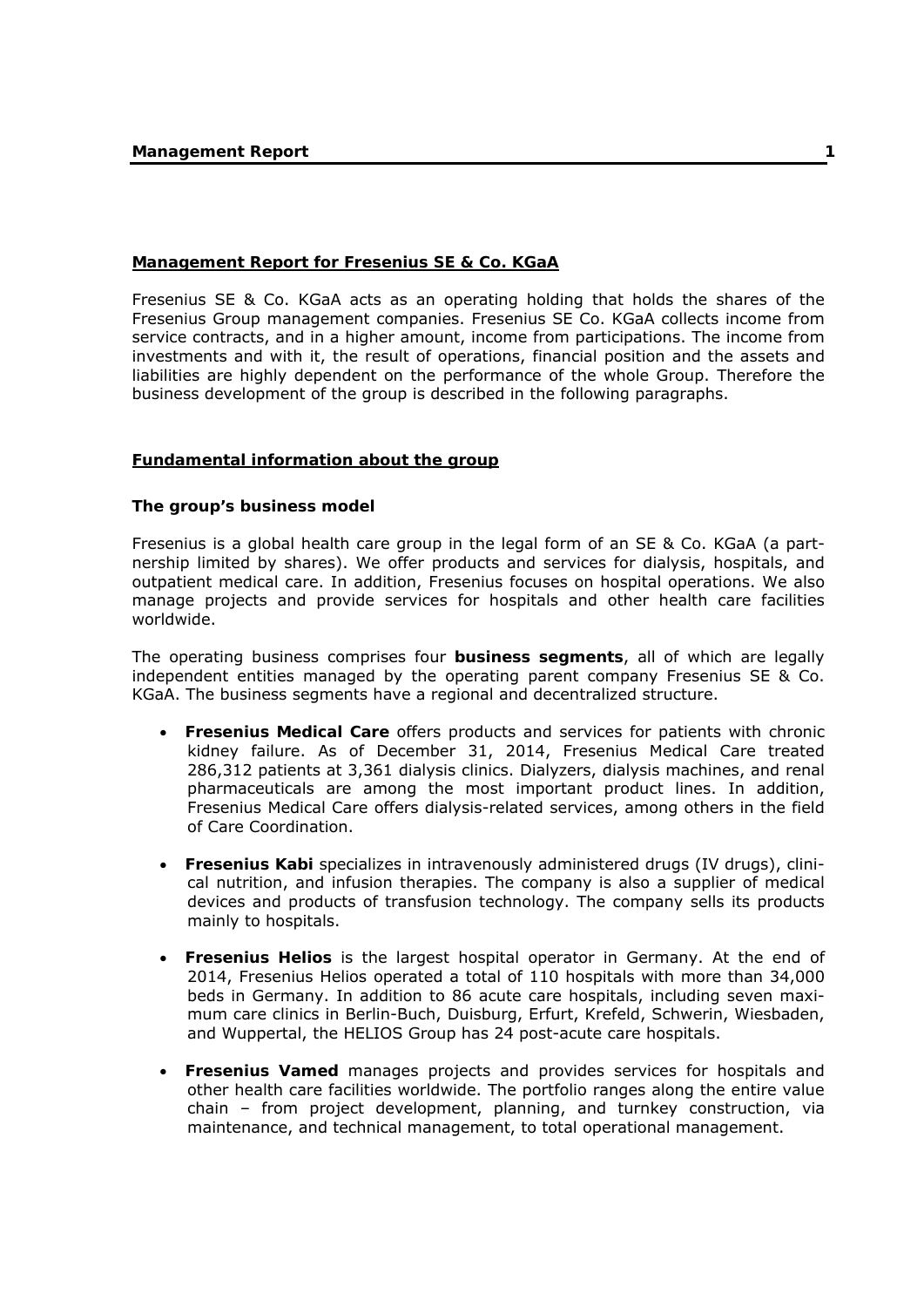## Management Report for Fresenius SE & Co. KGaA

Fresenius SE & Co. KGaA acts as an operating holding that holds the shares of the Fresenius Group management companies. Fresenius SE Co. KGaA collects income from service contracts, and in a higher amount, income from participations. The income from investments and with it, the result of operations, financial position and the assets and liabilities are highly dependent on the performance of the whole Group. Therefore the business development of the group is described in the following paragraphs.

## Fundamental information about the group

### The group's business model

Fresenius is a global health care group in the legal form of an SE & Co. KGaA (a partnership limited by shares). We offer products and services for dialysis, hospitals, and outpatient medical care. In addition, Fresenius focuses on hospital operations. We also manage projects and provide services for hospitals and other health care facilities worldwide.

The operating business comprises four **business segments**, all of which are legally independent entities managed by the operating parent company Fresenius SE & Co. KGaA. The business segments have a regional and decentralized structure.

- **Fresenius Medical Care** offers products and services for patients with chronic kidney failure. As of December 31, 2014, Fresenius Medical Care treated 286,312 patients at 3,361 dialysis clinics. Dialyzers, dialysis machines, and renal pharmaceuticals are among the most important product lines. In addition, Fresenius Medical Care offers dialysis-related services, among others in the field of Care Coordination.
- **Fresenius Kabi** specializes in intravenously administered drugs (IV drugs), clinical nutrition, and infusion therapies. The company is also a supplier of medical devices and products of transfusion technology. The company sells its products mainly to hospitals.
- **Fresenius Helios** is the largest hospital operator in Germany. At the end of 2014, Fresenius Helios operated a total of 110 hospitals with more than 34,000 beds in Germany. In addition to 86 acute care hospitals, including seven maximum care clinics in Berlin-Buch, Duisburg, Erfurt, Krefeld, Schwerin, Wiesbaden, and Wuppertal, the HELIOS Group has 24 post-acute care hospitals.
- **Fresenius Vamed** manages projects and provides services for hospitals and other health care facilities worldwide. The portfolio ranges along the entire value chain – from project development, planning, and turnkey construction, via maintenance, and technical management, to total operational management.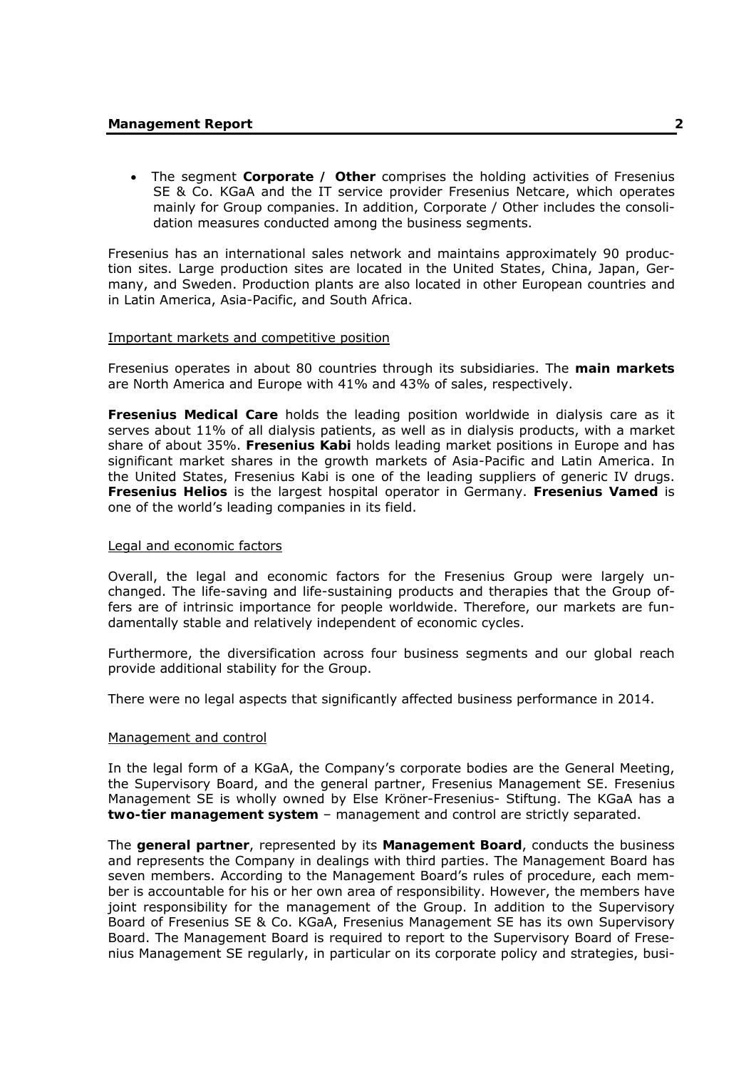- The segment **Corporate / Other** comprises the holding activities of Fresenius SE & Co. KGaA and the IT service provider Fresenius Netcare, which operates mainly for Group companies. In addition, Corporate / Other includes the consolidation measures conducted among the business segments.

Fresenius has an international sales network and maintains approximately 90 production sites. Large production sites are located in the United States, China, Japan, Germany, and Sweden. Production plants are also located in other European countries and in Latin America, Asia-Pacific, and South Africa.

Important markets and competitive position

Fresenius operates in about 80 countries through its subsidiaries. The **main markets** are North America and Europe with 41% and 43% of sales, respectively.

**Fresenius Medical Care** holds the leading position worldwide in dialysis care as it serves about 11% of all dialysis patients, as well as in dialysis products, with a market share of about 35%. **Fresenius Kabi** holds leading market positions in Europe and has significant market shares in the growth markets of Asia-Pacific and Latin America. In the United States, Fresenius Kabi is one of the leading suppliers of generic IV drugs. **Fresenius Helios** is the largest hospital operator in Germany. **Fresenius Vamed** is one of the world's leading companies in its field.

Legal and economic factors

Overall, the legal and economic factors for the Fresenius Group were largely unchanged. The life-saving and life-sustaining products and therapies that the Group offers are of intrinsic importance for people worldwide. Therefore, our markets are fundamentally stable and relatively independent of economic cycles.

Furthermore, the diversification across four business segments and our global reach provide additional stability for the Group.

There were no legal aspects that significantly affected business performance in 2014.

Management and control

In the legal form of a KGaA, the Company's corporate bodies are the General Meeting, the Supervisory Board, and the general partner, Fresenius Management SE. Fresenius Management SE is wholly owned by Else Kröner-Fresenius- Stiftung. The KGaA has a **two-tier management system** – management and control are strictly separated.

The **general partner**, represented by its **Management Board**, conducts the business and represents the Company in dealings with third parties. The Management Board has seven members. According to the Management Board's rules of procedure, each member is accountable for his or her own area of responsibility. However, the members have joint responsibility for the management of the Group. In addition to the Supervisory Board of Fresenius SE & Co. KGaA, Fresenius Management SE has its own Supervisory Board. The Management Board is required to report to the Supervisory Board of Fresenius Management SE regularly, in particular on its corporate policy and strategies, busi-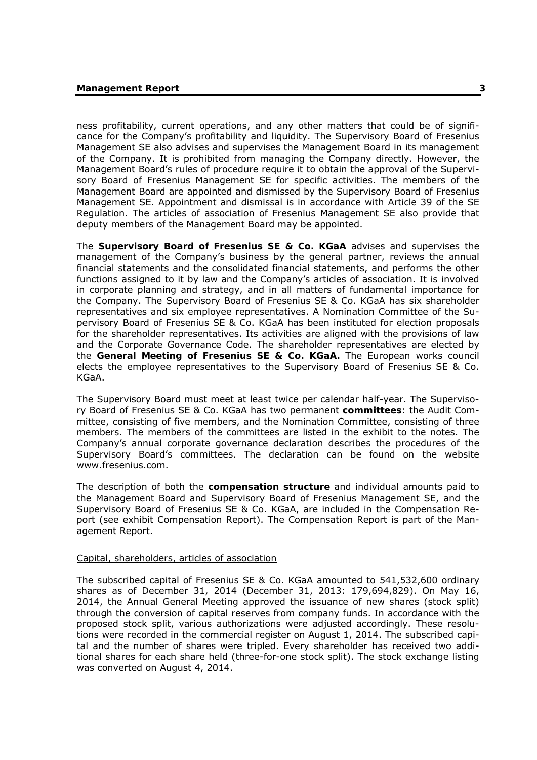ness profitability, current operations, and any other matters that could be of significance for the Company's profitability and liquidity. The Supervisory Board of Fresenius Management SE also advises and supervises the Management Board in its management of the Company. It is prohibited from managing the Company directly. However, the Management Board's rules of procedure require it to obtain the approval of the Supervisory Board of Fresenius Management SE for specific activities. The members of the Management Board are appointed and dismissed by the Supervisory Board of Fresenius Management SE. Appointment and dismissal is in accordance with Article 39 of the SE Regulation. The articles of association of Fresenius Management SE also provide that deputy members of the Management Board may be appointed.

The **Supervisory Board of Fresenius SE & Co. KGaA** advises and supervises the management of the Company's business by the general partner, reviews the annual financial statements and the consolidated financial statements, and performs the other functions assigned to it by law and the Company's articles of association. It is involved in corporate planning and strategy, and in all matters of fundamental importance for the Company. The Supervisory Board of Fresenius SE & Co. KGaA has six shareholder representatives and six employee representatives. A Nomination Committee of the Supervisory Board of Fresenius SE & Co. KGaA has been instituted for election proposals for the shareholder representatives. Its activities are aligned with the provisions of law and the Corporate Governance Code. The shareholder representatives are elected by the **General Meeting of Fresenius SE & Co. KGaA.** The European works council elects the employee representatives to the Supervisory Board of Fresenius SE & Co. KGaA.

The Supervisory Board must meet at least twice per calendar half-year. The Supervisory Board of Fresenius SE & Co. KGaA has two permanent **committees**: the Audit Committee, consisting of five members, and the Nomination Committee, consisting of three members. The members of the committees are listed in the exhibit to the notes. The Company's annual corporate governance declaration describes the procedures of the Supervisory Board's committees. The declaration can be found on the website www.fresenius.com.

The description of both the **compensation structure** and individual amounts paid to the Management Board and Supervisory Board of Fresenius Management SE, and the Supervisory Board of Fresenius SE & Co. KGaA, are included in the Compensation Report (see exhibit Compensation Report). The Compensation Report is part of the Management Report.

Capital, shareholders, articles of association

The subscribed capital of Fresenius SE & Co. KGaA amounted to 541,532,600 ordinary shares as of December 31, 2014 (December 31, 2013: 179,694,829). On May 16, 2014, the Annual General Meeting approved the issuance of new shares (stock split) through the conversion of capital reserves from company funds. In accordance with the proposed stock split, various authorizations were adjusted accordingly. These resolutions were recorded in the commercial register on August 1, 2014. The subscribed capital and the number of shares were tripled. Every shareholder has received two additional shares for each share held (three-for-one stock split). The stock exchange listing was converted on August 4, 2014.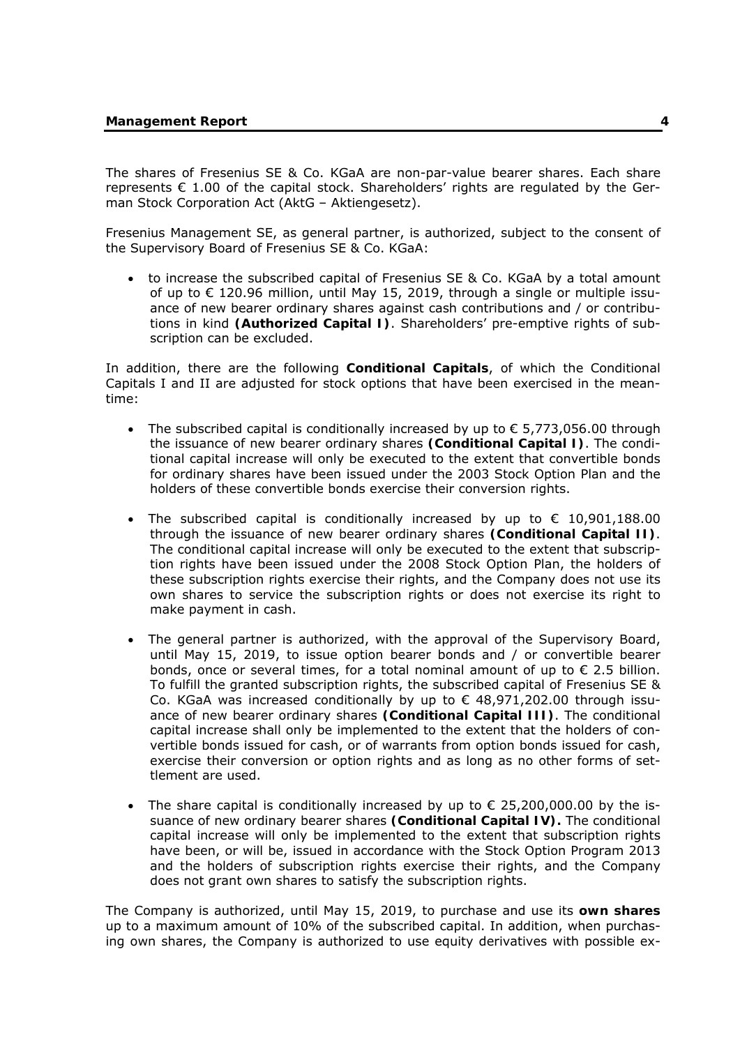The shares of Fresenius SE & Co. KGaA are non-par-value bearer shares. Each share represents € 1.00 of the capital stock. Shareholders' rights are regulated by the German Stock Corporation Act (AktG – Aktiengesetz).

Fresenius Management SE, as general partner, is authorized, subject to the consent of the Supervisory Board of Fresenius SE & Co. KGaA:

- to increase the subscribed capital of Fresenius SE & Co. KGaA by a total amount of up to € 120.96 million, until May 15, 2019, through a single or multiple issuance of new bearer ordinary shares against cash contributions and / or contributions in kind **(Authorized Capital I)**. Shareholders' pre-emptive rights of subscription can be excluded.

In addition, there are the following **Conditional Capitals**, of which the Conditional Capitals I and II are adjusted for stock options that have been exercised in the meantime:

- The subscribed capital is conditionally increased by up to € 5,773,056.00 through the issuance of new bearer ordinary shares **(Conditional Capital I)**. The conditional capital increase will only be executed to the extent that convertible bonds for ordinary shares have been issued under the 2003 Stock Option Plan and the holders of these convertible bonds exercise their conversion rights.
- The subscribed capital is conditionally increased by up to € 10,901,188.00 through the issuance of new bearer ordinary shares **(Conditional Capital II)**. The conditional capital increase will only be executed to the extent that subscription rights have been issued under the 2008 Stock Option Plan, the holders of these subscription rights exercise their rights, and the Company does not use its own shares to service the subscription rights or does not exercise its right to make payment in cash.
- The general partner is authorized, with the approval of the Supervisory Board, until May 15, 2019, to issue option bearer bonds and / or convertible bearer bonds, once or several times, for a total nominal amount of up to € 2.5 billion. To fulfill the granted subscription rights, the subscribed capital of Fresenius SE & Co. KGaA was increased conditionally by up to € 48,971,202.00 through issuance of new bearer ordinary shares **(Conditional Capital III)**. The conditional capital increase shall only be implemented to the extent that the holders of convertible bonds issued for cash, or of warrants from option bonds issued for cash, exercise their conversion or option rights and as long as no other forms of settlement are used.
- The share capital is conditionally increased by up to € 25,200,000.00 by the issuance of new ordinary bearer shares **(Conditional Capital IV).** The conditional capital increase will only be implemented to the extent that subscription rights have been, or will be, issued in accordance with the Stock Option Program 2013 and the holders of subscription rights exercise their rights, and the Company does not grant own shares to satisfy the subscription rights.

The Company is authorized, until May 15, 2019, to purchase and use its **own shares** up to a maximum amount of 10% of the subscribed capital. In addition, when purchasing own shares, the Company is authorized to use equity derivatives with possible ex-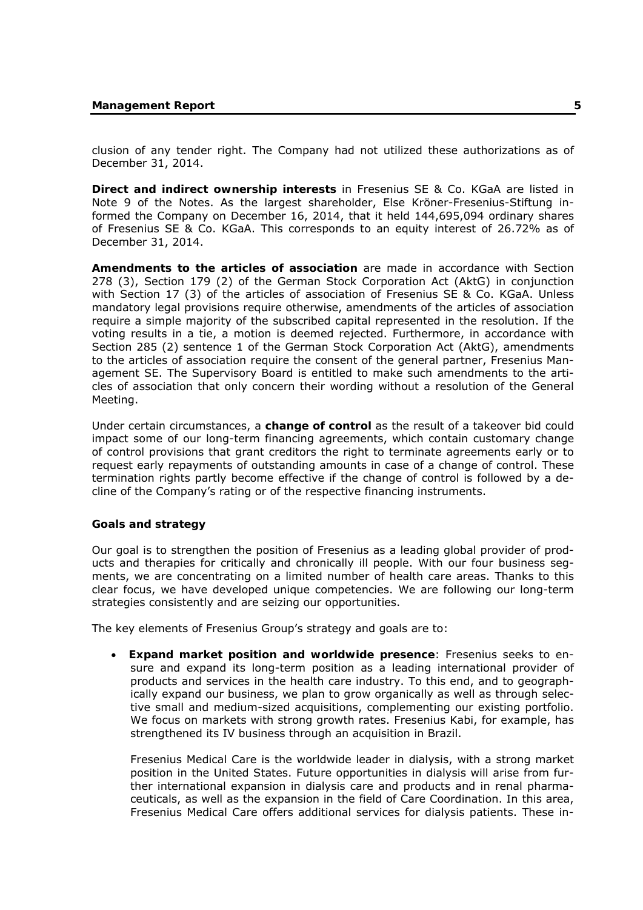clusion of any tender right. The Company had not utilized these authorizations as of December 31, 2014.

**Direct and indirect ownership interests** in Fresenius SE & Co. KGaA are listed in Note 9 of the Notes. As the largest shareholder, Else Kröner-Fresenius-Stiftung informed the Company on December 16, 2014, that it held 144,695,094 ordinary shares of Fresenius SE & Co. KGaA. This corresponds to an equity interest of 26.72% as of December 31, 2014.

**Amendments to the articles of association** are made in accordance with Section 278 (3), Section 179 (2) of the German Stock Corporation Act (AktG) in conjunction with Section 17 (3) of the articles of association of Fresenius SE & Co. KGaA. Unless mandatory legal provisions require otherwise, amendments of the articles of association require a simple majority of the subscribed capital represented in the resolution. If the voting results in a tie, a motion is deemed rejected. Furthermore, in accordance with Section 285 (2) sentence 1 of the German Stock Corporation Act (AktG), amendments to the articles of association require the consent of the general partner, Fresenius Management SE. The Supervisory Board is entitled to make such amendments to the articles of association that only concern their wording without a resolution of the General Meeting.

Under certain circumstances, a **change of control** as the result of a takeover bid could impact some of our long-term financing agreements, which contain customary change of control provisions that grant creditors the right to terminate agreements early or to request early repayments of outstanding amounts in case of a change of control. These termination rights partly become effective if the change of control is followed by a decline of the Company's rating or of the respective financing instruments.

### Goals and strategy

Our goal is to strengthen the position of Fresenius as a leading global provider of products and therapies for critically and chronically ill people. With our four business segments, we are concentrating on a limited number of health care areas. Thanks to this clear focus, we have developed unique competencies. We are following our long-term strategies consistently and are seizing our opportunities.

The key elements of Fresenius Group's strategy and goals are to:

- **Expand market position and worldwide presence**: Fresenius seeks to ensure and expand its long-term position as a leading international provider of products and services in the health care industry. To this end, and to geographically expand our business, we plan to grow organically as well as through selective small and medium-sized acquisitions, complementing our existing portfolio. We focus on markets with strong growth rates. Fresenius Kabi, for example, has strengthened its IV business through an acquisition in Brazil.

  Fresenius Medical Care is the worldwide leader in dialysis, with a strong market position in the United States. Future opportunities in dialysis will arise from further international expansion in dialysis care and products and in renal pharmaceuticals, as well as the expansion in the field of Care Coordination. In this area, Fresenius Medical Care offers additional services for dialysis patients. These in-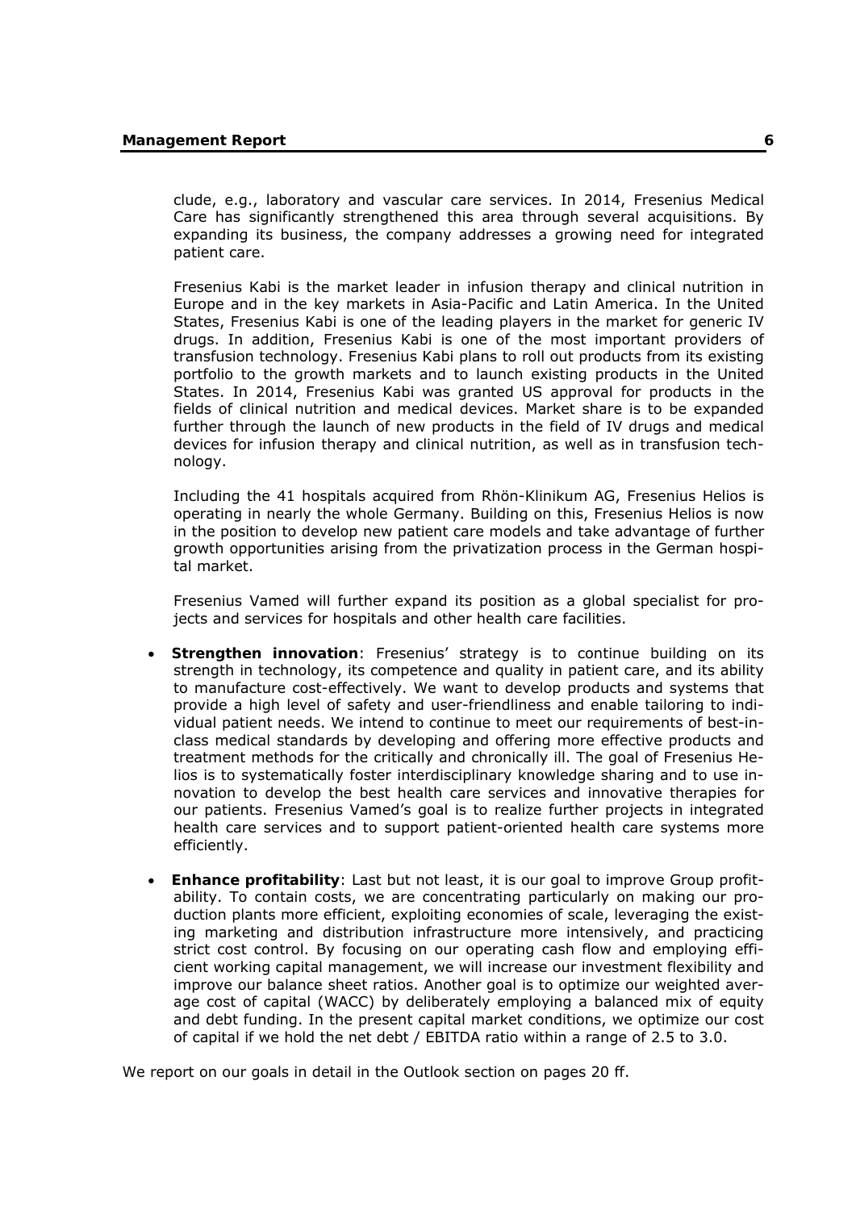clude, e.g., laboratory and vascular care services. In 2014, Fresenius Medical Care has significantly strengthened this area through several acquisitions. By expanding its business, the company addresses a growing need for integrated patient care.

Fresenius Kabi is the market leader in infusion therapy and clinical nutrition in Europe and in the key markets in Asia-Pacific and Latin America. In the United States, Fresenius Kabi is one of the leading players in the market for generic IV drugs. In addition, Fresenius Kabi is one of the most important providers of transfusion technology. Fresenius Kabi plans to roll out products from its existing portfolio to the growth markets and to launch existing products in the United States. In 2014, Fresenius Kabi was granted US approval for products in the fields of clinical nutrition and medical devices. Market share is to be expanded further through the launch of new products in the field of IV drugs and medical devices for infusion therapy and clinical nutrition, as well as in transfusion technology.

Including the 41 hospitals acquired from Rhön-Klinikum AG, Fresenius Helios is operating in nearly the whole Germany. Building on this, Fresenius Helios is now in the position to develop new patient care models and take advantage of further growth opportunities arising from the privatization process in the German hospital market.

Fresenius Vamed will further expand its position as a global specialist for projects and services for hospitals and other health care facilities.

- **Strengthen innovation**: Fresenius' strategy is to continue building on its strength in technology, its competence and quality in patient care, and its ability to manufacture cost-effectively. We want to develop products and systems that provide a high level of safety and user-friendliness and enable tailoring to individual patient needs. We intend to continue to meet our requirements of best-in-class medical standards by developing and offering more effective products and treatment methods for the critically and chronically ill. The goal of Fresenius Helios is to systematically foster interdisciplinary knowledge sharing and to use innovation to develop the best health care services and innovative therapies for our patients. Fresenius Vamed's goal is to realize further projects in integrated health care services and to support patient-oriented health care systems more efficiently.
- **Enhance profitability**: Last but not least, it is our goal to improve Group profitability. To contain costs, we are concentrating particularly on making our production plants more efficient, exploiting economies of scale, leveraging the existing marketing and distribution infrastructure more intensively, and practicing strict cost control. By focusing on our operating cash flow and employing efficient working capital management, we will increase our investment flexibility and improve our balance sheet ratios. Another goal is to optimize our weighted average cost of capital (WACC) by deliberately employing a balanced mix of equity and debt funding. In the present capital market conditions, we optimize our cost of capital if we hold the net debt / EBITDA ratio within a range of 2.5 to 3.0.

We report on our goals in detail in the Outlook section on pages 20 ff.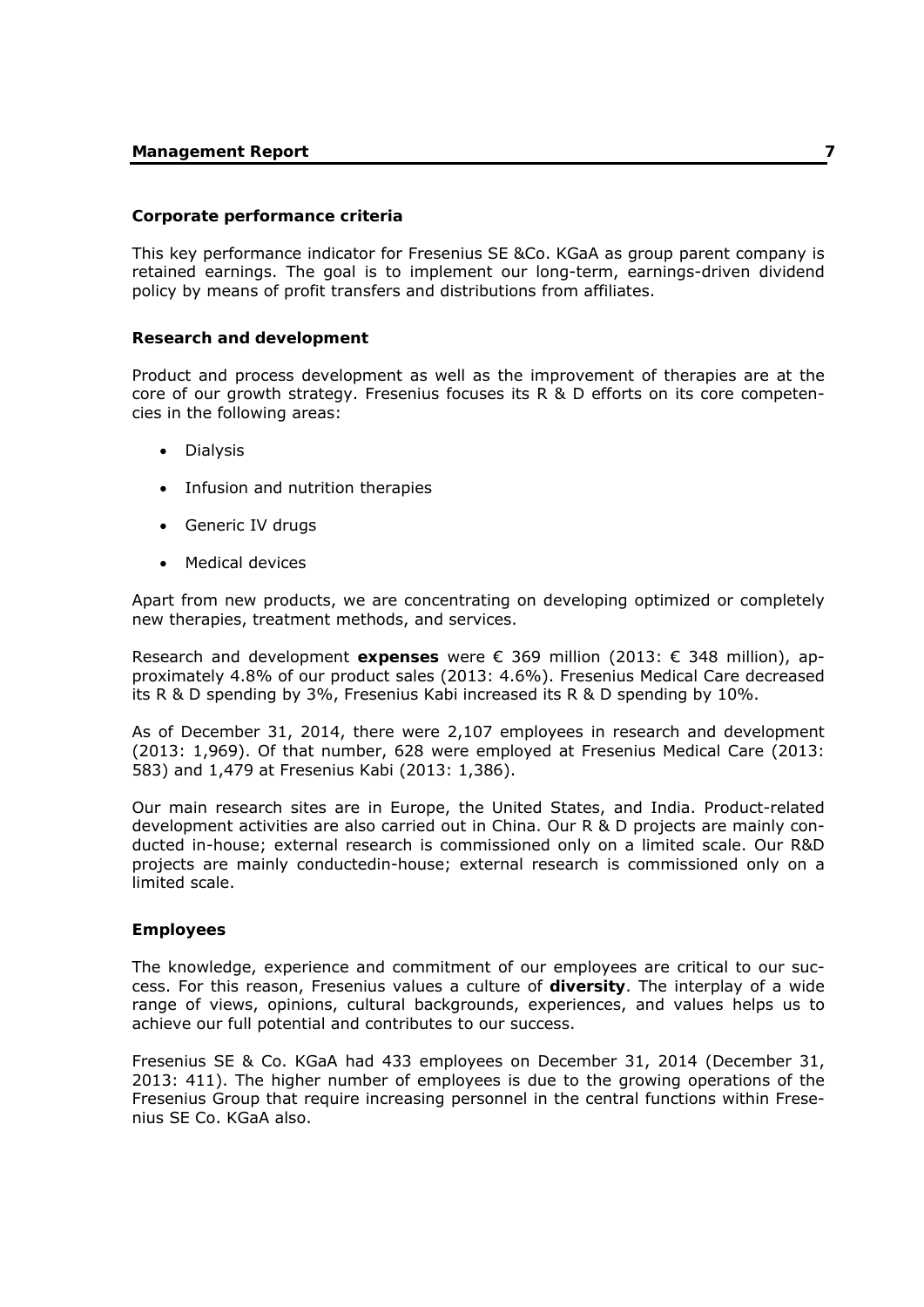**Corporate performance criteria**

This key performance indicator for Fresenius SE &Co. KGaA as group parent company is retained earnings. The goal is to implement our long-term, earnings-driven dividend policy by means of profit transfers and distributions from affiliates.

**Research and development**

Product and process development as well as the improvement of therapies are at the core of our growth strategy. Fresenius focuses its R & D efforts on its core competencies in the following areas:

- Dialysis
- Infusion and nutrition therapies
- Generic IV drugs
- Medical devices

Apart from new products, we are concentrating on developing optimized or completely new therapies, treatment methods, and services.

Research and development **expenses** were € 369 million (2013: € 348 million), approximately 4.8% of our product sales (2013: 4.6%). Fresenius Medical Care decreased its R & D spending by 3%, Fresenius Kabi increased its R & D spending by 10%.

As of December 31, 2014, there were 2,107 employees in research and development (2013: 1,969). Of that number, 628 were employed at Fresenius Medical Care (2013: 583) and 1,479 at Fresenius Kabi (2013: 1,386).

Our main research sites are in Europe, the United States, and India. Product-related development activities are also carried out in China. Our R & D projects are mainly conducted in-house; external research is commissioned only on a limited scale. Our R&D projects are mainly conductedin-house; external research is commissioned only on a limited scale.

**Employees**

The knowledge, experience and commitment of our employees are critical to our success. For this reason, Fresenius values a culture of **diversity**. The interplay of a wide range of views, opinions, cultural backgrounds, experiences, and values helps us to achieve our full potential and contributes to our success.

Fresenius SE & Co. KGaA had 433 employees on December 31, 2014 (December 31, 2013: 411). The higher number of employees is due to the growing operations of the Fresenius Group that require increasing personnel in the central functions within Fresenius SE Co. KGaA also.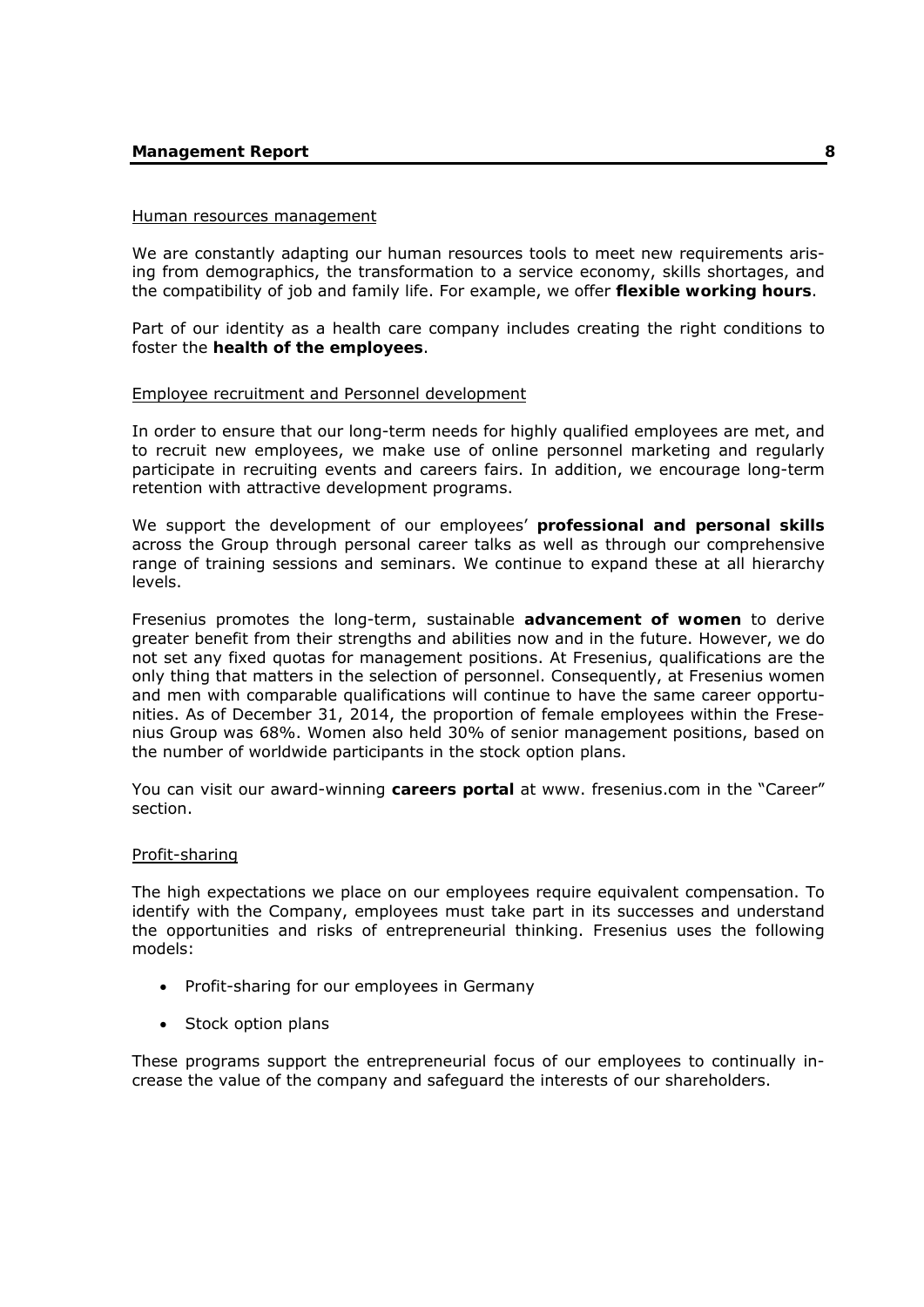Human resources management

We are constantly adapting our human resources tools to meet new requirements arising from demographics, the transformation to a service economy, skills shortages, and the compatibility of job and family life. For example, we offer **flexible working hours**.

Part of our identity as a health care company includes creating the right conditions to foster the **health of the employees**.

Employee recruitment and Personnel development

In order to ensure that our long-term needs for highly qualified employees are met, and to recruit new employees, we make use of online personnel marketing and regularly participate in recruiting events and careers fairs. In addition, we encourage long-term retention with attractive development programs.

We support the development of our employees' **professional and personal skills** across the Group through personal career talks as well as through our comprehensive range of training sessions and seminars. We continue to expand these at all hierarchy levels.

Fresenius promotes the long-term, sustainable **advancement of women** to derive greater benefit from their strengths and abilities now and in the future. However, we do not set any fixed quotas for management positions. At Fresenius, qualifications are the only thing that matters in the selection of personnel. Consequently, at Fresenius women and men with comparable qualifications will continue to have the same career opportunities. As of December 31, 2014, the proportion of female employees within the Fresenius Group was 68%. Women also held 30% of senior management positions, based on the number of worldwide participants in the stock option plans.

You can visit our award-winning **careers portal** at www. fresenius.com in the "Career" section.

Profit-sharing

The high expectations we place on our employees require equivalent compensation. To identify with the Company, employees must take part in its successes and understand the opportunities and risks of entrepreneurial thinking. Fresenius uses the following models:

- Profit-sharing for our employees in Germany
- Stock option plans

These programs support the entrepreneurial focus of our employees to continually increase the value of the company and safeguard the interests of our shareholders.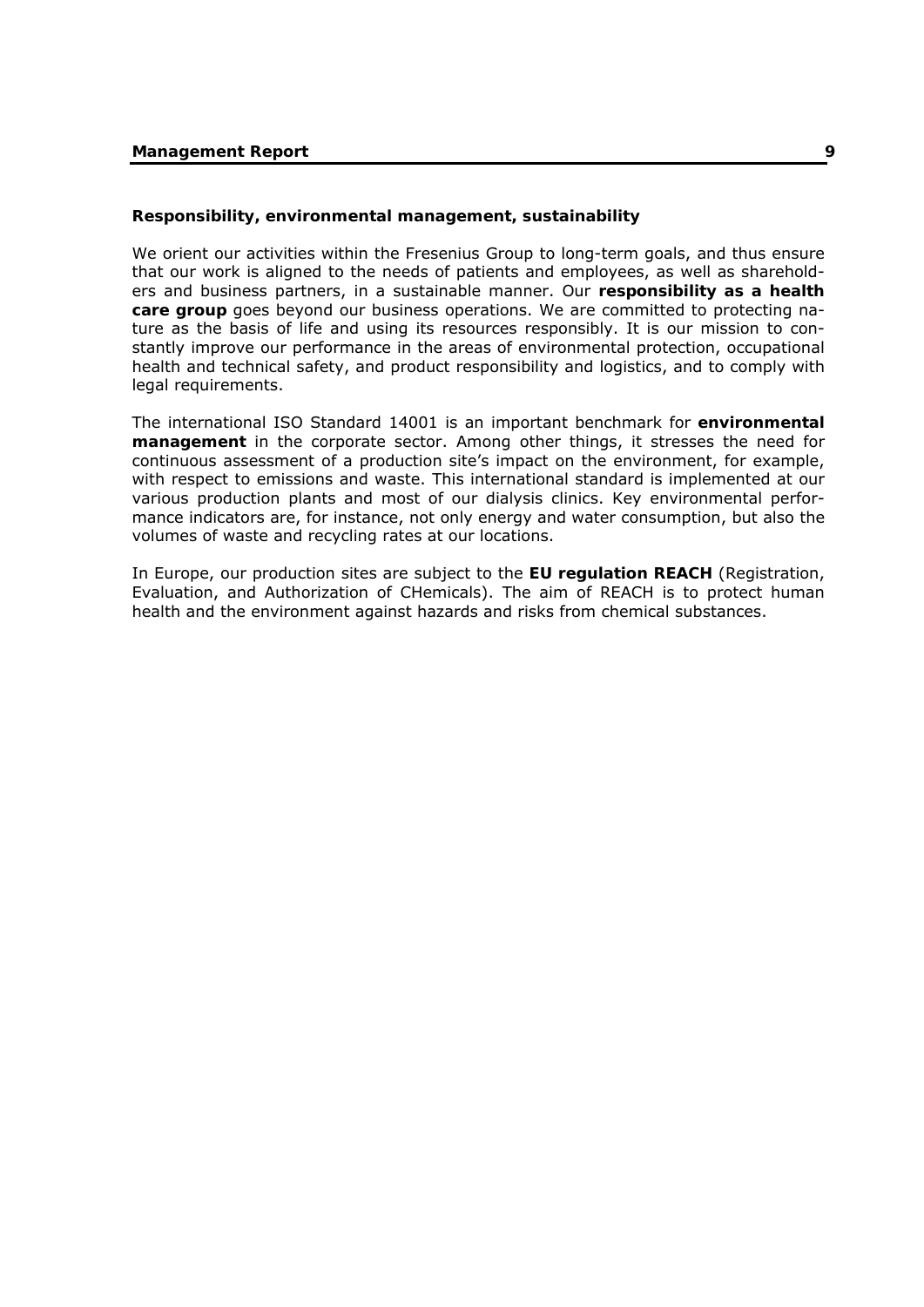## Responsibility, environmental management, sustainability

We orient our activities within the Fresenius Group to long-term goals, and thus ensure that our work is aligned to the needs of patients and employees, as well as shareholders and business partners, in a sustainable manner. Our **responsibility as a health care group** goes beyond our business operations. We are committed to protecting nature as the basis of life and using its resources responsibly. It is our mission to constantly improve our performance in the areas of environmental protection, occupational health and technical safety, and product responsibility and logistics, and to comply with legal requirements.

The international ISO Standard 14001 is an important benchmark for **environmental management** in the corporate sector. Among other things, it stresses the need for continuous assessment of a production site's impact on the environment, for example, with respect to emissions and waste. This international standard is implemented at our various production plants and most of our dialysis clinics. Key environmental performance indicators are, for instance, not only energy and water consumption, but also the volumes of waste and recycling rates at our locations.

In Europe, our production sites are subject to the **EU regulation REACH** (Registration, Evaluation, and Authorization of CHemicals). The aim of REACH is to protect human health and the environment against hazards and risks from chemical substances.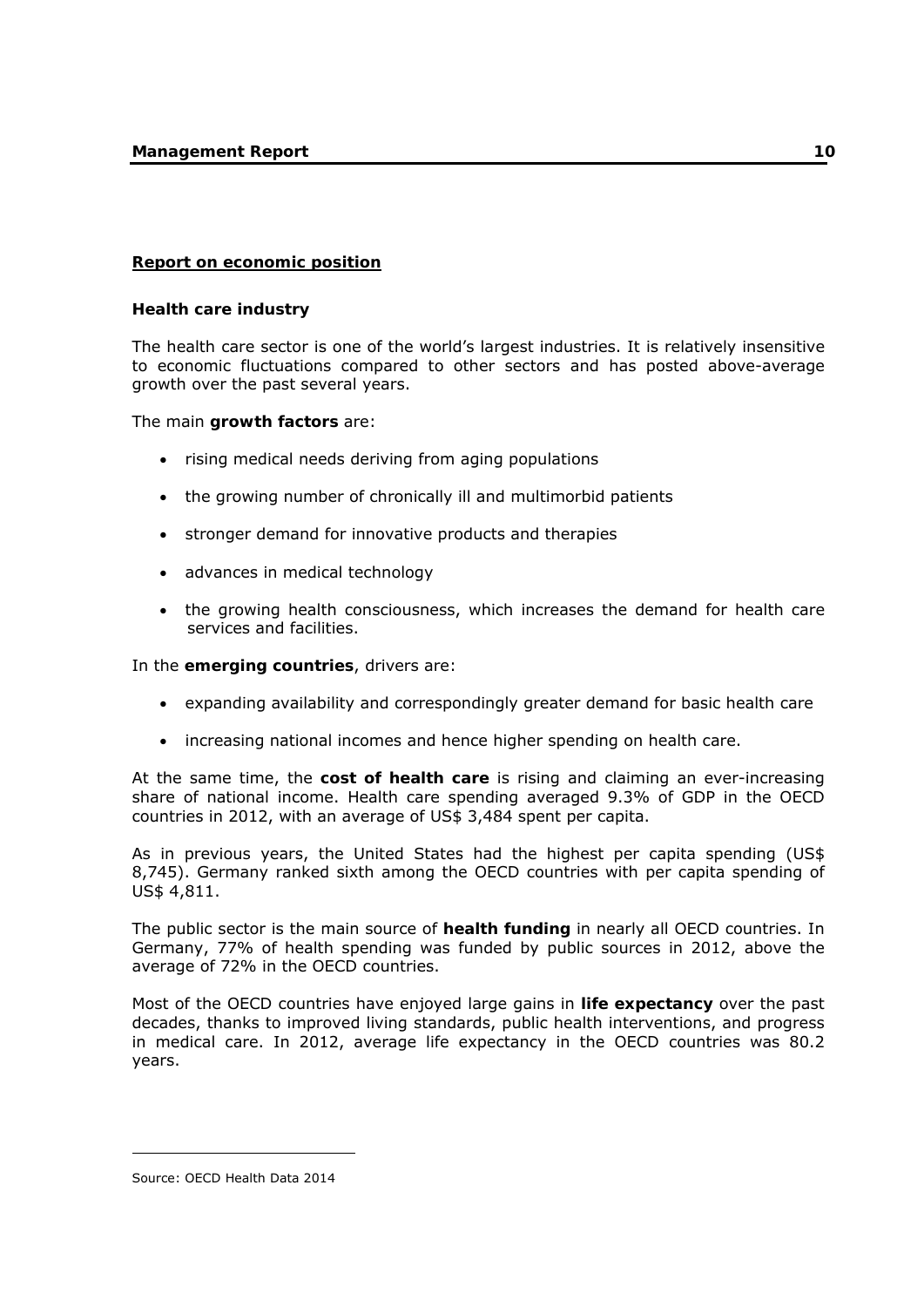**Report on economic position**

**Health care industry**

The health care sector is one of the world's largest industries. It is relatively insensitive to economic fluctuations compared to other sectors and has posted above-average growth over the past several years.

The main **growth factors** are:

- rising medical needs deriving from aging populations
- the growing number of chronically ill and multimorbid patients
- stronger demand for innovative products and therapies
- advances in medical technology
- the growing health consciousness, which increases the demand for health care services and facilities.

In the **emerging countries**, drivers are:

- expanding availability and correspondingly greater demand for basic health care
- increasing national incomes and hence higher spending on health care.

At the same time, the **cost of health care** is rising and claiming an ever-increasing share of national income. Health care spending averaged 9.3% of GDP in the OECD countries in 2012, with an average of US$ 3,484 spent per capita.

As in previous years, the United States had the highest per capita spending (US$ 8,745). Germany ranked sixth among the OECD countries with per capita spending of US$ 4,811.

The public sector is the main source of **health funding** in nearly all OECD countries. In Germany, 77% of health spending was funded by public sources in 2012, above the average of 72% in the OECD countries.

Most of the OECD countries have enjoyed large gains in **life expectancy** over the past decades, thanks to improved living standards, public health interventions, and progress in medical care. In 2012, average life expectancy in the OECD countries was 80.2 years.

---

Source: OECD Health Data 2014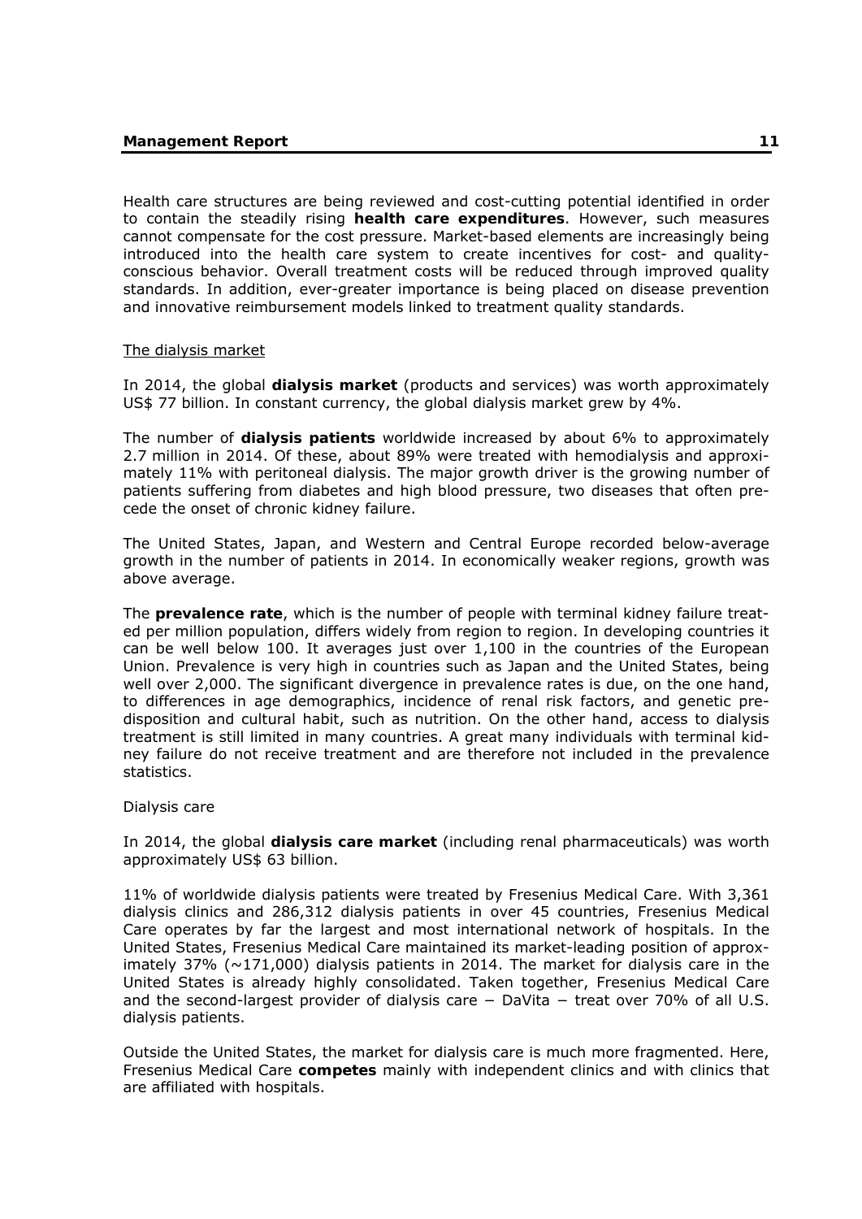Health care structures are being reviewed and cost-cutting potential identified in order to contain the steadily rising **health care expenditures**. However, such measures cannot compensate for the cost pressure. Market-based elements are increasingly being introduced into the health care system to create incentives for cost- and quality-conscious behavior. Overall treatment costs will be reduced through improved quality standards. In addition, ever-greater importance is being placed on disease prevention and innovative reimbursement models linked to treatment quality standards.

## The dialysis market

In 2014, the global **dialysis market** (products and services) was worth approximately US$ 77 billion. In constant currency, the global dialysis market grew by 4%.

The number of **dialysis patients** worldwide increased by about 6% to approximately 2.7 million in 2014. Of these, about 89% were treated with hemodialysis and approximately 11% with peritoneal dialysis. The major growth driver is the growing number of patients suffering from diabetes and high blood pressure, two diseases that often precede the onset of chronic kidney failure.

The United States, Japan, and Western and Central Europe recorded below-average growth in the number of patients in 2014. In economically weaker regions, growth was above average.

The **prevalence rate**, which is the number of people with terminal kidney failure treated per million population, differs widely from region to region. In developing countries it can be well below 100. It averages just over 1,100 in the countries of the European Union. Prevalence is very high in countries such as Japan and the United States, being well over 2,000. The significant divergence in prevalence rates is due, on the one hand, to differences in age demographics, incidence of renal risk factors, and genetic predisposition and cultural habit, such as nutrition. On the other hand, access to dialysis treatment is still limited in many countries. A great many individuals with terminal kidney failure do not receive treatment and are therefore not included in the prevalence statistics.

### Dialysis care

In 2014, the global **dialysis care market** (including renal pharmaceuticals) was worth approximately US$ 63 billion.

11% of worldwide dialysis patients were treated by Fresenius Medical Care. With 3,361 dialysis clinics and 286,312 dialysis patients in over 45 countries, Fresenius Medical Care operates by far the largest and most international network of hospitals. In the United States, Fresenius Medical Care maintained its market-leading position of approximately 37% (~171,000) dialysis patients in 2014. The market for dialysis care in the United States is already highly consolidated. Taken together, Fresenius Medical Care and the second-largest provider of dialysis care − DaVita − treat over 70% of all U.S. dialysis patients.

Outside the United States, the market for dialysis care is much more fragmented. Here, Fresenius Medical Care **competes** mainly with independent clinics and with clinics that are affiliated with hospitals.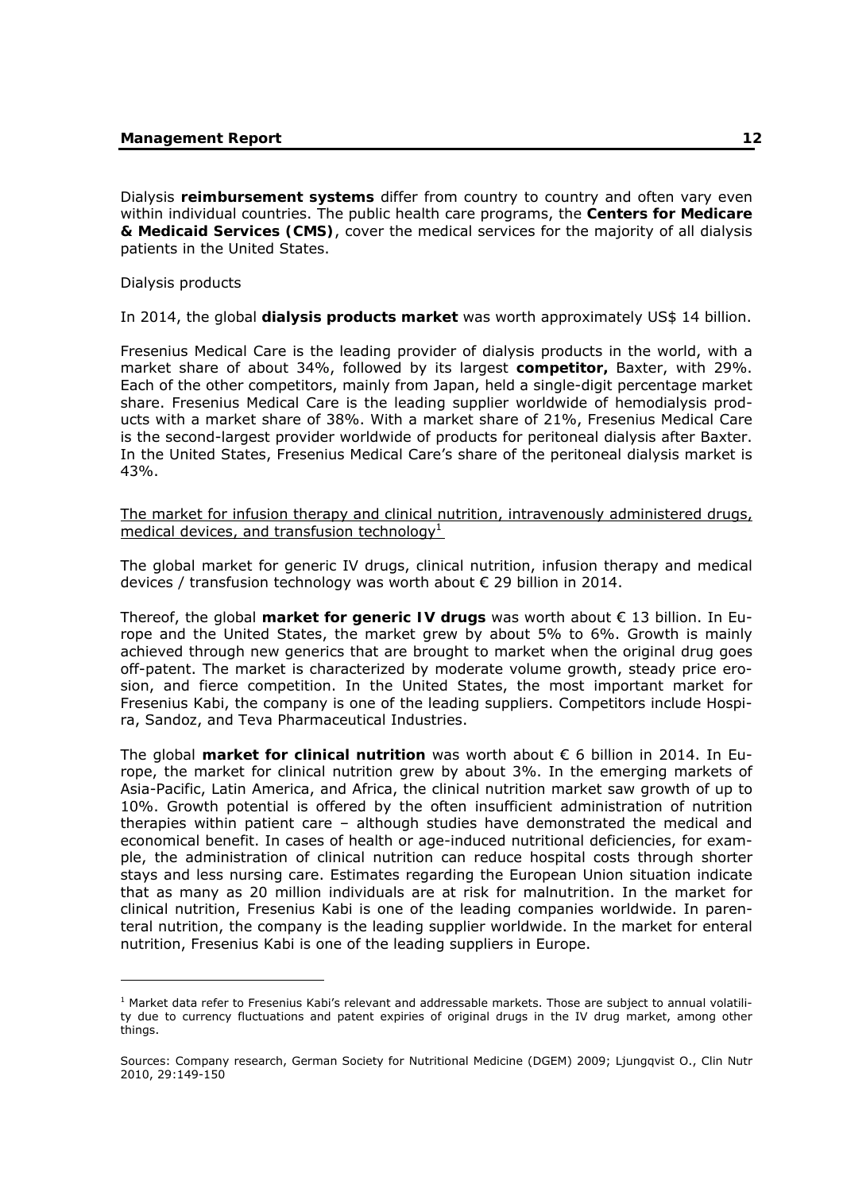Dialysis **reimbursement systems** differ from country to country and often vary even within individual countries. The public health care programs, the **Centers for Medicare & Medicaid Services (CMS)**, cover the medical services for the majority of all dialysis patients in the United States.

Dialysis products

In 2014, the global **dialysis products market** was worth approximately US$ 14 billion.

Fresenius Medical Care is the leading provider of dialysis products in the world, with a market share of about 34%, followed by its largest **competitor,** Baxter, with 29%. Each of the other competitors, mainly from Japan, held a single-digit percentage market share. Fresenius Medical Care is the leading supplier worldwide of hemodialysis products with a market share of 38%. With a market share of 21%, Fresenius Medical Care is the second-largest provider worldwide of products for peritoneal dialysis after Baxter. In the United States, Fresenius Medical Care's share of the peritoneal dialysis market is 43%.

The market for infusion therapy and clinical nutrition, intravenously administered drugs, medical devices, and transfusion technology[1]

The global market for generic IV drugs, clinical nutrition, infusion therapy and medical devices / transfusion technology was worth about € 29 billion in 2014.

Thereof, the global **market for generic IV drugs** was worth about € 13 billion. In Europe and the United States, the market grew by about 5% to 6%. Growth is mainly achieved through new generics that are brought to market when the original drug goes off-patent. The market is characterized by moderate volume growth, steady price erosion, and fierce competition. In the United States, the most important market for Fresenius Kabi, the company is one of the leading suppliers. Competitors include Hospira, Sandoz, and Teva Pharmaceutical Industries.

The global **market for clinical nutrition** was worth about € 6 billion in 2014. In Europe, the market for clinical nutrition grew by about 3%. In the emerging markets of Asia-Pacific, Latin America, and Africa, the clinical nutrition market saw growth of up to 10%. Growth potential is offered by the often insufficient administration of nutrition therapies within patient care – although studies have demonstrated the medical and economical benefit. In cases of health or age-induced nutritional deficiencies, for example, the administration of clinical nutrition can reduce hospital costs through shorter stays and less nursing care. Estimates regarding the European Union situation indicate that as many as 20 million individuals are at risk for malnutrition. In the market for clinical nutrition, Fresenius Kabi is one of the leading companies worldwide. In parenteral nutrition, the company is the leading supplier worldwide. In the market for enteral nutrition, Fresenius Kabi is one of the leading suppliers in Europe.

---

[1] Market data refer to Fresenius Kabi's relevant and addressable markets. Those are subject to annual volatility due to currency fluctuations and patent expiries of original drugs in the IV drug market, among other things.

Sources: Company research, German Society for Nutritional Medicine (DGEM) 2009; Ljungqvist O., Clin Nutr 2010, 29:149-150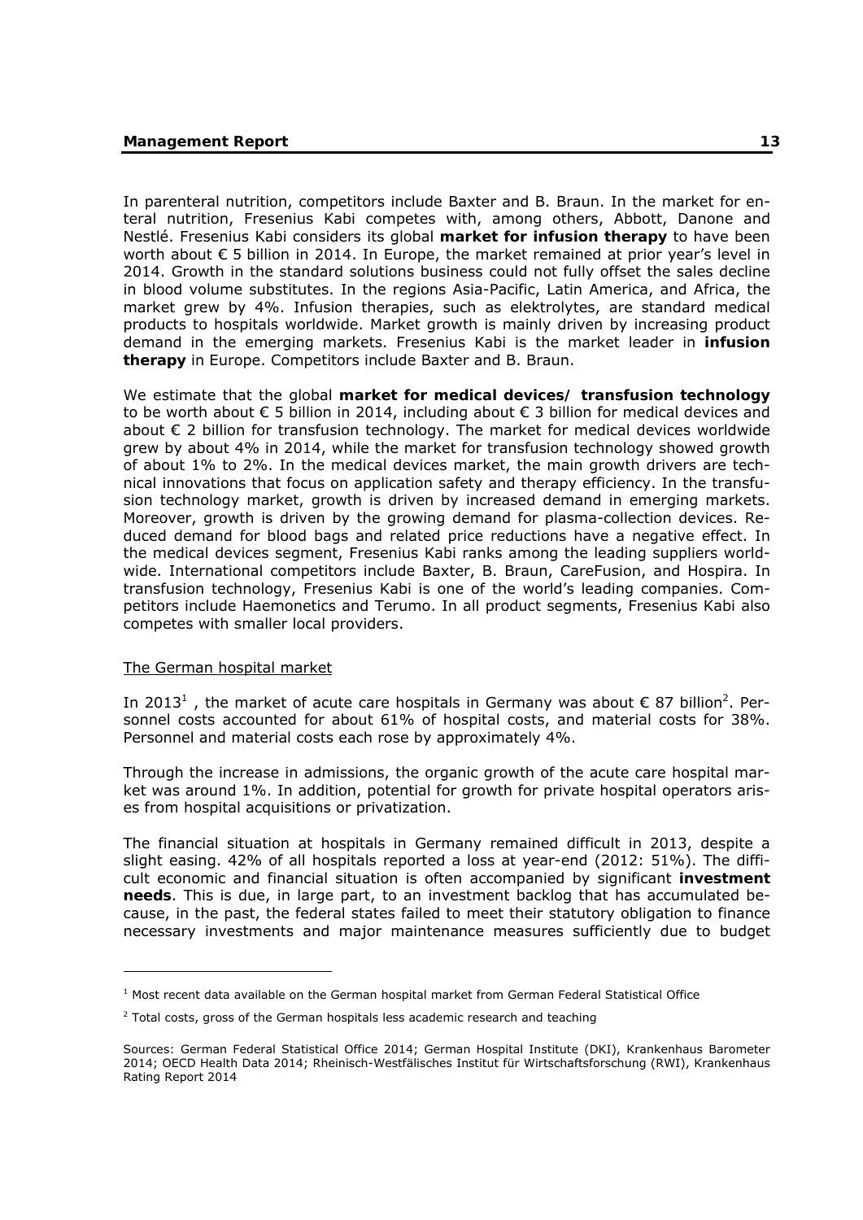In parenteral nutrition, competitors include Baxter and B. Braun. In the market for enteral nutrition, Fresenius Kabi competes with, among others, Abbott, Danone and Nestlé. Fresenius Kabi considers its global **market for infusion therapy** to have been worth about € 5 billion in 2014. In Europe, the market remained at prior year's level in 2014. Growth in the standard solutions business could not fully offset the sales decline in blood volume substitutes. In the regions Asia-Pacific, Latin America, and Africa, the market grew by 4%. Infusion therapies, such as elektrolytes, are standard medical products to hospitals worldwide. Market growth is mainly driven by increasing product demand in the emerging markets. Fresenius Kabi is the market leader in **infusion therapy** in Europe. Competitors include Baxter and B. Braun.

We estimate that the global **market for medical devices/ transfusion technology** to be worth about € 5 billion in 2014, including about € 3 billion for medical devices and about € 2 billion for transfusion technology. The market for medical devices worldwide grew by about 4% in 2014, while the market for transfusion technology showed growth of about 1% to 2%. In the medical devices market, the main growth drivers are technical innovations that focus on application safety and therapy efficiency. In the transfusion technology market, growth is driven by increased demand in emerging markets. Moreover, growth is driven by the growing demand for plasma-collection devices. Reduced demand for blood bags and related price reductions have a negative effect. In the medical devices segment, Fresenius Kabi ranks among the leading suppliers worldwide. International competitors include Baxter, B. Braun, CareFusion, and Hospira. In transfusion technology, Fresenius Kabi is one of the world's leading companies. Competitors include Haemonetics and Terumo. In all product segments, Fresenius Kabi also competes with smaller local providers.

The German hospital market

In 2013[1] , the market of acute care hospitals in Germany was about € 87 billion[2]. Personnel costs accounted for about 61% of hospital costs, and material costs for 38%. Personnel and material costs each rose by approximately 4%.

Through the increase in admissions, the organic growth of the acute care hospital market was around 1%. In addition, potential for growth for private hospital operators arises from hospital acquisitions or privatization.

The financial situation at hospitals in Germany remained difficult in 2013, despite a slight easing. 42% of all hospitals reported a loss at year-end (2012: 51%). The difficult economic and financial situation is often accompanied by significant **investment needs**. This is due, in large part, to an investment backlog that has accumulated because, in the past, the federal states failed to meet their statutory obligation to finance necessary investments and major maintenance measures sufficiently due to budget

[1] Most recent data available on the German hospital market from German Federal Statistical Office

[2] Total costs, gross of the German hospitals less academic research and teaching

Sources: German Federal Statistical Office 2014; German Hospital Institute (DKI), Krankenhaus Barometer 2014; OECD Health Data 2014; Rheinisch-Westfälisches Institut für Wirtschaftsforschung (RWI), Krankenhaus Rating Report 2014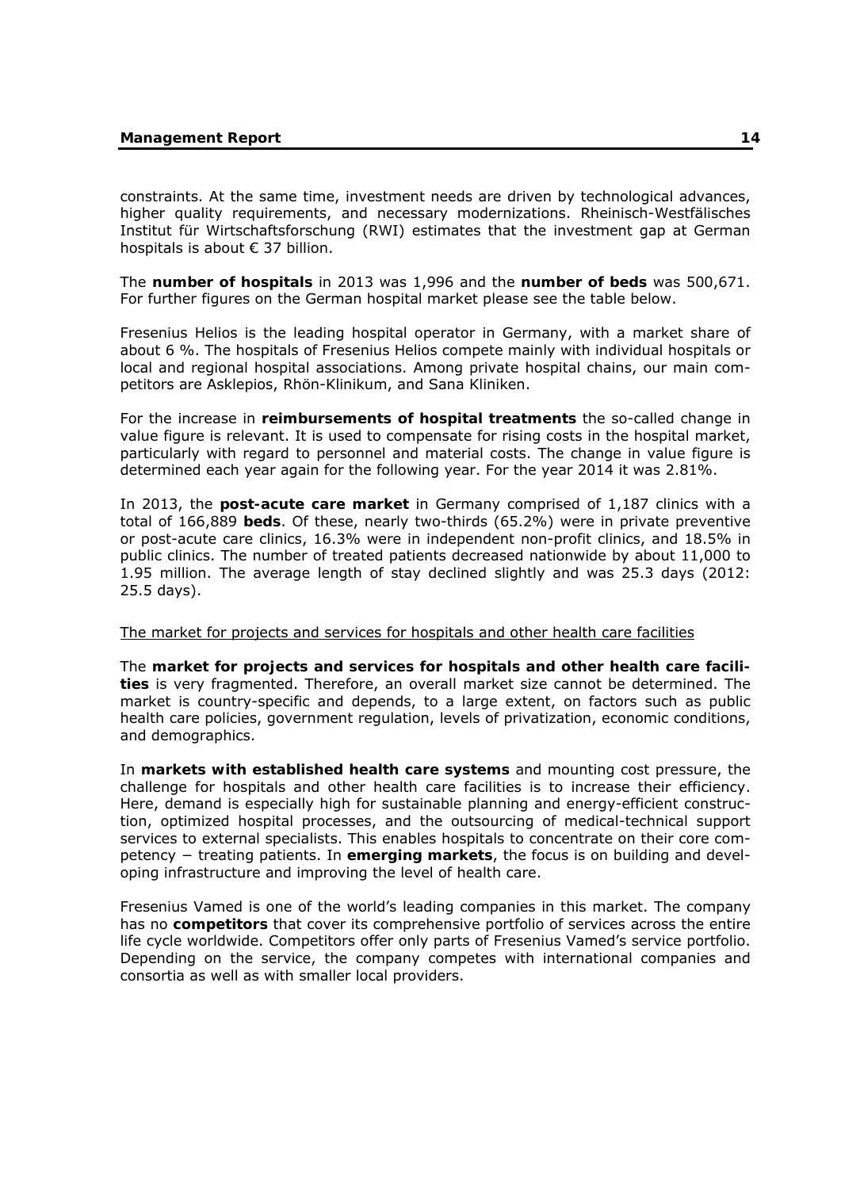constraints. At the same time, investment needs are driven by technological advances, higher quality requirements, and necessary modernizations. Rheinisch-Westfälisches Institut für Wirtschaftsforschung (RWI) estimates that the investment gap at German hospitals is about € 37 billion.

The **number of hospitals** in 2013 was 1,996 and the **number of beds** was 500,671. For further figures on the German hospital market please see the table below.

Fresenius Helios is the leading hospital operator in Germany, with a market share of about 6 %. The hospitals of Fresenius Helios compete mainly with individual hospitals or local and regional hospital associations. Among private hospital chains, our main competitors are Asklepios, Rhön-Klinikum, and Sana Kliniken.

For the increase in **reimbursements of hospital treatments** the so-called change in value figure is relevant. It is used to compensate for rising costs in the hospital market, particularly with regard to personnel and material costs. The change in value figure is determined each year again for the following year. For the year 2014 it was 2.81%.

In 2013, the **post-acute care market** in Germany comprised of 1,187 clinics with a total of 166,889 **beds**. Of these, nearly two-thirds (65.2%) were in private preventive or post-acute care clinics, 16.3% were in independent non-profit clinics, and 18.5% in public clinics. The number of treated patients decreased nationwide by about 11,000 to 1.95 million. The average length of stay declined slightly and was 25.3 days (2012: 25.5 days).

<u>The market for projects and services for hospitals and other health care facilities</u>

The **market for projects and services for hospitals and other health care facilities** is very fragmented. Therefore, an overall market size cannot be determined. The market is country-specific and depends, to a large extent, on factors such as public health care policies, government regulation, levels of privatization, economic conditions, and demographics.

In **markets with established health care systems** and mounting cost pressure, the challenge for hospitals and other health care facilities is to increase their efficiency. Here, demand is especially high for sustainable planning and energy-efficient construction, optimized hospital processes, and the outsourcing of medical-technical support services to external specialists. This enables hospitals to concentrate on their core competency − treating patients. In **emerging markets**, the focus is on building and developing infrastructure and improving the level of health care.

Fresenius Vamed is one of the world's leading companies in this market. The company has no **competitors** that cover its comprehensive portfolio of services across the entire life cycle worldwide. Competitors offer only parts of Fresenius Vamed's service portfolio. Depending on the service, the company competes with international companies and consortia as well as with smaller local providers.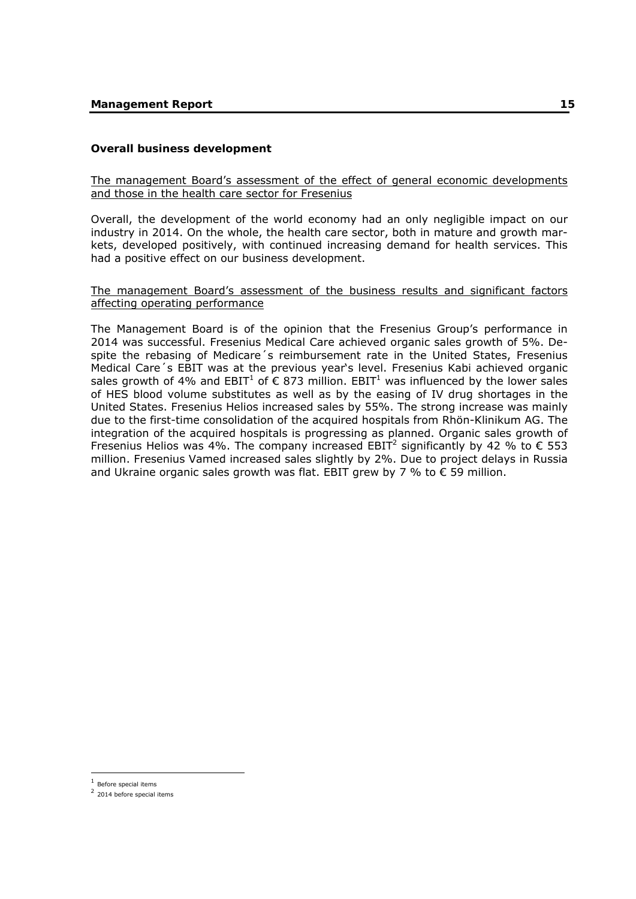### Overall business development

The management Board's assessment of the effect of general economic developments and those in the health care sector for Fresenius

Overall, the development of the world economy had an only negligible impact on our industry in 2014. On the whole, the health care sector, both in mature and growth markets, developed positively, with continued increasing demand for health services. This had a positive effect on our business development.

The management Board's assessment of the business results and significant factors affecting operating performance

The Management Board is of the opinion that the Fresenius Group's performance in 2014 was successful. Fresenius Medical Care achieved organic sales growth of 5%. Despite the rebasing of Medicare´s reimbursement rate in the United States, Fresenius Medical Care´s EBIT was at the previous year's level. Fresenius Kabi achieved organic sales growth of 4% and EBIT[1] of € 873 million. EBIT[1] was influenced by the lower sales of HES blood volume substitutes as well as by the easing of IV drug shortages in the United States. Fresenius Helios increased sales by 55%. The strong increase was mainly due to the first-time consolidation of the acquired hospitals from Rhön-Klinikum AG. The integration of the acquired hospitals is progressing as planned. Organic sales growth of Fresenius Helios was 4%. The company increased EBIT[2] significantly by 42 % to € 553 million. Fresenius Vamed increased sales slightly by 2%. Due to project delays in Russia and Ukraine organic sales growth was flat. EBIT grew by 7 % to € 59 million.

[1] Before special items

[2] 2014 before special items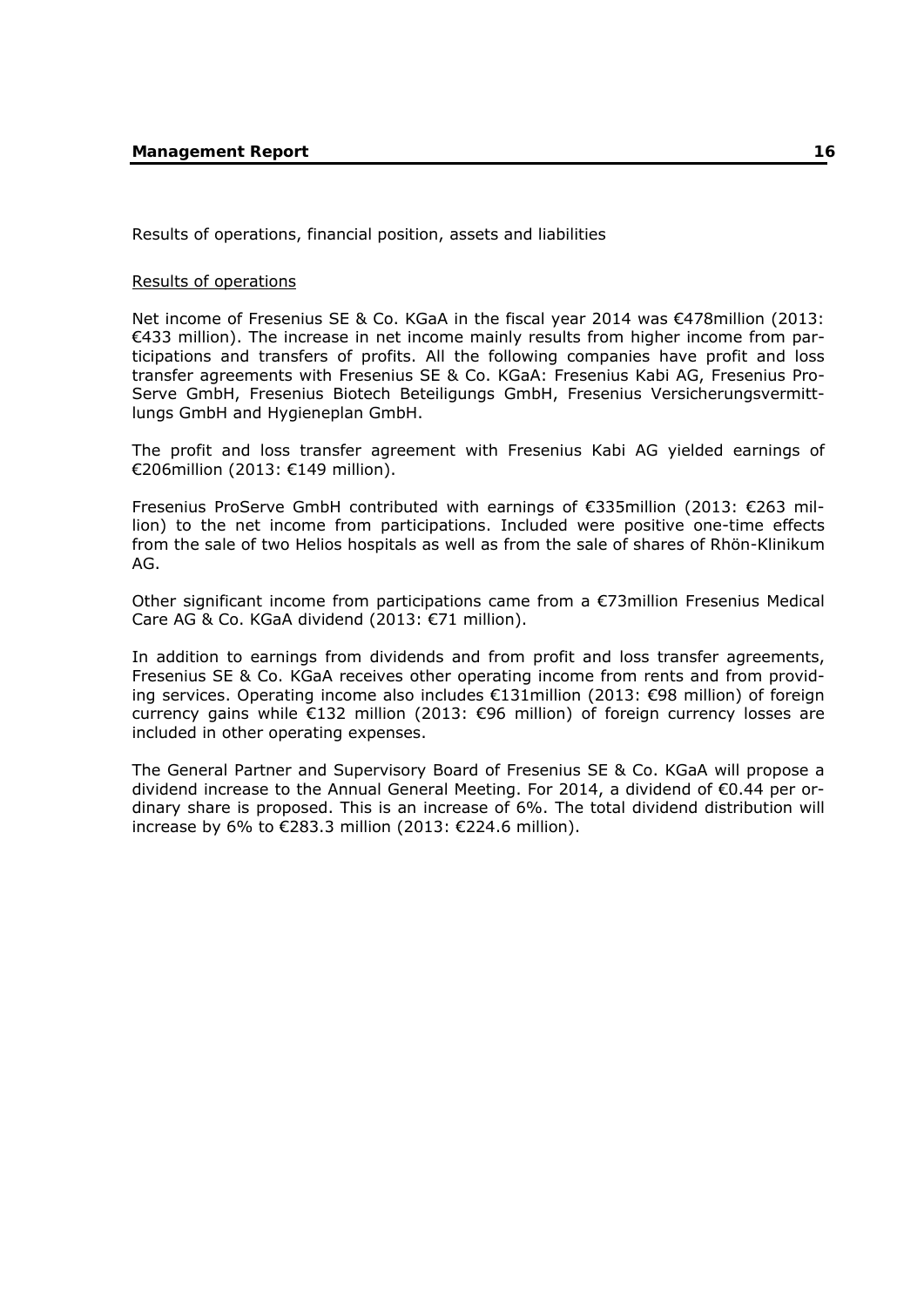Results of operations, financial position, assets and liabilities

Results of operations

Net income of Fresenius SE & Co. KGaA in the fiscal year 2014 was €478million (2013: €433 million). The increase in net income mainly results from higher income from participations and transfers of profits. All the following companies have profit and loss transfer agreements with Fresenius SE & Co. KGaA: Fresenius Kabi AG, Fresenius Pro-Serve GmbH, Fresenius Biotech Beteiligungs GmbH, Fresenius Versicherungsvermittlungs GmbH and Hygieneplan GmbH.

The profit and loss transfer agreement with Fresenius Kabi AG yielded earnings of €206million (2013: €149 million).

Fresenius ProServe GmbH contributed with earnings of €335million (2013: €263 million) to the net income from participations. Included were positive one-time effects from the sale of two Helios hospitals as well as from the sale of shares of Rhön-Klinikum AG.

Other significant income from participations came from a €73million Fresenius Medical Care AG & Co. KGaA dividend (2013: €71 million).

In addition to earnings from dividends and from profit and loss transfer agreements, Fresenius SE & Co. KGaA receives other operating income from rents and from providing services. Operating income also includes €131million (2013: €98 million) of foreign currency gains while €132 million (2013: €96 million) of foreign currency losses are included in other operating expenses.

The General Partner and Supervisory Board of Fresenius SE & Co. KGaA will propose a dividend increase to the Annual General Meeting. For 2014, a dividend of €0.44 per ordinary share is proposed. This is an increase of 6%. The total dividend distribution will increase by 6% to €283.3 million (2013: €224.6 million).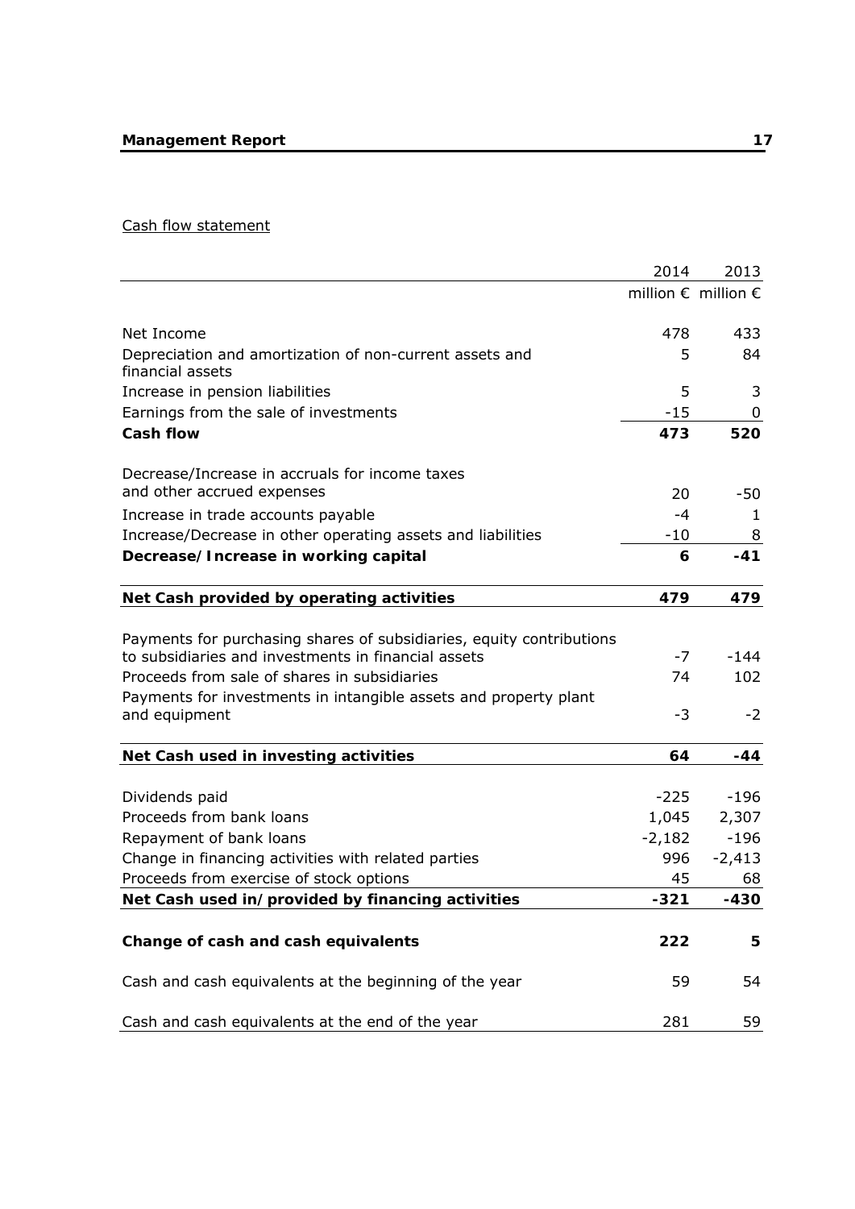Cash flow statement

| | 2014 | 2013 |
|---|---|---|
| | million € | million € |
| Net Income | 478 | 433 |
| Depreciation and amortization of non-current assets and financial assets | 5 | 84 |
| Increase in pension liabilities | 5 | 3 |
| Earnings from the sale of investments | -15 | 0 |
| **Cash flow** | **473** | **520** |
| Decrease/Increase in accruals for income taxes and other accrued expenses | 20 | -50 |
| Increase in trade accounts payable | -4 | 1 |
| Increase/Decrease in other operating assets and liabilities | -10 | 8 |
| **Decrease/Increase in working capital** | **6** | **-41** |
| **Net Cash provided by operating activities** | **479** | **479** |
| Payments for purchasing shares of subsidiaries, equity contributions to subsidiaries and investments in financial assets | -7 | -144 |
| Proceeds from sale of shares in subsidiaries | 74 | 102 |
| Payments for investments in intangible assets and property plant and equipment | -3 | -2 |
| **Net Cash used in investing activities** | **64** | **-44** |
| Dividends paid | -225 | -196 |
| Proceeds from bank loans | 1,045 | 2,307 |
| Repayment of bank loans | -2,182 | -196 |
| Change in financing activities with related parties | 996 | -2,413 |
| Proceeds from exercise of stock options | 45 | 68 |
| **Net Cash used in/provided by financing activities** | **-321** | **-430** |
| **Change of cash and cash equivalents** | **222** | **5** |
| Cash and cash equivalents at the beginning of the year | 59 | 54 |
| Cash and cash equivalents at the end of the year | 281 | 59 |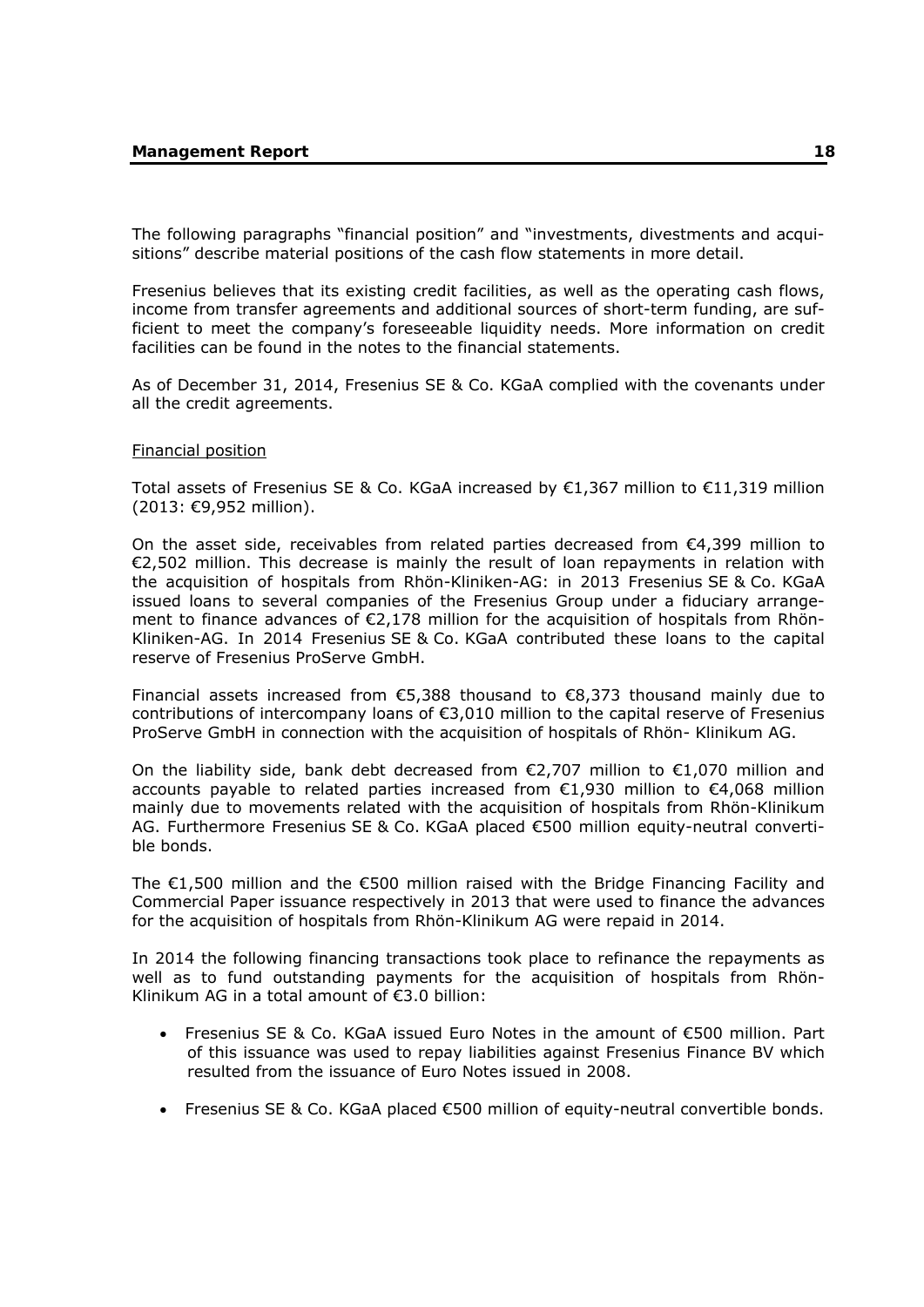The following paragraphs "financial position" and "investments, divestments and acquisitions" describe material positions of the cash flow statements in more detail.

Fresenius believes that its existing credit facilities, as well as the operating cash flows, income from transfer agreements and additional sources of short-term funding, are sufficient to meet the company's foreseeable liquidity needs. More information on credit facilities can be found in the notes to the financial statements.

As of December 31, 2014, Fresenius SE & Co. KGaA complied with the covenants under all the credit agreements.

Financial position

Total assets of Fresenius SE & Co. KGaA increased by €1,367 million to €11,319 million (2013: €9,952 million).

On the asset side, receivables from related parties decreased from €4,399 million to €2,502 million. This decrease is mainly the result of loan repayments in relation with the acquisition of hospitals from Rhön-Kliniken-AG: in 2013 Fresenius SE & Co. KGaA issued loans to several companies of the Fresenius Group under a fiduciary arrangement to finance advances of €2,178 million for the acquisition of hospitals from Rhön-Kliniken-AG. In 2014 Fresenius SE & Co. KGaA contributed these loans to the capital reserve of Fresenius ProServe GmbH.

Financial assets increased from €5,388 thousand to €8,373 thousand mainly due to contributions of intercompany loans of €3,010 million to the capital reserve of Fresenius ProServe GmbH in connection with the acquisition of hospitals of Rhön- Klinikum AG.

On the liability side, bank debt decreased from €2,707 million to €1,070 million and accounts payable to related parties increased from €1,930 million to €4,068 million mainly due to movements related with the acquisition of hospitals from Rhön-Klinikum AG. Furthermore Fresenius SE & Co. KGaA placed €500 million equity-neutral convertible bonds.

The €1,500 million and the €500 million raised with the Bridge Financing Facility and Commercial Paper issuance respectively in 2013 that were used to finance the advances for the acquisition of hospitals from Rhön-Klinikum AG were repaid in 2014.

In 2014 the following financing transactions took place to refinance the repayments as well as to fund outstanding payments for the acquisition of hospitals from Rhön-Klinikum AG in a total amount of €3.0 billion:

- Fresenius SE & Co. KGaA issued Euro Notes in the amount of €500 million. Part of this issuance was used to repay liabilities against Fresenius Finance BV which resulted from the issuance of Euro Notes issued in 2008.
- Fresenius SE & Co. KGaA placed €500 million of equity-neutral convertible bonds.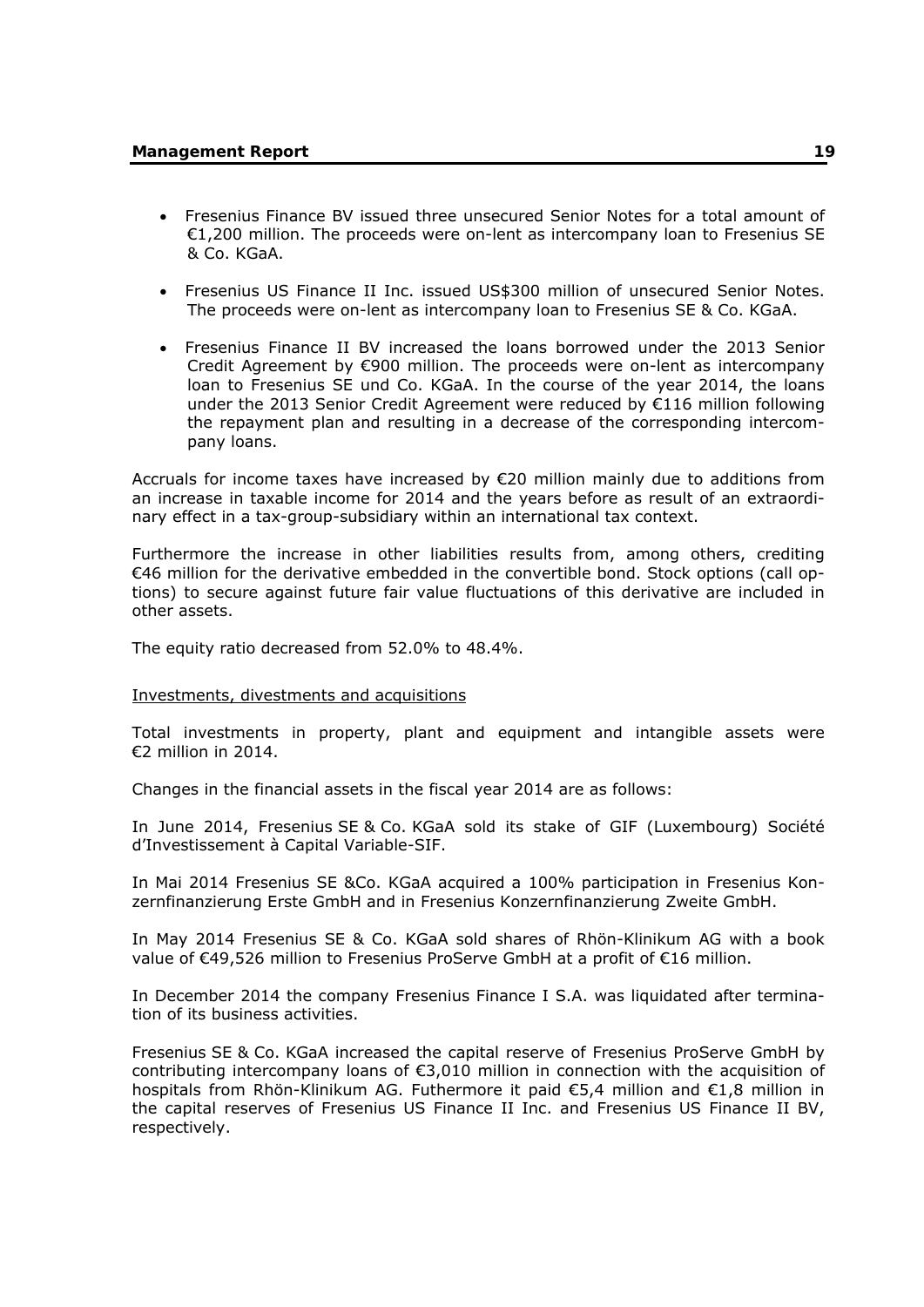- Fresenius Finance BV issued three unsecured Senior Notes for a total amount of €1,200 million. The proceeds were on-lent as intercompany loan to Fresenius SE & Co. KGaA.
- Fresenius US Finance II Inc. issued US$300 million of unsecured Senior Notes. The proceeds were on-lent as intercompany loan to Fresenius SE & Co. KGaA.
- Fresenius Finance II BV increased the loans borrowed under the 2013 Senior Credit Agreement by €900 million. The proceeds were on-lent as intercompany loan to Fresenius SE und Co. KGaA. In the course of the year 2014, the loans under the 2013 Senior Credit Agreement were reduced by €116 million following the repayment plan and resulting in a decrease of the corresponding intercompany loans.

Accruals for income taxes have increased by €20 million mainly due to additions from an increase in taxable income for 2014 and the years before as result of an extraordinary effect in a tax-group-subsidiary within an international tax context.

Furthermore the increase in other liabilities results from, among others, crediting €46 million for the derivative embedded in the convertible bond. Stock options (call options) to secure against future fair value fluctuations of this derivative are included in other assets.

The equity ratio decreased from 52.0% to 48.4%.

Investments, divestments and acquisitions

Total investments in property, plant and equipment and intangible assets were €2 million in 2014.

Changes in the financial assets in the fiscal year 2014 are as follows:

In June 2014, Fresenius SE & Co. KGaA sold its stake of GIF (Luxembourg) Société d'Investissement à Capital Variable-SIF.

In Mai 2014 Fresenius SE &Co. KGaA acquired a 100% participation in Fresenius Konzernfinanzierung Erste GmbH and in Fresenius Konzernfinanzierung Zweite GmbH.

In May 2014 Fresenius SE & Co. KGaA sold shares of Rhön-Klinikum AG with a book value of €49,526 million to Fresenius ProServe GmbH at a profit of €16 million.

In December 2014 the company Fresenius Finance I S.A. was liquidated after termination of its business activities.

Fresenius SE & Co. KGaA increased the capital reserve of Fresenius ProServe GmbH by contributing intercompany loans of €3,010 million in connection with the acquisition of hospitals from Rhön-Klinikum AG. Futhermore it paid €5,4 million and €1,8 million in the capital reserves of Fresenius US Finance II Inc. and Fresenius US Finance II BV, respectively.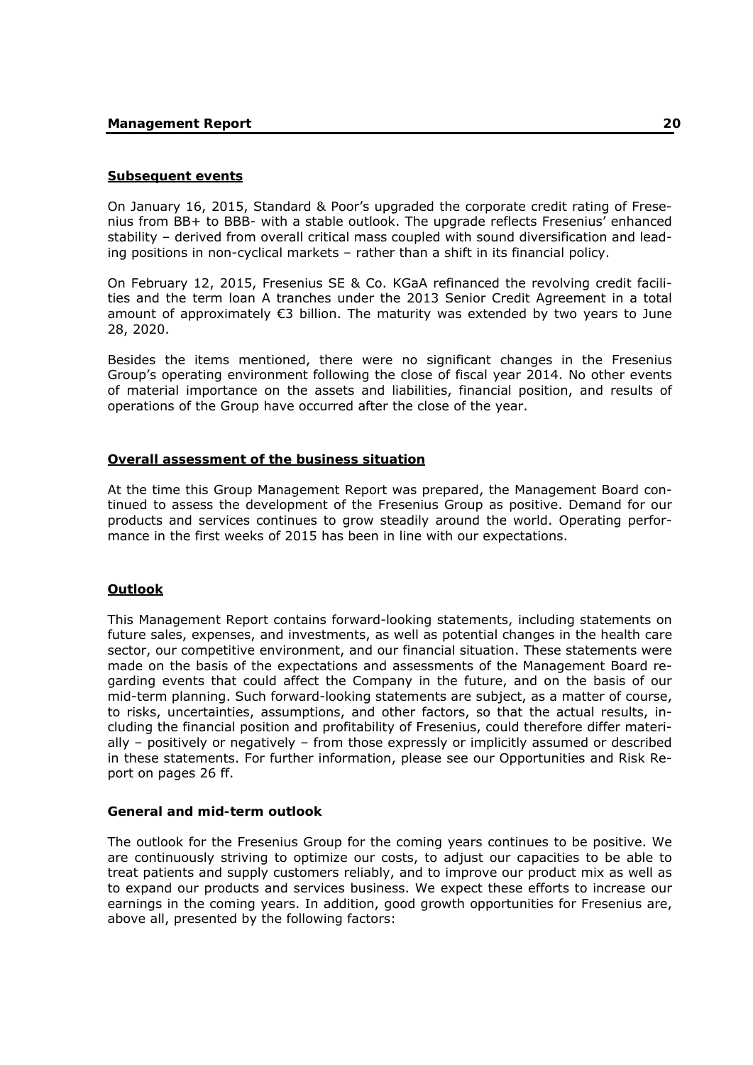## Subsequent events

On January 16, 2015, Standard & Poor's upgraded the corporate credit rating of Fresenius from BB+ to BBB- with a stable outlook. The upgrade reflects Fresenius' enhanced stability – derived from overall critical mass coupled with sound diversification and leading positions in non-cyclical markets – rather than a shift in its financial policy.

On February 12, 2015, Fresenius SE & Co. KGaA refinanced the revolving credit facilities and the term loan A tranches under the 2013 Senior Credit Agreement in a total amount of approximately €3 billion. The maturity was extended by two years to June 28, 2020.

Besides the items mentioned, there were no significant changes in the Fresenius Group's operating environment following the close of fiscal year 2014. No other events of material importance on the assets and liabilities, financial position, and results of operations of the Group have occurred after the close of the year.

## Overall assessment of the business situation

At the time this Group Management Report was prepared, the Management Board continued to assess the development of the Fresenius Group as positive. Demand for our products and services continues to grow steadily around the world. Operating performance in the first weeks of 2015 has been in line with our expectations.

## Outlook

This Management Report contains forward-looking statements, including statements on future sales, expenses, and investments, as well as potential changes in the health care sector, our competitive environment, and our financial situation. These statements were made on the basis of the expectations and assessments of the Management Board regarding events that could affect the Company in the future, and on the basis of our mid-term planning. Such forward-looking statements are subject, as a matter of course, to risks, uncertainties, assumptions, and other factors, so that the actual results, including the financial position and profitability of Fresenius, could therefore differ materially – positively or negatively – from those expressly or implicitly assumed or described in these statements. For further information, please see our Opportunities and Risk Report on pages 26 ff.

### General and mid-term outlook

The outlook for the Fresenius Group for the coming years continues to be positive. We are continuously striving to optimize our costs, to adjust our capacities to be able to treat patients and supply customers reliably, and to improve our product mix as well as to expand our products and services business. We expect these efforts to increase our earnings in the coming years. In addition, good growth opportunities for Fresenius are, above all, presented by the following factors: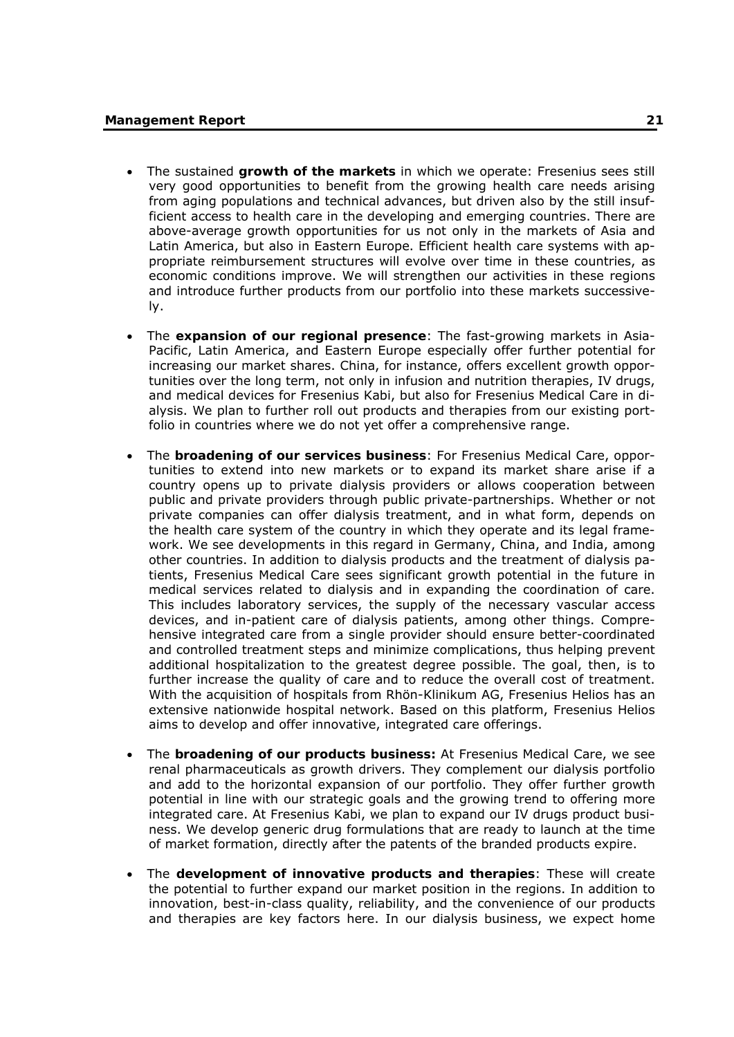- The sustained **growth of the markets** in which we operate: Fresenius sees still very good opportunities to benefit from the growing health care needs arising from aging populations and technical advances, but driven also by the still insufficient access to health care in the developing and emerging countries. There are above-average growth opportunities for us not only in the markets of Asia and Latin America, but also in Eastern Europe. Efficient health care systems with appropriate reimbursement structures will evolve over time in these countries, as economic conditions improve. We will strengthen our activities in these regions and introduce further products from our portfolio into these markets successively.

- The **expansion of our regional presence**: The fast-growing markets in Asia-Pacific, Latin America, and Eastern Europe especially offer further potential for increasing our market shares. China, for instance, offers excellent growth opportunities over the long term, not only in infusion and nutrition therapies, IV drugs, and medical devices for Fresenius Kabi, but also for Fresenius Medical Care in dialysis. We plan to further roll out products and therapies from our existing portfolio in countries where we do not yet offer a comprehensive range.

- The **broadening of our services business**: For Fresenius Medical Care, opportunities to extend into new markets or to expand its market share arise if a country opens up to private dialysis providers or allows cooperation between public and private providers through public private-partnerships. Whether or not private companies can offer dialysis treatment, and in what form, depends on the health care system of the country in which they operate and its legal framework. We see developments in this regard in Germany, China, and India, among other countries. In addition to dialysis products and the treatment of dialysis patients, Fresenius Medical Care sees significant growth potential in the future in medical services related to dialysis and in expanding the coordination of care. This includes laboratory services, the supply of the necessary vascular access devices, and in-patient care of dialysis patients, among other things. Comprehensive integrated care from a single provider should ensure better-coordinated and controlled treatment steps and minimize complications, thus helping prevent additional hospitalization to the greatest degree possible. The goal, then, is to further increase the quality of care and to reduce the overall cost of treatment. With the acquisition of hospitals from Rhön-Klinikum AG, Fresenius Helios has an extensive nationwide hospital network. Based on this platform, Fresenius Helios aims to develop and offer innovative, integrated care offerings.

- The **broadening of our products business:** At Fresenius Medical Care, we see renal pharmaceuticals as growth drivers. They complement our dialysis portfolio and add to the horizontal expansion of our portfolio. They offer further growth potential in line with our strategic goals and the growing trend to offering more integrated care. At Fresenius Kabi, we plan to expand our IV drugs product business. We develop generic drug formulations that are ready to launch at the time of market formation, directly after the patents of the branded products expire.

- The **development of innovative products and therapies**: These will create the potential to further expand our market position in the regions. In addition to innovation, best-in-class quality, reliability, and the convenience of our products and therapies are key factors here. In our dialysis business, we expect home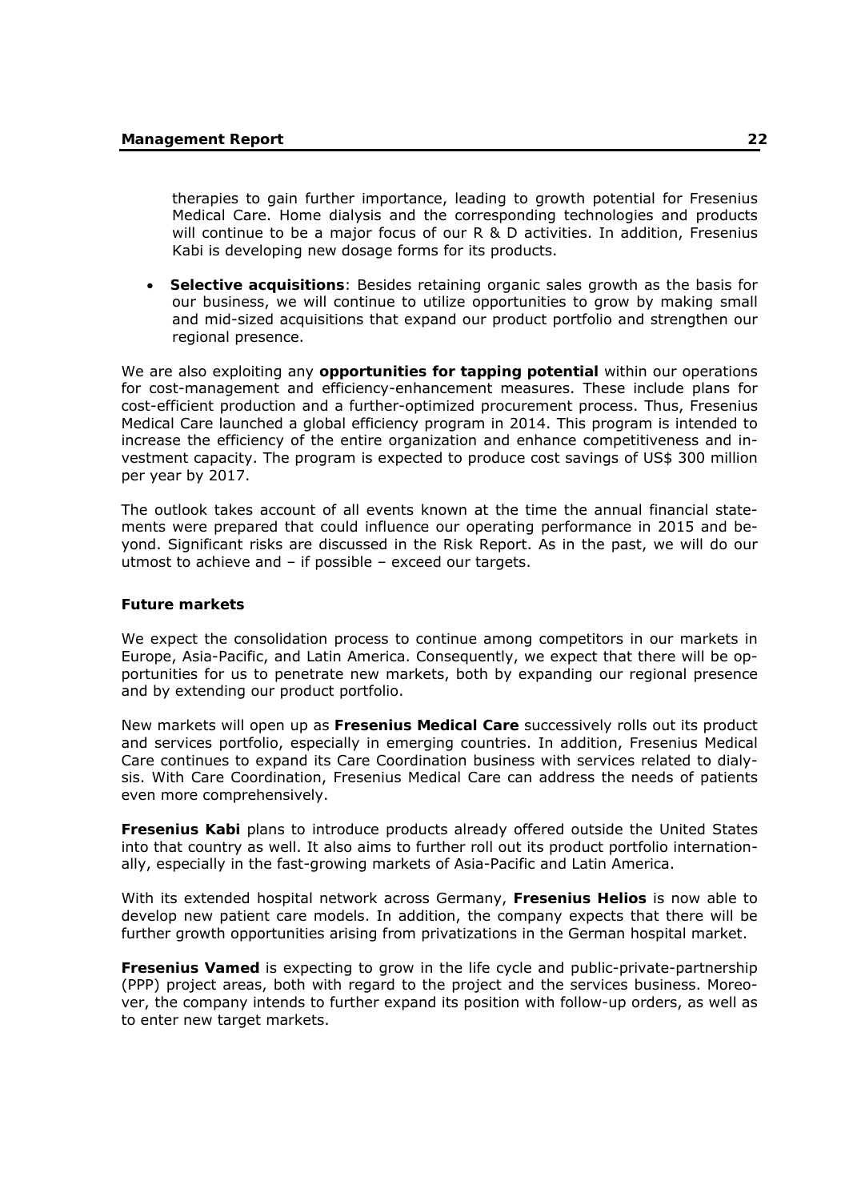therapies to gain further importance, leading to growth potential for Fresenius Medical Care. Home dialysis and the corresponding technologies and products will continue to be a major focus of our R & D activities. In addition, Fresenius Kabi is developing new dosage forms for its products.

- **Selective acquisitions**: Besides retaining organic sales growth as the basis for our business, we will continue to utilize opportunities to grow by making small and mid-sized acquisitions that expand our product portfolio and strengthen our regional presence.

We are also exploiting any **opportunities for tapping potential** within our operations for cost-management and efficiency-enhancement measures. These include plans for cost-efficient production and a further-optimized procurement process. Thus, Fresenius Medical Care launched a global efficiency program in 2014. This program is intended to increase the efficiency of the entire organization and enhance competitiveness and investment capacity. The program is expected to produce cost savings of US$ 300 million per year by 2017.

The outlook takes account of all events known at the time the annual financial statements were prepared that could influence our operating performance in 2015 and beyond. Significant risks are discussed in the Risk Report. As in the past, we will do our utmost to achieve and – if possible – exceed our targets.

#### Future markets

We expect the consolidation process to continue among competitors in our markets in Europe, Asia-Pacific, and Latin America. Consequently, we expect that there will be opportunities for us to penetrate new markets, both by expanding our regional presence and by extending our product portfolio.

New markets will open up as **Fresenius Medical Care** successively rolls out its product and services portfolio, especially in emerging countries. In addition, Fresenius Medical Care continues to expand its Care Coordination business with services related to dialysis. With Care Coordination, Fresenius Medical Care can address the needs of patients even more comprehensively.

**Fresenius Kabi** plans to introduce products already offered outside the United States into that country as well. It also aims to further roll out its product portfolio internationally, especially in the fast-growing markets of Asia-Pacific and Latin America.

With its extended hospital network across Germany, **Fresenius Helios** is now able to develop new patient care models. In addition, the company expects that there will be further growth opportunities arising from privatizations in the German hospital market.

**Fresenius Vamed** is expecting to grow in the life cycle and public-private-partnership (PPP) project areas, both with regard to the project and the services business. Moreover, the company intends to further expand its position with follow-up orders, as well as to enter new target markets.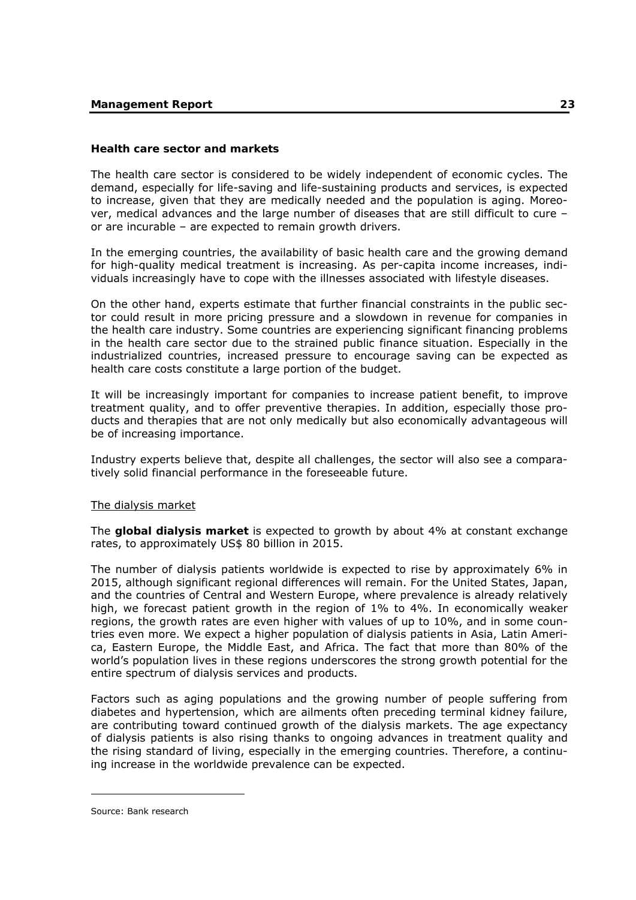## Health care sector and markets

The health care sector is considered to be widely independent of economic cycles. The demand, especially for life-saving and life-sustaining products and services, is expected to increase, given that they are medically needed and the population is aging. Moreover, medical advances and the large number of diseases that are still difficult to cure – or are incurable – are expected to remain growth drivers.

In the emerging countries, the availability of basic health care and the growing demand for high-quality medical treatment is increasing. As per-capita income increases, individuals increasingly have to cope with the illnesses associated with lifestyle diseases.

On the other hand, experts estimate that further financial constraints in the public sector could result in more pricing pressure and a slowdown in revenue for companies in the health care industry. Some countries are experiencing significant financing problems in the health care sector due to the strained public finance situation. Especially in the industrialized countries, increased pressure to encourage saving can be expected as health care costs constitute a large portion of the budget.

It will be increasingly important for companies to increase patient benefit, to improve treatment quality, and to offer preventive therapies. In addition, especially those products and therapies that are not only medically but also economically advantageous will be of increasing importance.

Industry experts believe that, despite all challenges, the sector will also see a comparatively solid financial performance in the foreseeable future.

### The dialysis market

The **global dialysis market** is expected to growth by about 4% at constant exchange rates, to approximately US$ 80 billion in 2015.

The number of dialysis patients worldwide is expected to rise by approximately 6% in 2015, although significant regional differences will remain. For the United States, Japan, and the countries of Central and Western Europe, where prevalence is already relatively high, we forecast patient growth in the region of 1% to 4%. In economically weaker regions, the growth rates are even higher with values of up to 10%, and in some countries even more. We expect a higher population of dialysis patients in Asia, Latin America, Eastern Europe, the Middle East, and Africa. The fact that more than 80% of the world's population lives in these regions underscores the strong growth potential for the entire spectrum of dialysis services and products.

Factors such as aging populations and the growing number of people suffering from diabetes and hypertension, which are ailments often preceding terminal kidney failure, are contributing toward continued growth of the dialysis markets. The age expectancy of dialysis patients is also rising thanks to ongoing advances in treatment quality and the rising standard of living, especially in the emerging countries. Therefore, a continuing increase in the worldwide prevalence can be expected.

---

Source: Bank research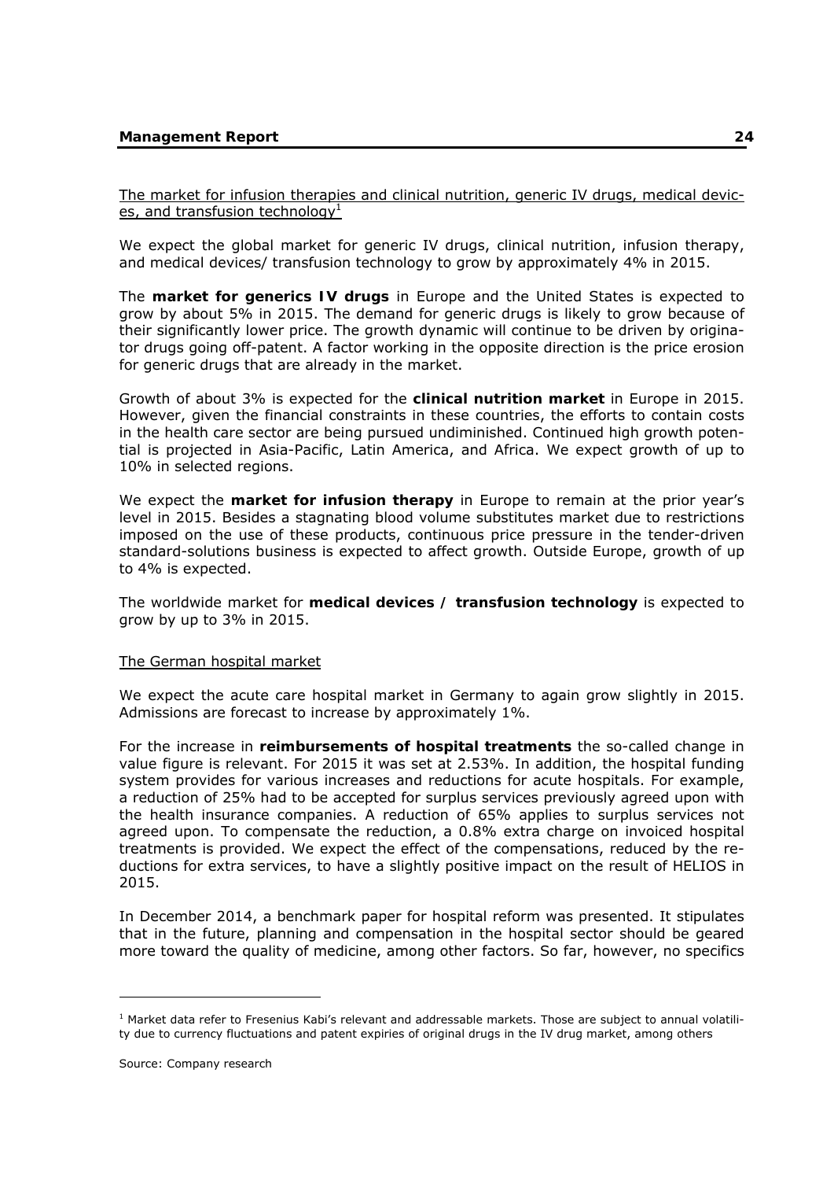The market for infusion therapies and clinical nutrition, generic IV drugs, medical devices, and transfusion technology[1]

We expect the global market for generic IV drugs, clinical nutrition, infusion therapy, and medical devices/ transfusion technology to grow by approximately 4% in 2015.

The **market for generics IV drugs** in Europe and the United States is expected to grow by about 5% in 2015. The demand for generic drugs is likely to grow because of their significantly lower price. The growth dynamic will continue to be driven by originator drugs going off-patent. A factor working in the opposite direction is the price erosion for generic drugs that are already in the market.

Growth of about 3% is expected for the **clinical nutrition market** in Europe in 2015. However, given the financial constraints in these countries, the efforts to contain costs in the health care sector are being pursued undiminished. Continued high growth potential is projected in Asia-Pacific, Latin America, and Africa. We expect growth of up to 10% in selected regions.

We expect the **market for infusion therapy** in Europe to remain at the prior year's level in 2015. Besides a stagnating blood volume substitutes market due to restrictions imposed on the use of these products, continuous price pressure in the tender-driven standard-solutions business is expected to affect growth. Outside Europe, growth of up to 4% is expected.

The worldwide market for **medical devices / transfusion technology** is expected to grow by up to 3% in 2015.

The German hospital market

We expect the acute care hospital market in Germany to again grow slightly in 2015. Admissions are forecast to increase by approximately 1%.

For the increase in **reimbursements of hospital treatments** the so-called change in value figure is relevant. For 2015 it was set at 2.53%. In addition, the hospital funding system provides for various increases and reductions for acute hospitals. For example, a reduction of 25% had to be accepted for surplus services previously agreed upon with the health insurance companies. A reduction of 65% applies to surplus services not agreed upon. To compensate the reduction, a 0.8% extra charge on invoiced hospital treatments is provided. We expect the effect of the compensations, reduced by the reductions for extra services, to have a slightly positive impact on the result of HELIOS in 2015.

In December 2014, a benchmark paper for hospital reform was presented. It stipulates that in the future, planning and compensation in the hospital sector should be geared more toward the quality of medicine, among other factors. So far, however, no specifics

---

[1] Market data refer to Fresenius Kabi's relevant and addressable markets. Those are subject to annual volatility due to currency fluctuations and patent expiries of original drugs in the IV drug market, among others

Source: Company research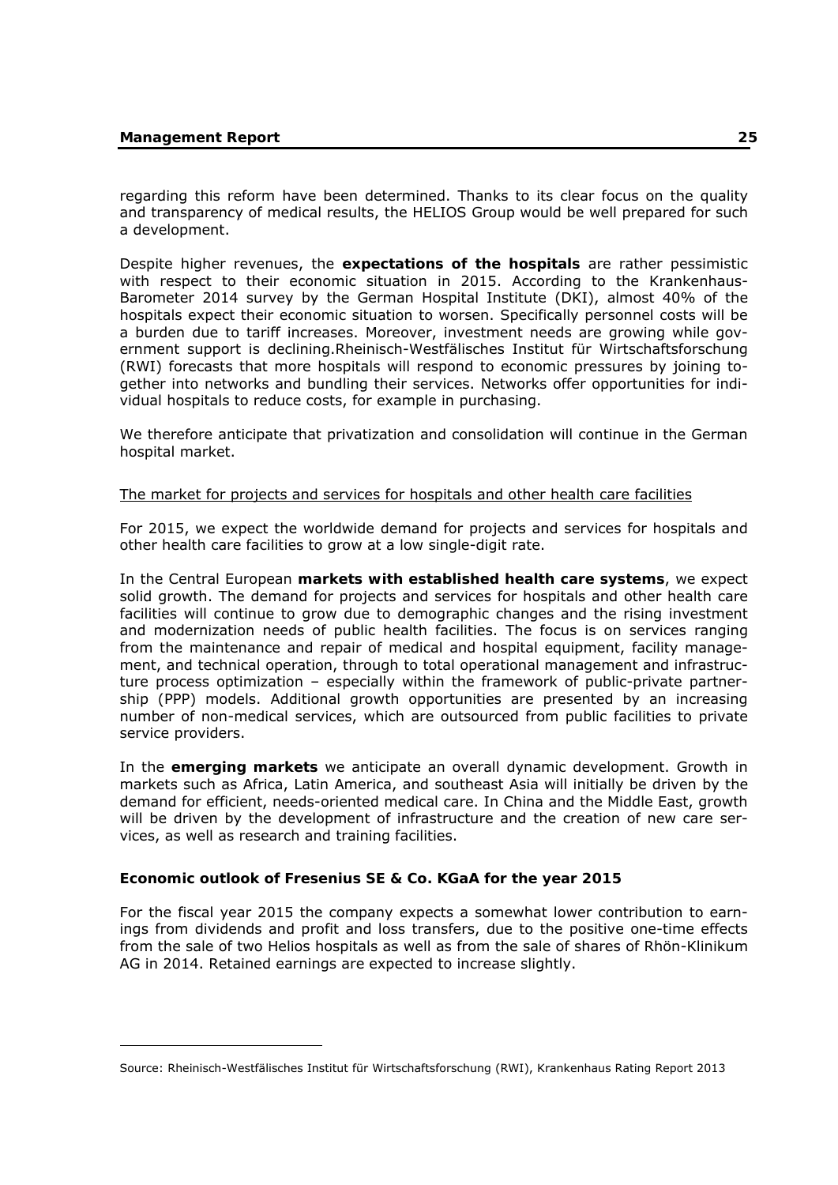regarding this reform have been determined. Thanks to its clear focus on the quality and transparency of medical results, the HELIOS Group would be well prepared for such a development.

Despite higher revenues, the **expectations of the hospitals** are rather pessimistic with respect to their economic situation in 2015. According to the Krankenhaus-Barometer 2014 survey by the German Hospital Institute (DKI), almost 40% of the hospitals expect their economic situation to worsen. Specifically personnel costs will be a burden due to tariff increases. Moreover, investment needs are growing while government support is declining.Rheinisch-Westfälisches Institut für Wirtschaftsforschung (RWI) forecasts that more hospitals will respond to economic pressures by joining together into networks and bundling their services. Networks offer opportunities for individual hospitals to reduce costs, for example in purchasing.

We therefore anticipate that privatization and consolidation will continue in the German hospital market.

The market for projects and services for hospitals and other health care facilities

For 2015, we expect the worldwide demand for projects and services for hospitals and other health care facilities to grow at a low single-digit rate.

In the Central European **markets with established health care systems**, we expect solid growth. The demand for projects and services for hospitals and other health care facilities will continue to grow due to demographic changes and the rising investment and modernization needs of public health facilities. The focus is on services ranging from the maintenance and repair of medical and hospital equipment, facility management, and technical operation, through to total operational management and infrastructure process optimization – especially within the framework of public-private partnership (PPP) models. Additional growth opportunities are presented by an increasing number of non-medical services, which are outsourced from public facilities to private service providers.

In the **emerging markets** we anticipate an overall dynamic development. Growth in markets such as Africa, Latin America, and southeast Asia will initially be driven by the demand for efficient, needs-oriented medical care. In China and the Middle East, growth will be driven by the development of infrastructure and the creation of new care services, as well as research and training facilities.

**Economic outlook of Fresenius SE & Co. KGaA for the year 2015**

For the fiscal year 2015 the company expects a somewhat lower contribution to earnings from dividends and profit and loss transfers, due to the positive one-time effects from the sale of two Helios hospitals as well as from the sale of shares of Rhön-Klinikum AG in 2014. Retained earnings are expected to increase slightly.

---

Source: Rheinisch-Westfälisches Institut für Wirtschaftsforschung (RWI), Krankenhaus Rating Report 2013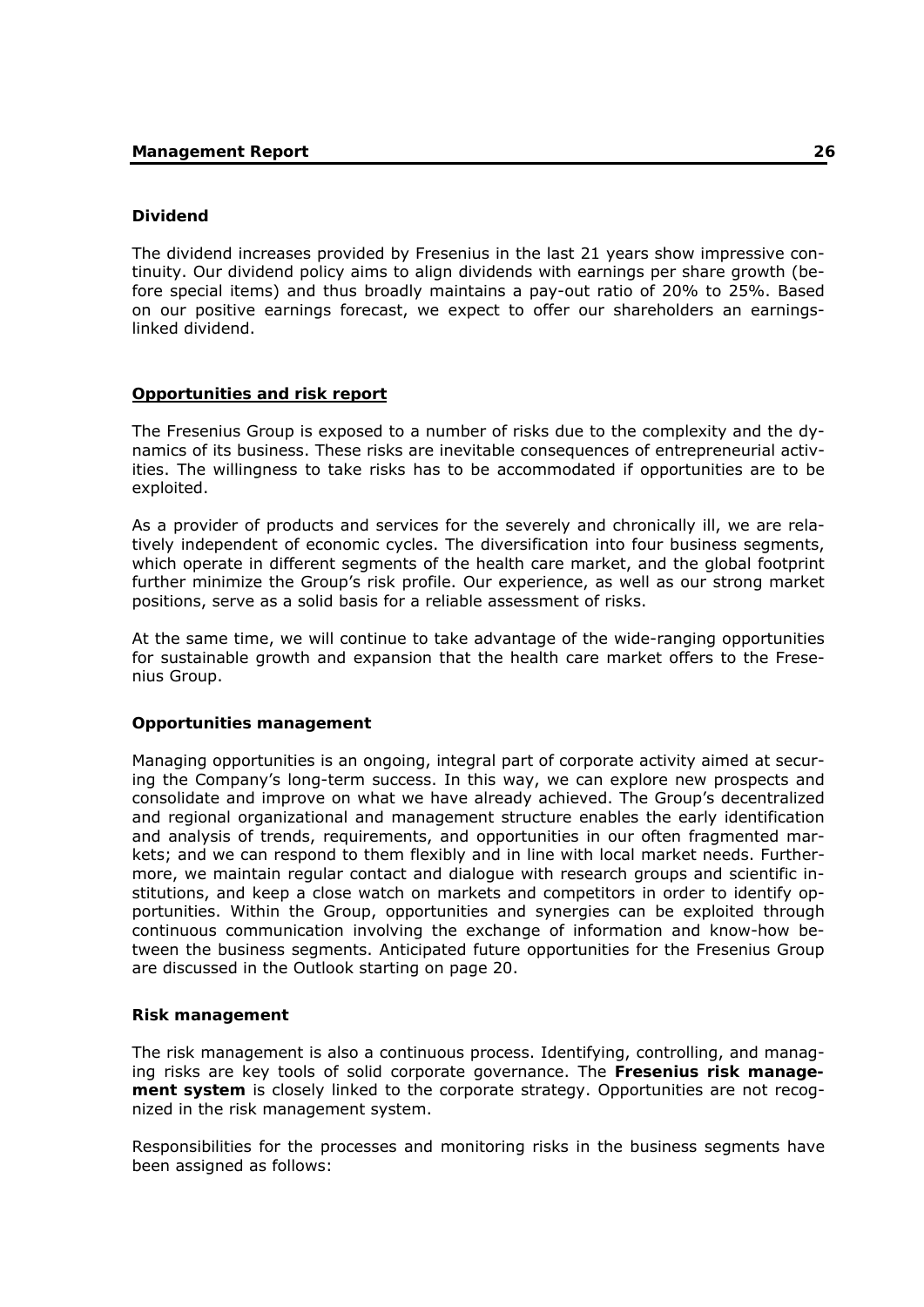### Dividend

The dividend increases provided by Fresenius in the last 21 years show impressive continuity. Our dividend policy aims to align dividends with earnings per share growth (before special items) and thus broadly maintains a pay-out ratio of 20% to 25%. Based on our positive earnings forecast, we expect to offer our shareholders an earnings-linked dividend.

## Opportunities and risk report

The Fresenius Group is exposed to a number of risks due to the complexity and the dynamics of its business. These risks are inevitable consequences of entrepreneurial activities. The willingness to take risks has to be accommodated if opportunities are to be exploited.

As a provider of products and services for the severely and chronically ill, we are relatively independent of economic cycles. The diversification into four business segments, which operate in different segments of the health care market, and the global footprint further minimize the Group's risk profile. Our experience, as well as our strong market positions, serve as a solid basis for a reliable assessment of risks.

At the same time, we will continue to take advantage of the wide-ranging opportunities for sustainable growth and expansion that the health care market offers to the Fresenius Group.

### Opportunities management

Managing opportunities is an ongoing, integral part of corporate activity aimed at securing the Company's long-term success. In this way, we can explore new prospects and consolidate and improve on what we have already achieved. The Group's decentralized and regional organizational and management structure enables the early identification and analysis of trends, requirements, and opportunities in our often fragmented markets; and we can respond to them flexibly and in line with local market needs. Furthermore, we maintain regular contact and dialogue with research groups and scientific institutions, and keep a close watch on markets and competitors in order to identify opportunities. Within the Group, opportunities and synergies can be exploited through continuous communication involving the exchange of information and know-how between the business segments. Anticipated future opportunities for the Fresenius Group are discussed in the Outlook starting on page 20.

### Risk management

The risk management is also a continuous process. Identifying, controlling, and managing risks are key tools of solid corporate governance. The **Fresenius risk management system** is closely linked to the corporate strategy. Opportunities are not recognized in the risk management system.

Responsibilities for the processes and monitoring risks in the business segments have been assigned as follows: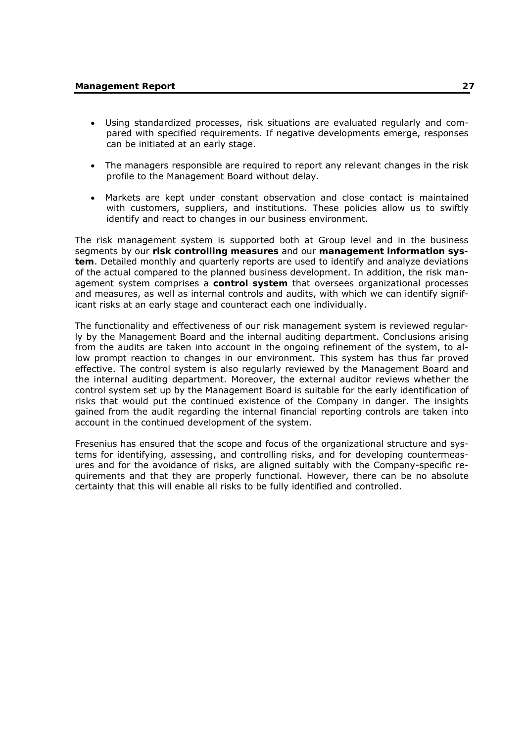- Using standardized processes, risk situations are evaluated regularly and compared with specified requirements. If negative developments emerge, responses can be initiated at an early stage.

- The managers responsible are required to report any relevant changes in the risk profile to the Management Board without delay.

- Markets are kept under constant observation and close contact is maintained with customers, suppliers, and institutions. These policies allow us to swiftly identify and react to changes in our business environment.

The risk management system is supported both at Group level and in the business segments by our **risk controlling measures** and our **management information system**. Detailed monthly and quarterly reports are used to identify and analyze deviations of the actual compared to the planned business development. In addition, the risk management system comprises a **control system** that oversees organizational processes and measures, as well as internal controls and audits, with which we can identify significant risks at an early stage and counteract each one individually.

The functionality and effectiveness of our risk management system is reviewed regularly by the Management Board and the internal auditing department. Conclusions arising from the audits are taken into account in the ongoing refinement of the system, to allow prompt reaction to changes in our environment. This system has thus far proved effective. The control system is also regularly reviewed by the Management Board and the internal auditing department. Moreover, the external auditor reviews whether the control system set up by the Management Board is suitable for the early identification of risks that would put the continued existence of the Company in danger. The insights gained from the audit regarding the internal financial reporting controls are taken into account in the continued development of the system.

Fresenius has ensured that the scope and focus of the organizational structure and systems for identifying, assessing, and controlling risks, and for developing countermeasures and for the avoidance of risks, are aligned suitably with the Company-specific requirements and that they are properly functional. However, there can be no absolute certainty that this will enable all risks to be fully identified and controlled.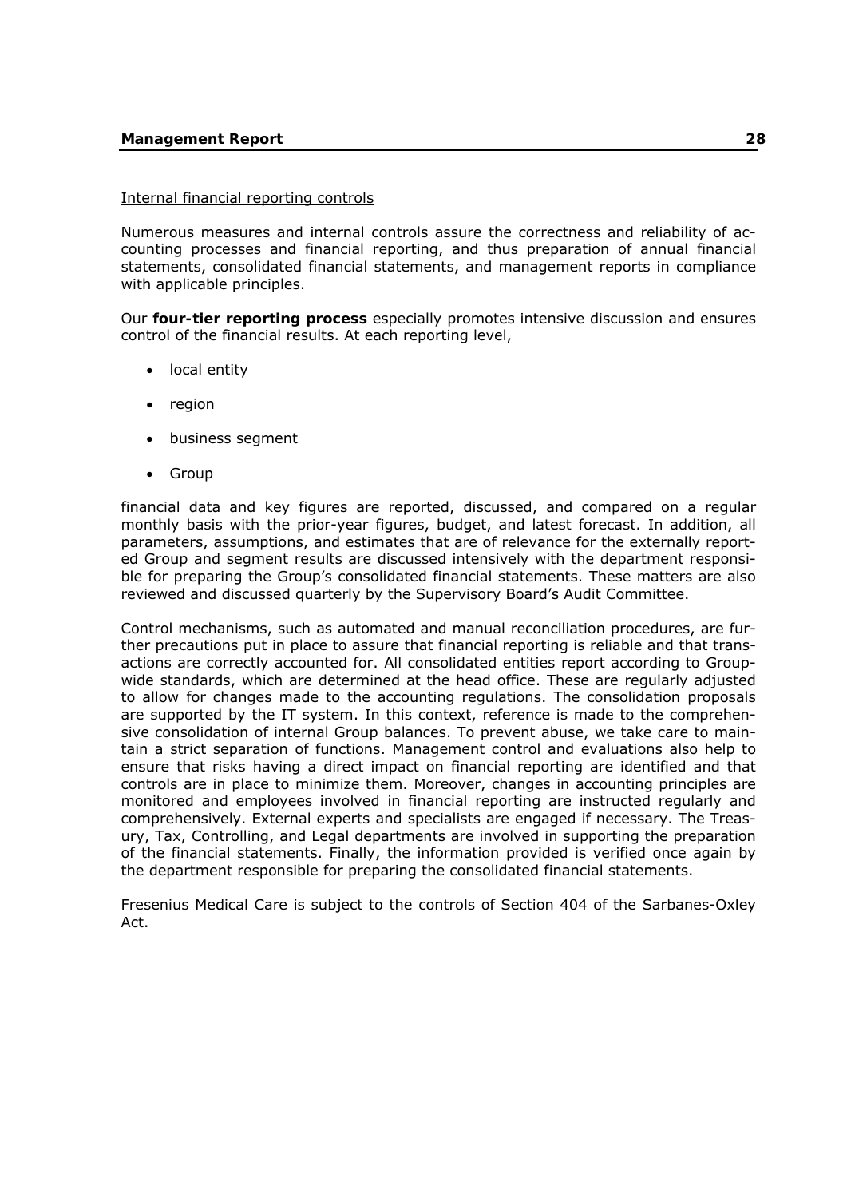Internal financial reporting controls

Numerous measures and internal controls assure the correctness and reliability of accounting processes and financial reporting, and thus preparation of annual financial statements, consolidated financial statements, and management reports in compliance with applicable principles.

Our **four-tier reporting process** especially promotes intensive discussion and ensures control of the financial results. At each reporting level,

- local entity
- region
- business segment
- Group

financial data and key figures are reported, discussed, and compared on a regular monthly basis with the prior-year figures, budget, and latest forecast. In addition, all parameters, assumptions, and estimates that are of relevance for the externally reported Group and segment results are discussed intensively with the department responsible for preparing the Group's consolidated financial statements. These matters are also reviewed and discussed quarterly by the Supervisory Board's Audit Committee.

Control mechanisms, such as automated and manual reconciliation procedures, are further precautions put in place to assure that financial reporting is reliable and that transactions are correctly accounted for. All consolidated entities report according to Group-wide standards, which are determined at the head office. These are regularly adjusted to allow for changes made to the accounting regulations. The consolidation proposals are supported by the IT system. In this context, reference is made to the comprehensive consolidation of internal Group balances. To prevent abuse, we take care to maintain a strict separation of functions. Management control and evaluations also help to ensure that risks having a direct impact on financial reporting are identified and that controls are in place to minimize them. Moreover, changes in accounting principles are monitored and employees involved in financial reporting are instructed regularly and comprehensively. External experts and specialists are engaged if necessary. The Treasury, Tax, Controlling, and Legal departments are involved in supporting the preparation of the financial statements. Finally, the information provided is verified once again by the department responsible for preparing the consolidated financial statements.

Fresenius Medical Care is subject to the controls of Section 404 of the Sarbanes-Oxley Act.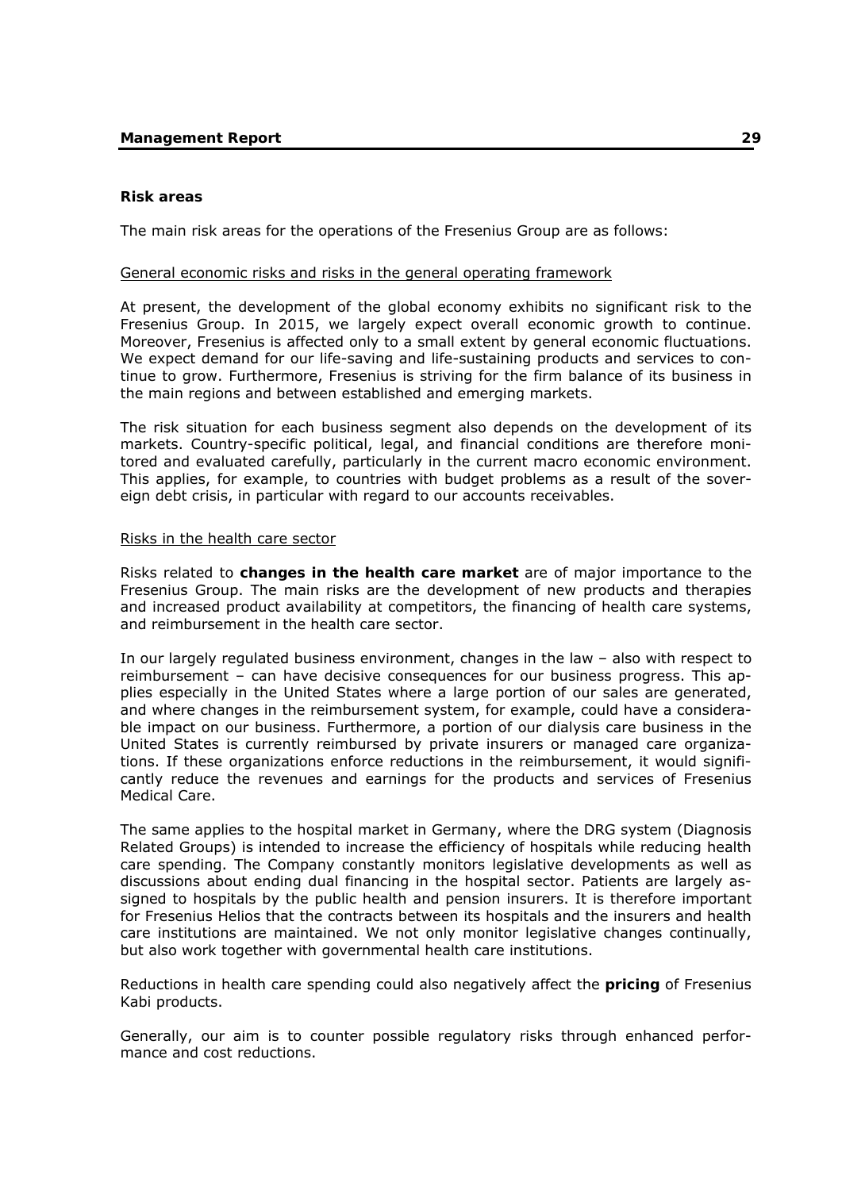### Risk areas

The main risk areas for the operations of the Fresenius Group are as follows:

General economic risks and risks in the general operating framework

At present, the development of the global economy exhibits no significant risk to the Fresenius Group. In 2015, we largely expect overall economic growth to continue. Moreover, Fresenius is affected only to a small extent by general economic fluctuations. We expect demand for our life-saving and life-sustaining products and services to continue to grow. Furthermore, Fresenius is striving for the firm balance of its business in the main regions and between established and emerging markets.

The risk situation for each business segment also depends on the development of its markets. Country-specific political, legal, and financial conditions are therefore monitored and evaluated carefully, particularly in the current macro economic environment. This applies, for example, to countries with budget problems as a result of the sovereign debt crisis, in particular with regard to our accounts receivables.

Risks in the health care sector

Risks related to **changes in the health care market** are of major importance to the Fresenius Group. The main risks are the development of new products and therapies and increased product availability at competitors, the financing of health care systems, and reimbursement in the health care sector.

In our largely regulated business environment, changes in the law – also with respect to reimbursement – can have decisive consequences for our business progress. This applies especially in the United States where a large portion of our sales are generated, and where changes in the reimbursement system, for example, could have a considerable impact on our business. Furthermore, a portion of our dialysis care business in the United States is currently reimbursed by private insurers or managed care organizations. If these organizations enforce reductions in the reimbursement, it would significantly reduce the revenues and earnings for the products and services of Fresenius Medical Care.

The same applies to the hospital market in Germany, where the DRG system (Diagnosis Related Groups) is intended to increase the efficiency of hospitals while reducing health care spending. The Company constantly monitors legislative developments as well as discussions about ending dual financing in the hospital sector. Patients are largely assigned to hospitals by the public health and pension insurers. It is therefore important for Fresenius Helios that the contracts between its hospitals and the insurers and health care institutions are maintained. We not only monitor legislative changes continually, but also work together with governmental health care institutions.

Reductions in health care spending could also negatively affect the **pricing** of Fresenius Kabi products.

Generally, our aim is to counter possible regulatory risks through enhanced performance and cost reductions.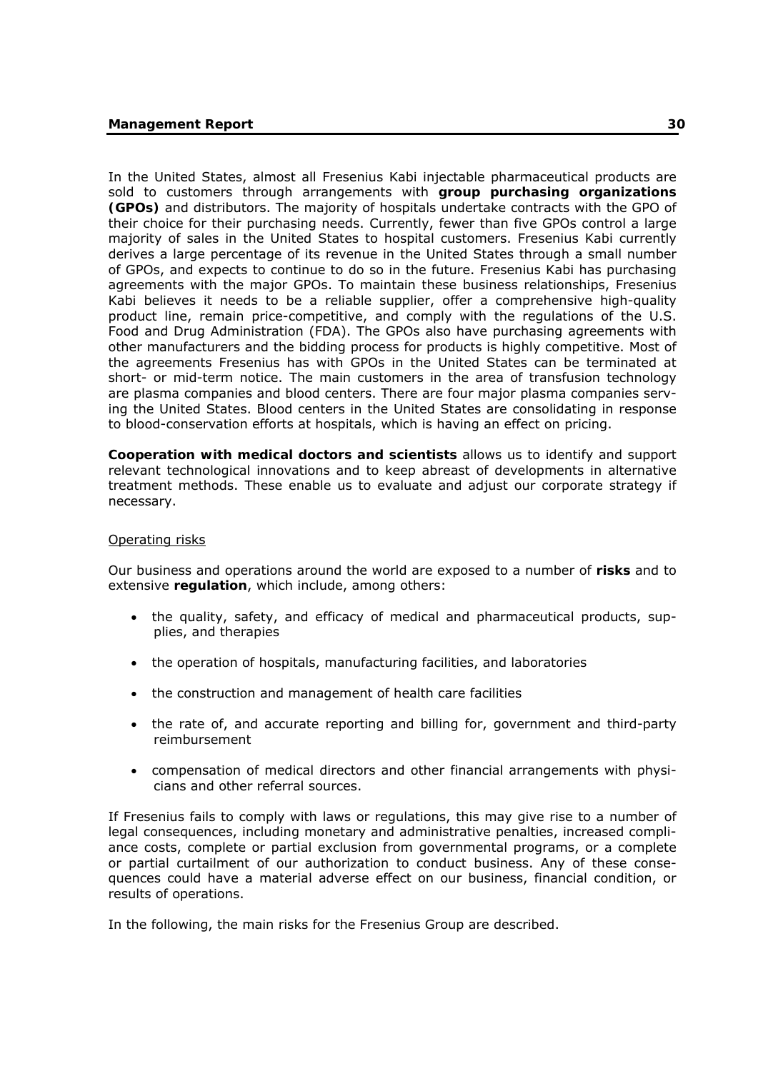In the United States, almost all Fresenius Kabi injectable pharmaceutical products are sold to customers through arrangements with **group purchasing organizations (GPOs)** and distributors. The majority of hospitals undertake contracts with the GPO of their choice for their purchasing needs. Currently, fewer than five GPOs control a large majority of sales in the United States to hospital customers. Fresenius Kabi currently derives a large percentage of its revenue in the United States through a small number of GPOs, and expects to continue to do so in the future. Fresenius Kabi has purchasing agreements with the major GPOs. To maintain these business relationships, Fresenius Kabi believes it needs to be a reliable supplier, offer a comprehensive high-quality product line, remain price-competitive, and comply with the regulations of the U.S. Food and Drug Administration (FDA). The GPOs also have purchasing agreements with other manufacturers and the bidding process for products is highly competitive. Most of the agreements Fresenius has with GPOs in the United States can be terminated at short- or mid-term notice. The main customers in the area of transfusion technology are plasma companies and blood centers. There are four major plasma companies serving the United States. Blood centers in the United States are consolidating in response to blood-conservation efforts at hospitals, which is having an effect on pricing.

**Cooperation with medical doctors and scientists** allows us to identify and support relevant technological innovations and to keep abreast of developments in alternative treatment methods. These enable us to evaluate and adjust our corporate strategy if necessary.

Operating risks

Our business and operations around the world are exposed to a number of **risks** and to extensive **regulation**, which include, among others:

- the quality, safety, and efficacy of medical and pharmaceutical products, supplies, and therapies
- the operation of hospitals, manufacturing facilities, and laboratories
- the construction and management of health care facilities
- the rate of, and accurate reporting and billing for, government and third-party reimbursement
- compensation of medical directors and other financial arrangements with physicians and other referral sources.

If Fresenius fails to comply with laws or regulations, this may give rise to a number of legal consequences, including monetary and administrative penalties, increased compliance costs, complete or partial exclusion from governmental programs, or a complete or partial curtailment of our authorization to conduct business. Any of these consequences could have a material adverse effect on our business, financial condition, or results of operations.

In the following, the main risks for the Fresenius Group are described.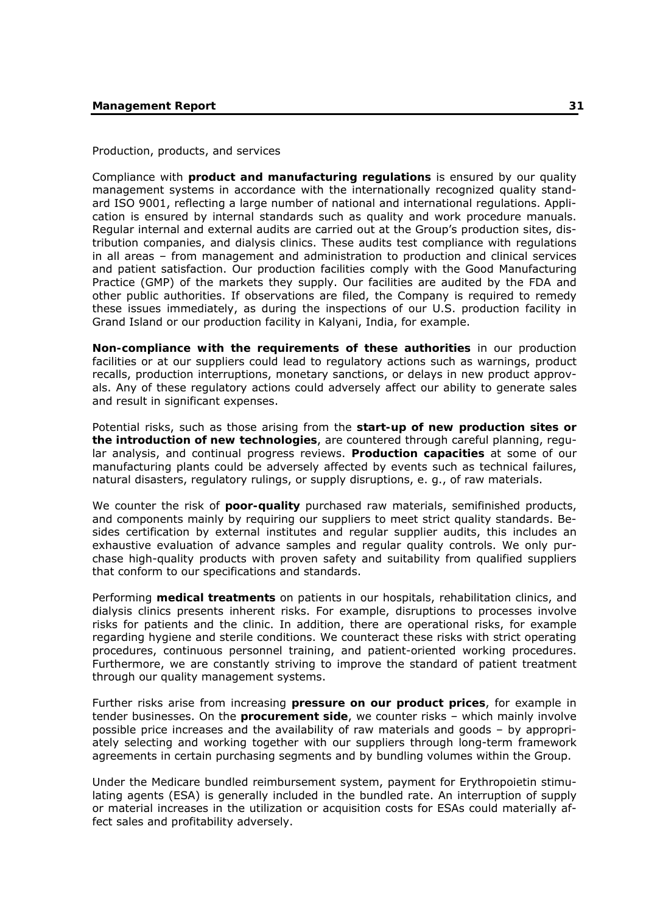Production, products, and services

Compliance with **product and manufacturing regulations** is ensured by our quality management systems in accordance with the internationally recognized quality standard ISO 9001, reflecting a large number of national and international regulations. Application is ensured by internal standards such as quality and work procedure manuals. Regular internal and external audits are carried out at the Group's production sites, distribution companies, and dialysis clinics. These audits test compliance with regulations in all areas – from management and administration to production and clinical services and patient satisfaction. Our production facilities comply with the Good Manufacturing Practice (GMP) of the markets they supply. Our facilities are audited by the FDA and other public authorities. If observations are filed, the Company is required to remedy these issues immediately, as during the inspections of our U.S. production facility in Grand Island or our production facility in Kalyani, India, for example.

**Non-compliance with the requirements of these authorities** in our production facilities or at our suppliers could lead to regulatory actions such as warnings, product recalls, production interruptions, monetary sanctions, or delays in new product approvals. Any of these regulatory actions could adversely affect our ability to generate sales and result in significant expenses.

Potential risks, such as those arising from the **start-up of new production sites or the introduction of new technologies**, are countered through careful planning, regular analysis, and continual progress reviews. **Production capacities** at some of our manufacturing plants could be adversely affected by events such as technical failures, natural disasters, regulatory rulings, or supply disruptions, e. g., of raw materials.

We counter the risk of **poor-quality** purchased raw materials, semifinished products, and components mainly by requiring our suppliers to meet strict quality standards. Besides certification by external institutes and regular supplier audits, this includes an exhaustive evaluation of advance samples and regular quality controls. We only purchase high-quality products with proven safety and suitability from qualified suppliers that conform to our specifications and standards.

Performing **medical treatments** on patients in our hospitals, rehabilitation clinics, and dialysis clinics presents inherent risks. For example, disruptions to processes involve risks for patients and the clinic. In addition, there are operational risks, for example regarding hygiene and sterile conditions. We counteract these risks with strict operating procedures, continuous personnel training, and patient-oriented working procedures. Furthermore, we are constantly striving to improve the standard of patient treatment through our quality management systems.

Further risks arise from increasing **pressure on our product prices**, for example in tender businesses. On the **procurement side**, we counter risks – which mainly involve possible price increases and the availability of raw materials and goods – by appropriately selecting and working together with our suppliers through long-term framework agreements in certain purchasing segments and by bundling volumes within the Group.

Under the Medicare bundled reimbursement system, payment for Erythropoietin stimulating agents (ESA) is generally included in the bundled rate. An interruption of supply or material increases in the utilization or acquisition costs for ESAs could materially affect sales and profitability adversely.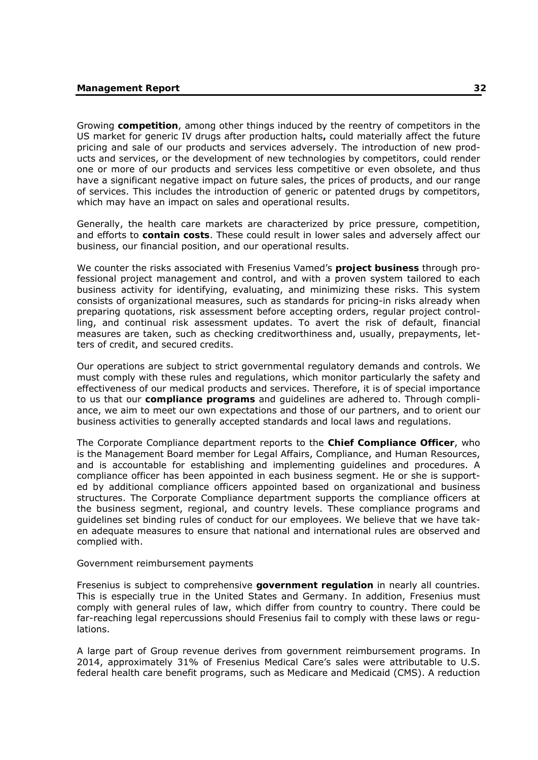Growing **competition**, among other things induced by the reentry of competitors in the US market for generic IV drugs after production halts**,** could materially affect the future pricing and sale of our products and services adversely. The introduction of new products and services, or the development of new technologies by competitors, could render one or more of our products and services less competitive or even obsolete, and thus have a significant negative impact on future sales, the prices of products, and our range of services. This includes the introduction of generic or patented drugs by competitors, which may have an impact on sales and operational results.

Generally, the health care markets are characterized by price pressure, competition, and efforts to **contain costs**. These could result in lower sales and adversely affect our business, our financial position, and our operational results.

We counter the risks associated with Fresenius Vamed's **project business** through professional project management and control, and with a proven system tailored to each business activity for identifying, evaluating, and minimizing these risks. This system consists of organizational measures, such as standards for pricing-in risks already when preparing quotations, risk assessment before accepting orders, regular project controlling, and continual risk assessment updates. To avert the risk of default, financial measures are taken, such as checking creditworthiness and, usually, prepayments, letters of credit, and secured credits.

Our operations are subject to strict governmental regulatory demands and controls. We must comply with these rules and regulations, which monitor particularly the safety and effectiveness of our medical products and services. Therefore, it is of special importance to us that our **compliance programs** and guidelines are adhered to. Through compliance, we aim to meet our own expectations and those of our partners, and to orient our business activities to generally accepted standards and local laws and regulations.

The Corporate Compliance department reports to the **Chief Compliance Officer**, who is the Management Board member for Legal Affairs, Compliance, and Human Resources, and is accountable for establishing and implementing guidelines and procedures. A compliance officer has been appointed in each business segment. He or she is supported by additional compliance officers appointed based on organizational and business structures. The Corporate Compliance department supports the compliance officers at the business segment, regional, and country levels. These compliance programs and guidelines set binding rules of conduct for our employees. We believe that we have taken adequate measures to ensure that national and international rules are observed and complied with.

Government reimbursement payments

Fresenius is subject to comprehensive **government regulation** in nearly all countries. This is especially true in the United States and Germany. In addition, Fresenius must comply with general rules of law, which differ from country to country. There could be far-reaching legal repercussions should Fresenius fail to comply with these laws or regulations.

A large part of Group revenue derives from government reimbursement programs. In 2014, approximately 31% of Fresenius Medical Care's sales were attributable to U.S. federal health care benefit programs, such as Medicare and Medicaid (CMS). A reduction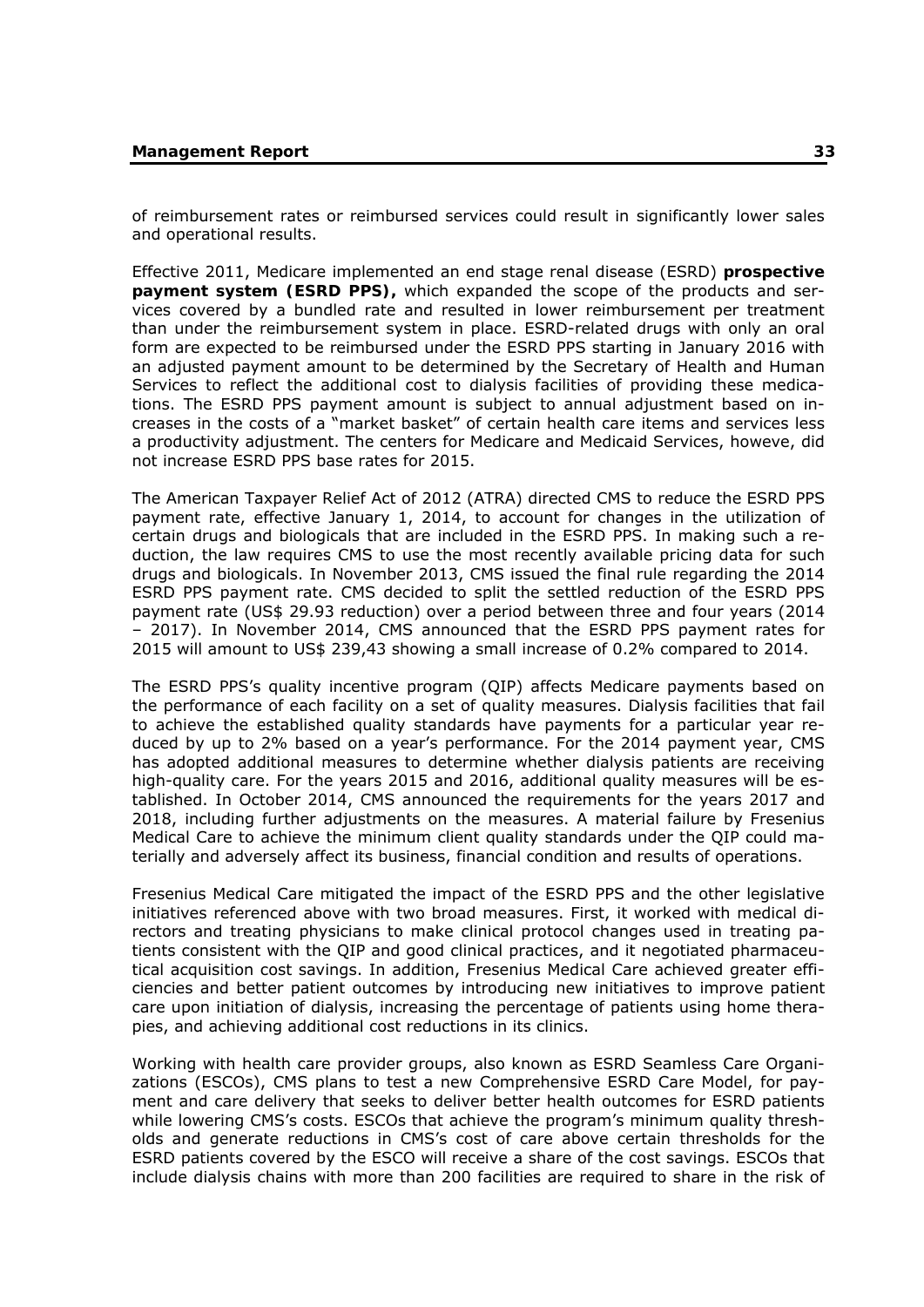of reimbursement rates or reimbursed services could result in significantly lower sales and operational results.

Effective 2011, Medicare implemented an end stage renal disease (ESRD) **prospective payment system (ESRD PPS),** which expanded the scope of the products and services covered by a bundled rate and resulted in lower reimbursement per treatment than under the reimbursement system in place. ESRD-related drugs with only an oral form are expected to be reimbursed under the ESRD PPS starting in January 2016 with an adjusted payment amount to be determined by the Secretary of Health and Human Services to reflect the additional cost to dialysis facilities of providing these medications. The ESRD PPS payment amount is subject to annual adjustment based on increases in the costs of a "market basket" of certain health care items and services less a productivity adjustment. The centers for Medicare and Medicaid Services, however, did not increase ESRD PPS base rates for 2015.

The American Taxpayer Relief Act of 2012 (ATRA) directed CMS to reduce the ESRD PPS payment rate, effective January 1, 2014, to account for changes in the utilization of certain drugs and biologicals that are included in the ESRD PPS. In making such a reduction, the law requires CMS to use the most recently available pricing data for such drugs and biologicals. In November 2013, CMS issued the final rule regarding the 2014 ESRD PPS payment rate. CMS decided to split the settled reduction of the ESRD PPS payment rate (US$ 29.93 reduction) over a period between three and four years (2014 – 2017). In November 2014, CMS announced that the ESRD PPS payment rates for 2015 will amount to US$ 239,43 showing a small increase of 0.2% compared to 2014.

The ESRD PPS's quality incentive program (QIP) affects Medicare payments based on the performance of each facility on a set of quality measures. Dialysis facilities that fail to achieve the established quality standards have payments for a particular year reduced by up to 2% based on a year's performance. For the 2014 payment year, CMS has adopted additional measures to determine whether dialysis patients are receiving high-quality care. For the years 2015 and 2016, additional quality measures will be established. In October 2014, CMS announced the requirements for the years 2017 and 2018, including further adjustments on the measures. A material failure by Fresenius Medical Care to achieve the minimum client quality standards under the QIP could materially and adversely affect its business, financial condition and results of operations.

Fresenius Medical Care mitigated the impact of the ESRD PPS and the other legislative initiatives referenced above with two broad measures. First, it worked with medical directors and treating physicians to make clinical protocol changes used in treating patients consistent with the QIP and good clinical practices, and it negotiated pharmaceutical acquisition cost savings. In addition, Fresenius Medical Care achieved greater efficiencies and better patient outcomes by introducing new initiatives to improve patient care upon initiation of dialysis, increasing the percentage of patients using home therapies, and achieving additional cost reductions in its clinics.

Working with health care provider groups, also known as ESRD Seamless Care Organizations (ESCOs), CMS plans to test a new Comprehensive ESRD Care Model, for payment and care delivery that seeks to deliver better health outcomes for ESRD patients while lowering CMS's costs. ESCOs that achieve the program's minimum quality thresholds and generate reductions in CMS's cost of care above certain thresholds for the ESRD patients covered by the ESCO will receive a share of the cost savings. ESCOs that include dialysis chains with more than 200 facilities are required to share in the risk of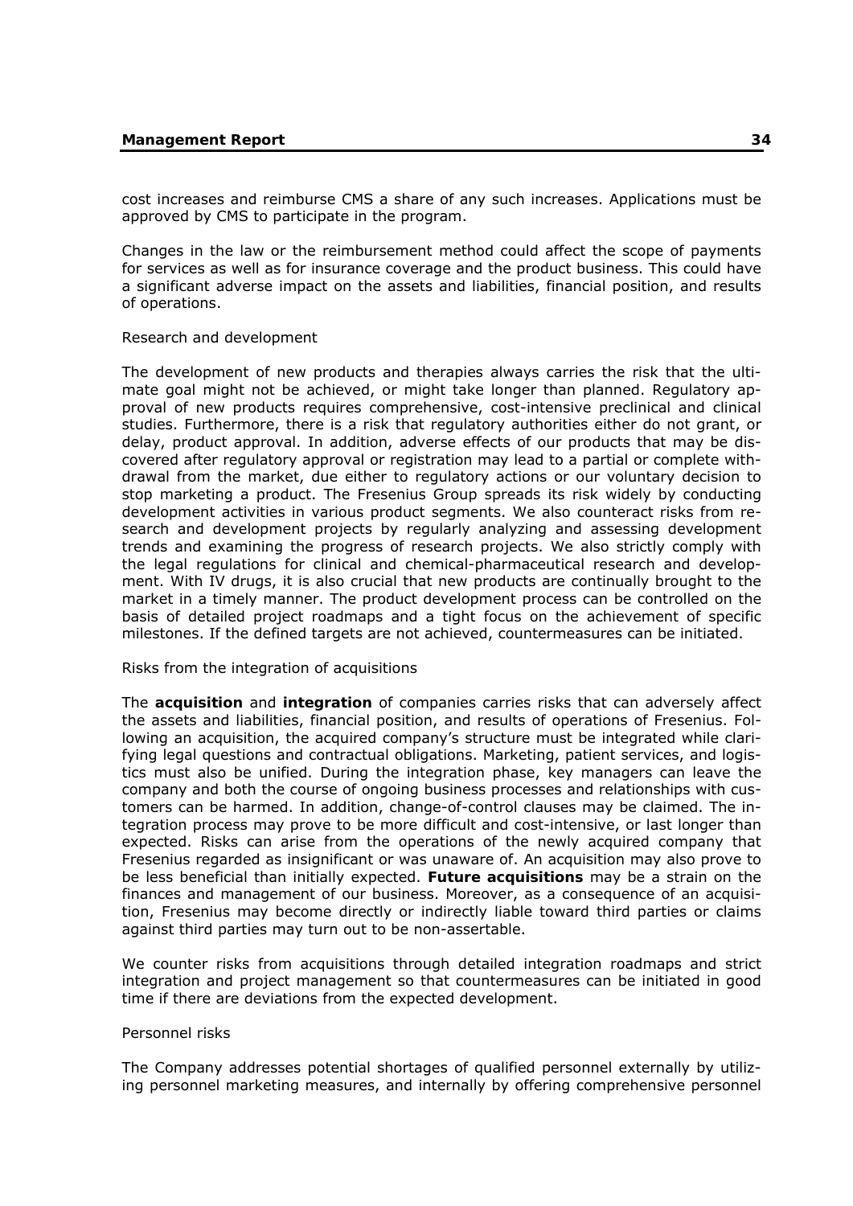cost increases and reimburse CMS a share of any such increases. Applications must be approved by CMS to participate in the program.

Changes in the law or the reimbursement method could affect the scope of payments for services as well as for insurance coverage and the product business. This could have a significant adverse impact on the assets and liabilities, financial position, and results of operations.

Research and development

The development of new products and therapies always carries the risk that the ultimate goal might not be achieved, or might take longer than planned. Regulatory approval of new products requires comprehensive, cost-intensive preclinical and clinical studies. Furthermore, there is a risk that regulatory authorities either do not grant, or delay, product approval. In addition, adverse effects of our products that may be discovered after regulatory approval or registration may lead to a partial or complete withdrawal from the market, due either to regulatory actions or our voluntary decision to stop marketing a product. The Fresenius Group spreads its risk widely by conducting development activities in various product segments. We also counteract risks from research and development projects by regularly analyzing and assessing development trends and examining the progress of research projects. We also strictly comply with the legal regulations for clinical and chemical-pharmaceutical research and development. With IV drugs, it is also crucial that new products are continually brought to the market in a timely manner. The product development process can be controlled on the basis of detailed project roadmaps and a tight focus on the achievement of specific milestones. If the defined targets are not achieved, countermeasures can be initiated.

Risks from the integration of acquisitions

The **acquisition** and **integration** of companies carries risks that can adversely affect the assets and liabilities, financial position, and results of operations of Fresenius. Following an acquisition, the acquired company's structure must be integrated while clarifying legal questions and contractual obligations. Marketing, patient services, and logistics must also be unified. During the integration phase, key managers can leave the company and both the course of ongoing business processes and relationships with customers can be harmed. In addition, change-of-control clauses may be claimed. The integration process may prove to be more difficult and cost-intensive, or last longer than expected. Risks can arise from the operations of the newly acquired company that Fresenius regarded as insignificant or was unaware of. An acquisition may also prove to be less beneficial than initially expected. **Future acquisitions** may be a strain on the finances and management of our business. Moreover, as a consequence of an acquisition, Fresenius may become directly or indirectly liable toward third parties or claims against third parties may turn out to be non-assertable.

We counter risks from acquisitions through detailed integration roadmaps and strict integration and project management so that countermeasures can be initiated in good time if there are deviations from the expected development.

Personnel risks

The Company addresses potential shortages of qualified personnel externally by utilizing personnel marketing measures, and internally by offering comprehensive personnel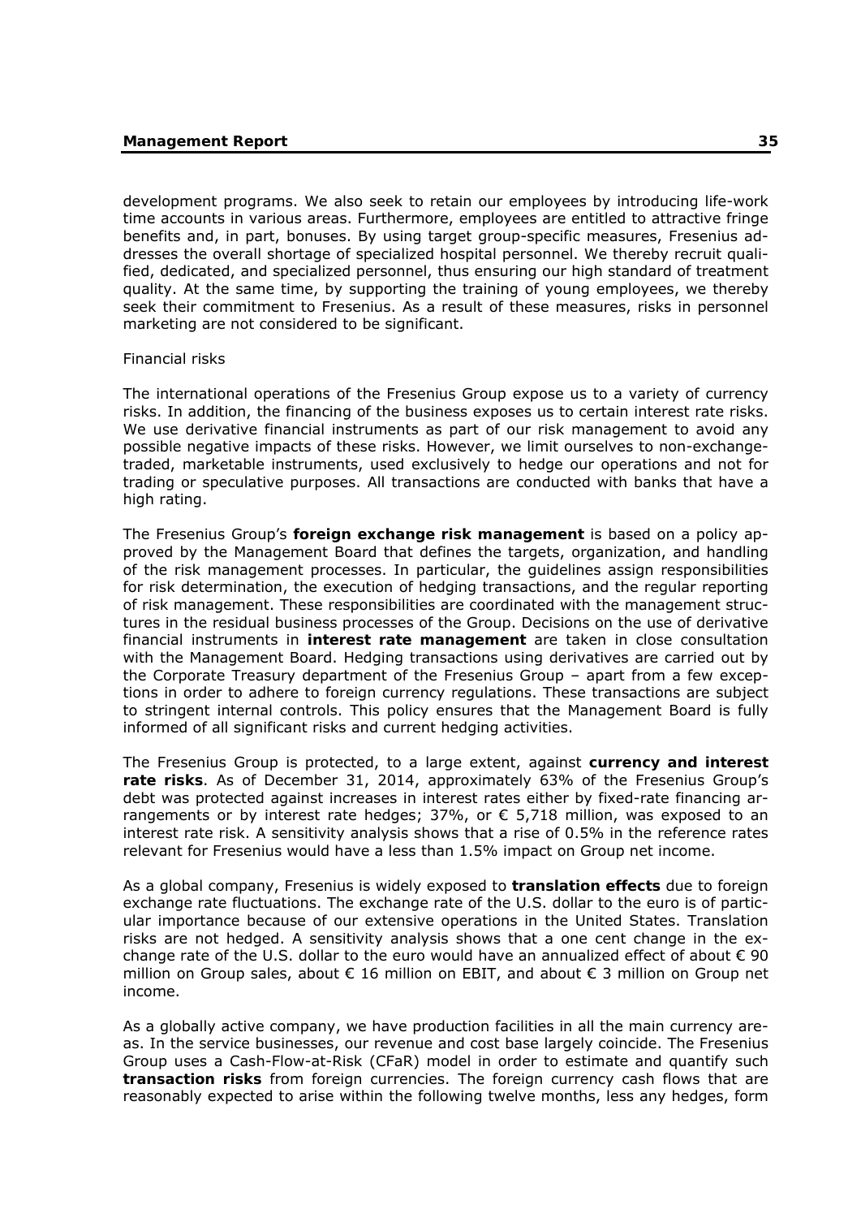development programs. We also seek to retain our employees by introducing life-work time accounts in various areas. Furthermore, employees are entitled to attractive fringe benefits and, in part, bonuses. By using target group-specific measures, Fresenius addresses the overall shortage of specialized hospital personnel. We thereby recruit qualified, dedicated, and specialized personnel, thus ensuring our high standard of treatment quality. At the same time, by supporting the training of young employees, we thereby seek their commitment to Fresenius. As a result of these measures, risks in personnel marketing are not considered to be significant.

Financial risks

The international operations of the Fresenius Group expose us to a variety of currency risks. In addition, the financing of the business exposes us to certain interest rate risks. We use derivative financial instruments as part of our risk management to avoid any possible negative impacts of these risks. However, we limit ourselves to non-exchange-traded, marketable instruments, used exclusively to hedge our operations and not for trading or speculative purposes. All transactions are conducted with banks that have a high rating.

The Fresenius Group's **foreign exchange risk management** is based on a policy approved by the Management Board that defines the targets, organization, and handling of the risk management processes. In particular, the guidelines assign responsibilities for risk determination, the execution of hedging transactions, and the regular reporting of risk management. These responsibilities are coordinated with the management structures in the residual business processes of the Group. Decisions on the use of derivative financial instruments in **interest rate management** are taken in close consultation with the Management Board. Hedging transactions using derivatives are carried out by the Corporate Treasury department of the Fresenius Group – apart from a few exceptions in order to adhere to foreign currency regulations. These transactions are subject to stringent internal controls. This policy ensures that the Management Board is fully informed of all significant risks and current hedging activities.

The Fresenius Group is protected, to a large extent, against **currency and interest rate risks**. As of December 31, 2014, approximately 63% of the Fresenius Group's debt was protected against increases in interest rates either by fixed-rate financing arrangements or by interest rate hedges; 37%, or € 5,718 million, was exposed to an interest rate risk. A sensitivity analysis shows that a rise of 0.5% in the reference rates relevant for Fresenius would have a less than 1.5% impact on Group net income.

As a global company, Fresenius is widely exposed to **translation effects** due to foreign exchange rate fluctuations. The exchange rate of the U.S. dollar to the euro is of particular importance because of our extensive operations in the United States. Translation risks are not hedged. A sensitivity analysis shows that a one cent change in the exchange rate of the U.S. dollar to the euro would have an annualized effect of about € 90 million on Group sales, about € 16 million on EBIT, and about € 3 million on Group net income.

As a globally active company, we have production facilities in all the main currency areas. In the service businesses, our revenue and cost base largely coincide. The Fresenius Group uses a Cash-Flow-at-Risk (CFaR) model in order to estimate and quantify such **transaction risks** from foreign currencies. The foreign currency cash flows that are reasonably expected to arise within the following twelve months, less any hedges, form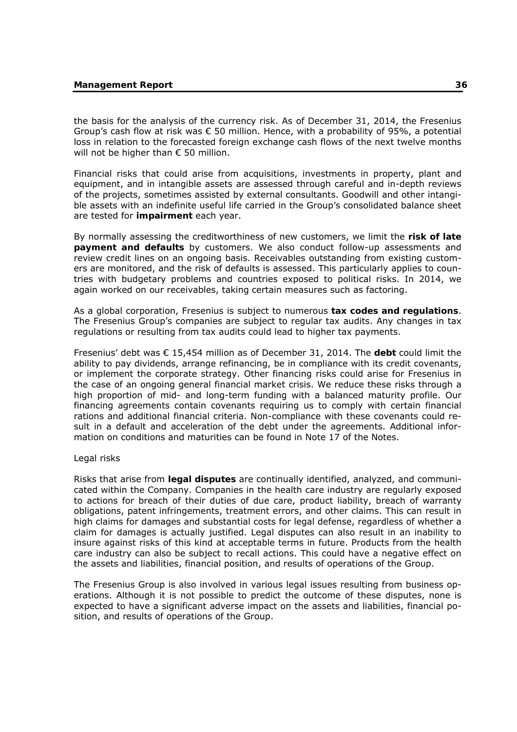the basis for the analysis of the currency risk. As of December 31, 2014, the Fresenius Group's cash flow at risk was € 50 million. Hence, with a probability of 95%, a potential loss in relation to the forecasted foreign exchange cash flows of the next twelve months will not be higher than € 50 million.

Financial risks that could arise from acquisitions, investments in property, plant and equipment, and in intangible assets are assessed through careful and in-depth reviews of the projects, sometimes assisted by external consultants. Goodwill and other intangible assets with an indefinite useful life carried in the Group's consolidated balance sheet are tested for **impairment** each year.

By normally assessing the creditworthiness of new customers, we limit the **risk of late payment and defaults** by customers. We also conduct follow-up assessments and review credit lines on an ongoing basis. Receivables outstanding from existing customers are monitored, and the risk of defaults is assessed. This particularly applies to countries with budgetary problems and countries exposed to political risks. In 2014, we again worked on our receivables, taking certain measures such as factoring.

As a global corporation, Fresenius is subject to numerous **tax codes and regulations**. The Fresenius Group's companies are subject to regular tax audits. Any changes in tax regulations or resulting from tax audits could lead to higher tax payments.

Fresenius' debt was € 15,454 million as of December 31, 2014. The **debt** could limit the ability to pay dividends, arrange refinancing, be in compliance with its credit covenants, or implement the corporate strategy. Other financing risks could arise for Fresenius in the case of an ongoing general financial market crisis. We reduce these risks through a high proportion of mid- and long-term funding with a balanced maturity profile. Our financing agreements contain covenants requiring us to comply with certain financial rations and additional financial criteria. Non-compliance with these covenants could result in a default and acceleration of the debt under the agreements. Additional information on conditions and maturities can be found in Note 17 of the Notes.

Legal risks

Risks that arise from **legal disputes** are continually identified, analyzed, and communicated within the Company. Companies in the health care industry are regularly exposed to actions for breach of their duties of due care, product liability, breach of warranty obligations, patent infringements, treatment errors, and other claims. This can result in high claims for damages and substantial costs for legal defense, regardless of whether a claim for damages is actually justified. Legal disputes can also result in an inability to insure against risks of this kind at acceptable terms in future. Products from the health care industry can also be subject to recall actions. This could have a negative effect on the assets and liabilities, financial position, and results of operations of the Group.

The Fresenius Group is also involved in various legal issues resulting from business operations. Although it is not possible to predict the outcome of these disputes, none is expected to have a significant adverse impact on the assets and liabilities, financial position, and results of operations of the Group.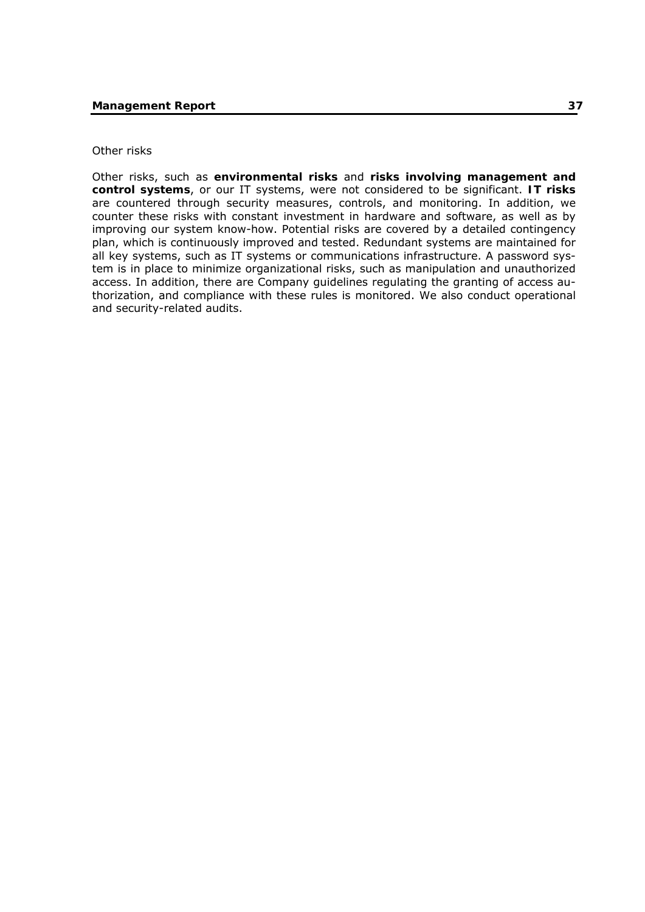Other risks

Other risks, such as **environmental risks** and **risks involving management and control systems**, or our IT systems, were not considered to be significant. **IT risks** are countered through security measures, controls, and monitoring. In addition, we counter these risks with constant investment in hardware and software, as well as by improving our system know-how. Potential risks are covered by a detailed contingency plan, which is continuously improved and tested. Redundant systems are maintained for all key systems, such as IT systems or communications infrastructure. A password system is in place to minimize organizational risks, such as manipulation and unauthorized access. In addition, there are Company guidelines regulating the granting of access authorization, and compliance with these rules is monitored. We also conduct operational and security-related audits.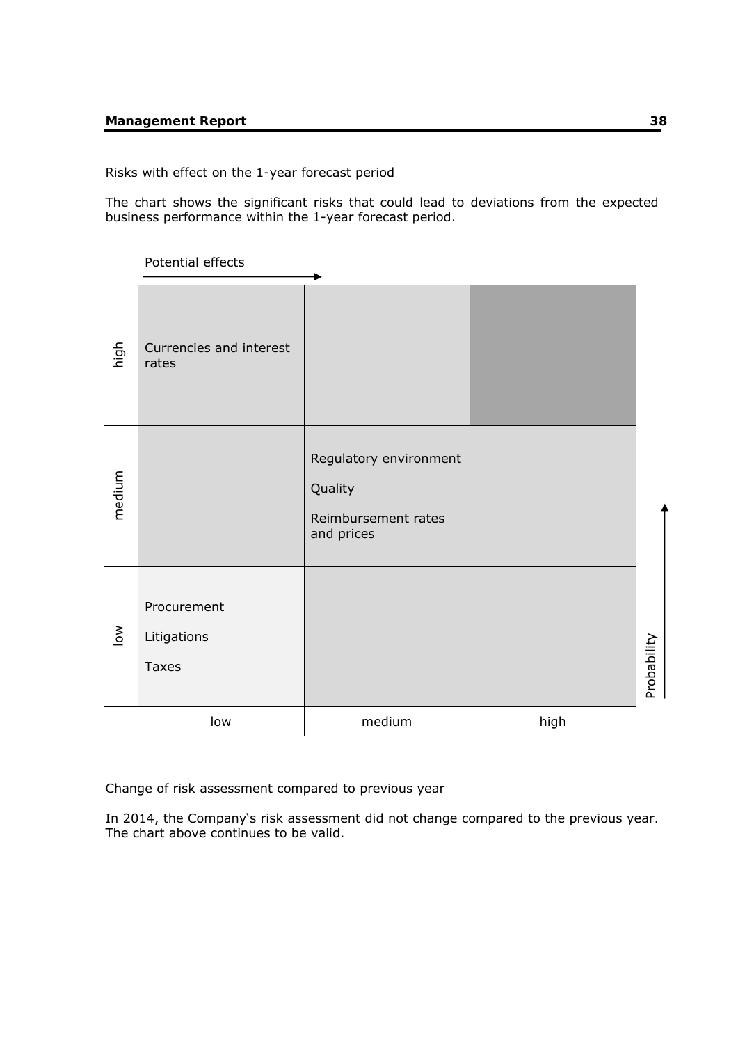Risks with effect on the 1-year forecast period

The chart shows the significant risks that could lead to deviations from the expected business performance within the 1-year forecast period.

| Probability \ Potential effects | low | medium | high |
| --- | --- | --- | --- |
| high | Currencies and interest rates | | |
| medium | | Regulatory environment<br>Quality<br>Reimbursement rates and prices | |
| low | Procurement<br>Litigations<br>Taxes | | |

Change of risk assessment compared to previous year

In 2014, the Company's risk assessment did not change compared to the previous year. The chart above continues to be valid.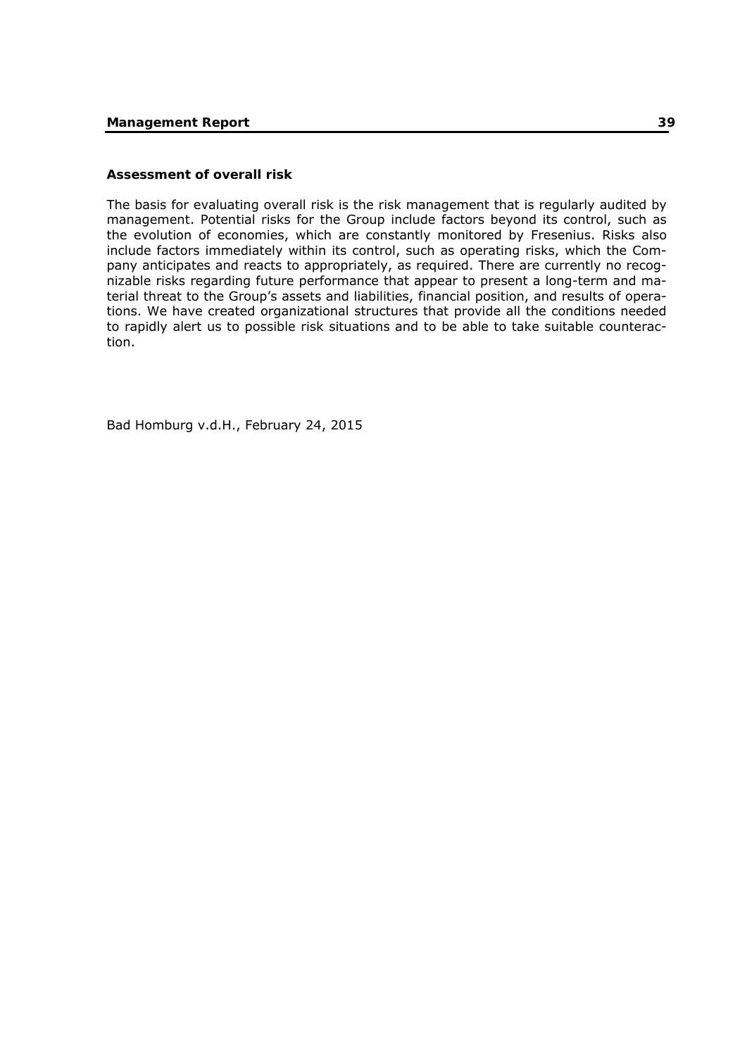### Assessment of overall risk

The basis for evaluating overall risk is the risk management that is regularly audited by management. Potential risks for the Group include factors beyond its control, such as the evolution of economies, which are constantly monitored by Fresenius. Risks also include factors immediately within its control, such as operating risks, which the Company anticipates and reacts to appropriately, as required. There are currently no recognizable risks regarding future performance that appear to present a long-term and material threat to the Group's assets and liabilities, financial position, and results of operations. We have created organizational structures that provide all the conditions needed to rapidly alert us to possible risk situations and to be able to take suitable counteraction.

Bad Homburg v.d.H., February 24, 2015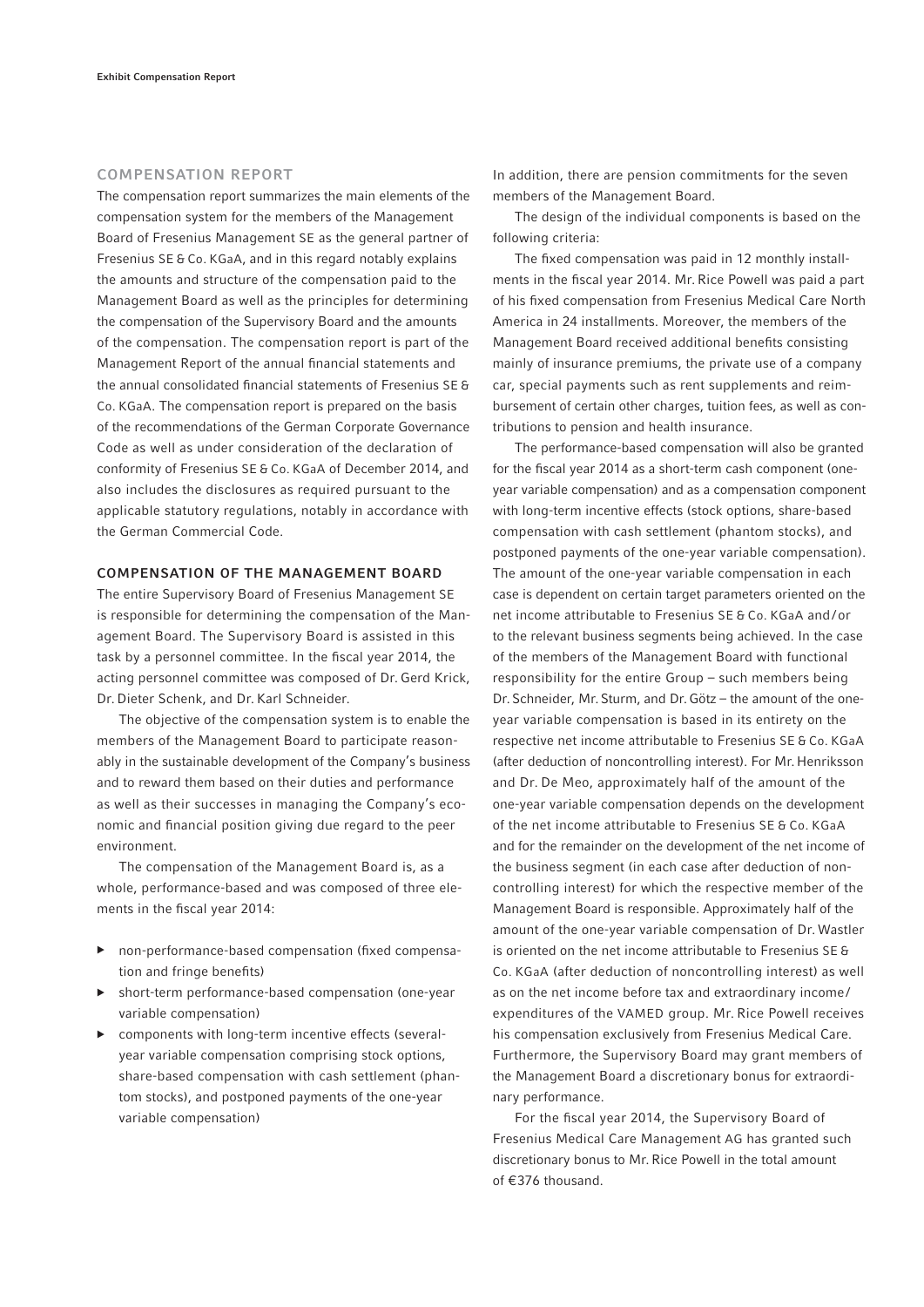## COMPENSATION REPORT

The compensation report summarizes the main elements of the compensation system for the members of the Management Board of Fresenius Management SE as the general partner of Fresenius SE & Co. KGaA, and in this regard notably explains the amounts and structure of the compensation paid to the Management Board as well as the principles for determining the compensation of the Supervisory Board and the amounts of the compensation. The compensation report is part of the Management Report of the annual financial statements and the annual consolidated financial statements of Fresenius SE & Co. KGaA. The compensation report is prepared on the basis of the recommendations of the German Corporate Governance Code as well as under consideration of the declaration of conformity of Fresenius SE & Co. KGaA of December 2014, and also includes the disclosures as required pursuant to the applicable statutory regulations, notably in accordance with the German Commercial Code.

### COMPENSATION OF THE MANAGEMENT BOARD

The entire Supervisory Board of Fresenius Management SE is responsible for determining the compensation of the Management Board. The Supervisory Board is assisted in this task by a personnel committee. In the fiscal year 2014, the acting personnel committee was composed of Dr. Gerd Krick, Dr. Dieter Schenk, and Dr. Karl Schneider.

The objective of the compensation system is to enable the members of the Management Board to participate reasonably in the sustainable development of the Company's business and to reward them based on their duties and performance as well as their successes in managing the Company's economic and financial position giving due regard to the peer environment.

The compensation of the Management Board is, as a whole, performance-based and was composed of three elements in the fiscal year 2014:

- non-performance-based compensation (fixed compensation and fringe benefits)
- short-term performance-based compensation (one-year variable compensation)
- components with long-term incentive effects (several-year variable compensation comprising stock options, share-based compensation with cash settlement (phantom stocks), and postponed payments of the one-year variable compensation)

In addition, there are pension commitments for the seven members of the Management Board.

The design of the individual components is based on the following criteria:

The fixed compensation was paid in 12 monthly installments in the fiscal year 2014. Mr. Rice Powell was paid a part of his fixed compensation from Fresenius Medical Care North America in 24 installments. Moreover, the members of the Management Board received additional benefits consisting mainly of insurance premiums, the private use of a company car, special payments such as rent supplements and reimbursement of certain other charges, tuition fees, as well as contributions to pension and health insurance.

The performance-based compensation will also be granted for the fiscal year 2014 as a short-term cash component (one-year variable compensation) and as a compensation component with long-term incentive effects (stock options, share-based compensation with cash settlement (phantom stocks), and postponed payments of the one-year variable compensation). The amount of the one-year variable compensation in each case is dependent on certain target parameters oriented on the net income attributable to Fresenius SE & Co. KGaA and/or to the relevant business segments being achieved. In the case of the members of the Management Board with functional responsibility for the entire Group – such members being Dr. Schneider, Mr. Sturm, and Dr. Götz – the amount of the one-year variable compensation is based in its entirety on the respective net income attributable to Fresenius SE & Co. KGaA (after deduction of noncontrolling interest). For Mr. Henriksson and Dr. De Meo, approximately half of the amount of the one-year variable compensation depends on the development of the net income attributable to Fresenius SE & Co. KGaA and for the remainder on the development of the net income of the business segment (in each case after deduction of noncontrolling interest) for which the respective member of the Management Board is responsible. Approximately half of the amount of the one-year variable compensation of Dr. Wastler is oriented on the net income attributable to Fresenius SE & Co. KGaA (after deduction of noncontrolling interest) as well as on the net income before tax and extraordinary income/expenditures of the VAMED group. Mr. Rice Powell receives his compensation exclusively from Fresenius Medical Care. Furthermore, the Supervisory Board may grant members of the Management Board a discretionary bonus for extraordinary performance.

For the fiscal year 2014, the Supervisory Board of Fresenius Medical Care Management AG has granted such discretionary bonus to Mr. Rice Powell in the total amount of €376 thousand.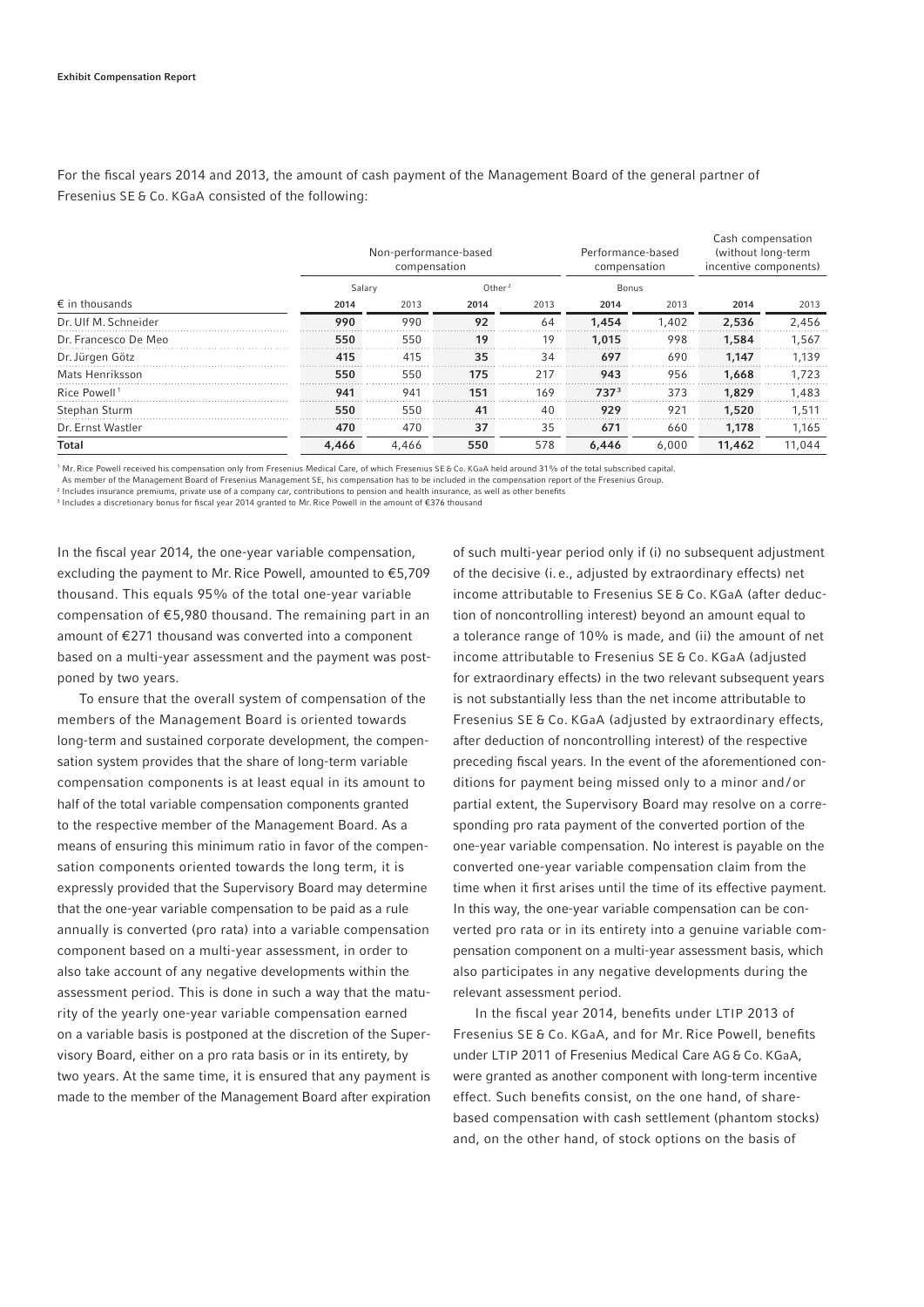For the fiscal years 2014 and 2013, the amount of cash payment of the Management Board of the general partner of Fresenius SE & Co. KGaA consisted of the following:

| | Non-performance-based compensation | | | | Performance-based compensation | | Cash compensation (without long-term incentive components) | |
|---|---|---|---|---|---|---|---|---|
| | Salary | | Other [2] | | Bonus | | | |
| € in thousands | **2014** | 2013 | **2014** | 2013 | **2014** | 2013 | **2014** | 2013 |
| Dr. Ulf M. Schneider | **990** | 990 | **92** | 64 | **1,454** | 1,402 | **2,536** | 2,456 |
| Dr. Francesco De Meo | **550** | 550 | **19** | 19 | **1,015** | 998 | **1,584** | 1,567 |
| Dr. Jürgen Götz | **415** | 415 | **35** | 34 | **697** | 690 | **1,147** | 1,139 |
| Mats Henriksson | **550** | 550 | **175** | 217 | **943** | 956 | **1,668** | 1,723 |
| Rice Powell [1] | **941** | 941 | **151** | 169 | **737** [3] | 373 | **1,829** | 1,483 |
| Stephan Sturm | **550** | 550 | **41** | 40 | **929** | 921 | **1,520** | 1,511 |
| Dr. Ernst Wastler | **470** | 470 | **37** | 35 | **671** | 660 | **1,178** | 1,165 |
| **Total** | **4,466** | **4,466** | **550** | **578** | **6,446** | **6,000** | **11,462** | **11,044** |

[1] Mr. Rice Powell received his compensation only from Fresenius Medical Care, of which Fresenius SE & Co. KGaA held around 31% of the total subscribed capital. As member of the Management Board of Fresenius Management SE, his compensation has to be included in the compensation report of the Fresenius Group.

[2] Includes insurance premiums, private use of a company car, contributions to pension and health insurance, as well as other benefits

[3] Includes a discretionary bonus for fiscal year 2014 granted to Mr. Rice Powell in the amount of €376 thousand

In the fiscal year 2014, the one-year variable compensation, excluding the payment to Mr. Rice Powell, amounted to €5,709 thousand. This equals 95% of the total one-year variable compensation of €5,980 thousand. The remaining part in an amount of €271 thousand was converted into a component based on a multi-year assessment and the payment was postponed by two years.

To ensure that the overall system of compensation of the members of the Management Board is oriented towards long-term and sustained corporate development, the compensation system provides that the share of long-term variable compensation components is at least equal in its amount to half of the total variable compensation components granted to the respective member of the Management Board. As a means of ensuring this minimum ratio in favor of the compensation components oriented towards the long term, it is expressly provided that the Supervisory Board may determine that the one-year variable compensation to be paid as a rule annually is converted (pro rata) into a variable compensation component based on a multi-year assessment, in order to also take account of any negative developments within the assessment period. This is done in such a way that the maturity of the yearly one-year variable compensation earned on a variable basis is postponed at the discretion of the Supervisory Board, either on a pro rata basis or in its entirety, by two years. At the same time, it is ensured that any payment is made to the member of the Management Board after expiration of such multi-year period only if (i) no subsequent adjustment of the decisive (i.e., adjusted by extraordinary effects) net income attributable to Fresenius SE & Co. KGaA (after deduction of noncontrolling interest) beyond an amount equal to a tolerance range of 10% is made, and (ii) the amount of net income attributable to Fresenius SE & Co. KGaA (adjusted for extraordinary effects) in the two relevant subsequent years is not substantially less than the net income attributable to Fresenius SE & Co. KGaA (adjusted by extraordinary effects, after deduction of noncontrolling interest) of the respective preceding fiscal years. In the event of the aforementioned conditions for payment being missed only to a minor and/or partial extent, the Supervisory Board may resolve on a corresponding pro rata payment of the converted portion of the one-year variable compensation. No interest is payable on the converted one-year variable compensation claim from the time when it first arises until the time of its effective payment. In this way, the one-year variable compensation can be converted pro rata or in its entirety into a genuine variable compensation component on a multi-year assessment basis, which also participates in any negative developments during the relevant assessment period.

In the fiscal year 2014, benefits under LTIP 2013 of Fresenius SE & Co. KGaA, and for Mr. Rice Powell, benefits under LTIP 2011 of Fresenius Medical Care AG & Co. KGaA, were granted as another component with long-term incentive effect. Such benefits consist, on the one hand, of share-based compensation with cash settlement (phantom stocks) and, on the other hand, of stock options on the basis of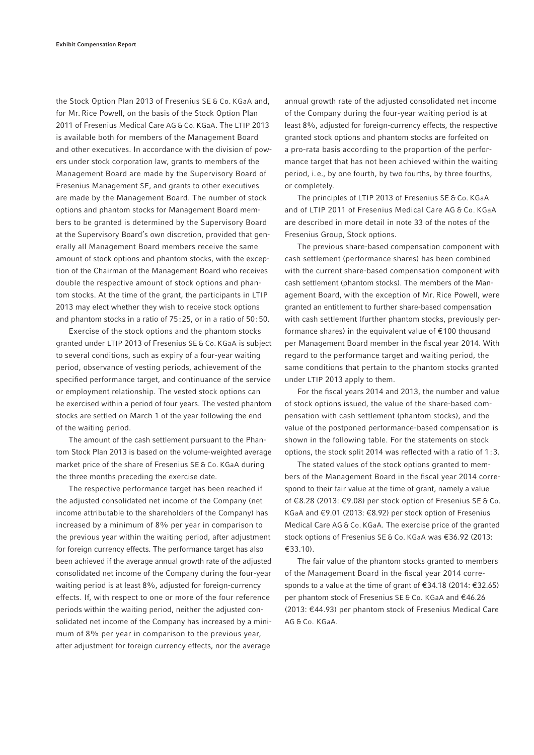the Stock Option Plan 2013 of Fresenius SE & Co. KGaA and, for Mr. Rice Powell, on the basis of the Stock Option Plan 2011 of Fresenius Medical Care AG & Co. KGaA. The LTIP 2013 is available both for members of the Management Board and other executives. In accordance with the division of powers under stock corporation law, grants to members of the Management Board are made by the Supervisory Board of Fresenius Management SE, and grants to other executives are made by the Management Board. The number of stock options and phantom stocks for Management Board members to be granted is determined by the Supervisory Board at the Supervisory Board's own discretion, provided that generally all Management Board members receive the same amount of stock options and phantom stocks, with the exception of the Chairman of the Management Board who receives double the respective amount of stock options and phantom stocks. At the time of the grant, the participants in LTIP 2013 may elect whether they wish to receive stock options and phantom stocks in a ratio of 75:25, or in a ratio of 50:50.

Exercise of the stock options and the phantom stocks granted under LTIP 2013 of Fresenius SE & Co. KGaA is subject to several conditions, such as expiry of a four-year waiting period, observance of vesting periods, achievement of the specified performance target, and continuance of the service or employment relationship. The vested stock options can be exercised within a period of four years. The vested phantom stocks are settled on March 1 of the year following the end of the waiting period.

The amount of the cash settlement pursuant to the Phantom Stock Plan 2013 is based on the volume-weighted average market price of the share of Fresenius SE & Co. KGaA during the three months preceding the exercise date.

The respective performance target has been reached if the adjusted consolidated net income of the Company (net income attributable to the shareholders of the Company) has increased by a minimum of 8% per year in comparison to the previous year within the waiting period, after adjustment for foreign currency effects. The performance target has also been achieved if the average annual growth rate of the adjusted consolidated net income of the Company during the four-year waiting period is at least 8%, adjusted for foreign-currency effects. If, with respect to one or more of the four reference periods within the waiting period, neither the adjusted consolidated net income of the Company has increased by a minimum of 8% per year in comparison to the previous year, after adjustment for foreign currency effects, nor the average annual growth rate of the adjusted consolidated net income of the Company during the four-year waiting period is at least 8%, adjusted for foreign-currency effects, the respective granted stock options and phantom stocks are forfeited on a pro-rata basis according to the proportion of the performance target that has not been achieved within the waiting period, i.e., by one fourth, by two fourths, by three fourths, or completely.

The principles of LTIP 2013 of Fresenius SE & Co. KGaA and of LTIP 2011 of Fresenius Medical Care AG & Co. KGaA are described in more detail in note 33 of the notes of the Fresenius Group, Stock options.

The previous share-based compensation component with cash settlement (performance shares) has been combined with the current share-based compensation component with cash settlement (phantom stocks). The members of the Management Board, with the exception of Mr. Rice Powell, were granted an entitlement to further share-based compensation with cash settlement (further phantom stocks, previously performance shares) in the equivalent value of €100 thousand per Management Board member in the fiscal year 2014. With regard to the performance target and waiting period, the same conditions that pertain to the phantom stocks granted under LTIP 2013 apply to them.

For the fiscal years 2014 and 2013, the number and value of stock options issued, the value of the share-based compensation with cash settlement (phantom stocks), and the value of the postponed performance-based compensation is shown in the following table. For the statements on stock options, the stock split 2014 was reflected with a ratio of 1:3.

The stated values of the stock options granted to members of the Management Board in the fiscal year 2014 correspond to their fair value at the time of grant, namely a value of €8.28 (2013: €9.08) per stock option of Fresenius SE & Co. KGaA and €9.01 (2013: €8.92) per stock option of Fresenius Medical Care AG & Co. KGaA. The exercise price of the granted stock options of Fresenius SE & Co. KGaA was €36.92 (2013: €33.10).

The fair value of the phantom stocks granted to members of the Management Board in the fiscal year 2014 corresponds to a value at the time of grant of €34.18 (2014: €32.65) per phantom stock of Fresenius SE & Co. KGaA and €46.26 (2013: €44.93) per phantom stock of Fresenius Medical Care AG & Co. KGaA.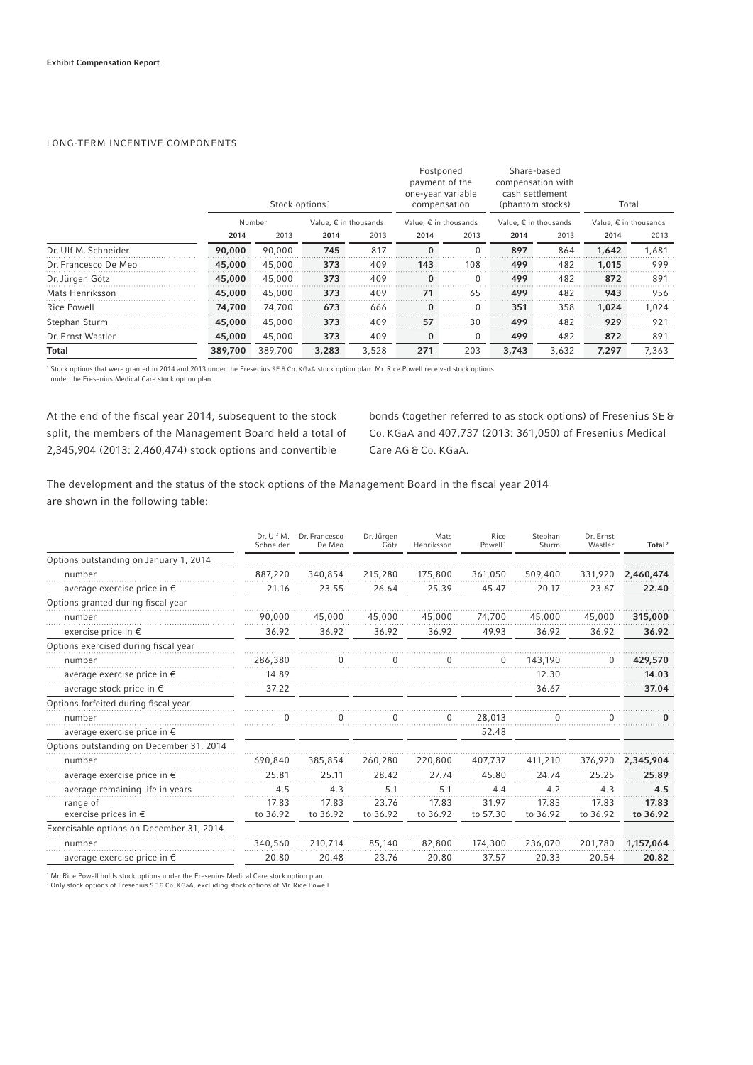**Exhibit Compensation Report**

LONG-TERM INCENTIVE COMPONENTS

| | Stock options[1] | | | | Postponed payment of the one-year variable compensation | | Share-based compensation with cash settlement (phantom stocks) | | Total | |
|---|---|---|---|---|---|---|---|---|---|---|
| | Number | | Value, € in thousands | | Value, € in thousands | | Value, € in thousands | | Value, € in thousands | |
| | **2014** | 2013 | **2014** | 2013 | **2014** | 2013 | **2014** | 2013 | **2014** | 2013 |
| Dr. Ulf M. Schneider | **90,000** | 90,000 | **745** | 817 | **0** | 0 | **897** | 864 | **1,642** | 1,681 |
| Dr. Francesco De Meo | **45,000** | 45,000 | **373** | 409 | **143** | 108 | **499** | 482 | **1,015** | 999 |
| Dr. Jürgen Götz | **45,000** | 45,000 | **373** | 409 | **0** | 0 | **499** | 482 | **872** | 891 |
| Mats Henriksson | **45,000** | 45,000 | **373** | 409 | **71** | 65 | **499** | 482 | **943** | 956 |
| Rice Powell | **74,700** | 74,700 | **673** | 666 | **0** | 0 | **351** | 358 | **1,024** | 1,024 |
| Stephan Sturm | **45,000** | 45,000 | **373** | 409 | **57** | 30 | **499** | 482 | **929** | 921 |
| Dr. Ernst Wastler | **45,000** | 45,000 | **373** | 409 | **0** | 0 | **499** | 482 | **872** | 891 |
| **Total** | **389,700** | 389,700 | **3,283** | 3,528 | **271** | 203 | **3,743** | 3,632 | **7,297** | 7,363 |

[1] Stock options that were granted in 2014 and 2013 under the Fresenius SE & Co. KGaA stock option plan. Mr. Rice Powell received stock options under the Fresenius Medical Care stock option plan.

At the end of the fiscal year 2014, subsequent to the stock split, the members of the Management Board held a total of 2,345,904 (2013: 2,460,474) stock options and convertible bonds (together referred to as stock options) of Fresenius SE & Co. KGaA and 407,737 (2013: 361,050) of Fresenius Medical Care AG & Co. KGaA.

The development and the status of the stock options of the Management Board in the fiscal year 2014 are shown in the following table:

| | Dr. Ulf M. Schneider | Dr. Francesco De Meo | Dr. Jürgen Götz | Mats Henriksson | Rice Powell[1] | Stephan Sturm | Dr. Ernst Wastler | Total[2] |
|---|---|---|---|---|---|---|---|---|
| Options outstanding on January 1, 2014 | | | | | | | | |
| number | 887,220 | 340,854 | 215,280 | 175,800 | 361,050 | 509,400 | 331,920 | **2,460,474** |
| average exercise price in € | 21.16 | 23.55 | 26.64 | 25.39 | 45.47 | 20.17 | 23.67 | **22.40** |
| Options granted during fiscal year | | | | | | | | |
| number | 90,000 | 45,000 | 45,000 | 45,000 | 74,700 | 45,000 | 45,000 | **315,000** |
| exercise price in € | 36.92 | 36.92 | 36.92 | 36.92 | 49.93 | 36.92 | 36.92 | **36.92** |
| Options exercised during fiscal year | | | | | | | | |
| number | 286,380 | 0 | 0 | 0 | 0 | 143,190 | 0 | **429,570** |
| average exercise price in € | 14.89 | | | | | 12.30 | | **14.03** |
| average stock price in € | 37.22 | | | | | 36.67 | | **37.04** |
| Options forfeited during fiscal year | | | | | | | | |
| number | 0 | 0 | 0 | 0 | 28,013 | 0 | 0 | **0** |
| average exercise price in € | | | | | 52.48 | | | |
| Options outstanding on December 31, 2014 | | | | | | | | |
| number | 690,840 | 385,854 | 260,280 | 220,800 | 407,737 | 411,210 | 376,920 | **2,345,904** |
| average exercise price in € | 25.81 | 25.11 | 28.42 | 27.74 | 45.80 | 24.74 | 25.25 | **25.89** |
| average remaining life in years | 4.5 | 4.3 | 5.1 | 5.1 | 4.4 | 4.2 | 4.3 | **4.5** |
| range of exercise prices in € | 17.83 to 36.92 | 17.83 to 36.92 | 23.76 to 36.92 | 17.83 to 36.92 | 31.97 to 57.30 | 17.83 to 36.92 | 17.83 to 36.92 | **17.83 to 36.92** |
| Exercisable options on December 31, 2014 | | | | | | | | |
| number | 340,560 | 210,714 | 85,140 | 82,800 | 174,300 | 236,070 | 201,780 | **1,157,064** |
| average exercise price in € | 20.80 | 20.48 | 23.76 | 20.80 | 37.57 | 20.33 | 20.54 | **20.82** |

[1] Mr. Rice Powell holds stock options under the Fresenius Medical Care stock option plan.
[2] Only stock options of Fresenius SE & Co. KGaA, excluding stock options of Mr. Rice Powell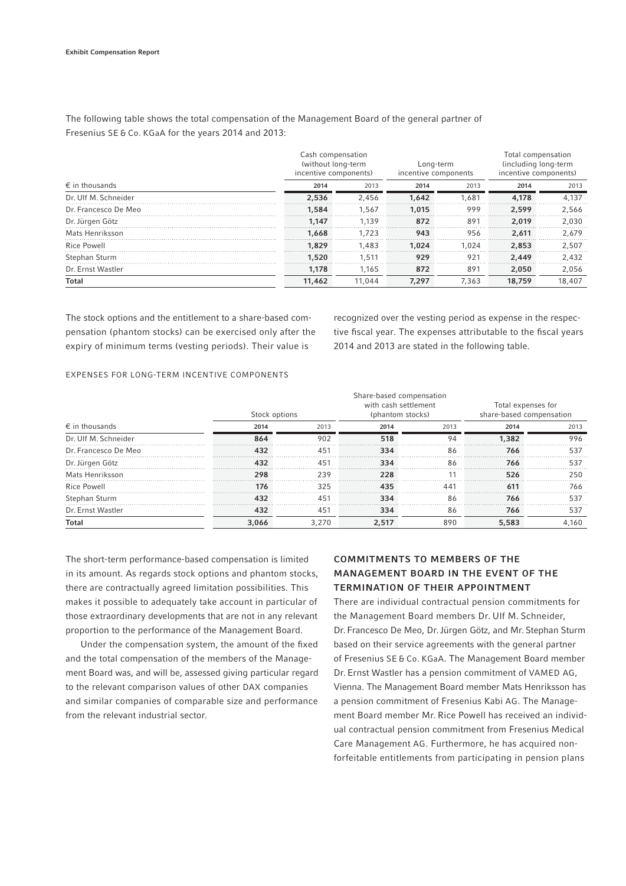The following table shows the total compensation of the Management Board of the general partner of Fresenius SE & Co. KGaA for the years 2014 and 2013:

| € in thousands | Cash compensation (without long-term incentive components) | | Long-term incentive components | | Total compensation (including long-term incentive components) | |
|---|---|---|---|---|---|---|
| | 2014 | 2013 | 2014 | 2013 | 2014 | 2013 |
| Dr. Ulf M. Schneider | 2,536 | 2,456 | 1,642 | 1,681 | 4,178 | 4,137 |
| Dr. Francesco De Meo | 1,584 | 1,567 | 1,015 | 999 | 2,599 | 2,566 |
| Dr. Jürgen Götz | 1,147 | 1,139 | 872 | 891 | 2,019 | 2,030 |
| Mats Henriksson | 1,668 | 1,723 | 943 | 956 | 2,611 | 2,679 |
| Rice Powell | 1,829 | 1,483 | 1,024 | 1,024 | 2,853 | 2,507 |
| Stephan Sturm | 1,520 | 1,511 | 929 | 921 | 2,449 | 2,432 |
| Dr. Ernst Wastler | 1,178 | 1,165 | 872 | 891 | 2,050 | 2,056 |
| **Total** | **11,462** | **11,044** | **7,297** | **7,363** | **18,759** | **18,407** |

The stock options and the entitlement to a share-based compensation (phantom stocks) can be exercised only after the expiry of minimum terms (vesting periods). Their value is recognized over the vesting period as expense in the respective fiscal year. The expenses attributable to the fiscal years 2014 and 2013 are stated in the following table.

EXPENSES FOR LONG-TERM INCENTIVE COMPONENTS

| € in thousands | Stock options | | Share-based compensation with cash settlement (phantom stocks) | | Total expenses for share-based compensation | |
|---|---|---|---|---|---|---|
| | 2014 | 2013 | 2014 | 2013 | 2014 | 2013 |
| Dr. Ulf M. Schneider | 864 | 902 | 518 | 94 | 1,382 | 996 |
| Dr. Francesco De Meo | 432 | 451 | 334 | 86 | 766 | 537 |
| Dr. Jürgen Götz | 432 | 451 | 334 | 86 | 766 | 537 |
| Mats Henriksson | 298 | 239 | 228 | 11 | 526 | 250 |
| Rice Powell | 176 | 325 | 435 | 441 | 611 | 766 |
| Stephan Sturm | 432 | 451 | 334 | 86 | 766 | 537 |
| Dr. Ernst Wastler | 432 | 451 | 334 | 86 | 766 | 537 |
| **Total** | **3,066** | **3,270** | **2,517** | **890** | **5,583** | **4,160** |

The short-term performance-based compensation is limited in its amount. As regards stock options and phantom stocks, there are contractually agreed limitation possibilities. This makes it possible to adequately take account in particular of those extraordinary developments that are not in any relevant proportion to the performance of the Management Board.

Under the compensation system, the amount of the fixed and the total compensation of the members of the Management Board was, and will be, assessed giving particular regard to the relevant comparison values of other DAX companies and similar companies of comparable size and performance from the relevant industrial sector.

## COMMITMENTS TO MEMBERS OF THE MANAGEMENT BOARD IN THE EVENT OF THE TERMINATION OF THEIR APPOINTMENT

There are individual contractual pension commitments for the Management Board members Dr. Ulf M. Schneider, Dr. Francesco De Meo, Dr. Jürgen Götz, and Mr. Stephan Sturm based on their service agreements with the general partner of Fresenius SE & Co. KGaA. The Management Board member Dr. Ernst Wastler has a pension commitment of VAMED AG, Vienna. The Management Board member Mats Henriksson has a pension commitment of Fresenius Kabi AG. The Management Board member Mr. Rice Powell has received an individual contractual pension commitment from Fresenius Medical Care Management AG. Furthermore, he has acquired non-forfeitable entitlements from participating in pension plans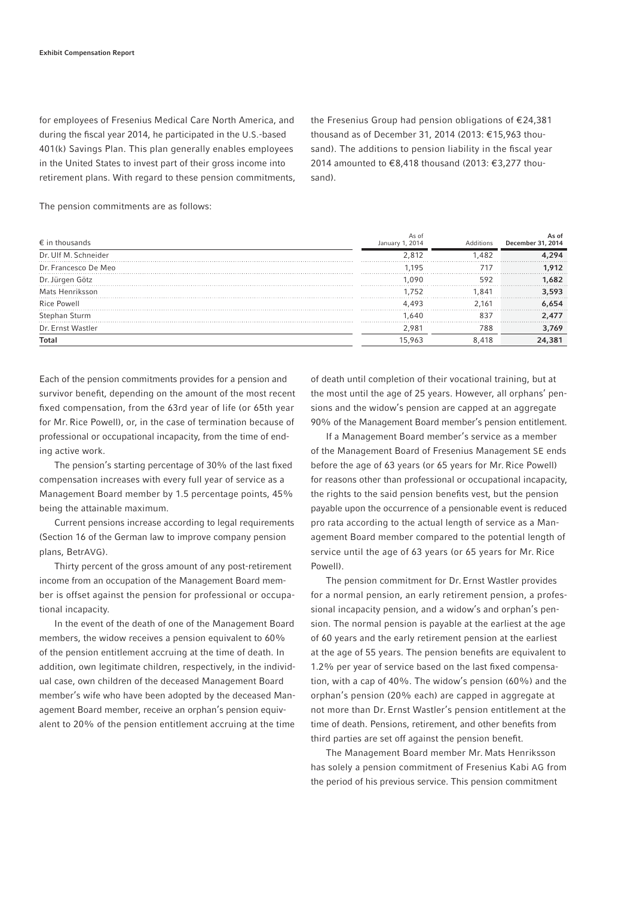for employees of Fresenius Medical Care North America, and during the fiscal year 2014, he participated in the U.S.-based 401(k) Savings Plan. This plan generally enables employees in the United States to invest part of their gross income into retirement plans. With regard to these pension commitments, the Fresenius Group had pension obligations of €24,381 thousand as of December 31, 2014 (2013: €15,963 thousand). The additions to pension liability in the fiscal year 2014 amounted to €8,418 thousand (2013: €3,277 thousand).

The pension commitments are as follows:

| € in thousands | As of January 1, 2014 | Additions | As of December 31, 2014 |
|---|---|---|---|
| Dr. Ulf M. Schneider | 2,812 | 1,482 | **4,294** |
| Dr. Francesco De Meo | 1,195 | 717 | **1,912** |
| Dr. Jürgen Götz | 1,090 | 592 | **1,682** |
| Mats Henriksson | 1,752 | 1,841 | **3,593** |
| Rice Powell | 4,493 | 2,161 | **6,654** |
| Stephan Sturm | 1,640 | 837 | **2,477** |
| Dr. Ernst Wastler | 2,981 | 788 | **3,769** |
| **Total** | 15,963 | 8,418 | **24,381** |

Each of the pension commitments provides for a pension and survivor benefit, depending on the amount of the most recent fixed compensation, from the 63rd year of life (or 65th year for Mr. Rice Powell), or, in the case of termination because of professional or occupational incapacity, from the time of ending active work.

The pension's starting percentage of 30% of the last fixed compensation increases with every full year of service as a Management Board member by 1.5 percentage points, 45% being the attainable maximum.

Current pensions increase according to legal requirements (Section 16 of the German law to improve company pension plans, BetrAVG).

Thirty percent of the gross amount of any post-retirement income from an occupation of the Management Board member is offset against the pension for professional or occupational incapacity.

In the event of the death of one of the Management Board members, the widow receives a pension equivalent to 60% of the pension entitlement accruing at the time of death. In addition, own legitimate children, respectively, in the individual case, own children of the deceased Management Board member's wife who have been adopted by the deceased Management Board member, receive an orphan's pension equivalent to 20% of the pension entitlement accruing at the time of death until completion of their vocational training, but at the most until the age of 25 years. However, all orphans' pensions and the widow's pension are capped at an aggregate 90% of the Management Board member's pension entitlement.

If a Management Board member's service as a member of the Management Board of Fresenius Management SE ends before the age of 63 years (or 65 years for Mr. Rice Powell) for reasons other than professional or occupational incapacity, the rights to the said pension benefits vest, but the pension payable upon the occurrence of a pensionable event is reduced pro rata according to the actual length of service as a Management Board member compared to the potential length of service until the age of 63 years (or 65 years for Mr. Rice Powell).

The pension commitment for Dr. Ernst Wastler provides for a normal pension, an early retirement pension, a professional incapacity pension, and a widow's and orphan's pension. The normal pension is payable at the earliest at the age of 60 years and the early retirement pension at the earliest at the age of 55 years. The pension benefits are equivalent to 1.2% per year of service based on the last fixed compensation, with a cap of 40%. The widow's pension (60%) and the orphan's pension (20% each) are capped in aggregate at not more than Dr. Ernst Wastler's pension entitlement at the time of death. Pensions, retirement, and other benefits from third parties are set off against the pension benefit.

The Management Board member Mr. Mats Henriksson has solely a pension commitment of Fresenius Kabi AG from the period of his previous service. This pension commitment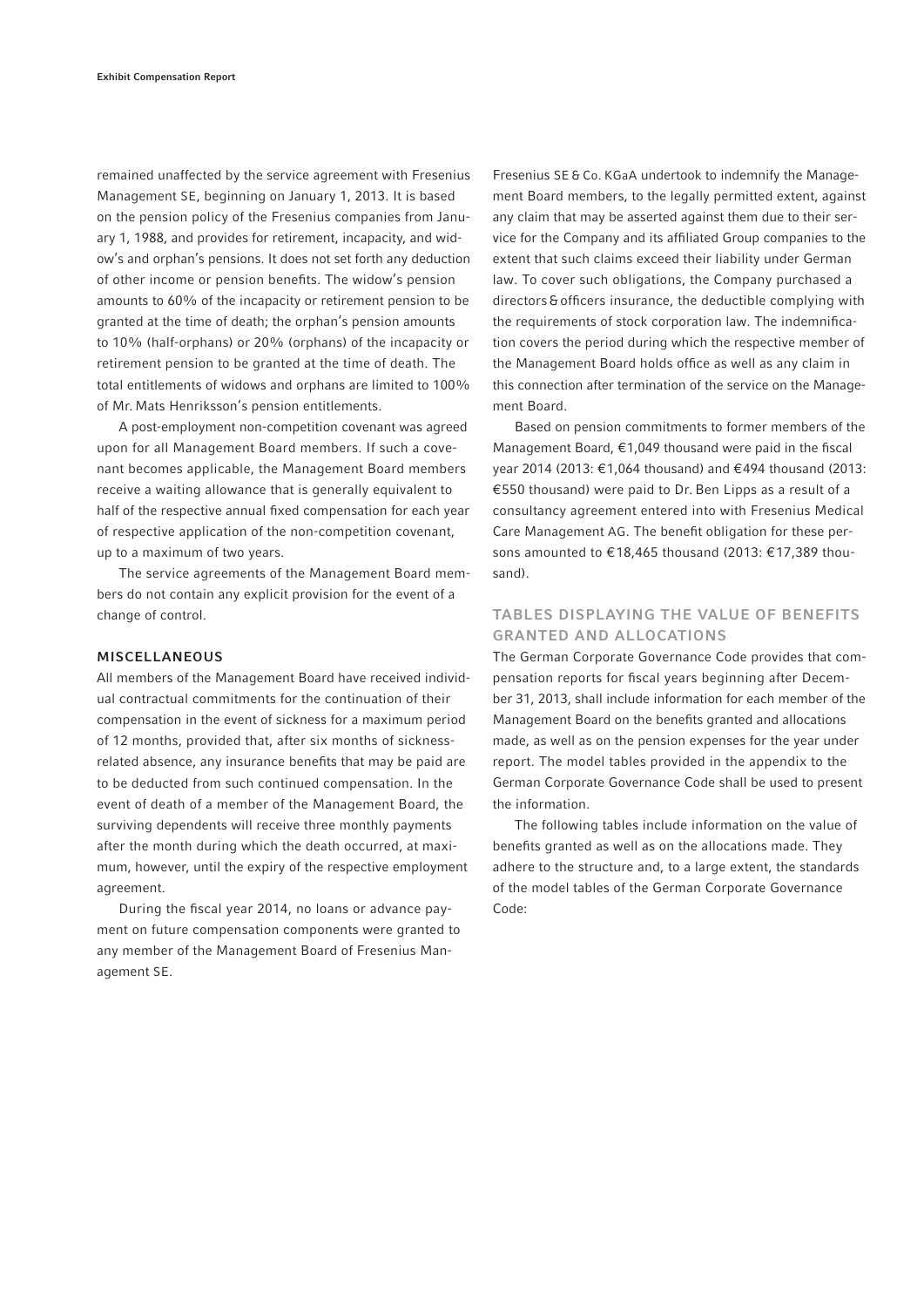remained unaffected by the service agreement with Fresenius Management SE, beginning on January 1, 2013. It is based on the pension policy of the Fresenius companies from January 1, 1988, and provides for retirement, incapacity, and widow's and orphan's pensions. It does not set forth any deduction of other income or pension benefits. The widow's pension amounts to 60% of the incapacity or retirement pension to be granted at the time of death; the orphan's pension amounts to 10% (half-orphans) or 20% (orphans) of the incapacity or retirement pension to be granted at the time of death. The total entitlements of widows and orphans are limited to 100% of Mr. Mats Henriksson's pension entitlements.

A post-employment non-competition covenant was agreed upon for all Management Board members. If such a covenant becomes applicable, the Management Board members receive a waiting allowance that is generally equivalent to half of the respective annual fixed compensation for each year of respective application of the non-competition covenant, up to a maximum of two years.

The service agreements of the Management Board members do not contain any explicit provision for the event of a change of control.

### MISCELLANEOUS

All members of the Management Board have received individual contractual commitments for the continuation of their compensation in the event of sickness for a maximum period of 12 months, provided that, after six months of sickness-related absence, any insurance benefits that may be paid are to be deducted from such continued compensation. In the event of death of a member of the Management Board, the surviving dependents will receive three monthly payments after the month during which the death occurred, at maximum, however, until the expiry of the respective employment agreement.

During the fiscal year 2014, no loans or advance payment on future compensation components were granted to any member of the Management Board of Fresenius Management SE.

Fresenius SE & Co. KGaA undertook to indemnify the Management Board members, to the legally permitted extent, against any claim that may be asserted against them due to their service for the Company and its affiliated Group companies to the extent that such claims exceed their liability under German law. To cover such obligations, the Company purchased a directors & officers insurance, the deductible complying with the requirements of stock corporation law. The indemnification covers the period during which the respective member of the Management Board holds office as well as any claim in this connection after termination of the service on the Management Board.

Based on pension commitments to former members of the Management Board, €1,049 thousand were paid in the fiscal year 2014 (2013: €1,064 thousand) and €494 thousand (2013: €550 thousand) were paid to Dr. Ben Lipps as a result of a consultancy agreement entered into with Fresenius Medical Care Management AG. The benefit obligation for these persons amounted to €18,465 thousand (2013: €17,389 thousand).

## TABLES DISPLAYING THE VALUE OF BENEFITS GRANTED AND ALLOCATIONS

The German Corporate Governance Code provides that compensation reports for fiscal years beginning after December 31, 2013, shall include information for each member of the Management Board on the benefits granted and allocations made, as well as on the pension expenses for the year under report. The model tables provided in the appendix to the German Corporate Governance Code shall be used to present the information.

The following tables include information on the value of benefits granted as well as on the allocations made. They adhere to the structure and, to a large extent, the standards of the model tables of the German Corporate Governance Code: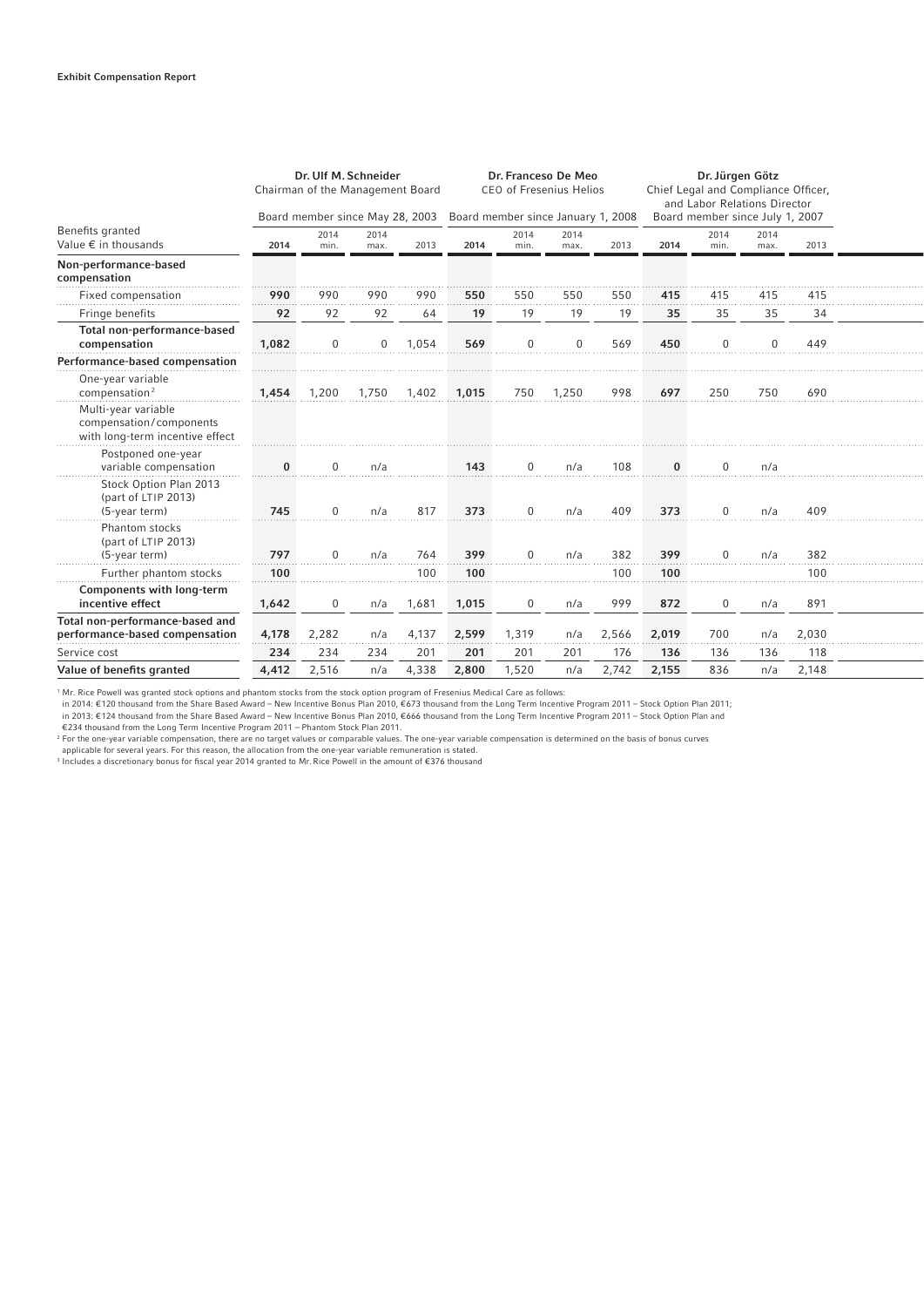**Exhibit Compensation Report**

| Benefits granted<br>Value € in thousands | Dr. Ulf M. Schneider<br>Chairman of the Management Board<br>Board member since May 28, 2003 | | | | Dr. Franceso De Meo<br>CEO of Fresenius Helios<br>Board member since January 1, 2008 | | | | Dr. Jürgen Götz<br>Chief Legal and Compliance Officer, and Labor Relations Director<br>Board member since July 1, 2007 | | | |
|---|---|---|---|---|---|---|---|---|---|---|---|---|
| | **2014** | 2014 min. | 2014 max. | 2013 | **2014** | 2014 min. | 2014 max. | 2013 | **2014** | 2014 min. | 2014 max. | 2013 |
| **Non-performance-based compensation** | | | | | | | | | | | | |
| Fixed compensation | **990** | 990 | 990 | 990 | **550** | 550 | 550 | 550 | **415** | 415 | 415 | 415 |
| Fringe benefits | **92** | 92 | 92 | 64 | **19** | 19 | 19 | 19 | **35** | 35 | 35 | 34 |
| **Total non-performance-based compensation** | **1,082** | 0 | 0 | 1,054 | **569** | 0 | 0 | 569 | **450** | 0 | 0 | 449 |
| **Performance-based compensation** | | | | | | | | | | | | |
| One-year variable compensation[2] | **1,454** | 1,200 | 1,750 | 1,402 | **1,015** | 750 | 1,250 | 998 | **697** | 250 | 750 | 690 |
| Multi-year variable compensation/components with long-term incentive effect | | | | | | | | | | | | |
| Postponed one-year variable compensation | **0** | 0 | n/a | | **143** | 0 | n/a | 108 | **0** | 0 | n/a | |
| Stock Option Plan 2013 (part of LTIP 2013) (5-year term) | **745** | 0 | n/a | 817 | **373** | 0 | n/a | 409 | **373** | 0 | n/a | 409 |
| Phantom stocks (part of LTIP 2013) (5-year term) | **797** | 0 | n/a | 764 | **399** | 0 | n/a | 382 | **399** | 0 | n/a | 382 |
| Further phantom stocks | **100** | | | 100 | **100** | | | 100 | **100** | | | 100 |
| **Components with long-term incentive effect** | **1,642** | 0 | n/a | 1,681 | **1,015** | 0 | n/a | 999 | **872** | 0 | n/a | 891 |
| **Total non-performance-based and performance-based compensation** | **4,178** | 2,282 | n/a | 4,137 | **2,599** | 1,319 | n/a | 2,566 | **2,019** | 700 | n/a | 2,030 |
| Service cost | **234** | 234 | 234 | 201 | **201** | 201 | 201 | 176 | **136** | 136 | 136 | 118 |
| **Value of benefits granted** | **4,412** | 2,516 | n/a | 4,338 | **2,800** | 1,520 | n/a | 2,742 | **2,155** | 836 | n/a | 2,148 |

[1] Mr. Rice Powell was granted stock options and phantom stocks from the stock option program of Fresenius Medical Care as follows:
in 2014: €120 thousand from the Share Based Award – New Incentive Bonus Plan 2010, €673 thousand from the Long Term Incentive Program 2011 – Stock Option Plan 2011;
in 2013: €124 thousand from the Share Based Award – New Incentive Bonus Plan 2010, €666 thousand from the Long Term Incentive Program 2011 – Stock Option Plan and
€234 thousand from the Long Term Incentive Program 2011 – Phantom Stock Plan 2011.

[2] For the one-year variable compensation, there are no target values or comparable values. The one-year variable compensation is determined on the basis of bonus curves applicable for several years. For this reason, the allocation from the one-year variable remuneration is stated.

[3] Includes a discretionary bonus for fiscal year 2014 granted to Mr. Rice Powell in the amount of €376 thousand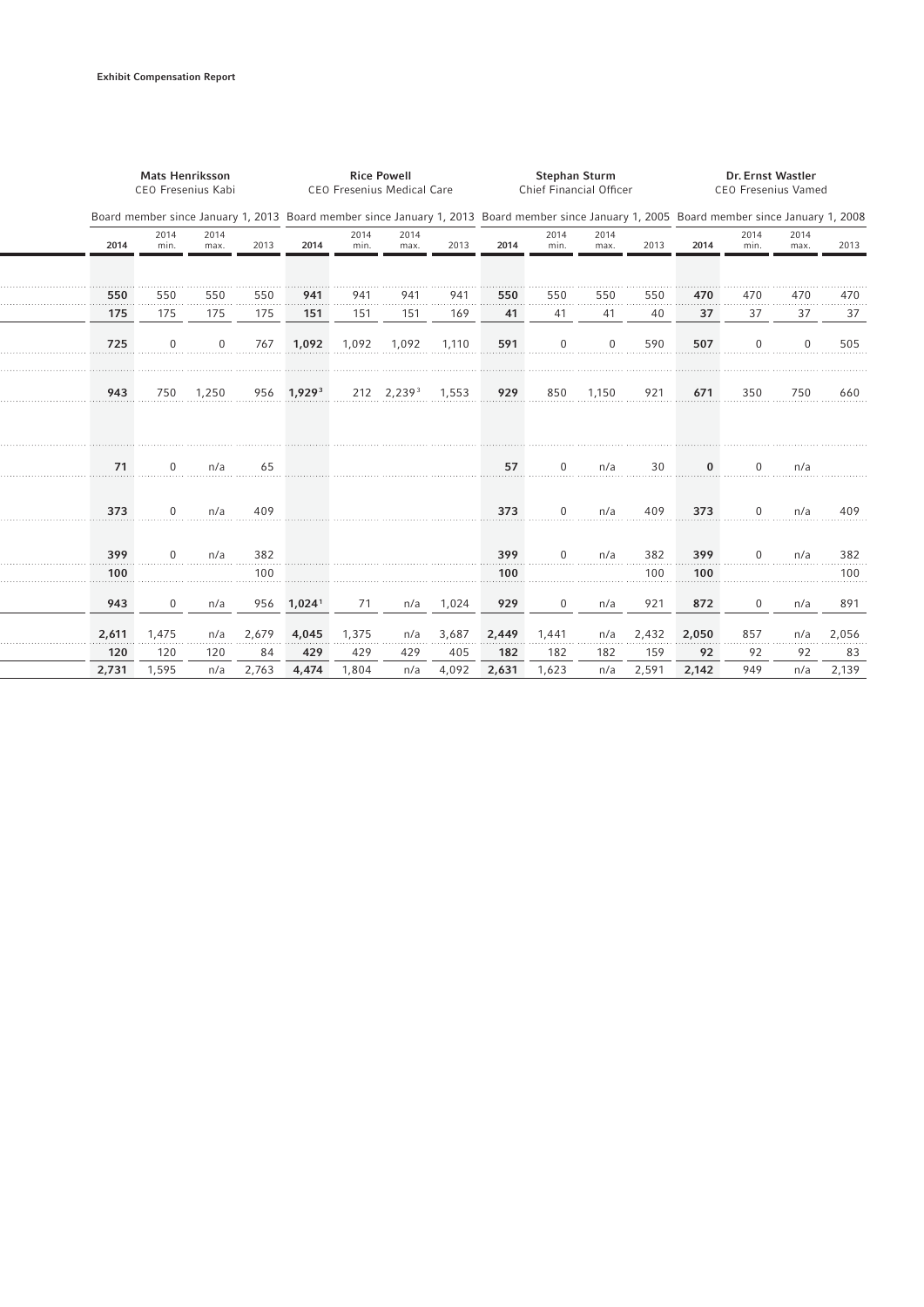| Mats Henriksson CEO Fresenius Kabi | | | | Rice Powell CEO Fresenius Medical Care | | | | Stephan Sturm Chief Financial Officer | | | | Dr. Ernst Wastler CEO Fresenius Vamed | | | |
|---|---|---|---|---|---|---|---|---|---|---|---|---|---|---|---|
| Board member since January 1, 2013 | | | | Board member since January 1, 2013 | | | | Board member since January 1, 2005 | | | | Board member since January 1, 2008 | | | |
| 2014 | 2014 min. | 2014 max. | 2013 | 2014 | 2014 min. | 2014 max. | 2013 | 2014 | 2014 min. | 2014 max. | 2013 | 2014 | 2014 min. | 2014 max. | 2013 |
| **550** | 550 | 550 | 550 | **941** | 941 | 941 | 941 | **550** | 550 | 550 | 550 | **470** | 470 | 470 | 470 |
| **175** | 175 | 175 | 175 | **151** | 151 | 151 | 169 | **41** | 41 | 41 | 40 | **37** | 37 | 37 | 37 |
| **725** | 0 | 0 | 767 | **1,092** | 1,092 | 1,092 | 1,110 | **591** | 0 | 0 | 590 | **507** | 0 | 0 | 505 |
| **943** | 750 | 1,250 | 956 | **1,929**[3] | 212 | 2,239[3] | 1,553 | **929** | 850 | 1,150 | 921 | **671** | 350 | 750 | 660 |
| **71** | 0 | n/a | 65 | | | | | **57** | 0 | n/a | 30 | **0** | 0 | n/a | |
| **373** | 0 | n/a | 409 | | | | | **373** | 0 | n/a | 409 | **373** | 0 | n/a | 409 |
| **399** | 0 | n/a | 382 | | | | | **399** | 0 | n/a | 382 | **399** | 0 | n/a | 382 |
| **100** | | | 100 | | | | | **100** | | | 100 | **100** | | | 100 |
| **943** | 0 | n/a | 956 | **1,024**[1] | 71 | n/a | 1,024 | **929** | 0 | n/a | 921 | **872** | 0 | n/a | 891 |
| **2,611** | 1,475 | n/a | 2,679 | **4,045** | 1,375 | n/a | 3,687 | **2,449** | 1,441 | n/a | 2,432 | **2,050** | 857 | n/a | 2,056 |
| **120** | 120 | 120 | 84 | **429** | 429 | 429 | 405 | **182** | 182 | 182 | 159 | **92** | 92 | 92 | 83 |
| **2,731** | 1,595 | n/a | 2,763 | **4,474** | 1,804 | n/a | 4,092 | **2,631** | 1,623 | n/a | 2,591 | **2,142** | 949 | n/a | 2,139 |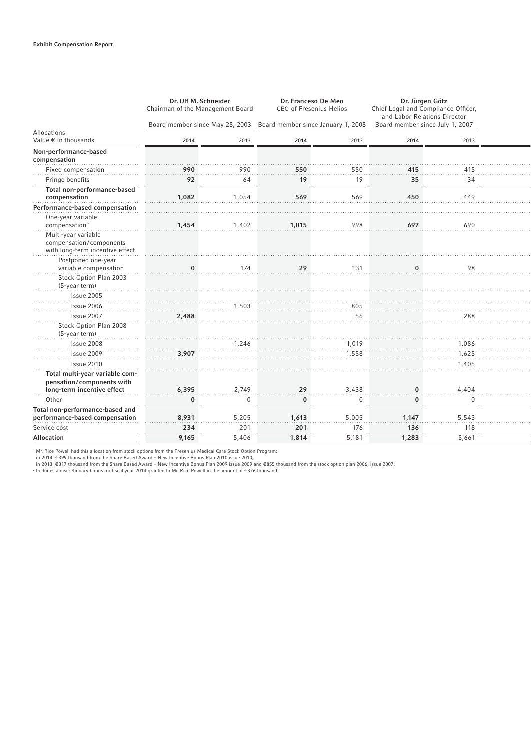**Exhibit Compensation Report**

| Allocations<br>Value € in thousands | Dr. Ulf M. Schneider<br>Chairman of the Management Board<br>Board member since May 28, 2003 | | Dr. Franceso De Meo<br>CEO of Fresenius Helios<br>Board member since January 1, 2008 | | Dr. Jürgen Götz<br>Chief Legal and Compliance Officer, and Labor Relations Director<br>Board member since July 1, 2007 | |
|---|---|---|---|---|---|---|
| | **2014** | 2013 | **2014** | 2013 | **2014** | 2013 |
| **Non-performance-based compensation** | | | | | | |
| Fixed compensation | **990** | 990 | **550** | 550 | **415** | 415 |
| Fringe benefits | **92** | 64 | **19** | 19 | **35** | 34 |
| **Total non-performance-based compensation** | **1,082** | 1,054 | **569** | 569 | **450** | 449 |
| **Performance-based compensation** | | | | | | |
| One-year variable compensation[2] | **1,454** | 1,402 | **1,015** | 998 | **697** | 690 |
| Multi-year variable compensation/components with long-term incentive effect | | | | | | |
| Postponed one-year variable compensation | **0** | 174 | **29** | 131 | **0** | 98 |
| Stock Option Plan 2003 (5-year term) | | | | | | |
| Issue 2005 | | | | | | |
| Issue 2006 | | 1,503 | | 805 | | |
| Issue 2007 | **2,488** | | | 56 | | 288 |
| Stock Option Plan 2008 (5-year term) | | | | | | |
| Issue 2008 | | 1,246 | | 1,019 | | 1,086 |
| Issue 2009 | **3,907** | | | 1,558 | | 1,625 |
| Issue 2010 | | | | | | 1,405 |
| **Total multi-year variable compensation/components with long-term incentive effect** | **6,395** | 2,749 | **29** | 3,438 | **0** | 4,404 |
| Other | **0** | 0 | **0** | 0 | **0** | 0 |
| **Total non-performance-based and performance-based compensation** | **8,931** | 5,205 | **1,613** | 5,005 | **1,147** | 5,543 |
| Service cost | **234** | 201 | **201** | 176 | **136** | 118 |
| **Allocation** | **9,165** | 5,406 | **1,814** | 5,181 | **1,283** | 5,661 |

[1] Mr. Rice Powell had this allocation from stock options from the Fresenius Medical Care Stock Option Program:
in 2014: €399 thousand from the Share Based Award – New Incentive Bonus Plan 2010 issue 2010;
in 2013: €317 thousand from the Share Based Award – New Incentive Bonus Plan 2009 issue 2009 and €855 thousand from the stock option plan 2006, issue 2007.

[2] Includes a discretionary bonus for fiscal year 2014 granted to Mr. Rice Powell in the amount of €376 thousand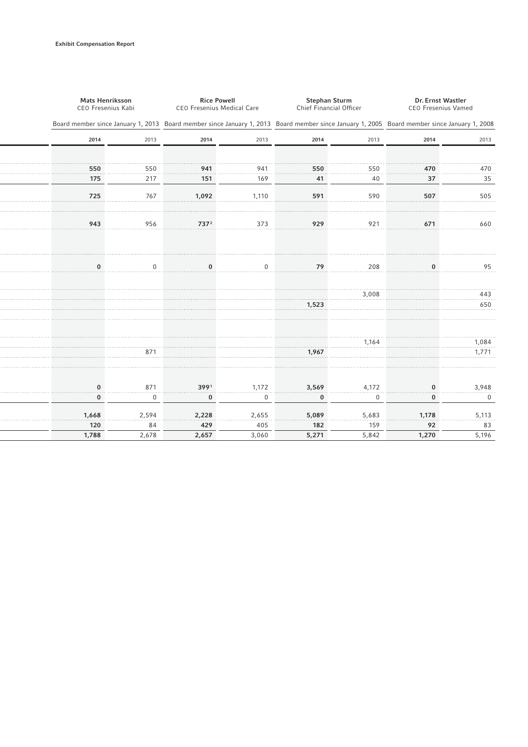| Mats Henriksson<br>CEO Fresenius Kabi | | Rice Powell<br>CEO Fresenius Medical Care | | Stephan Sturm<br>Chief Financial Officer | | Dr. Ernst Wastler<br>CEO Fresenius Vamed | |
|---|---|---|---|---|---|---|---|
| Board member since January 1, 2013 | | Board member since January 1, 2013 | | Board member since January 1, 2005 | | Board member since January 1, 2008 | |
| **2014** | 2013 | **2014** | 2013 | **2014** | 2013 | **2014** | 2013 |
| | | | | | | | |
| **550** | 550 | **941** | 941 | **550** | 550 | **470** | 470 |
| **175** | 217 | **151** | 169 | **41** | 40 | **37** | 35 |
| **725** | 767 | **1,092** | 1,110 | **591** | 590 | **507** | 505 |
| | | | | | | | |
| **943** | 956 | **737**[2] | 373 | **929** | 921 | **671** | 660 |
| | | | | | | | |
| | | | | | | | |
| **0** | 0 | **0** | 0 | **79** | 208 | **0** | 95 |
| | | | | | | | |
| | | | | | 3,008 | | 443 |
| | | | | **1,523** | | | 650 |
| | | | | | | | |
| | | | | | | | |
| | | | | | 1,164 | | 1,084 |
| | 871 | | | **1,967** | | | 1,771 |
| | | | | | | | |
| **0** | 871 | **399**[1] | 1,172 | **3,569** | 4,172 | **0** | 3,948 |
| **0** | 0 | **0** | 0 | **0** | 0 | **0** | 0 |
| **1,668** | 2,594 | **2,228** | 2,655 | **5,089** | 5,683 | **1,178** | 5,113 |
| **120** | 84 | **429** | 405 | **182** | 159 | **92** | 83 |
| **1,788** | 2,678 | **2,657** | 3,060 | **5,271** | 5,842 | **1,270** | 5,196 |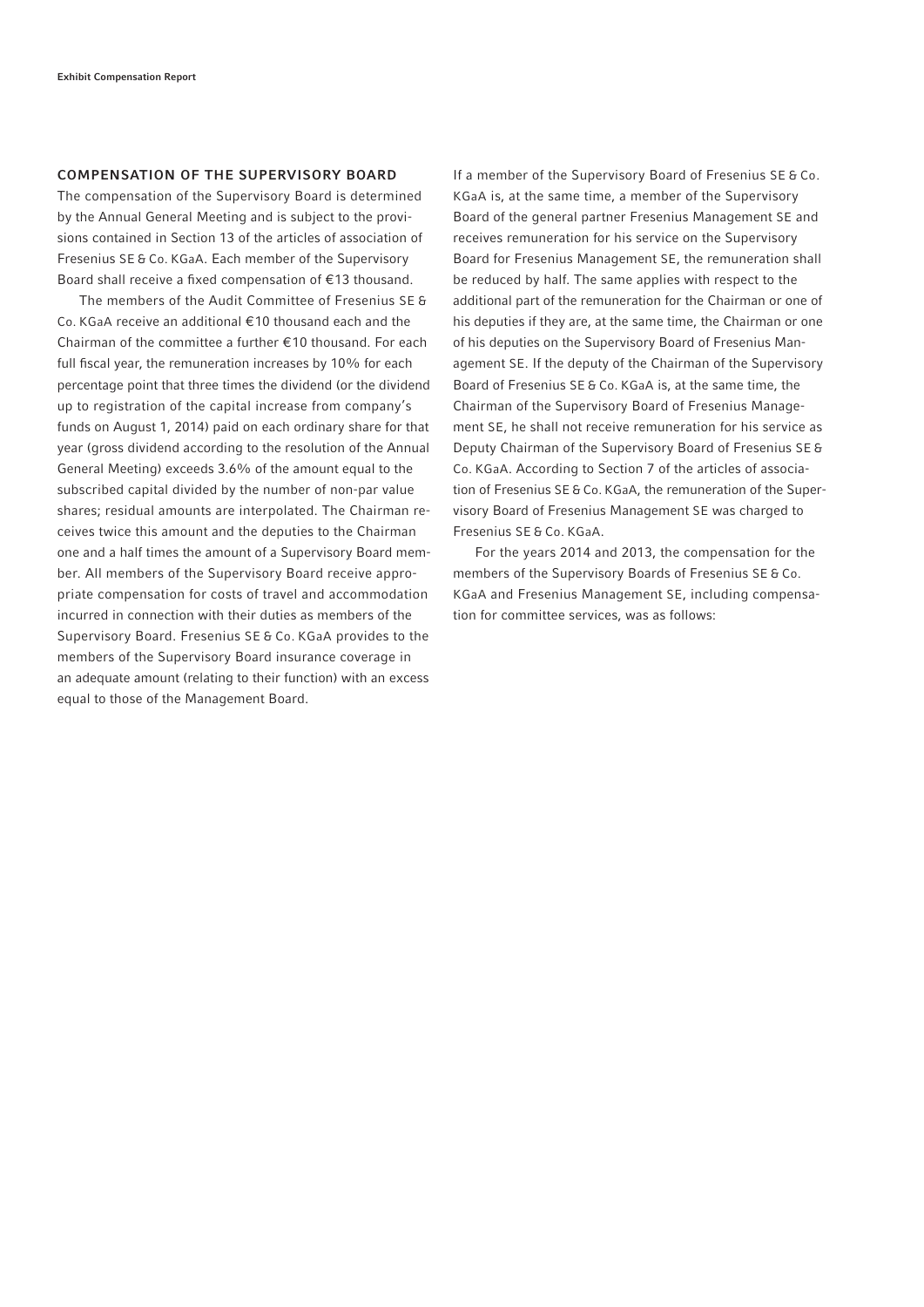## COMPENSATION OF THE SUPERVISORY BOARD

The compensation of the Supervisory Board is determined by the Annual General Meeting and is subject to the provisions contained in Section 13 of the articles of association of Fresenius SE & Co. KGaA. Each member of the Supervisory Board shall receive a fixed compensation of €13 thousand.

The members of the Audit Committee of Fresenius SE & Co. KGaA receive an additional €10 thousand each and the Chairman of the committee a further €10 thousand. For each full fiscal year, the remuneration increases by 10% for each percentage point that three times the dividend (or the dividend up to registration of the capital increase from company's funds on August 1, 2014) paid on each ordinary share for that year (gross dividend according to the resolution of the Annual General Meeting) exceeds 3.6% of the amount equal to the subscribed capital divided by the number of non-par value shares; residual amounts are interpolated. The Chairman receives twice this amount and the deputies to the Chairman one and a half times the amount of a Supervisory Board member. All members of the Supervisory Board receive appropriate compensation for costs of travel and accommodation incurred in connection with their duties as members of the Supervisory Board. Fresenius SE & Co. KGaA provides to the members of the Supervisory Board insurance coverage in an adequate amount (relating to their function) with an excess equal to those of the Management Board.

If a member of the Supervisory Board of Fresenius SE & Co. KGaA is, at the same time, a member of the Supervisory Board of the general partner Fresenius Management SE and receives remuneration for his service on the Supervisory Board for Fresenius Management SE, the remuneration shall be reduced by half. The same applies with respect to the additional part of the remuneration for the Chairman or one of his deputies if they are, at the same time, the Chairman or one of his deputies on the Supervisory Board of Fresenius Management SE. If the deputy of the Chairman of the Supervisory Board of Fresenius SE & Co. KGaA is, at the same time, the Chairman of the Supervisory Board of Fresenius Management SE, he shall not receive remuneration for his service as Deputy Chairman of the Supervisory Board of Fresenius SE & Co. KGaA. According to Section 7 of the articles of association of Fresenius SE & Co. KGaA, the remuneration of the Supervisory Board of Fresenius Management SE was charged to Fresenius SE & Co. KGaA.

For the years 2014 and 2013, the compensation for the members of the Supervisory Boards of Fresenius SE & Co. KGaA and Fresenius Management SE, including compensation for committee services, was as follows: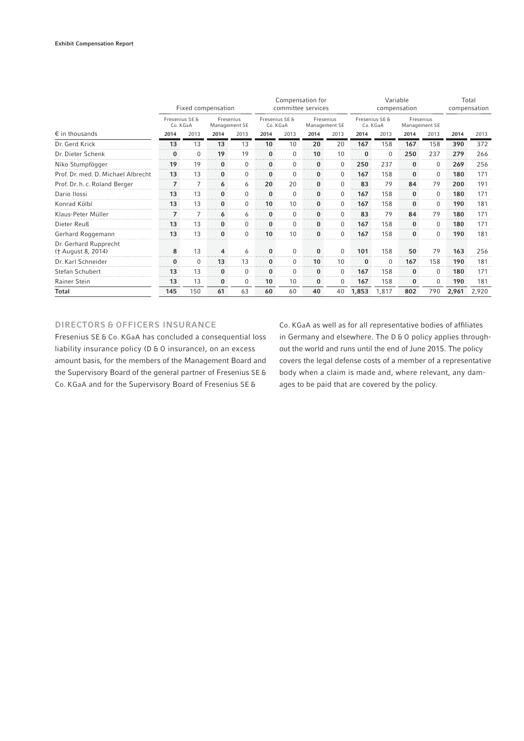| € in thousands | Fixed compensation | | | | Compensation for committee services | | | | Variable compensation | | | | Total compensation | |
|---|---|---|---|---|---|---|---|---|---|---|---|---|---|---|
| | Fresenius SE & Co. KGaA | | Fresenius Management SE | | Fresenius SE & Co. KGaA | | Fresenius Management SE | | Fresenius SE & Co. KGaA | | Fresenius Management SE | | | |
| | 2014 | 2013 | 2014 | 2013 | 2014 | 2013 | 2014 | 2013 | 2014 | 2013 | 2014 | 2013 | 2014 | 2013 |
| Dr. Gerd Krick | 13 | 13 | 13 | 13 | 10 | 10 | 20 | 20 | 167 | 158 | 167 | 158 | 390 | 372 |
| Dr. Dieter Schenk | 0 | 0 | 19 | 19 | 0 | 0 | 10 | 10 | 0 | 0 | 250 | 237 | 279 | 266 |
| Niko Stumpfögger | 19 | 19 | 0 | 0 | 0 | 0 | 0 | 0 | 250 | 237 | 0 | 0 | 269 | 256 |
| Prof. Dr. med. D. Michael Albrecht | 13 | 13 | 0 | 0 | 0 | 0 | 0 | 0 | 167 | 158 | 0 | 0 | 180 | 171 |
| Prof. Dr. h. c. Roland Berger | 7 | 7 | 6 | 6 | 20 | 20 | 0 | 0 | 83 | 79 | 84 | 79 | 200 | 191 |
| Dario Ilossi | 13 | 13 | 0 | 0 | 0 | 0 | 0 | 0 | 167 | 158 | 0 | 0 | 180 | 171 |
| Konrad Kölbl | 13 | 13 | 0 | 0 | 10 | 10 | 0 | 0 | 167 | 158 | 0 | 0 | 190 | 181 |
| Klaus-Peter Müller | 7 | 7 | 6 | 6 | 0 | 0 | 0 | 0 | 83 | 79 | 84 | 79 | 180 | 171 |
| Dieter Reuß | 13 | 13 | 0 | 0 | 0 | 0 | 0 | 0 | 167 | 158 | 0 | 0 | 180 | 171 |
| Gerhard Roggemann | 13 | 13 | 0 | 0 | 10 | 10 | 0 | 0 | 167 | 158 | 0 | 0 | 190 | 181 |
| Dr. Gerhard Rupprecht († August 8, 2014) | 8 | 13 | 4 | 6 | 0 | 0 | 0 | 0 | 101 | 158 | 50 | 79 | 163 | 256 |
| Dr. Karl Schneider | 0 | 0 | 13 | 13 | 0 | 0 | 10 | 10 | 0 | 0 | 167 | 158 | 190 | 181 |
| Stefan Schubert | 13 | 13 | 0 | 0 | 0 | 0 | 0 | 0 | 167 | 158 | 0 | 0 | 180 | 171 |
| Rainer Stein | 13 | 13 | 0 | 0 | 10 | 10 | 0 | 0 | 167 | 158 | 0 | 0 | 190 | 181 |
| **Total** | 145 | 150 | 61 | 63 | 60 | 60 | 40 | 40 | 1,853 | 1,817 | 802 | 790 | 2,961 | 2,920 |

## DIRECTORS & OFFICERS INSURANCE

Fresenius SE & Co. KGaA has concluded a consequential loss liability insurance policy (D & O insurance), on an excess amount basis, for the members of the Management Board and the Supervisory Board of the general partner of Fresenius SE & Co. KGaA and for the Supervisory Board of Fresenius SE & Co. KGaA as well as for all representative bodies of affiliates in Germany and elsewhere. The D & O policy applies throughout the world and runs until the end of June 2015. The policy covers the legal defense costs of a member of a representative body when a claim is made and, where relevant, any damages to be paid that are covered by the policy.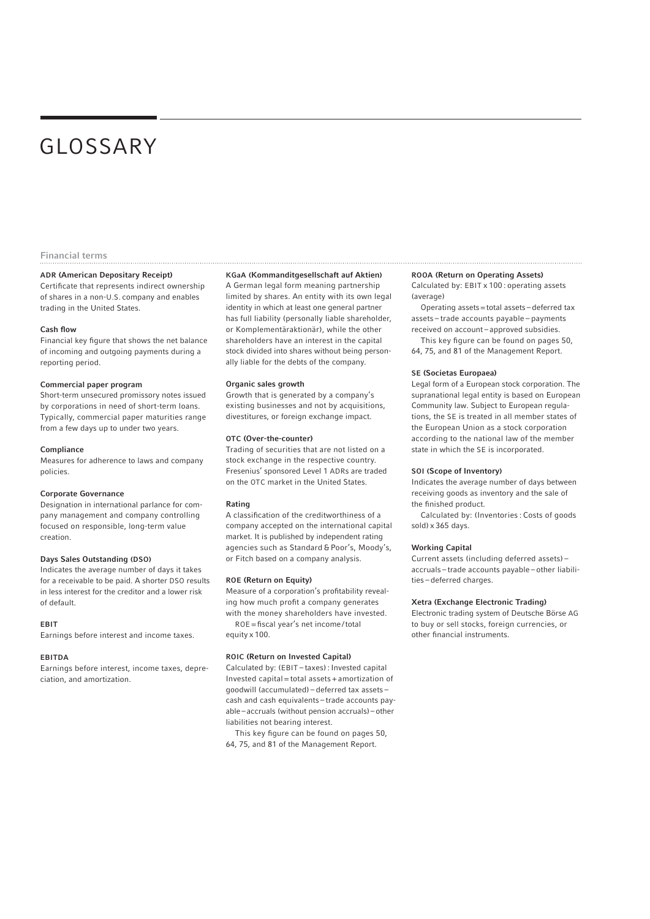# GLOSSARY

## Financial terms

**ADR (American Depositary Receipt)**
Certificate that represents indirect ownership of shares in a non-U.S. company and enables trading in the United States.

**Cash flow**
Financial key figure that shows the net balance of incoming and outgoing payments during a reporting period.

**Commercial paper program**
Short-term unsecured promissory notes issued by corporations in need of short-term loans. Typically, commercial paper maturities range from a few days up to under two years.

**Compliance**
Measures for adherence to laws and company policies.

**Corporate Governance**
Designation in international parlance for company management and company controlling focused on responsible, long-term value creation.

**Days Sales Outstanding (DSO)**
Indicates the average number of days it takes for a receivable to be paid. A shorter DSO results in less interest for the creditor and a lower risk of default.

**EBIT**
Earnings before interest and income taxes.

**EBITDA**
Earnings before interest, income taxes, depreciation, and amortization.

**KGaA (Kommanditgesellschaft auf Aktien)**
A German legal form meaning partnership limited by shares. An entity with its own legal identity in which at least one general partner has full liability (personally liable shareholder, or Komplementäraktionär), while the other shareholders have an interest in the capital stock divided into shares without being personally liable for the debts of the company.

**Organic sales growth**
Growth that is generated by a company's existing businesses and not by acquisitions, divestitures, or foreign exchange impact.

**OTC (Over-the-counter)**
Trading of securities that are not listed on a stock exchange in the respective country. Fresenius' sponsored Level 1 ADRs are traded on the OTC market in the United States.

**Rating**
A classification of the creditworthiness of a company accepted on the international capital market. It is published by independent rating agencies such as Standard & Poor's, Moody's, or Fitch based on a company analysis.

**ROE (Return on Equity)**
Measure of a corporation's profitability revealing how much profit a company generates with the money shareholders have invested.

ROE = fiscal year's net income / total equity x 100.

**ROIC (Return on Invested Capital)**
Calculated by: (EBIT – taxes) : Invested capital
Invested capital = total assets + amortization of goodwill (accumulated) – deferred tax assets – cash and cash equivalents – trade accounts payable – accruals (without pension accruals) – other liabilities not bearing interest.

This key figure can be found on pages 50, 64, 75, and 81 of the Management Report.

**ROOA (Return on Operating Assets)**
Calculated by: EBIT x 100 : operating assets (average)

Operating assets = total assets – deferred tax assets – trade accounts payable – payments received on account – approved subsidies.

This key figure can be found on pages 50, 64, 75, and 81 of the Management Report.

**SE (Societas Europaea)**
Legal form of a European stock corporation. The supranational legal entity is based on European Community law. Subject to European regulations, the SE is treated in all member states of the European Union as a stock corporation according to the national law of the member state in which the SE is incorporated.

**SOI (Scope of Inventory)**
Indicates the average number of days between receiving goods as inventory and the sale of the finished product.

Calculated by: (Inventories : Costs of goods sold) x 365 days.

**Working Capital**
Current assets (including deferred assets) – accruals – trade accounts payable – other liabilities – deferred charges.

**Xetra (Exchange Electronic Trading)**
Electronic trading system of Deutsche Börse AG to buy or sell stocks, foreign currencies, or other financial instruments.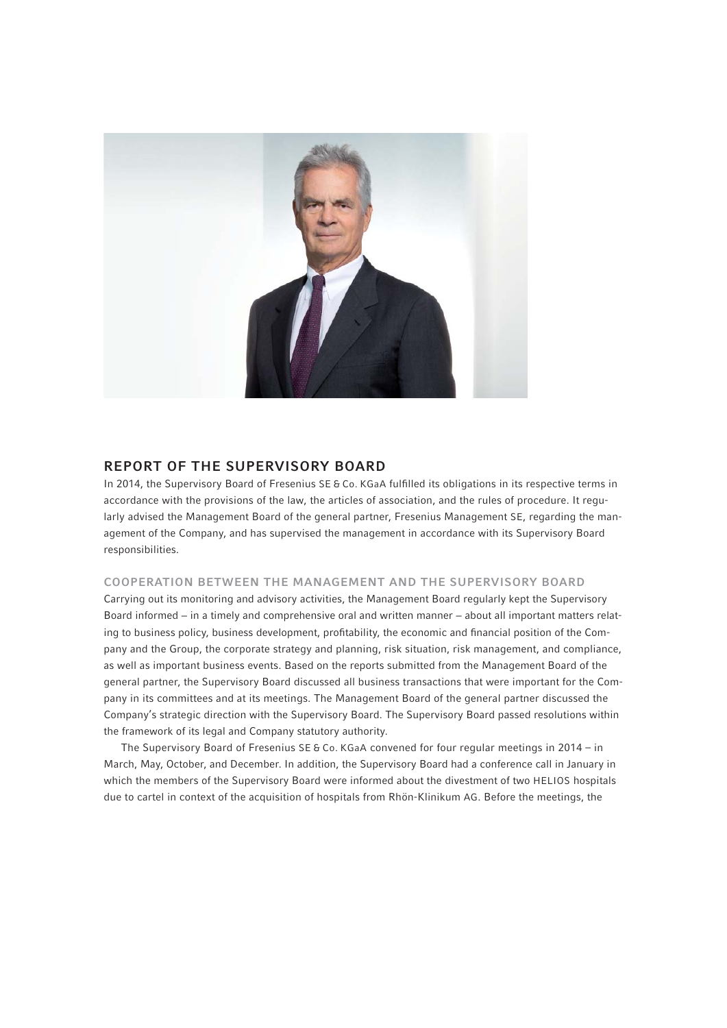## REPORT OF THE SUPERVISORY BOARD

In 2014, the Supervisory Board of Fresenius SE & Co. KGaA fulfilled its obligations in its respective terms in accordance with the provisions of the law, the articles of association, and the rules of procedure. It regularly advised the Management Board of the general partner, Fresenius Management SE, regarding the management of the Company, and has supervised the management in accordance with its Supervisory Board responsibilities.

### COOPERATION BETWEEN THE MANAGEMENT AND THE SUPERVISORY BOARD

Carrying out its monitoring and advisory activities, the Management Board regularly kept the Supervisory Board informed – in a timely and comprehensive oral and written manner – about all important matters relating to business policy, business development, profitability, the economic and financial position of the Company and the Group, the corporate strategy and planning, risk situation, risk management, and compliance, as well as important business events. Based on the reports submitted from the Management Board of the general partner, the Supervisory Board discussed all business transactions that were important for the Company in its committees and at its meetings. The Management Board of the general partner discussed the Company's strategic direction with the Supervisory Board. The Supervisory Board passed resolutions within the framework of its legal and Company statutory authority.

The Supervisory Board of Fresenius SE & Co. KGaA convened for four regular meetings in 2014 – in March, May, October, and December. In addition, the Supervisory Board had a conference call in January in which the members of the Supervisory Board were informed about the divestment of two HELIOS hospitals due to cartel in context of the acquisition of hospitals from Rhön-Klinikum AG. Before the meetings, the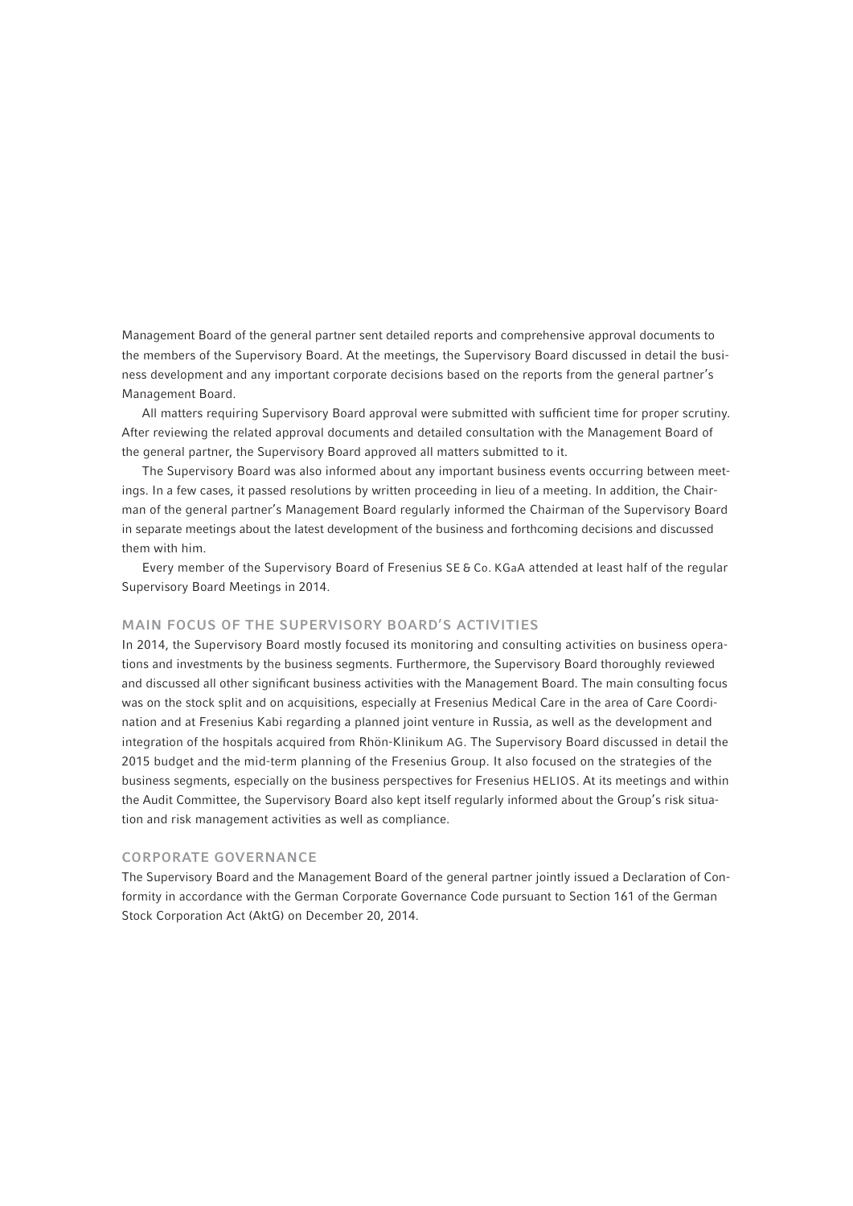Management Board of the general partner sent detailed reports and comprehensive approval documents to the members of the Supervisory Board. At the meetings, the Supervisory Board discussed in detail the business development and any important corporate decisions based on the reports from the general partner's Management Board.

All matters requiring Supervisory Board approval were submitted with sufficient time for proper scrutiny. After reviewing the related approval documents and detailed consultation with the Management Board of the general partner, the Supervisory Board approved all matters submitted to it.

The Supervisory Board was also informed about any important business events occurring between meetings. In a few cases, it passed resolutions by written proceeding in lieu of a meeting. In addition, the Chairman of the general partner's Management Board regularly informed the Chairman of the Supervisory Board in separate meetings about the latest development of the business and forthcoming decisions and discussed them with him.

Every member of the Supervisory Board of Fresenius SE & Co. KGaA attended at least half of the regular Supervisory Board Meetings in 2014.

## MAIN FOCUS OF THE SUPERVISORY BOARD'S ACTIVITIES

In 2014, the Supervisory Board mostly focused its monitoring and consulting activities on business operations and investments by the business segments. Furthermore, the Supervisory Board thoroughly reviewed and discussed all other significant business activities with the Management Board. The main consulting focus was on the stock split and on acquisitions, especially at Fresenius Medical Care in the area of Care Coordination and at Fresenius Kabi regarding a planned joint venture in Russia, as well as the development and integration of the hospitals acquired from Rhön-Klinikum AG. The Supervisory Board discussed in detail the 2015 budget and the mid-term planning of the Fresenius Group. It also focused on the strategies of the business segments, especially on the business perspectives for Fresenius HELIOS. At its meetings and within the Audit Committee, the Supervisory Board also kept itself regularly informed about the Group's risk situation and risk management activities as well as compliance.

## CORPORATE GOVERNANCE

The Supervisory Board and the Management Board of the general partner jointly issued a Declaration of Conformity in accordance with the German Corporate Governance Code pursuant to Section 161 of the German Stock Corporation Act (AktG) on December 20, 2014.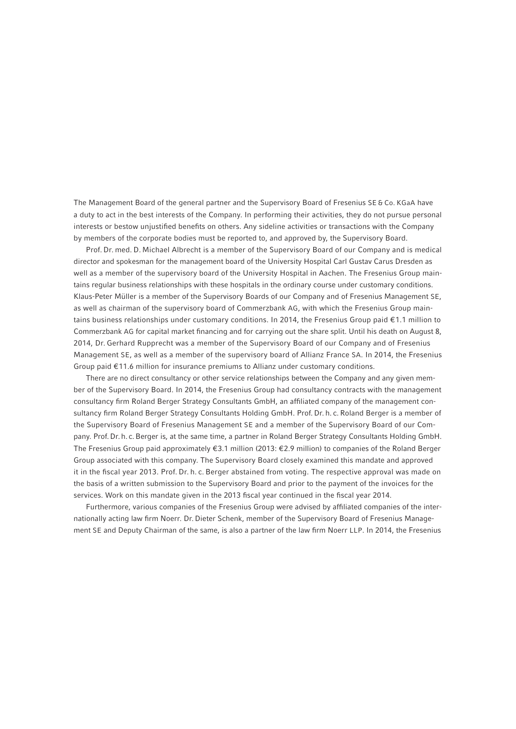The Management Board of the general partner and the Supervisory Board of Fresenius SE & Co. KGaA have a duty to act in the best interests of the Company. In performing their activities, they do not pursue personal interests or bestow unjustified benefits on others. Any sideline activities or transactions with the Company by members of the corporate bodies must be reported to, and approved by, the Supervisory Board.

Prof. Dr. med. D. Michael Albrecht is a member of the Supervisory Board of our Company and is medical director and spokesman for the management board of the University Hospital Carl Gustav Carus Dresden as well as a member of the supervisory board of the University Hospital in Aachen. The Fresenius Group maintains regular business relationships with these hospitals in the ordinary course under customary conditions. Klaus-Peter Müller is a member of the Supervisory Boards of our Company and of Fresenius Management SE, as well as chairman of the supervisory board of Commerzbank AG, with which the Fresenius Group maintains business relationships under customary conditions. In 2014, the Fresenius Group paid €1.1 million to Commerzbank AG for capital market financing and for carrying out the share split. Until his death on August 8, 2014, Dr. Gerhard Rupprecht was a member of the Supervisory Board of our Company and of Fresenius Management SE, as well as a member of the supervisory board of Allianz France SA. In 2014, the Fresenius Group paid €11.6 million for insurance premiums to Allianz under customary conditions.

There are no direct consultancy or other service relationships between the Company and any given member of the Supervisory Board. In 2014, the Fresenius Group had consultancy contracts with the management consultancy firm Roland Berger Strategy Consultants GmbH, an affiliated company of the management consultancy firm Roland Berger Strategy Consultants Holding GmbH. Prof. Dr. h. c. Roland Berger is a member of the Supervisory Board of Fresenius Management SE and a member of the Supervisory Board of our Company. Prof. Dr. h. c. Berger is, at the same time, a partner in Roland Berger Strategy Consultants Holding GmbH. The Fresenius Group paid approximately €3.1 million (2013: €2.9 million) to companies of the Roland Berger Group associated with this company. The Supervisory Board closely examined this mandate and approved it in the fiscal year 2013. Prof. Dr. h. c. Berger abstained from voting. The respective approval was made on the basis of a written submission to the Supervisory Board and prior to the payment of the invoices for the services. Work on this mandate given in the 2013 fiscal year continued in the fiscal year 2014.

Furthermore, various companies of the Fresenius Group were advised by affiliated companies of the internationally acting law firm Noerr. Dr. Dieter Schenk, member of the Supervisory Board of Fresenius Management SE and Deputy Chairman of the same, is also a partner of the law firm Noerr LLP. In 2014, the Fresenius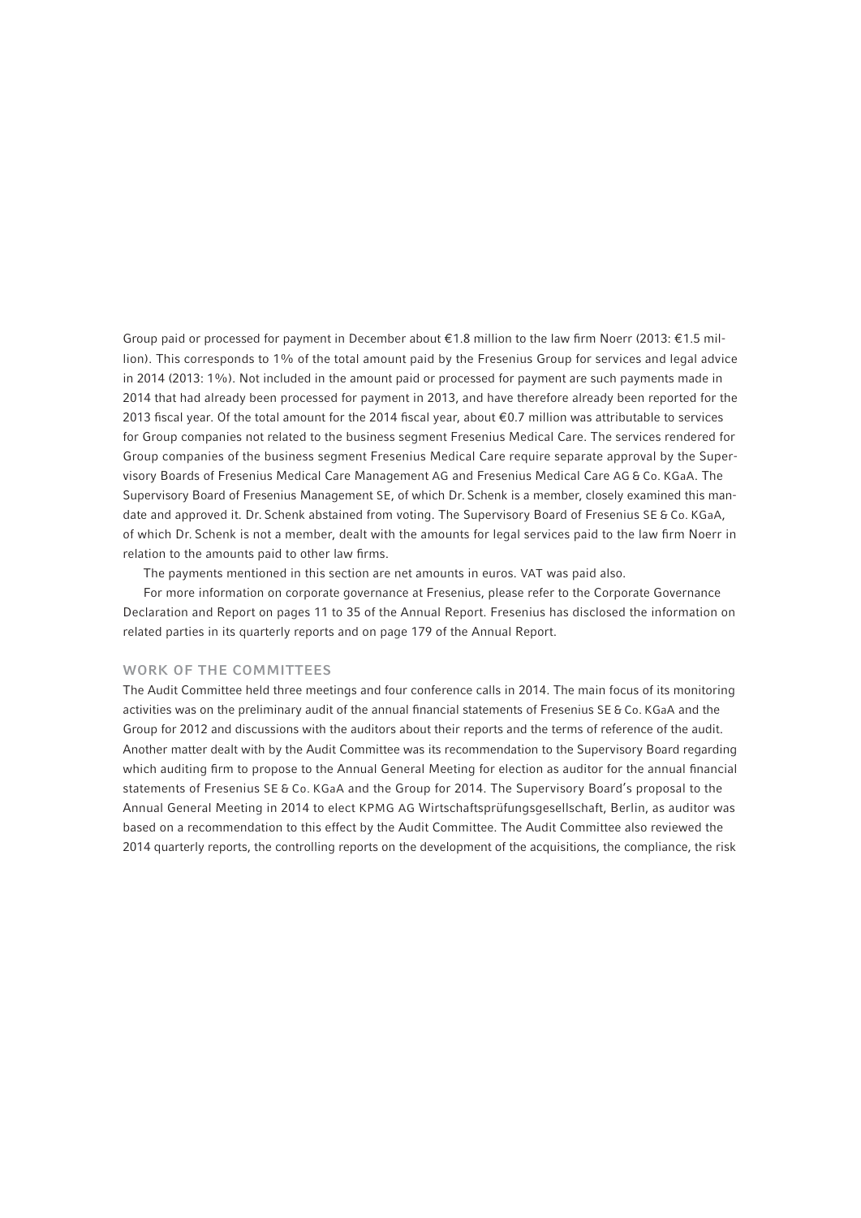Group paid or processed for payment in December about €1.8 million to the law firm Noerr (2013: €1.5 million). This corresponds to 1% of the total amount paid by the Fresenius Group for services and legal advice in 2014 (2013: 1%). Not included in the amount paid or processed for payment are such payments made in 2014 that had already been processed for payment in 2013, and have therefore already been reported for the 2013 fiscal year. Of the total amount for the 2014 fiscal year, about €0.7 million was attributable to services for Group companies not related to the business segment Fresenius Medical Care. The services rendered for Group companies of the business segment Fresenius Medical Care require separate approval by the Supervisory Boards of Fresenius Medical Care Management AG and Fresenius Medical Care AG & Co. KGaA. The Supervisory Board of Fresenius Management SE, of which Dr. Schenk is a member, closely examined this mandate and approved it. Dr. Schenk abstained from voting. The Supervisory Board of Fresenius SE & Co. KGaA, of which Dr. Schenk is not a member, dealt with the amounts for legal services paid to the law firm Noerr in relation to the amounts paid to other law firms.

The payments mentioned in this section are net amounts in euros. VAT was paid also.

For more information on corporate governance at Fresenius, please refer to the Corporate Governance Declaration and Report on pages 11 to 35 of the Annual Report. Fresenius has disclosed the information on related parties in its quarterly reports and on page 179 of the Annual Report.

## WORK OF THE COMMITTEES

The Audit Committee held three meetings and four conference calls in 2014. The main focus of its monitoring activities was on the preliminary audit of the annual financial statements of Fresenius SE & Co. KGaA and the Group for 2012 and discussions with the auditors about their reports and the terms of reference of the audit. Another matter dealt with by the Audit Committee was its recommendation to the Supervisory Board regarding which auditing firm to propose to the Annual General Meeting for election as auditor for the annual financial statements of Fresenius SE & Co. KGaA and the Group for 2014. The Supervisory Board's proposal to the Annual General Meeting in 2014 to elect KPMG AG Wirtschaftsprüfungsgesellschaft, Berlin, as auditor was based on a recommendation to this effect by the Audit Committee. The Audit Committee also reviewed the 2014 quarterly reports, the controlling reports on the development of the acquisitions, the compliance, the risk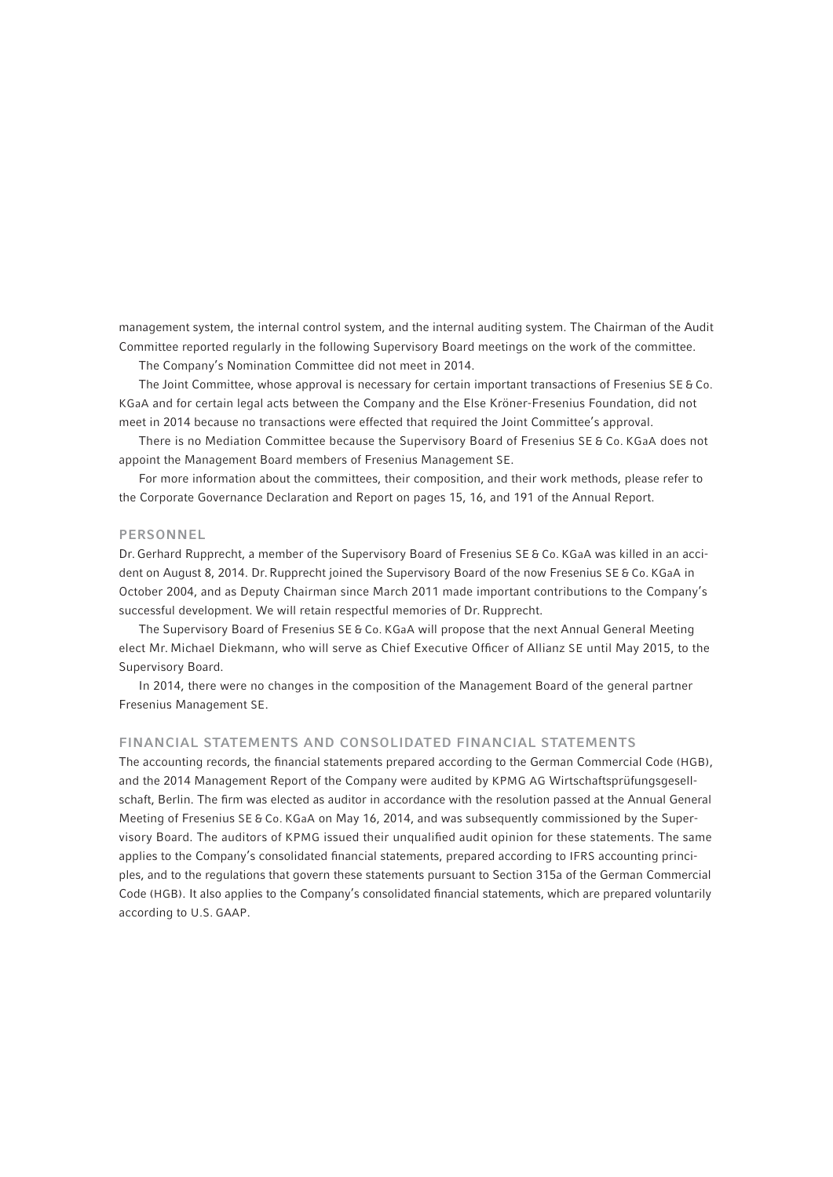management system, the internal control system, and the internal auditing system. The Chairman of the Audit Committee reported regularly in the following Supervisory Board meetings on the work of the committee.

The Company's Nomination Committee did not meet in 2014.

The Joint Committee, whose approval is necessary for certain important transactions of Fresenius SE & Co. KGaA and for certain legal acts between the Company and the Else Kröner-Fresenius Foundation, did not meet in 2014 because no transactions were effected that required the Joint Committee's approval.

There is no Mediation Committee because the Supervisory Board of Fresenius SE & Co. KGaA does not appoint the Management Board members of Fresenius Management SE.

For more information about the committees, their composition, and their work methods, please refer to the Corporate Governance Declaration and Report on pages 15, 16, and 191 of the Annual Report.

## PERSONNEL

Dr. Gerhard Rupprecht, a member of the Supervisory Board of Fresenius SE & Co. KGaA was killed in an accident on August 8, 2014. Dr. Rupprecht joined the Supervisory Board of the now Fresenius SE & Co. KGaA in October 2004, and as Deputy Chairman since March 2011 made important contributions to the Company's successful development. We will retain respectful memories of Dr. Rupprecht.

The Supervisory Board of Fresenius SE & Co. KGaA will propose that the next Annual General Meeting elect Mr. Michael Diekmann, who will serve as Chief Executive Officer of Allianz SE until May 2015, to the Supervisory Board.

In 2014, there were no changes in the composition of the Management Board of the general partner Fresenius Management SE.

## FINANCIAL STATEMENTS AND CONSOLIDATED FINANCIAL STATEMENTS

The accounting records, the financial statements prepared according to the German Commercial Code (HGB), and the 2014 Management Report of the Company were audited by KPMG AG Wirtschaftsprüfungsgesellschaft, Berlin. The firm was elected as auditor in accordance with the resolution passed at the Annual General Meeting of Fresenius SE & Co. KGaA on May 16, 2014, and was subsequently commissioned by the Supervisory Board. The auditors of KPMG issued their unqualified audit opinion for these statements. The same applies to the Company's consolidated financial statements, prepared according to IFRS accounting principles, and to the regulations that govern these statements pursuant to Section 315a of the German Commercial Code (HGB). It also applies to the Company's consolidated financial statements, which are prepared voluntarily according to U.S. GAAP.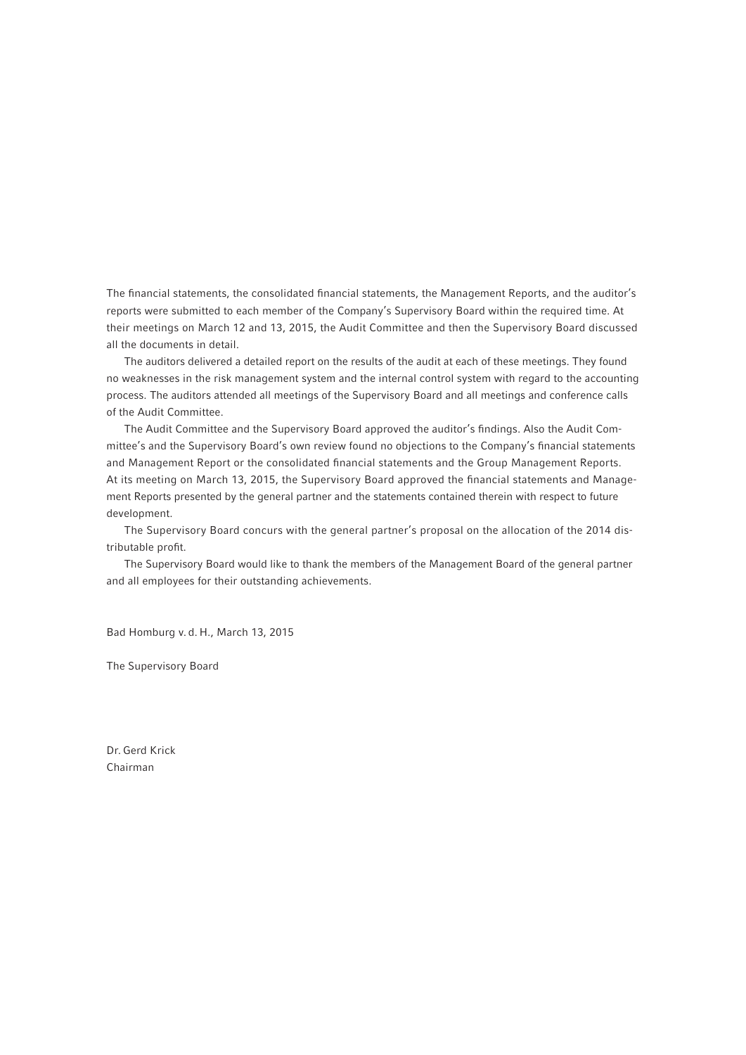The financial statements, the consolidated financial statements, the Management Reports, and the auditor's reports were submitted to each member of the Company's Supervisory Board within the required time. At their meetings on March 12 and 13, 2015, the Audit Committee and then the Supervisory Board discussed all the documents in detail.

The auditors delivered a detailed report on the results of the audit at each of these meetings. They found no weaknesses in the risk management system and the internal control system with regard to the accounting process. The auditors attended all meetings of the Supervisory Board and all meetings and conference calls of the Audit Committee.

The Audit Committee and the Supervisory Board approved the auditor's findings. Also the Audit Committee's and the Supervisory Board's own review found no objections to the Company's financial statements and Management Report or the consolidated financial statements and the Group Management Reports. At its meeting on March 13, 2015, the Supervisory Board approved the financial statements and Management Reports presented by the general partner and the statements contained therein with respect to future development.

The Supervisory Board concurs with the general partner's proposal on the allocation of the 2014 distributable profit.

The Supervisory Board would like to thank the members of the Management Board of the general partner and all employees for their outstanding achievements.

Bad Homburg v. d. H., March 13, 2015

The Supervisory Board

Dr. Gerd Krick
Chairman